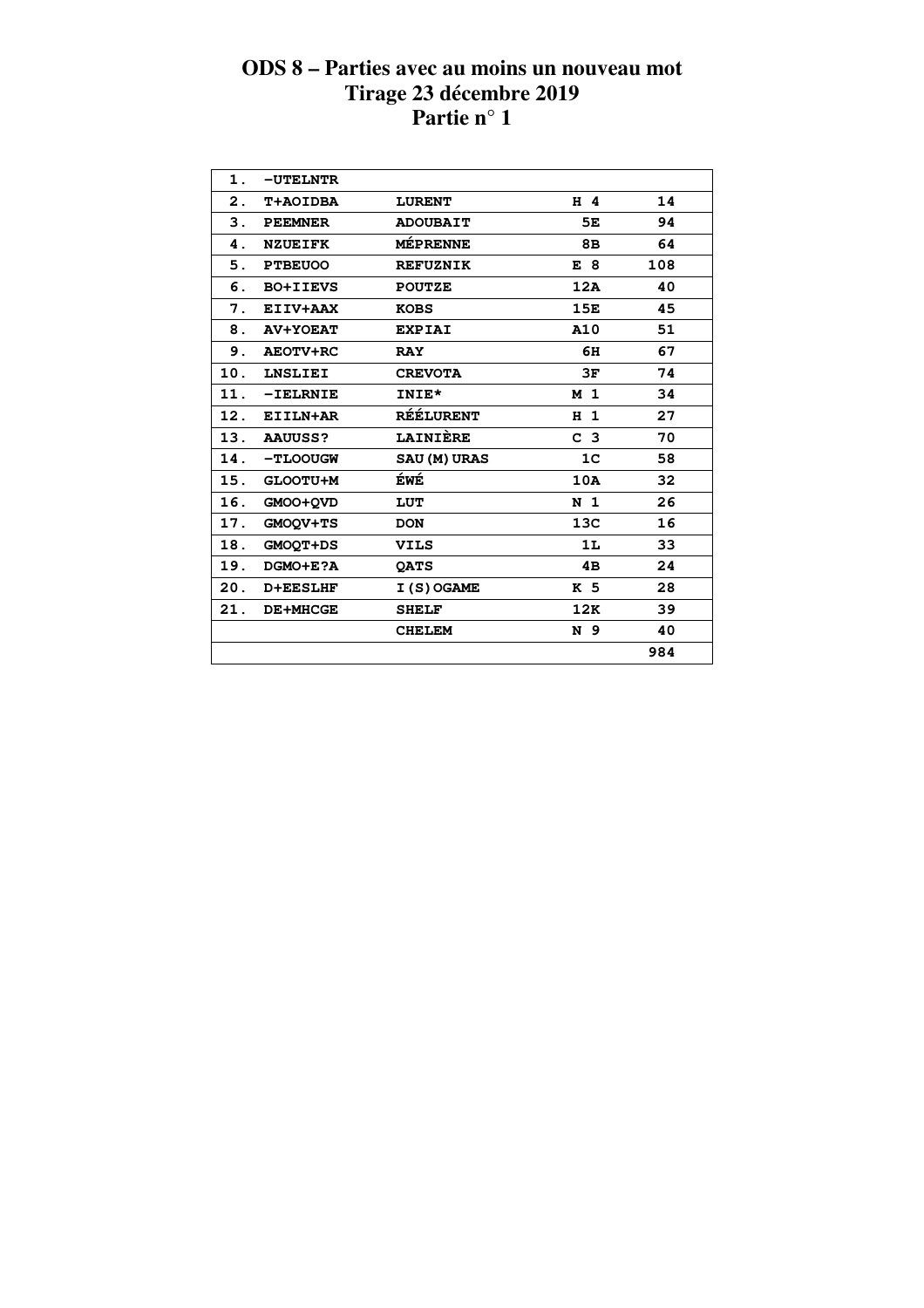# ODS 8 – Parties avec au moins un nouveau mot
## Tirage 23 décembre 2019
## Partie n° 1

| | | | | |
|---|---|---|---|---|
| 1. | -UTELNTR | | | |
| 2. | T+AOIDBA | LURENT | H 4 | 14 |
| 3. | PEEMNER | ADOUBAIT | 5E | 94 |
| 4. | NZUEIFK | MÉPRENNE | 8B | 64 |
| 5. | PTBEUOO | REFUZNIK | E 8 | 108 |
| 6. | BO+IIEVS | POUTZE | 12A | 40 |
| 7. | EIIV+AAX | KOBS | 15E | 45 |
| 8. | AV+YOEAT | EXPIAI | A10 | 51 |
| 9. | AEOTV+RC | RAY | 6H | 67 |
| 10. | LNSLIEI | CREVOTA | 3F | 74 |
| 11. | -IELRNIE | INIE* | M 1 | 34 |
| 12. | EIILN+AR | RÉÉLURENT | H 1 | 27 |
| 13. | AAUUSS? | LAINIÈRE | C 3 | 70 |
| 14. | -TLOOUGW | SAU(M)URAS | 1C | 58 |
| 15. | GLOOTU+M | ÉWÉ | 10A | 32 |
| 16. | GMOO+QVD | LUT | N 1 | 26 |
| 17. | GMOQV+TS | DON | 13C | 16 |
| 18. | GMOQT+DS | VILS | 1L | 33 |
| 19. | DGMO+E?A | QATS | 4B | 24 |
| 20. | D+EESLHF | I(S)OGAME | K 5 | 28 |
| 21. | DE+MHCGE | SHELF | 12K | 39 |
| | | CHELEM | N 9 | 40 |
| | | | | 984 |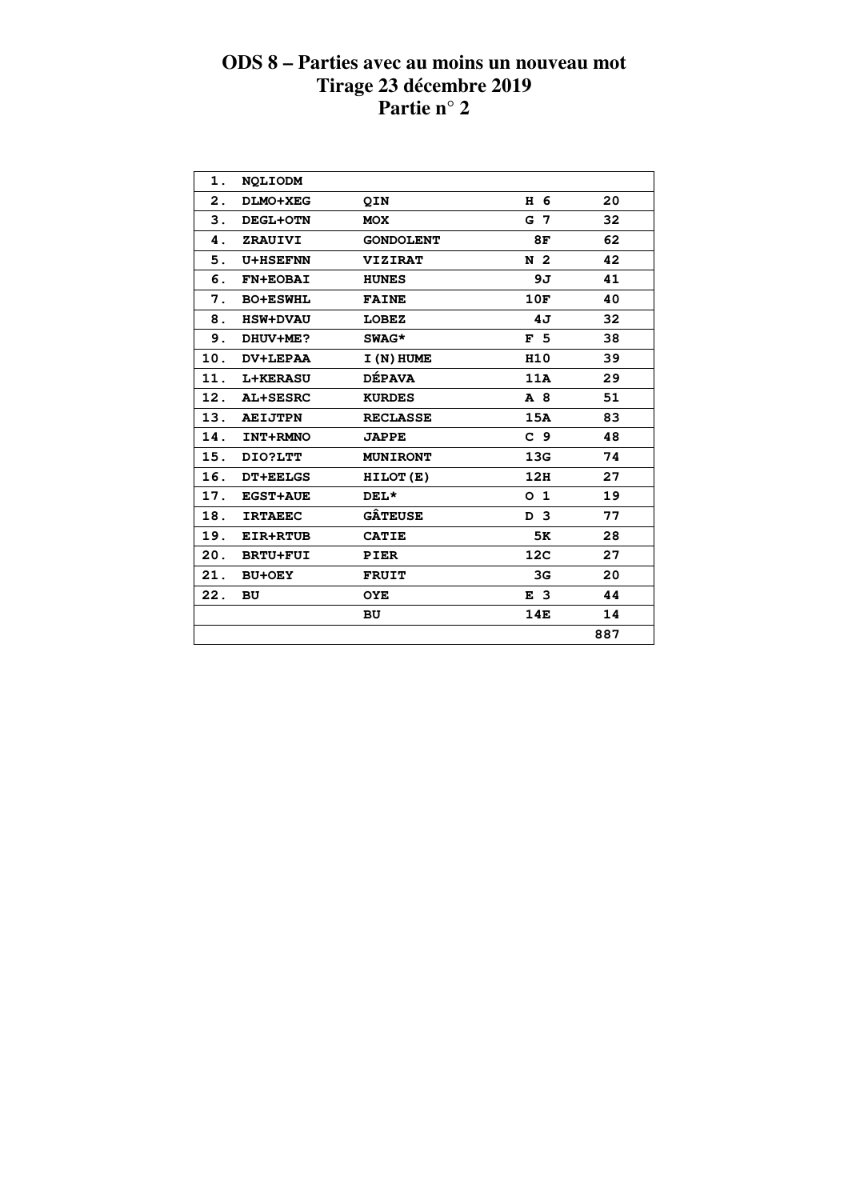# ODS 8 – Parties avec au moins un nouveau mot
# Tirage 23 décembre 2019
# Partie n° 2

| | | | | |
|---|---|---|---|---|
| 1. | NQLIODM | | | |
| 2. | DLMO+XEG | QIN | H 6 | 20 |
| 3. | DEGL+OTN | MOX | G 7 | 32 |
| 4. | ZRAUIVI | GONDOLENT | 8F | 62 |
| 5. | U+HSEFNN | VIZIRAT | N 2 | 42 |
| 6. | FN+EOBAI | HUNES | 9J | 41 |
| 7. | BO+ESWHL | FAINE | 10F | 40 |
| 8. | HSW+DVAU | LOBEZ | 4J | 32 |
| 9. | DHUV+ME? | SWAG* | F 5 | 38 |
| 10. | DV+LEPAA | I(N)HUME | H10 | 39 |
| 11. | L+KERASU | DÉPAVA | 11A | 29 |
| 12. | AL+SESRC | KURDES | A 8 | 51 |
| 13. | AEIJTPN | RECLASSE | 15A | 83 |
| 14. | INT+RMNO | JAPPE | C 9 | 48 |
| 15. | DIO?LTT | MUNIRONT | 13G | 74 |
| 16. | DT+EELGS | HILOT(E) | 12H | 27 |
| 17. | EGST+AUE | DEL* | O 1 | 19 |
| 18. | IRTAEEC | GÂTEUSE | D 3 | 77 |
| 19. | EIR+RTUB | CATIE | 5K | 28 |
| 20. | BRTU+FUI | PIER | 12C | 27 |
| 21. | BU+OEY | FRUIT | 3G | 20 |
| 22. | BU | OYE | E 3 | 44 |
| | | BU | 14E | 14 |
| | | | | 887 |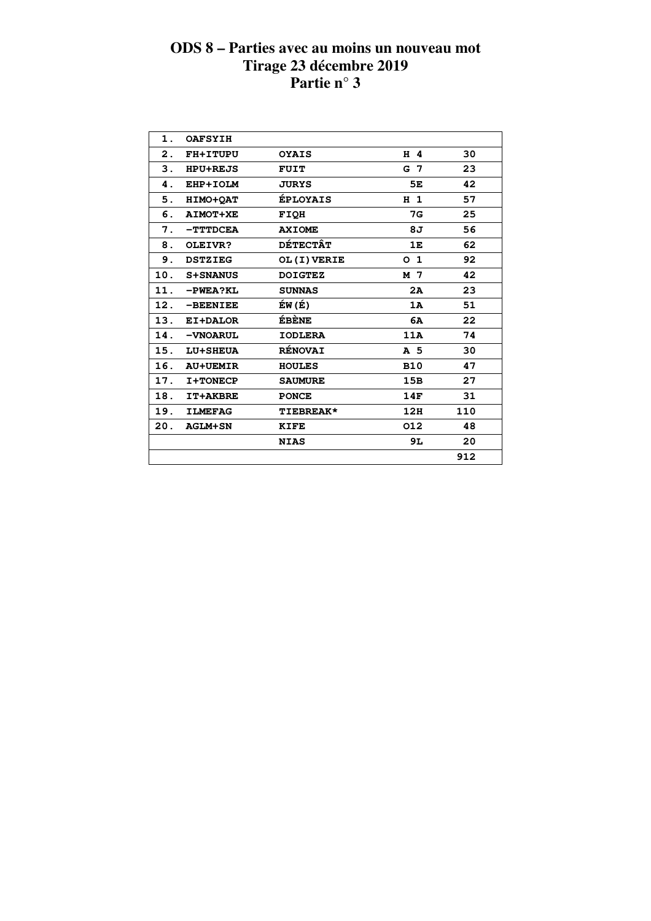# ODS 8 – Parties avec au moins un nouveau mot
## Tirage 23 décembre 2019
## Partie n° 3

| | | | | |
|---|---|---|---|---|
| 1. | OAFSYIH | | | |
| 2. | FH+ITUPU | OYAIS | H 4 | 30 |
| 3. | HPU+REJS | FUIT | G 7 | 23 |
| 4. | EHP+IOLM | JURYS | 5E | 42 |
| 5. | HIMO+QAT | ÉPLOYAIS | H 1 | 57 |
| 6. | AIMOT+XE | FIQH | 7G | 25 |
| 7. | -TTTDCEA | AXIOME | 8J | 56 |
| 8. | OLEIVR? | DÉTECTÂT | 1E | 62 |
| 9. | DSTZIEG | OL(I)VERIE | O 1 | 92 |
| 10. | S+SNANUS | DOIGTEZ | M 7 | 42 |
| 11. | -PWEA?KL | SUNNAS | 2A | 23 |
| 12. | -BEENIEE | ÉW(É) | 1A | 51 |
| 13. | EI+DALOR | ÉBÈNE | 6A | 22 |
| 14. | -VNOARUL | IODLERA | 11A | 74 |
| 15. | LU+SHEUA | RÉNOVAI | A 5 | 30 |
| 16. | AU+UEMIR | HOULES | B10 | 47 |
| 17. | I+TONECP | SAUMURE | 15B | 27 |
| 18. | IT+AKBRE | PONCE | 14F | 31 |
| 19. | ILMEFAG | TIEBREAK* | 12H | 110 |
| 20. | AGLM+SN | KIFE | O12 | 48 |
| | | NIAS | 9L | 20 |
| | | | | 912 |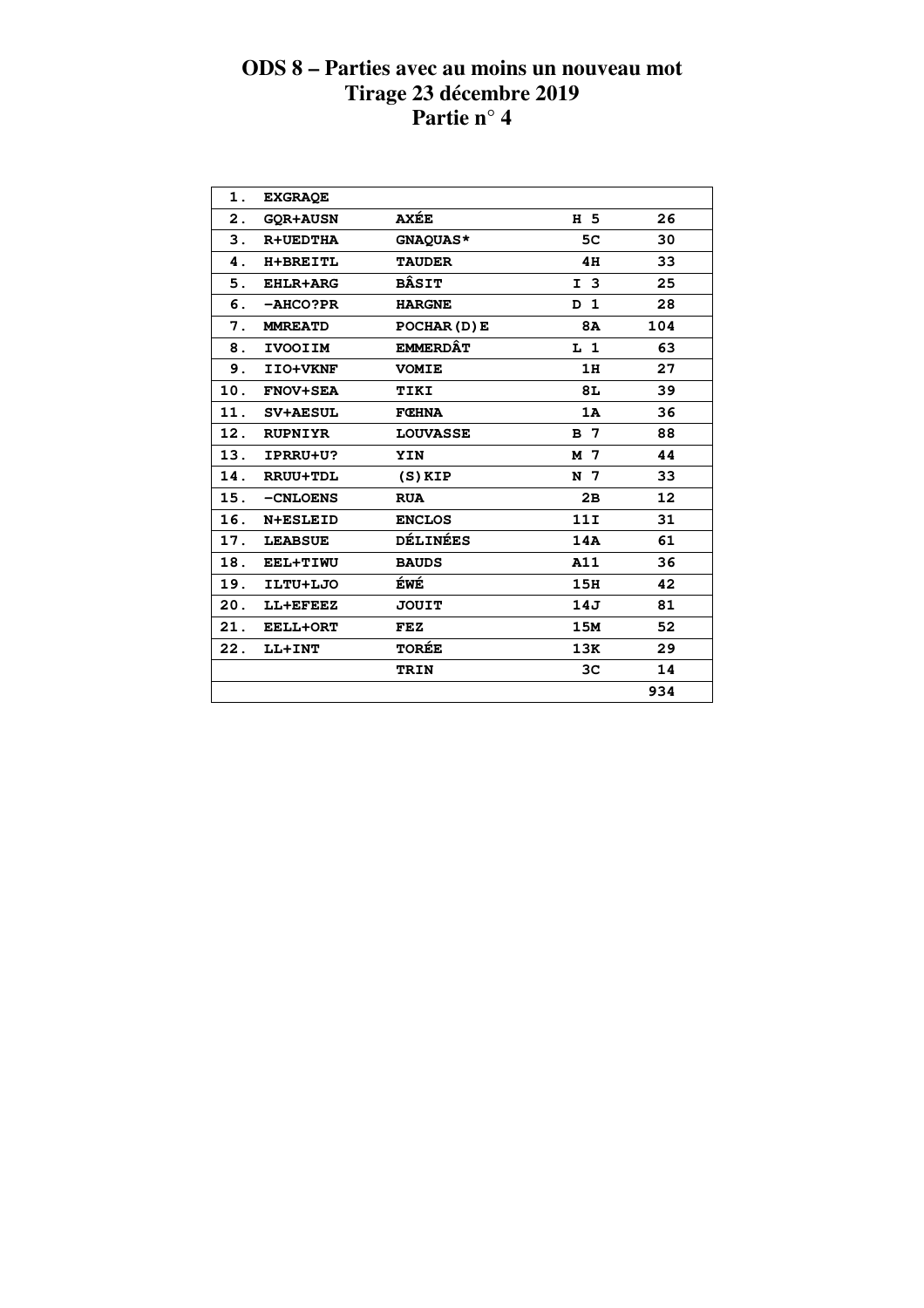# ODS 8 – Parties avec au moins un nouveau mot
## Tirage 23 décembre 2019
## Partie n° 4

| | | | | |
|---|---|---|---|---|
| 1. | EXGRAQE | | | |
| 2. | GQR+AUSN | AXÉE | H 5 | 26 |
| 3. | R+UEDTHA | GNAQUAS* | 5C | 30 |
| 4. | H+BREITL | TAUDER | 4H | 33 |
| 5. | EHLR+ARG | BÂSIT | I 3 | 25 |
| 6. | -AHCO?PR | HARGNE | D 1 | 28 |
| 7. | MMREATD | POCHAR(D)E | 8A | 104 |
| 8. | IVOOIIM | EMMERDÂT | L 1 | 63 |
| 9. | IIO+VKNF | VOMIE | 1H | 27 |
| 10. | FNOV+SEA | TIKI | 8L | 39 |
| 11. | SV+AESUL | FŒHNA | 1A | 36 |
| 12. | RUPNIYR | LOUVASSE | B 7 | 88 |
| 13. | IPRRU+U? | YIN | M 7 | 44 |
| 14. | RRUU+TDL | (S)KIP | N 7 | 33 |
| 15. | -CNLOENS | RUA | 2B | 12 |
| 16. | N+ESLEID | ENCLOS | 11I | 31 |
| 17. | LEABSUE | DÉLINÉES | 14A | 61 |
| 18. | EEL+TIWU | BAUDS | A11 | 36 |
| 19. | ILTU+LJO | ÉWÉ | 15H | 42 |
| 20. | LL+EFEEZ | JOUIT | 14J | 81 |
| 21. | EELL+ORT | FEZ | 15M | 52 |
| 22. | LL+INT | TORÉE | 13K | 29 |
| | | TRIN | 3C | 14 |
| | | | | 934 |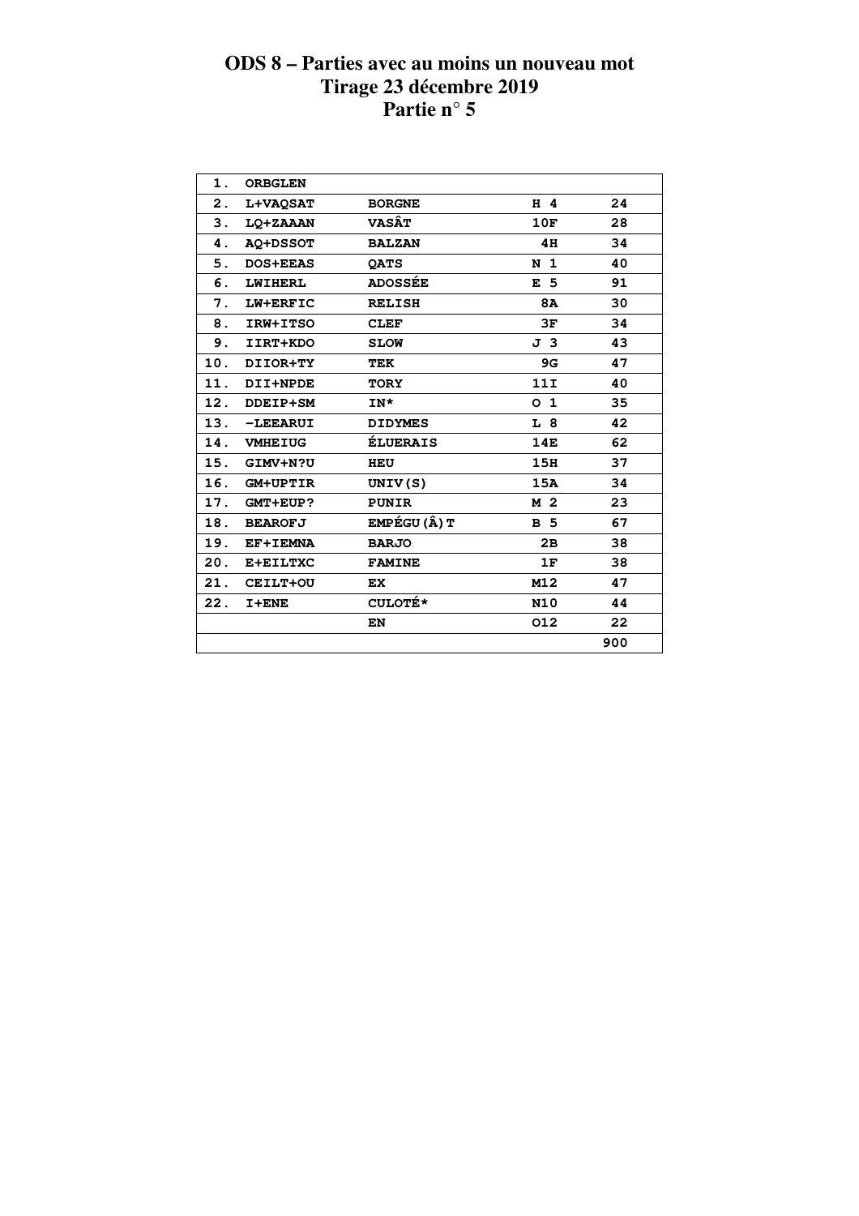# ODS 8 – Parties avec au moins un nouveau mot
## Tirage 23 décembre 2019
## Partie n° 5

| | | | | |
|---|---|---|---|---|
| 1. | ORBGLEN | | | |
| 2. | L+VAQSAT | BORGNE | H 4 | 24 |
| 3. | LQ+ZAAAN | VASÂT | 10F | 28 |
| 4. | AQ+DSSOT | BALZAN | 4H | 34 |
| 5. | DOS+EEAS | QATS | N 1 | 40 |
| 6. | LWIHERL | ADOSSÉE | E 5 | 91 |
| 7. | LW+ERFIC | RELISH | 8A | 30 |
| 8. | IRW+ITSO | CLEF | 3F | 34 |
| 9. | IIRT+KDO | SLOW | J 3 | 43 |
| 10. | DIIOR+TY | TEK | 9G | 47 |
| 11. | DII+NPDE | TORY | 11I | 40 |
| 12. | DDEIP+SM | IN* | O 1 | 35 |
| 13. | -LEEARUI | DIDYMES | L 8 | 42 |
| 14. | VMHEIUG | ÉLUERAIS | 14E | 62 |
| 15. | GIMV+N?U | HEU | 15H | 37 |
| 16. | GM+UPTIR | UNIV(S) | 15A | 34 |
| 17. | GMT+EUP? | PUNIR | M 2 | 23 |
| 18. | BEAROFJ | EMPÉGU(Â)T | B 5 | 67 |
| 19. | EF+IEMNA | BARJO | 2B | 38 |
| 20. | E+EILTXC | FAMINE | 1F | 38 |
| 21. | CEILT+OU | EX | M12 | 47 |
| 22. | I+ENE | CULOTÉ* | N10 | 44 |
| | | EN | O12 | 22 |
| | | | | 900 |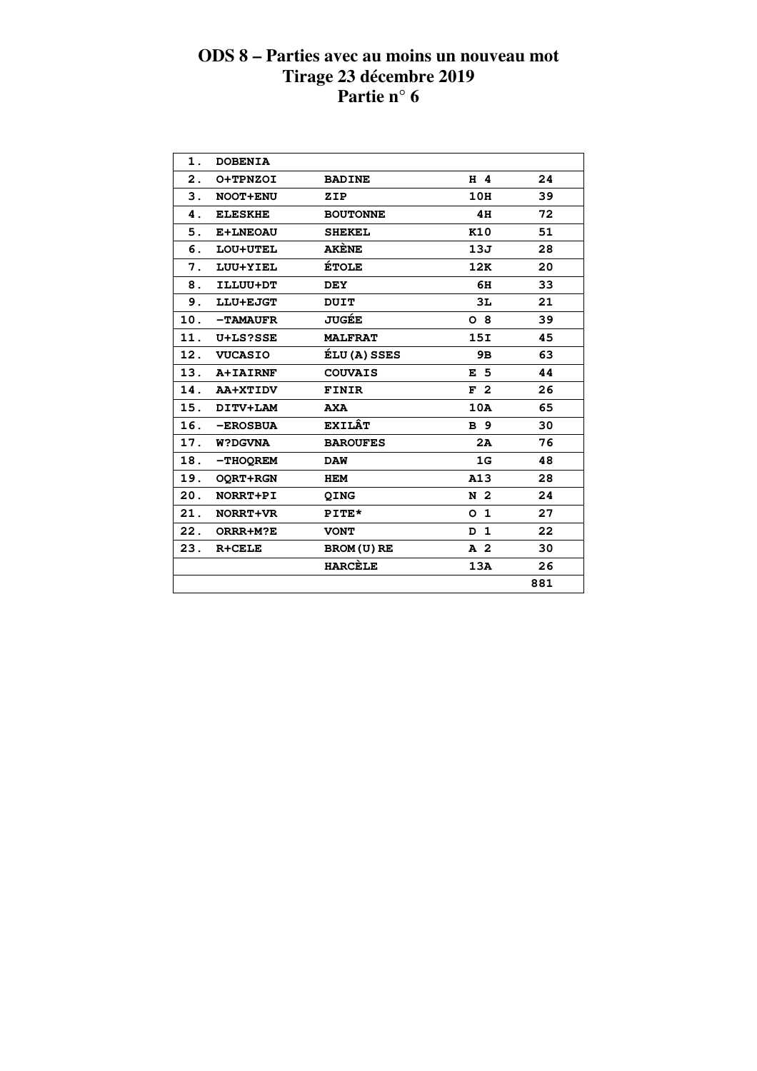# ODS 8 – Parties avec au moins un nouveau mot
# Tirage 23 décembre 2019
# Partie n° 6

| | | | | |
|---|---|---|---|---|
| 1. | DOBENIA | | | |
| 2. | O+TPNZOI | BADINE | H 4 | 24 |
| 3. | NOOT+ENU | ZIP | 10H | 39 |
| 4. | ELESKHE | BOUTONNE | 4H | 72 |
| 5. | E+LNEOAU | SHEKEL | K10 | 51 |
| 6. | LOU+UTEL | AKÈNE | 13J | 28 |
| 7. | LUU+YIEL | ÉTOLE | 12K | 20 |
| 8. | ILLUU+DT | DEY | 6H | 33 |
| 9. | LLU+EJGT | DUIT | 3L | 21 |
| 10. | -TAMAUFR | JUGÉE | O 8 | 39 |
| 11. | U+LS?SSE | MALFRAT | 15I | 45 |
| 12. | VUCASIO | ÉLU(A)SSES | 9B | 63 |
| 13. | A+IAIRNF | COUVAIS | E 5 | 44 |
| 14. | AA+XTIDV | FINIR | F 2 | 26 |
| 15. | DITV+LAM | AXA | 10A | 65 |
| 16. | -EROSBUA | EXILÂT | B 9 | 30 |
| 17. | W?DGVNA | BAROUFES | 2A | 76 |
| 18. | -THOQREM | DAW | 1G | 48 |
| 19. | OQRT+RGN | HEM | A13 | 28 |
| 20. | NORRT+PI | QING | N 2 | 24 |
| 21. | NORRT+VR | PITE* | O 1 | 27 |
| 22. | ORRR+M?E | VONT | D 1 | 22 |
| 23. | R+CELE | BROM(U)RE | A 2 | 30 |
| | | HARCÈLE | 13A | 26 |
| | | | | 881 |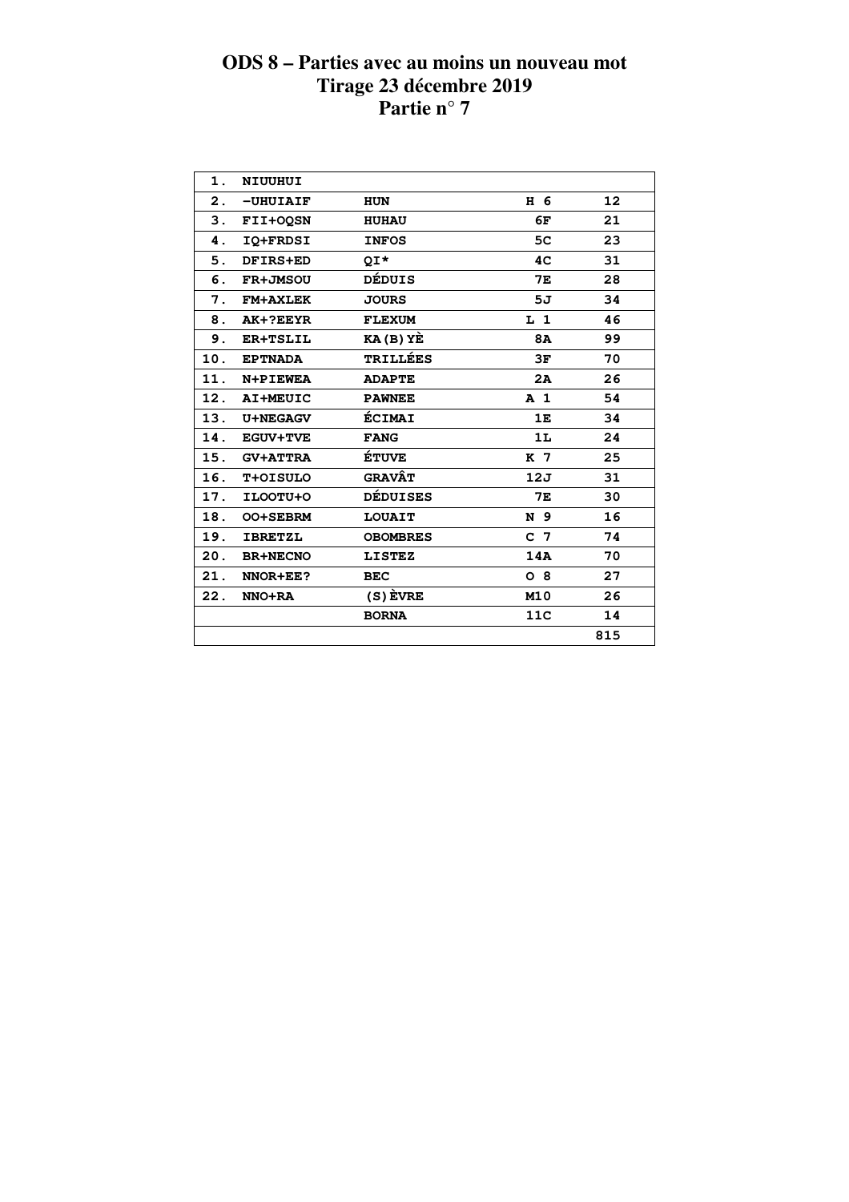# ODS 8 – Parties avec au moins un nouveau mot
## Tirage 23 décembre 2019
## Partie n° 7

| | | | | |
|---|---|---|---|---|
| 1. | NIUUHUI | | | |
| 2. | -UHUIAIF | HUN | H 6 | 12 |
| 3. | FII+OQSN | HUHAU | 6F | 21 |
| 4. | IQ+FRDSI | INFOS | 5C | 23 |
| 5. | DFIRS+ED | QI* | 4C | 31 |
| 6. | FR+JMSOU | DÉDUIS | 7E | 28 |
| 7. | FM+AXLEK | JOURS | 5J | 34 |
| 8. | AK+?EEYR | FLEXUM | L 1 | 46 |
| 9. | ER+TSLIL | KA(B)YÈ | 8A | 99 |
| 10. | EPTNADA | TRILLÉES | 3F | 70 |
| 11. | N+PIEWEA | ADAPTE | 2A | 26 |
| 12. | AI+MEUIC | PAWNEE | A 1 | 54 |
| 13. | U+NEGAGV | ÉCIMAI | 1E | 34 |
| 14. | EGUV+TVE | FANG | 1L | 24 |
| 15. | GV+ATTRA | ÉTUVE | K 7 | 25 |
| 16. | T+OISULO | GRAVÂT | 12J | 31 |
| 17. | ILOOTU+O | DÉDUISES | 7E | 30 |
| 18. | OO+SEBRM | LOUAIT | N 9 | 16 |
| 19. | IBRETZL | OBOMBRES | C 7 | 74 |
| 20. | BR+NECNO | LISTEZ | 14A | 70 |
| 21. | NNOR+EE? | BEC | O 8 | 27 |
| 22. | NNO+RA | (S)ÈVRE | M10 | 26 |
| | | BORNA | 11C | 14 |
| | | | | 815 |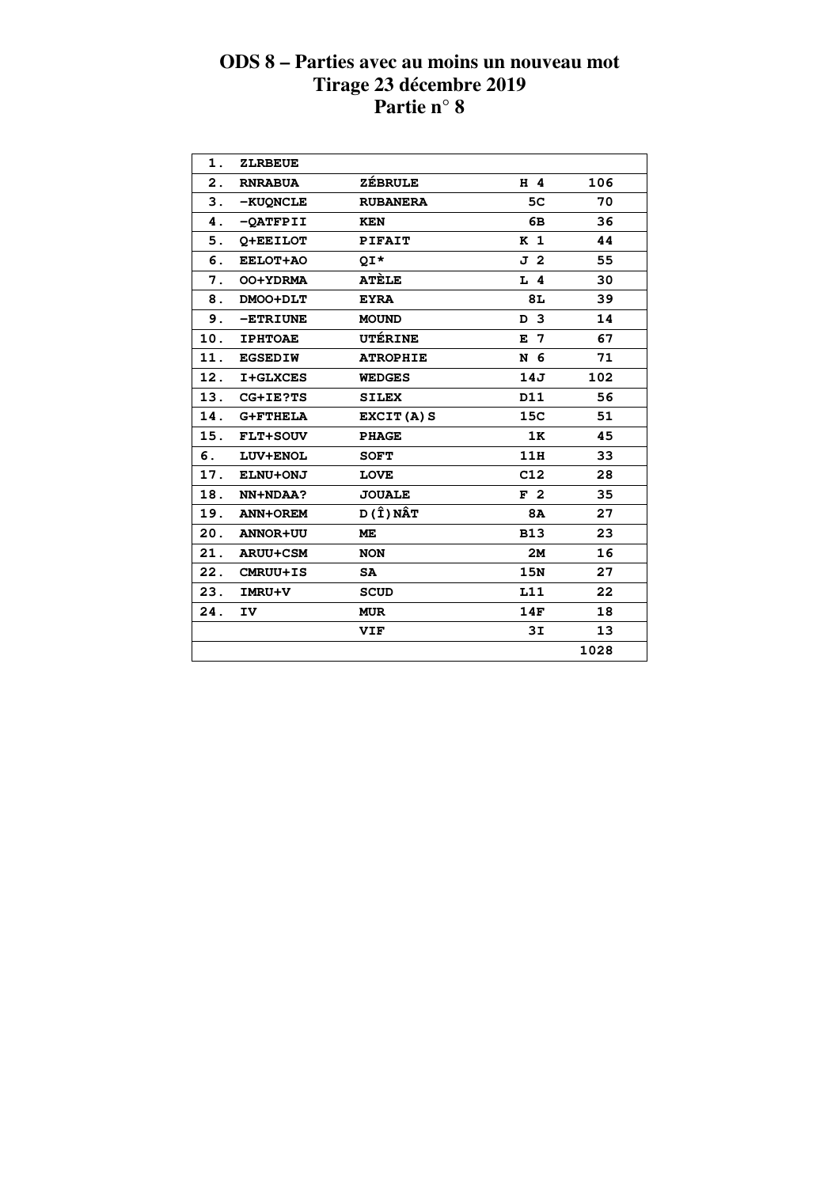# ODS 8 – Parties avec au moins un nouveau mot
## Tirage 23 décembre 2019
## Partie n° 8

| | | | | |
|---|---|---|---|---|
| 1. | ZLRBEUE | | | |
| 2. | RNRABUA | ZÉBRULE | H 4 | 106 |
| 3. | -KUQNCLE | RUBANERA | 5C | 70 |
| 4. | -QATFPII | KEN | 6B | 36 |
| 5. | Q+EEILOT | PIFAIT | K 1 | 44 |
| 6. | EELOT+AO | QI* | J 2 | 55 |
| 7. | OO+YDRMA | ATÈLE | L 4 | 30 |
| 8. | DMOO+DLT | EYRA | 8L | 39 |
| 9. | -ETRIUNE | MOUND | D 3 | 14 |
| 10. | IPHTOAE | UTÉRINE | E 7 | 67 |
| 11. | EGSEDIW | ATROPHIE | N 6 | 71 |
| 12. | I+GLXCES | WEDGES | 14J | 102 |
| 13. | CG+IE?TS | SILEX | D11 | 56 |
| 14. | G+FTHELA | EXCIT(A)S | 15C | 51 |
| 15. | FLT+SOUV | PHAGE | 1K | 45 |
| 6. | LUV+ENOL | SOFT | 11H | 33 |
| 17. | ELNU+ONJ | LOVE | C12 | 28 |
| 18. | NN+NDAA? | JOUALE | F 2 | 35 |
| 19. | ANN+OREM | D(Î)NÂT | 8A | 27 |
| 20. | ANNOR+UU | ME | B13 | 23 |
| 21. | ARUU+CSM | NON | 2M | 16 |
| 22. | CMRUU+IS | SA | 15N | 27 |
| 23. | IMRU+V | SCUD | L11 | 22 |
| 24. | IV | MUR | 14F | 18 |
| | | VIF | 3I | 13 |
| | | | | 1028 |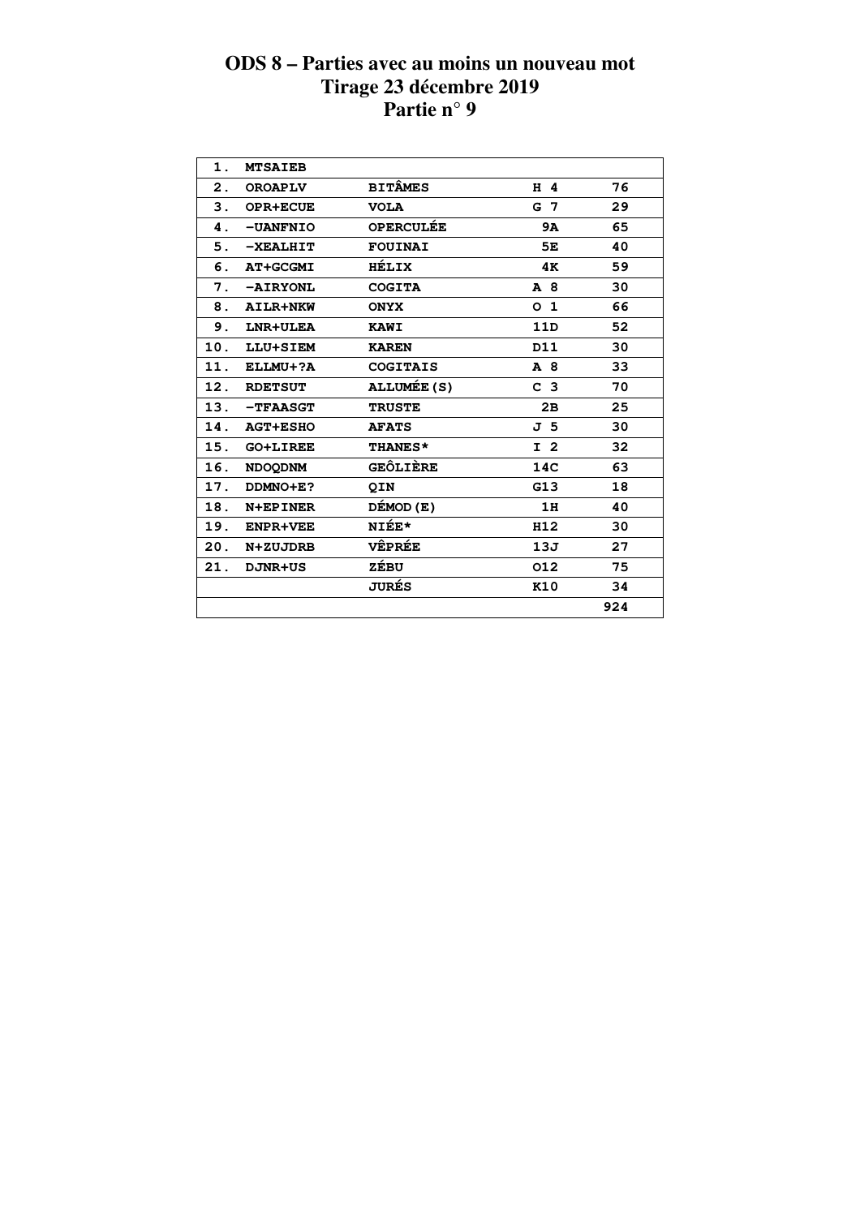# ODS 8 – Parties avec au moins un nouveau mot
## Tirage 23 décembre 2019
## Partie n° 9

| | | | | |
|---|---|---|---|---|
| 1. | MTSAIEB | | | |
| 2. | OROAPLV | BITÂMES | H 4 | 76 |
| 3. | OPR+ECUE | VOLA | G 7 | 29 |
| 4. | -UANFNIO | OPERCULÉE | 9A | 65 |
| 5. | -XEALHIT | FOUINAI | 5E | 40 |
| 6. | AT+GCGMI | HÉLIX | 4K | 59 |
| 7. | -AIRYONL | COGITA | A 8 | 30 |
| 8. | AILR+NKW | ONYX | O 1 | 66 |
| 9. | LNR+ULEA | KAWI | 11D | 52 |
| 10. | LLU+SIEM | KAREN | D11 | 30 |
| 11. | ELLMU+?A | COGITAIS | A 8 | 33 |
| 12. | RDETSUT | ALLUMÉE(S) | C 3 | 70 |
| 13. | -TFAASGT | TRUSTE | 2B | 25 |
| 14. | AGT+ESHO | AFATS | J 5 | 30 |
| 15. | GO+LIREE | THANES* | I 2 | 32 |
| 16. | NDOQDNM | GEÔLIÈRE | 14C | 63 |
| 17. | DDMNO+E? | QIN | G13 | 18 |
| 18. | N+EPINER | DÉMOD(E) | 1H | 40 |
| 19. | ENPR+VEE | NIÉE* | H12 | 30 |
| 20. | N+ZUJDRB | VÊPRÉE | 13J | 27 |
| 21. | DJNR+US | ZÉBU | O12 | 75 |
| | | JURÉS | K10 | 34 |
| | | | | 924 |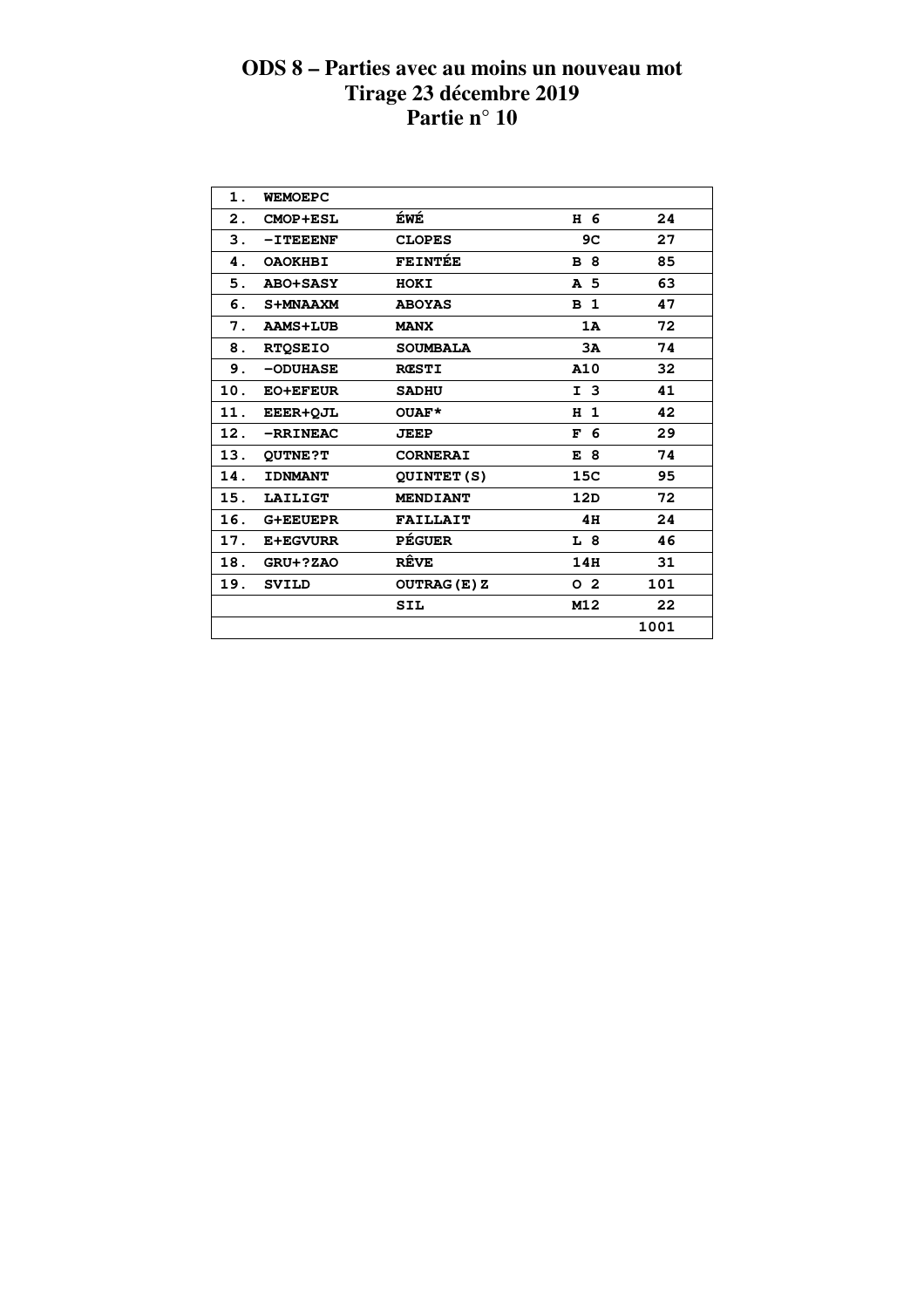# ODS 8 – Parties avec au moins un nouveau mot
## Tirage 23 décembre 2019
## Partie n° 10

| | | | | |
|---|---|---|---|---|
| 1. | WEMOEPC | | | |
| 2. | CMOP+ESL | ÉWÉ | H 6 | 24 |
| 3. | -ITEEENF | CLOPES | 9C | 27 |
| 4. | OAOKHBI | FEINTÉE | B 8 | 85 |
| 5. | ABO+SASY | HOKI | A 5 | 63 |
| 6. | S+MNAAXM | ABOYAS | B 1 | 47 |
| 7. | AAMS+LUB | MANX | 1A | 72 |
| 8. | RTQSEIO | SOUMBALA | 3A | 74 |
| 9. | -ODUHASE | RŒSTI | A10 | 32 |
| 10. | EO+EFEUR | SADHU | I 3 | 41 |
| 11. | EEER+QJL | OUAF* | H 1 | 42 |
| 12. | -RRINEAC | JEEP | F 6 | 29 |
| 13. | QUTNE?T | CORNERAI | E 8 | 74 |
| 14. | IDNMANT | QUINTET(S) | 15C | 95 |
| 15. | LAILIGT | MENDIANT | 12D | 72 |
| 16. | G+EEUEPR | FAILLAIT | 4H | 24 |
| 17. | E+EGVURR | PÉGUER | L 8 | 46 |
| 18. | GRU+?ZAO | RÊVE | 14H | 31 |
| 19. | SVILD | OUTRAG(E)Z | O 2 | 101 |
| | | SIL | M12 | 22 |
| | | | | 1001 |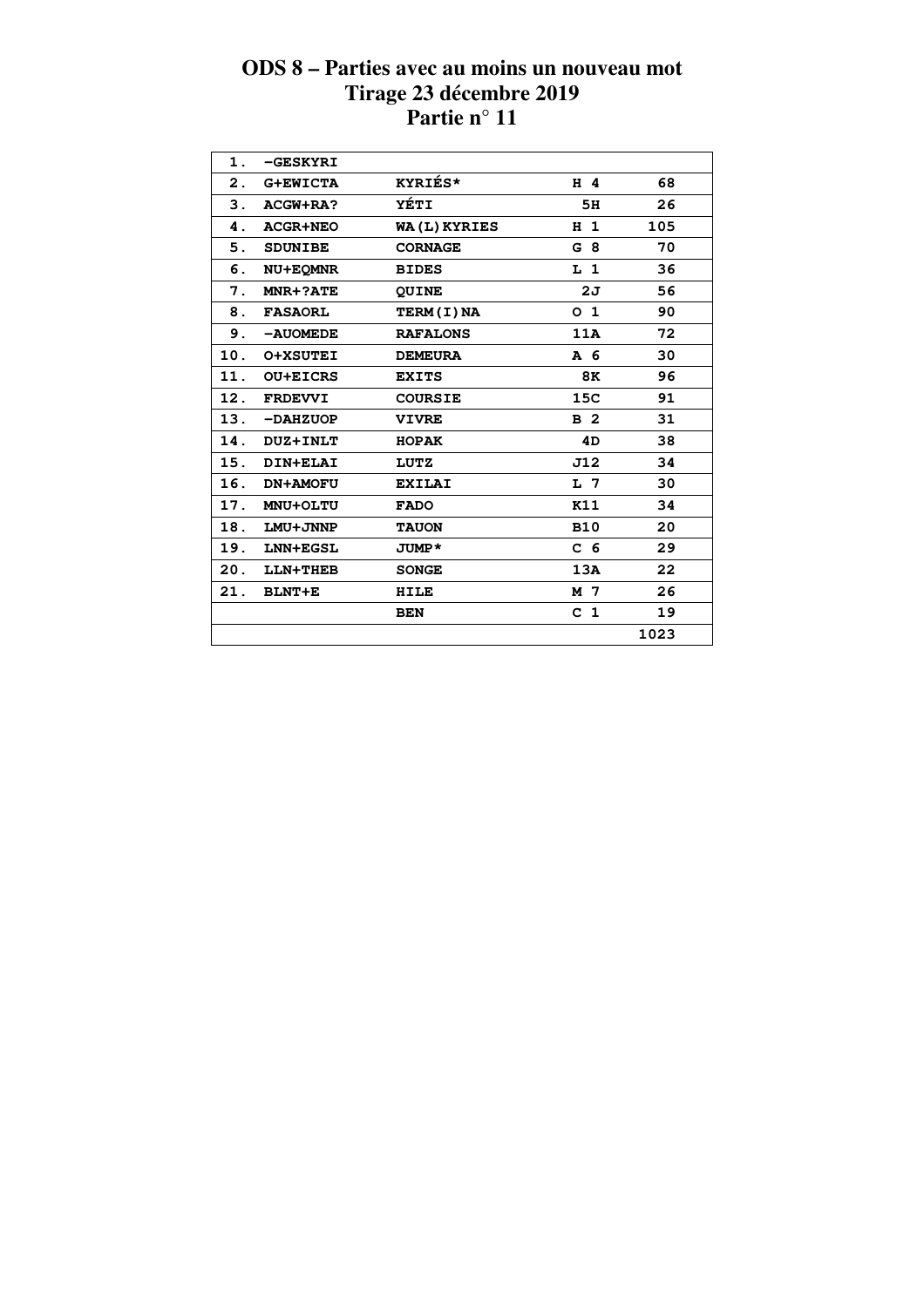# ODS 8 – Parties avec au moins un nouveau mot
## Tirage 23 décembre 2019
## Partie n° 11

| | | | | |
|---|---|---|---|---|
| 1. | -GESKYRI | | | |
| 2. | G+EWICTA | KYRIÉS* | H 4 | 68 |
| 3. | ACGW+RA? | YÉTI | 5H | 26 |
| 4. | ACGR+NEO | WA(L)KYRIES | H 1 | 105 |
| 5. | SDUNIBE | CORNAGE | G 8 | 70 |
| 6. | NU+EQMNR | BIDES | L 1 | 36 |
| 7. | MNR+?ATE | QUINE | 2J | 56 |
| 8. | FASAORL | TERM(I)NA | O 1 | 90 |
| 9. | -AUOMEDE | RAFALONS | 11A | 72 |
| 10. | O+XSUTEI | DEMEURA | A 6 | 30 |
| 11. | OU+EICRS | EXITS | 8K | 96 |
| 12. | FRDEVVI | COURSIE | 15C | 91 |
| 13. | -DAHZUOP | VIVRE | B 2 | 31 |
| 14. | DUZ+INLT | HOPAK | 4D | 38 |
| 15. | DIN+ELAI | LUTZ | J12 | 34 |
| 16. | DN+AMOFU | EXILAI | L 7 | 30 |
| 17. | MNU+OLTU | FADO | K11 | 34 |
| 18. | LMU+JNNP | TAUON | B10 | 20 |
| 19. | LNN+EGSL | JUMP* | C 6 | 29 |
| 20. | LLN+THEB | SONGE | 13A | 22 |
| 21. | BLNT+E | HILE | M 7 | 26 |
| | | BEN | C 1 | 19 |
| | | | | 1023 |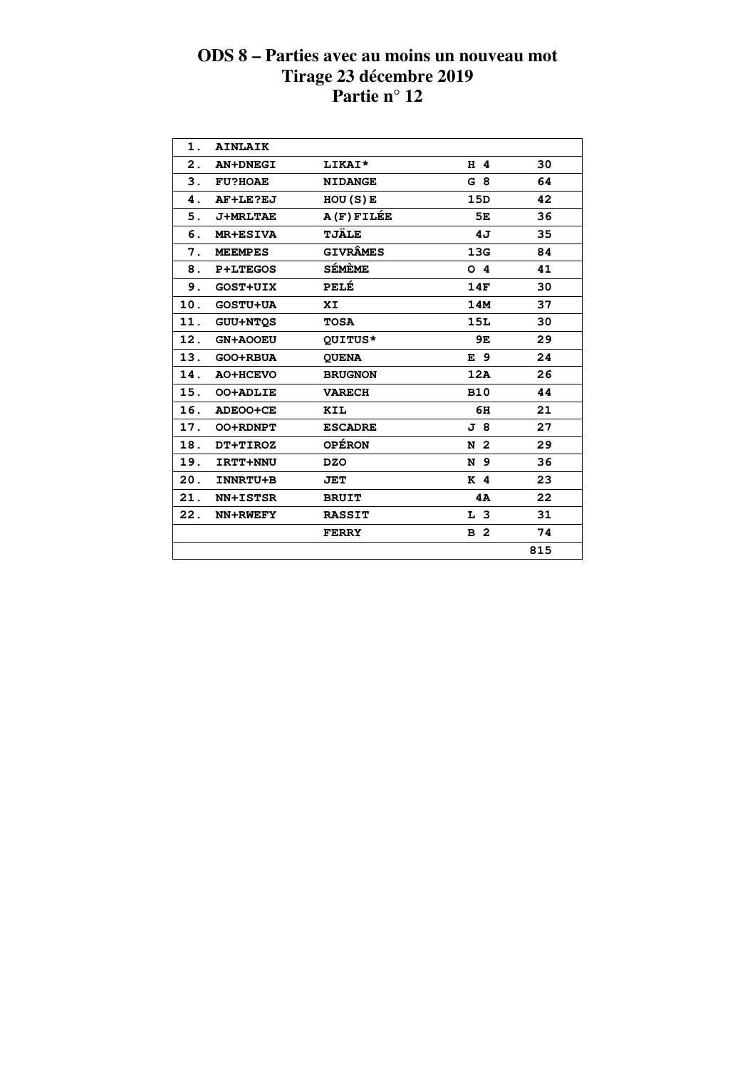# ODS 8 – Parties avec au moins un nouveau mot
## Tirage 23 décembre 2019
## Partie n° 12

| | | | | |
|---|---|---|---|---|
| 1. | AINLAIK | | | |
| 2. | AN+DNEGI | LIKAI* | H 4 | 30 |
| 3. | FU?HOAE | NIDANGE | G 8 | 64 |
| 4. | AF+LE?EJ | HOU(S)E | 15D | 42 |
| 5. | J+MRLTAE | A(F)FILÉE | 5E | 36 |
| 6. | MR+ESIVA | TJÄLE | 4J | 35 |
| 7. | MEEMPES | GIVRÂMES | 13G | 84 |
| 8. | P+LTEGOS | SÉMÈME | O 4 | 41 |
| 9. | GOST+UIX | PELÉ | 14F | 30 |
| 10. | GOSTU+UA | XI | 14M | 37 |
| 11. | GUU+NTQS | TOSA | 15L | 30 |
| 12. | GN+AOOEU | QUITUS* | 9E | 29 |
| 13. | GOO+RBUA | QUENA | E 9 | 24 |
| 14. | AO+HCEVO | BRUGNON | 12A | 26 |
| 15. | OO+ADLIE | VARECH | B10 | 44 |
| 16. | ADEOO+CE | KIL | 6H | 21 |
| 17. | OO+RDNPT | ESCADRE | J 8 | 27 |
| 18. | DT+TIROZ | OPÉRON | N 2 | 29 |
| 19. | IRTT+NNU | DZO | N 9 | 36 |
| 20. | INNRTU+B | JET | K 4 | 23 |
| 21. | NN+ISTSR | BRUIT | 4A | 22 |
| 22. | NN+RWEFY | RASSIT | L 3 | 31 |
| | | FERRY | B 2 | 74 |
| | | | | 815 |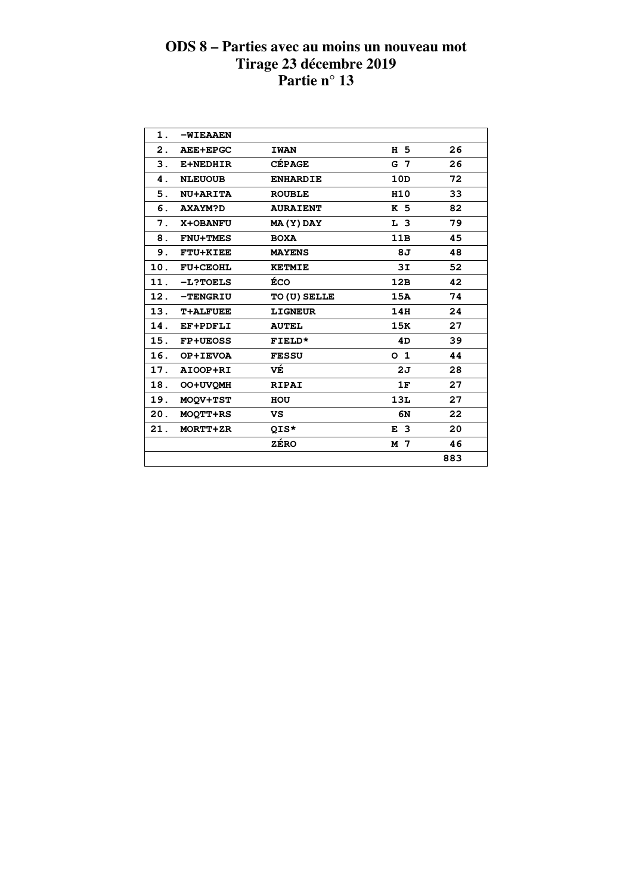# ODS 8 – Parties avec au moins un nouveau mot
## Tirage 23 décembre 2019
## Partie n° 13

| | | | | |
|---|---|---|---|---|
| 1. | -WIEAAEN | | | |
| 2. | AEE+EPGC | IWAN | H 5 | 26 |
| 3. | E+NEDHIR | CÉPAGE | G 7 | 26 |
| 4. | NLEUOUB | ENHARDIE | 10D | 72 |
| 5. | NU+ARITA | ROUBLE | H10 | 33 |
| 6. | AXAYM?D | AURAIENT | K 5 | 82 |
| 7. | X+OBANFU | MA(Y)DAY | L 3 | 79 |
| 8. | FNU+TMES | BOXA | 11B | 45 |
| 9. | FTU+KIEE | MAYENS | 8J | 48 |
| 10. | FU+CEOHL | KETMIE | 3I | 52 |
| 11. | -L?TOELS | ÉCO | 12B | 42 |
| 12. | -TENGRIU | TO(U)SELLE | 15A | 74 |
| 13. | T+ALFUEE | LIGNEUR | 14H | 24 |
| 14. | EF+PDFLI | AUTEL | 15K | 27 |
| 15. | FP+UEOSS | FIELD* | 4D | 39 |
| 16. | OP+IEVOA | FESSU | O 1 | 44 |
| 17. | AIOOP+RI | VÉ | 2J | 28 |
| 18. | OO+UVQMH | RIPAI | 1F | 27 |
| 19. | MOQV+TST | HOU | 13L | 27 |
| 20. | MOQTT+RS | VS | 6N | 22 |
| 21. | MORTT+ZR | QIS* | E 3 | 20 |
| | | ZÉRO | M 7 | 46 |
| | | | | 883 |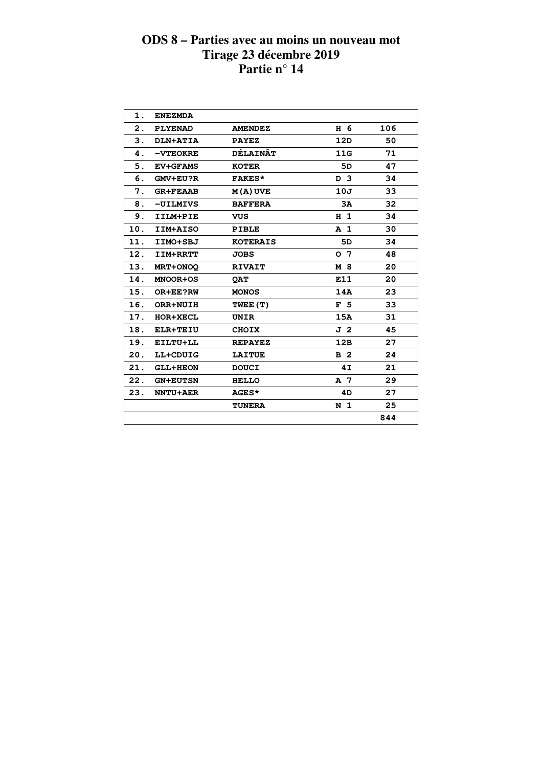# ODS 8 – Parties avec au moins un nouveau mot
## Tirage 23 décembre 2019
## Partie n° 14

| | | | | |
|---|---|---|---|---|
| 1. | ENEZMDA | | | |
| 2. | PLYENAD | AMENDEZ | H 6 | 106 |
| 3. | DLN+ATIA | PAYEZ | 12D | 50 |
| 4. | -VTEOKRE | DÉLAINÂT | 11G | 71 |
| 5. | EV+GFAMS | KOTER | 5D | 47 |
| 6. | GMV+EU?R | FAKES* | D 3 | 34 |
| 7. | GR+FEAAB | M(A)UVE | 10J | 33 |
| 8. | -UILMIVS | BAFFERA | 3A | 32 |
| 9. | IILM+PIE | VUS | H 1 | 34 |
| 10. | IIM+AISO | PIBLE | A 1 | 30 |
| 11. | IIMO+SBJ | KOTERAIS | 5D | 34 |
| 12. | IIM+RRTT | JOBS | O 7 | 48 |
| 13. | MRT+ONOQ | RIVAIT | M 8 | 20 |
| 14. | MNOOR+OS | QAT | E11 | 20 |
| 15. | OR+EE?RW | MONOS | 14A | 23 |
| 16. | ORR+NUIH | TWEE(T) | F 5 | 33 |
| 17. | HOR+XECL | UNIR | 15A | 31 |
| 18. | ELR+TEIU | CHOIX | J 2 | 45 |
| 19. | EILTU+LL | REPAYEZ | 12B | 27 |
| 20. | LL+CDUIG | LAITUE | B 2 | 24 |
| 21. | GLL+HEON | DOUCI | 4I | 21 |
| 22. | GN+EUTSN | HELLO | A 7 | 29 |
| 23. | NNTU+AER | AGES* | 4D | 27 |
| | | TUNERA | N 1 | 25 |
| | | | | 844 |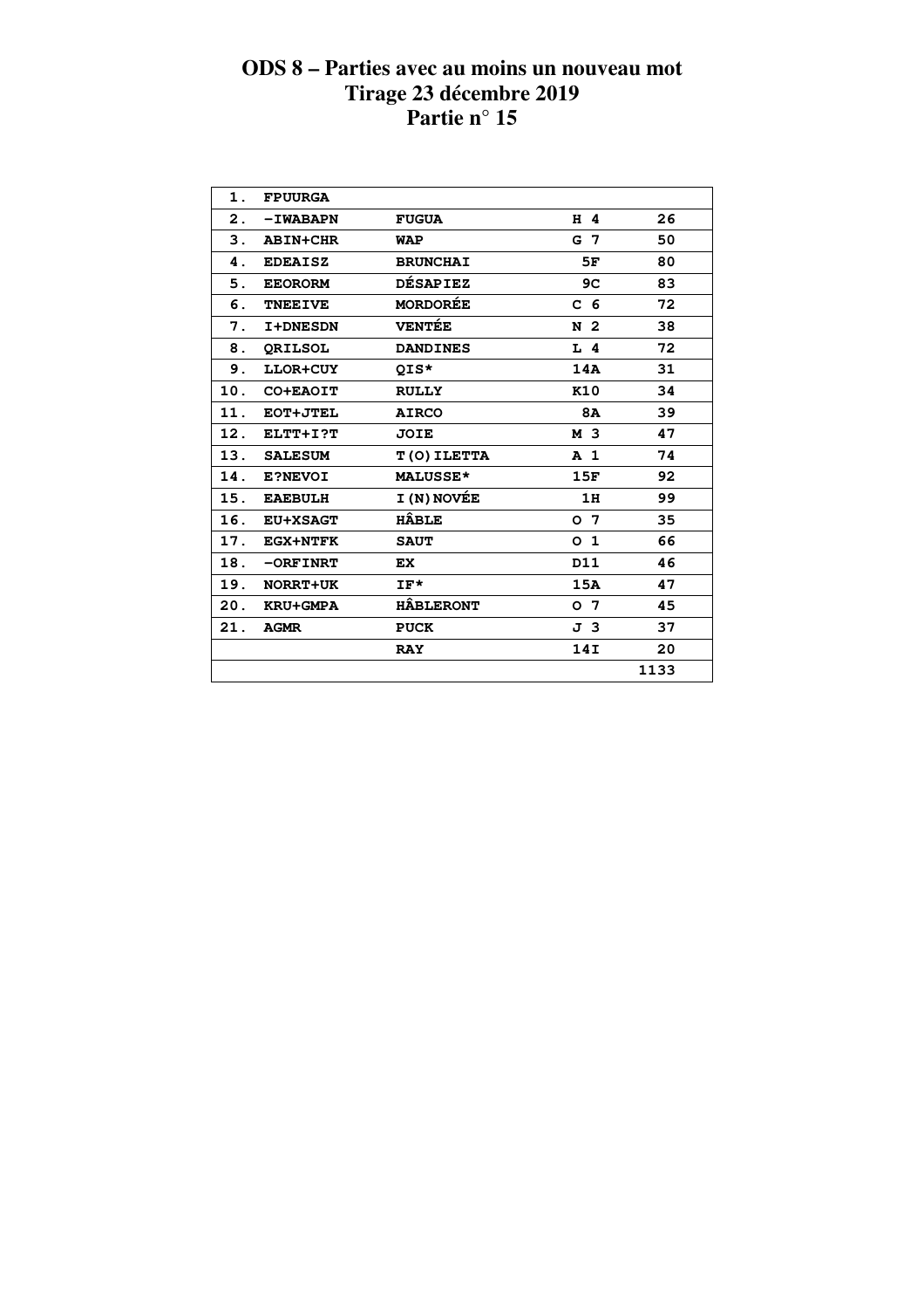# ODS 8 – Parties avec au moins un nouveau mot
## Tirage 23 décembre 2019
## Partie n° 15

| | | | | |
|---|---|---|---|---|
| 1. | FPUURGA | | | |
| 2. | -IWABAPN | FUGUA | H 4 | 26 |
| 3. | ABIN+CHR | WAP | G 7 | 50 |
| 4. | EDEAISZ | BRUNCHAI | 5F | 80 |
| 5. | EEORORM | DÉSAPIEZ | 9C | 83 |
| 6. | TNEEIVE | MORDORÉE | C 6 | 72 |
| 7. | I+DNESDN | VENTÉE | N 2 | 38 |
| 8. | QRILSOL | DANDINES | L 4 | 72 |
| 9. | LLOR+CUY | QIS* | 14A | 31 |
| 10. | CO+EAOIT | RULLY | K10 | 34 |
| 11. | EOT+JTEL | AIRCO | 8A | 39 |
| 12. | ELTT+I?T | JOIE | M 3 | 47 |
| 13. | SALESUM | T(O)ILETTA | A 1 | 74 |
| 14. | E?NEVOI | MALUSSE* | 15F | 92 |
| 15. | EAEBULH | I(N)NOVÉE | 1H | 99 |
| 16. | EU+XSAGT | HÂBLE | O 7 | 35 |
| 17. | EGX+NTFK | SAUT | O 1 | 66 |
| 18. | -ORFINRT | EX | D11 | 46 |
| 19. | NORRT+UK | IF* | 15A | 47 |
| 20. | KRU+GMPA | HÂBLERONT | O 7 | 45 |
| 21. | AGMR | PUCK | J 3 | 37 |
| | | RAY | 14I | 20 |
| | | | | 1133 |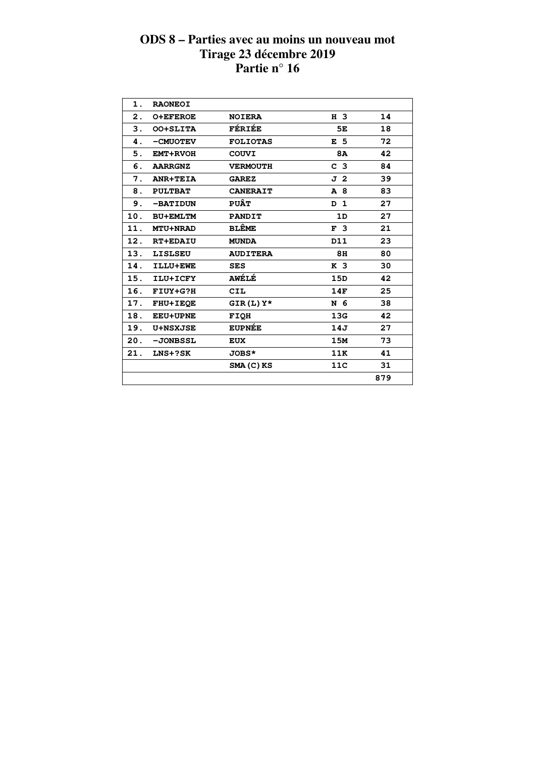# ODS 8 – Parties avec au moins un nouveau mot
## Tirage 23 décembre 2019
## Partie n° 16

| | | | | |
|---|---|---|---|---|
| 1. | RAONEOI | | | |
| 2. | O+EFEROE | NOIERA | H 3 | 14 |
| 3. | OO+SLITA | FÉRIÉE | 5E | 18 |
| 4. | -CMUOTEV | FOLIOTAS | E 5 | 72 |
| 5. | EMT+RVOH | COUVI | 8A | 42 |
| 6. | AARRGNZ | VERMOUTH | C 3 | 84 |
| 7. | ANR+TEIA | GAREZ | J 2 | 39 |
| 8. | PULTBAT | CANERAIT | A 8 | 83 |
| 9. | -BATIDUN | PUÂT | D 1 | 27 |
| 10. | BU+EMLTM | PANDIT | 1D | 27 |
| 11. | MTU+NRAD | BLÊME | F 3 | 21 |
| 12. | RT+EDAIU | MUNDA | D11 | 23 |
| 13. | LISLSEU | AUDITERA | 8H | 80 |
| 14. | ILLU+EWE | SES | K 3 | 30 |
| 15. | ILU+ICFY | AWÉLÉ | 15D | 42 |
| 16. | FIUY+G?H | CIL | 14F | 25 |
| 17. | FHU+IEQE | GIR(L)Y* | N 6 | 38 |
| 18. | EEU+UPNE | FIQH | 13G | 42 |
| 19. | U+NSXJSE | EUPNÉE | 14J | 27 |
| 20. | -JONBSSL | EUX | 15M | 73 |
| 21. | LNS+?SK | JOBS* | 11K | 41 |
| | | SMA(C)KS | 11C | 31 |
| | | | | 879 |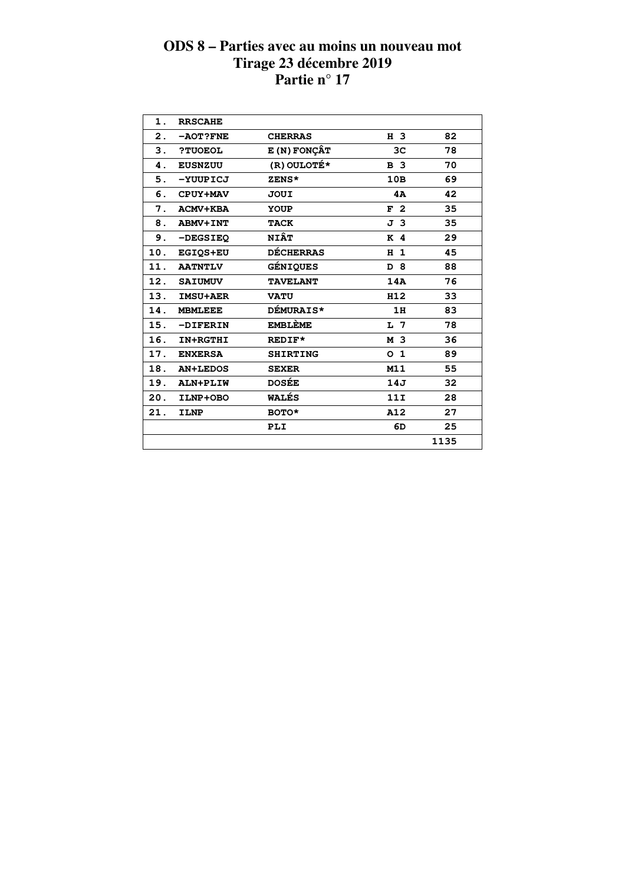# ODS 8 – Parties avec au moins un nouveau mot
## Tirage 23 décembre 2019
## Partie n° 17

| | | | | |
|---|---|---|---|---|
| 1. | RRSCAHE | | | |
| 2. | -AOT?FNE | CHERRAS | H 3 | 82 |
| 3. | ?TUOEOL | E(N)FONÇÂT | 3C | 78 |
| 4. | EUSNZUU | (R)OULOTÉ* | B 3 | 70 |
| 5. | -YUUPICJ | ZENS* | 10B | 69 |
| 6. | CPUY+MAV | JOUI | 4A | 42 |
| 7. | ACMV+KBA | YOUP | F 2 | 35 |
| 8. | ABMV+INT | TACK | J 3 | 35 |
| 9. | -DEGSIEQ | NIÂT | K 4 | 29 |
| 10. | EGIQS+EU | DÉCHERRAS | H 1 | 45 |
| 11. | AATNTLV | GÉNIQUES | D 8 | 88 |
| 12. | SAIUMUV | TAVELANT | 14A | 76 |
| 13. | IMSU+AER | VATU | H12 | 33 |
| 14. | MBMLEEE | DÉMURAIS* | 1H | 83 |
| 15. | -DIFERIN | EMBLÈME | L 7 | 78 |
| 16. | IN+RGTHI | REDIF* | M 3 | 36 |
| 17. | ENXERSA | SHIRTING | O 1 | 89 |
| 18. | AN+LEDOS | SEXER | M11 | 55 |
| 19. | ALN+PLIW | DOSÉE | 14J | 32 |
| 20. | ILNP+OBO | WALÉS | 11I | 28 |
| 21. | ILNP | BOTO* | A12 | 27 |
| | | PLI | 6D | 25 |
| | | | | 1135 |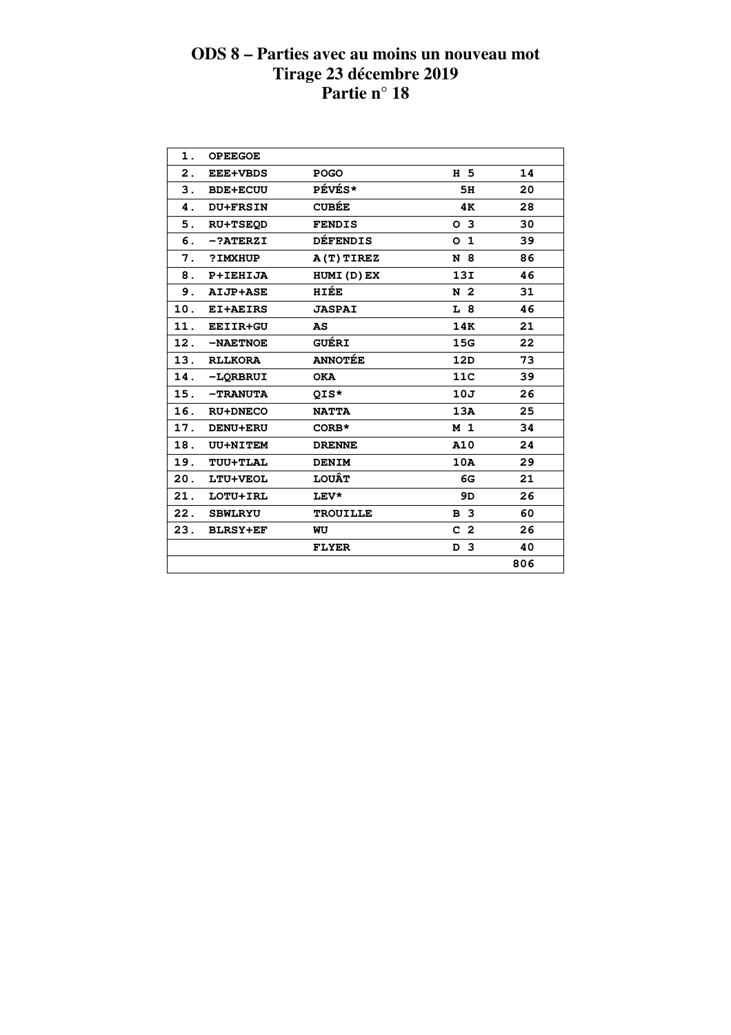# ODS 8 – Parties avec au moins un nouveau mot
# Tirage 23 décembre 2019
# Partie n° 18

| | | | | |
|---|---|---|---|---|
| 1. | OPEEGOE | | | |
| 2. | EEE+VBDS | POGO | H 5 | 14 |
| 3. | BDE+ECUU | PÉVÉS* | 5H | 20 |
| 4. | DU+FRSIN | CUBÉE | 4K | 28 |
| 5. | RU+TSEQD | FENDIS | O 3 | 30 |
| 6. | -?ATERZI | DÉFENDIS | O 1 | 39 |
| 7. | ?IMXHUP | A(T)TIREZ | N 8 | 86 |
| 8. | P+IEHIJA | HUMI(D)EX | 13I | 46 |
| 9. | AIJP+ASE | HIÉE | N 2 | 31 |
| 10. | EI+AEIRS | JASPAI | L 8 | 46 |
| 11. | EEIIR+GU | AS | 14K | 21 |
| 12. | -NAETNOE | GUÉRI | 15G | 22 |
| 13. | RLLKORA | ANNOTÉE | 12D | 73 |
| 14. | -LQRBRUI | OKA | 11C | 39 |
| 15. | -TRANUTA | QIS* | 10J | 26 |
| 16. | RU+DNECO | NATTA | 13A | 25 |
| 17. | DENU+ERU | CORB* | M 1 | 34 |
| 18. | UU+NITEM | DRENNE | A10 | 24 |
| 19. | TUU+TLAL | DENIM | 10A | 29 |
| 20. | LTU+VEOL | LOUÂT | 6G | 21 |
| 21. | LOTU+IRL | LEV* | 9D | 26 |
| 22. | SBWLRYU | TROUILLE | B 3 | 60 |
| 23. | BLRSY+EF | WU | C 2 | 26 |
| | | FLYER | D 3 | 40 |
| | | | | 806 |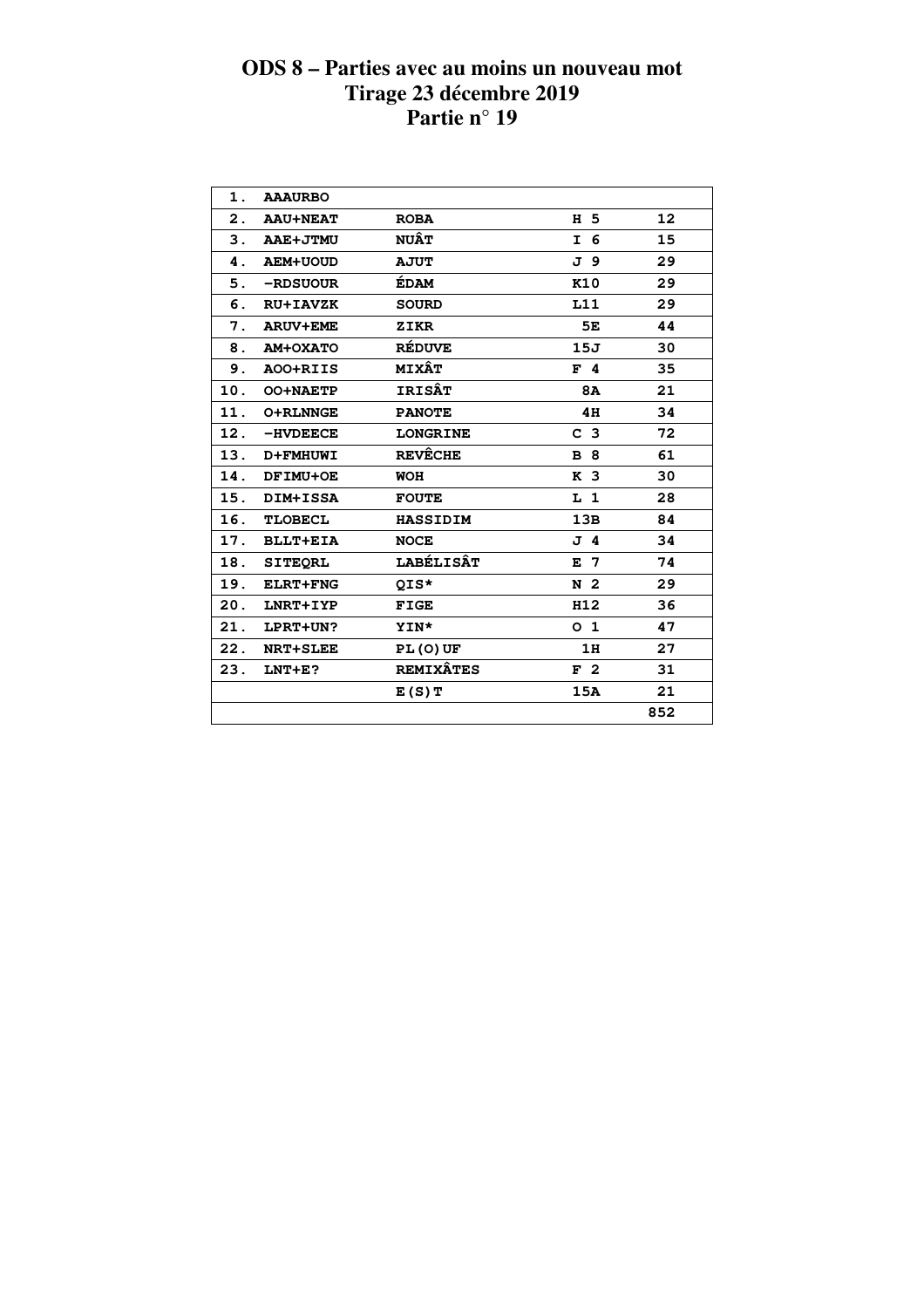# ODS 8 – Parties avec au moins un nouveau mot
## Tirage 23 décembre 2019
## Partie n° 19

| | | | | |
|---|---|---|---|---|
| 1. | AAAURBO | | | |
| 2. | AAU+NEAT | ROBA | H 5 | 12 |
| 3. | AAE+JTMU | NUÂT | I 6 | 15 |
| 4. | AEM+UOUD | AJUT | J 9 | 29 |
| 5. | -RDSUOUR | ÉDAM | K10 | 29 |
| 6. | RU+IAVZK | SOURD | L11 | 29 |
| 7. | ARUV+EME | ZIKR | 5E | 44 |
| 8. | AM+OXATO | RÉDUVE | 15J | 30 |
| 9. | AOO+RIIS | MIXÂT | F 4 | 35 |
| 10. | OO+NAETP | IRISÂT | 8A | 21 |
| 11. | O+RLNNGE | PANOTE | 4H | 34 |
| 12. | -HVDEECE | LONGRINE | C 3 | 72 |
| 13. | D+FMHUWI | REVÊCHE | B 8 | 61 |
| 14. | DFIMU+OE | WOH | K 3 | 30 |
| 15. | DIM+ISSA | FOUTE | L 1 | 28 |
| 16. | TLOBECL | HASSIDIM | 13B | 84 |
| 17. | BLLT+EIA | NOCE | J 4 | 34 |
| 18. | SITEQRL | LABÉLISÂT | E 7 | 74 |
| 19. | ELRT+FNG | QIS* | N 2 | 29 |
| 20. | LNRT+IYP | FIGE | H12 | 36 |
| 21. | LPRT+UN? | YIN* | O 1 | 47 |
| 22. | NRT+SLEE | PL(O)UF | 1H | 27 |
| 23. | LNT+E? | REMIXÂTES | F 2 | 31 |
| | | E(S)T | 15A | 21 |
| | | | | 852 |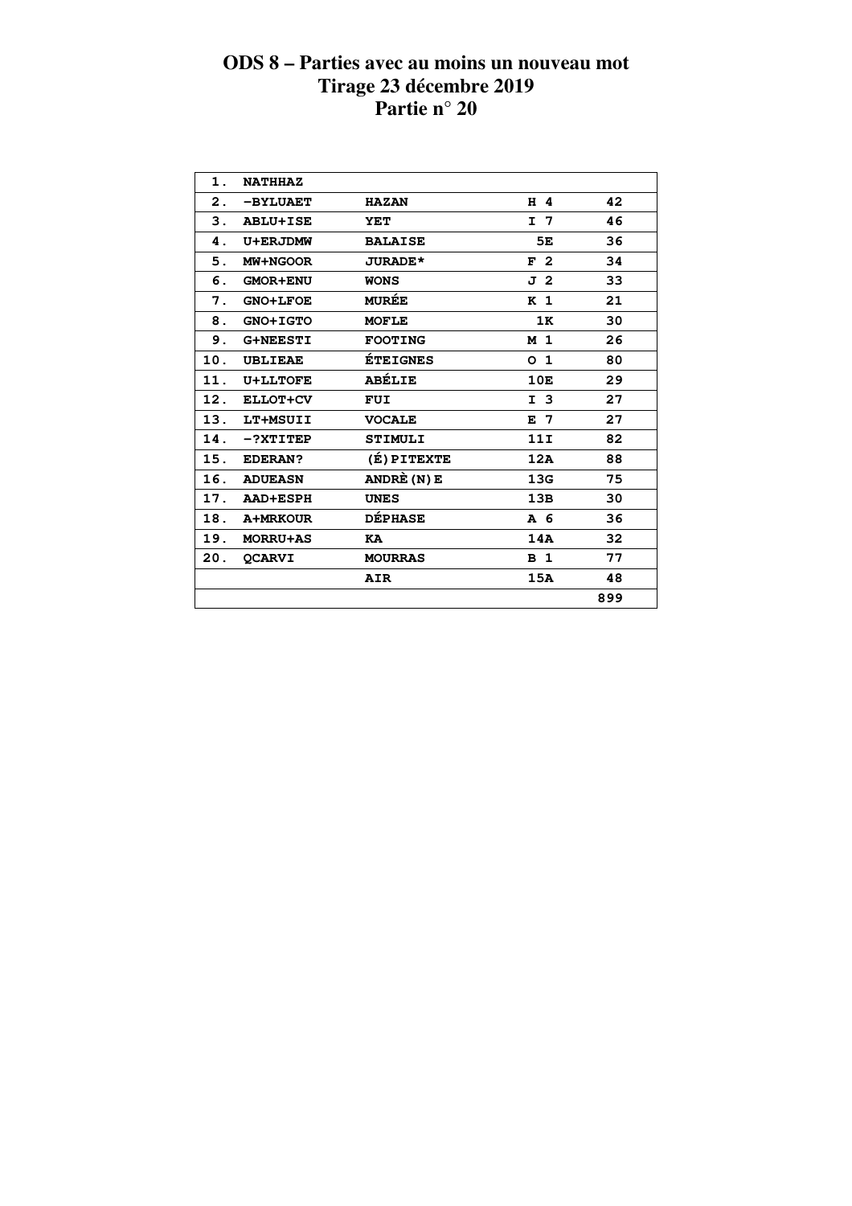# ODS 8 – Parties avec au moins un nouveau mot
## Tirage 23 décembre 2019
## Partie n° 20

| | | | | |
|---|---|---|---|---|
| 1. | NATHHAZ | | | |
| 2. | -BYLUAET | HAZAN | H 4 | 42 |
| 3. | ABLU+ISE | YET | I 7 | 46 |
| 4. | U+ERJDMW | BALAISE | 5E | 36 |
| 5. | MW+NGOOR | JURADE* | F 2 | 34 |
| 6. | GMOR+ENU | WONS | J 2 | 33 |
| 7. | GNO+LFOE | MURÉE | K 1 | 21 |
| 8. | GNO+IGTO | MOFLE | 1K | 30 |
| 9. | G+NEESTI | FOOTING | M 1 | 26 |
| 10. | UBLIEAE | ÉTEIGNES | O 1 | 80 |
| 11. | U+LLTOFE | ABÉLIE | 10E | 29 |
| 12. | ELLOT+CV | FUI | I 3 | 27 |
| 13. | LT+MSUII | VOCALE | E 7 | 27 |
| 14. | -?XTITEP | STIMULI | 11I | 82 |
| 15. | EDERAN? | (É)PITEXTE | 12A | 88 |
| 16. | ADUEASN | ANDRÈ(N)E | 13G | 75 |
| 17. | AAD+ESPH | UNES | 13B | 30 |
| 18. | A+MRKOUR | DÉPHASE | A 6 | 36 |
| 19. | MORRU+AS | KA | 14A | 32 |
| 20. | QCARVI | MOURRAS | B 1 | 77 |
| | | AIR | 15A | 48 |
| | | | | 899 |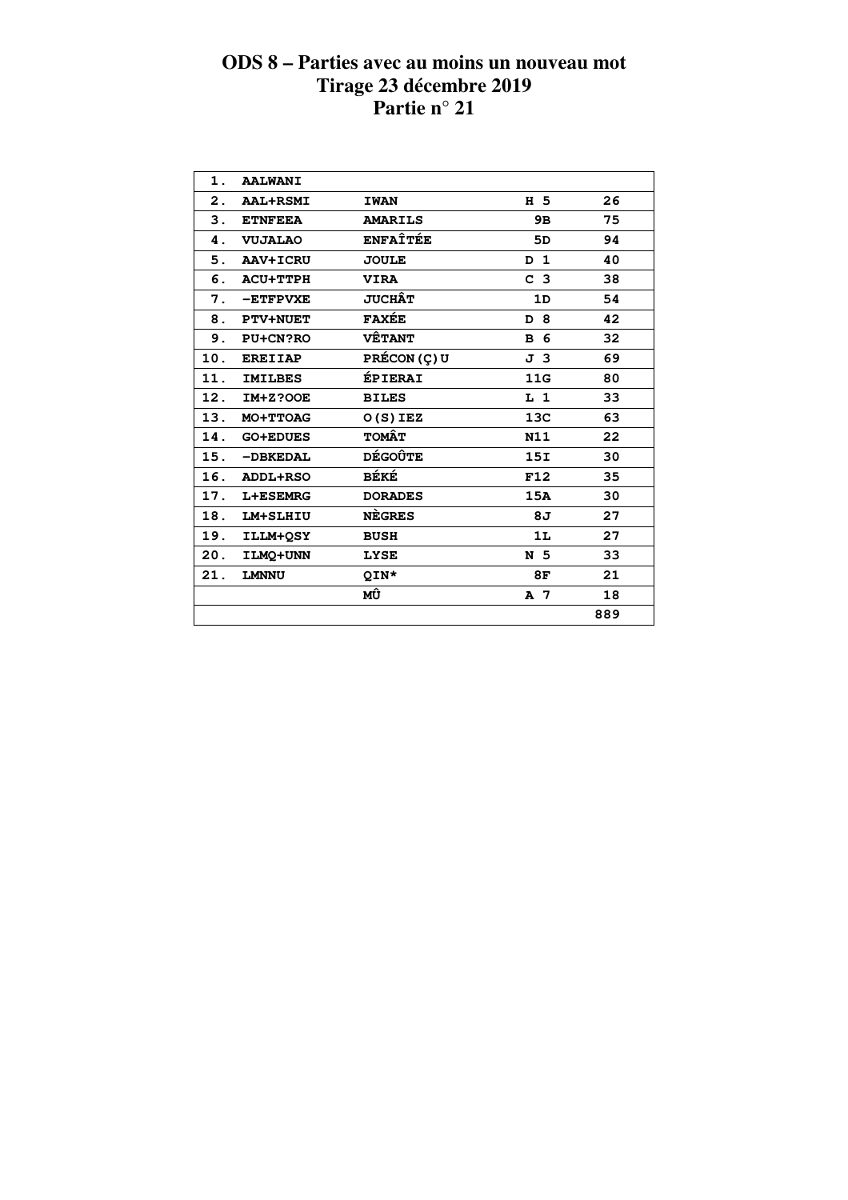# ODS 8 – Parties avec au moins un nouveau mot
# Tirage 23 décembre 2019
# Partie n° 21

| | | | | |
|---|---|---|---|---|
| 1. | AALWANI | | | |
| 2. | AAL+RSMI | IWAN | H 5 | 26 |
| 3. | ETNFEEA | AMARILS | 9B | 75 |
| 4. | VUJALAO | ENFAÎTÉE | 5D | 94 |
| 5. | AAV+ICRU | JOULE | D 1 | 40 |
| 6. | ACU+TTPH | VIRA | C 3 | 38 |
| 7. | -ETFPVXE | JUCHÂT | 1D | 54 |
| 8. | PTV+NUET | FAXÉE | D 8 | 42 |
| 9. | PU+CN?RO | VÊTANT | B 6 | 32 |
| 10. | EREIIAP | PRÉCON(Ç)U | J 3 | 69 |
| 11. | IMILBES | ÉPIERAI | 11G | 80 |
| 12. | IM+Z?OOE | BILES | L 1 | 33 |
| 13. | MO+TTOAG | O(S)IEZ | 13C | 63 |
| 14. | GO+EDUES | TOMÂT | N11 | 22 |
| 15. | -DBKEDAL | DÉGOÛTE | 15I | 30 |
| 16. | ADDL+RSO | BÉKÉ | F12 | 35 |
| 17. | L+ESEMRG | DORADES | 15A | 30 |
| 18. | LM+SLHIU | NÈGRES | 8J | 27 |
| 19. | ILLM+QSY | BUSH | 1L | 27 |
| 20. | ILMQ+UNN | LYSE | N 5 | 33 |
| 21. | LMNNU | QIN* | 8F | 21 |
| | | MÛ | A 7 | 18 |
| | | | | 889 |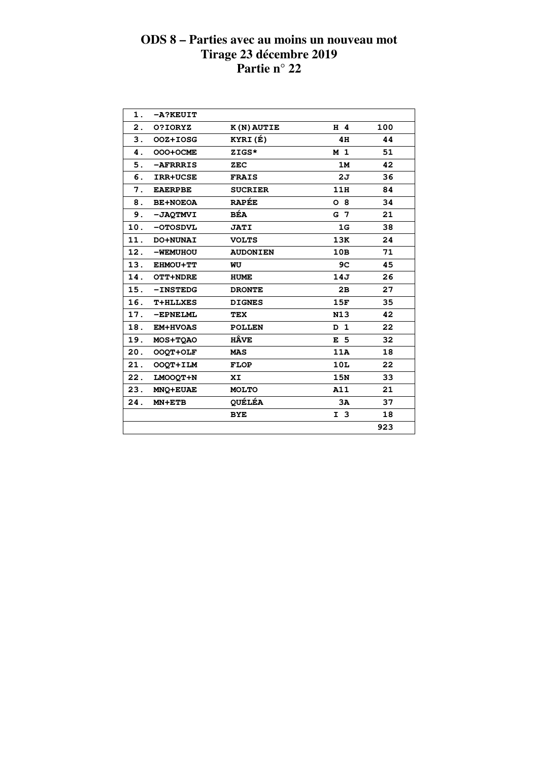# ODS 8 – Parties avec au moins un nouveau mot
## Tirage 23 décembre 2019
## Partie n° 22

| | | | | |
|---|---|---|---|---|
| 1. | -A?KEUIT | | | |
| 2. | O?IORYZ | K(N)AUTIE | H 4 | 100 |
| 3. | OOZ+IOSG | KYRI(É) | 4H | 44 |
| 4. | OOO+OCME | ZIGS* | M 1 | 51 |
| 5. | -AFRRRIS | ZEC | 1M | 42 |
| 6. | IRR+UCSE | FRAIS | 2J | 36 |
| 7. | EAERPBE | SUCRIER | 11H | 84 |
| 8. | BE+NOEOA | RAPÉE | O 8 | 34 |
| 9. | -JAQTMVI | BÉA | G 7 | 21 |
| 10. | -OTOSDVL | JATI | 1G | 38 |
| 11. | DO+NUNAI | VOLTS | 13K | 24 |
| 12. | -WEMUHOU | AUDONIEN | 10B | 71 |
| 13. | EHMOU+TT | WU | 9C | 45 |
| 14. | OTT+NDRE | HUME | 14J | 26 |
| 15. | -INSTEDG | DRONTE | 2B | 27 |
| 16. | T+HLLXES | DIGNES | 15F | 35 |
| 17. | -EPNELML | TEX | N13 | 42 |
| 18. | EM+HVOAS | POLLEN | D 1 | 22 |
| 19. | MOS+TQAO | HÂVE | E 5 | 32 |
| 20. | OOQT+OLF | MAS | 11A | 18 |
| 21. | OOQT+ILM | FLOP | 10L | 22 |
| 22. | LMOOQT+N | XI | 15N | 33 |
| 23. | MNQ+EUAE | MOLTO | A11 | 21 |
| 24. | MN+ETB | QUÉLÉA | 3A | 37 |
| | | BYE | I 3 | 18 |
| | | | | 923 |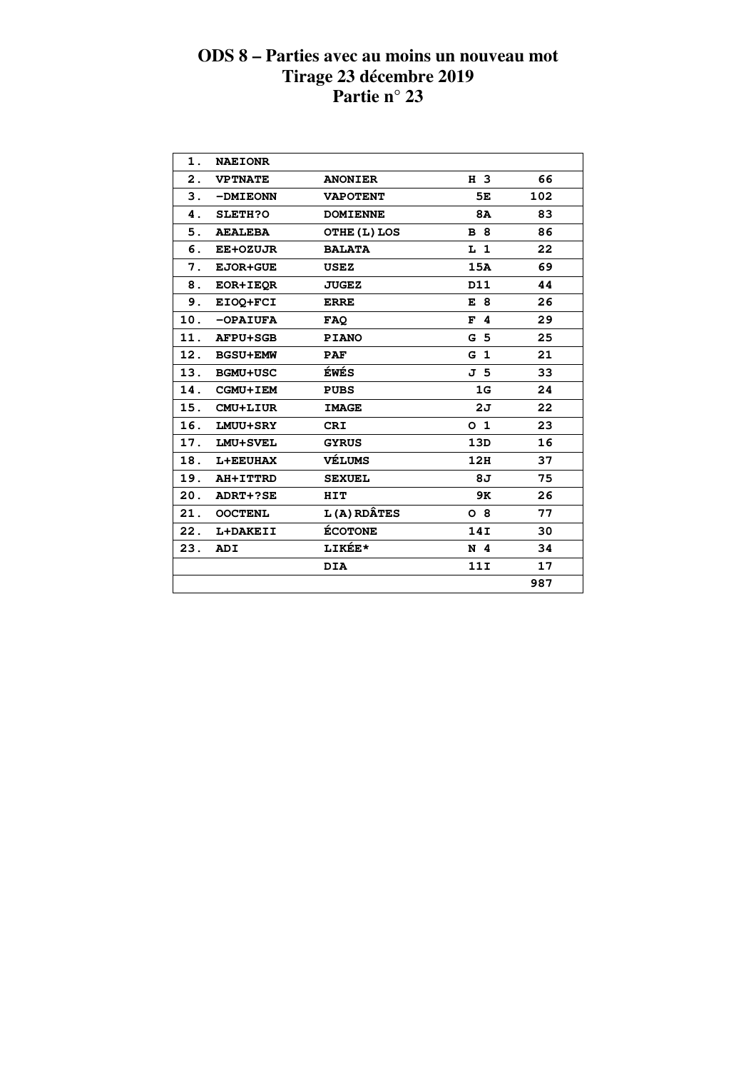# ODS 8 – Parties avec au moins un nouveau mot
## Tirage 23 décembre 2019
## Partie n° 23

| | | | | |
|---|---|---|---|---|
| 1. | NAEIONR | | | |
| 2. | VPTNATE | ANONIER | H 3 | 66 |
| 3. | -DMIEONN | VAPOTENT | 5E | 102 |
| 4. | SLETH?O | DOMIENNE | 8A | 83 |
| 5. | AEALEBA | OTHE(L)LOS | B 8 | 86 |
| 6. | EE+OZUJR | BALATA | L 1 | 22 |
| 7. | EJOR+GUE | USEZ | 15A | 69 |
| 8. | EOR+IEQR | JUGEZ | D11 | 44 |
| 9. | EIOQ+FCI | ERRE | E 8 | 26 |
| 10. | -OPAIUFA | FAQ | F 4 | 29 |
| 11. | AFPU+SGB | PIANO | G 5 | 25 |
| 12. | BGSU+EMW | PAF | G 1 | 21 |
| 13. | BGMU+USC | ÉWÉS | J 5 | 33 |
| 14. | CGMU+IEM | PUBS | 1G | 24 |
| 15. | CMU+LIUR | IMAGE | 2J | 22 |
| 16. | LMUU+SRY | CRI | O 1 | 23 |
| 17. | LMU+SVEL | GYRUS | 13D | 16 |
| 18. | L+EEUHAX | VÉLUMS | 12H | 37 |
| 19. | AH+ITTRD | SEXUEL | 8J | 75 |
| 20. | ADRT+?SE | HIT | 9K | 26 |
| 21. | OOCTENL | L(A)RDÂTES | O 8 | 77 |
| 22. | L+DAKEII | ÉCOTONE | 14I | 30 |
| 23. | ADI | LIKÉE* | N 4 | 34 |
| | | DIA | 11I | 17 |
| | | | | 987 |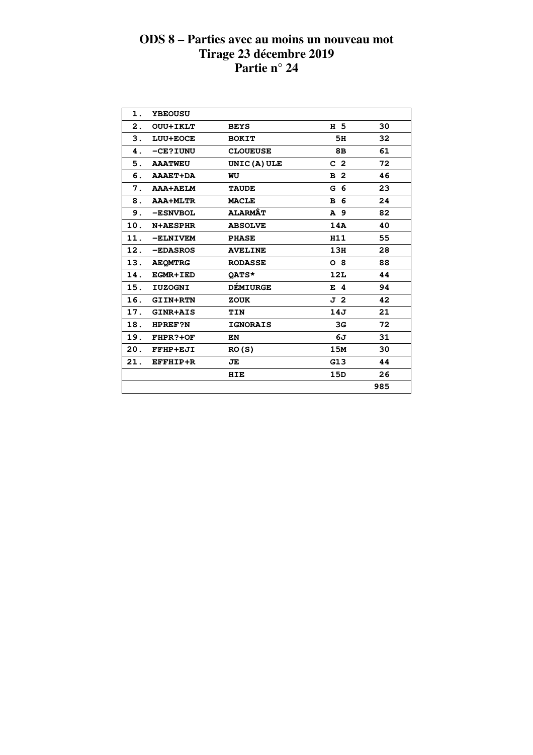# ODS 8 – Parties avec au moins un nouveau mot
# Tirage 23 décembre 2019
# Partie n° 24

| | | | | |
|---|---|---|---|---|
| 1. | YBEOUSU | | | |
| 2. | OUU+IKLT | BEYS | H 5 | 30 |
| 3. | LUU+EOCE | BOKIT | 5H | 32 |
| 4. | -CE?IUNU | CLOUEUSE | 8B | 61 |
| 5. | AAATWEU | UNIC(A)ULE | C 2 | 72 |
| 6. | AAAET+DA | WU | B 2 | 46 |
| 7. | AAA+AELM | TAUDE | G 6 | 23 |
| 8. | AAA+MLTR | MACLE | B 6 | 24 |
| 9. | -ESNVBOL | ALARMÂT | A 9 | 82 |
| 10. | N+AESPHR | ABSOLVE | 14A | 40 |
| 11. | -ELNIVEM | PHASE | H11 | 55 |
| 12. | -EDASROS | AVELINE | 13H | 28 |
| 13. | AEQMTRG | RODASSE | O 8 | 88 |
| 14. | EGMR+IED | QATS* | 12L | 44 |
| 15. | IUZOGNI | DÉMIURGE | E 4 | 94 |
| 16. | GIIN+RTN | ZOUK | J 2 | 42 |
| 17. | GINR+AIS | TIN | 14J | 21 |
| 18. | HPREF?N | IGNORAIS | 3G | 72 |
| 19. | FHPR?+OF | EN | 6J | 31 |
| 20. | FFHP+EJI | RO(S) | 15M | 30 |
| 21. | EFFHIP+R | JE | G13 | 44 |
| | | HIE | 15D | 26 |
| | | | | 985 |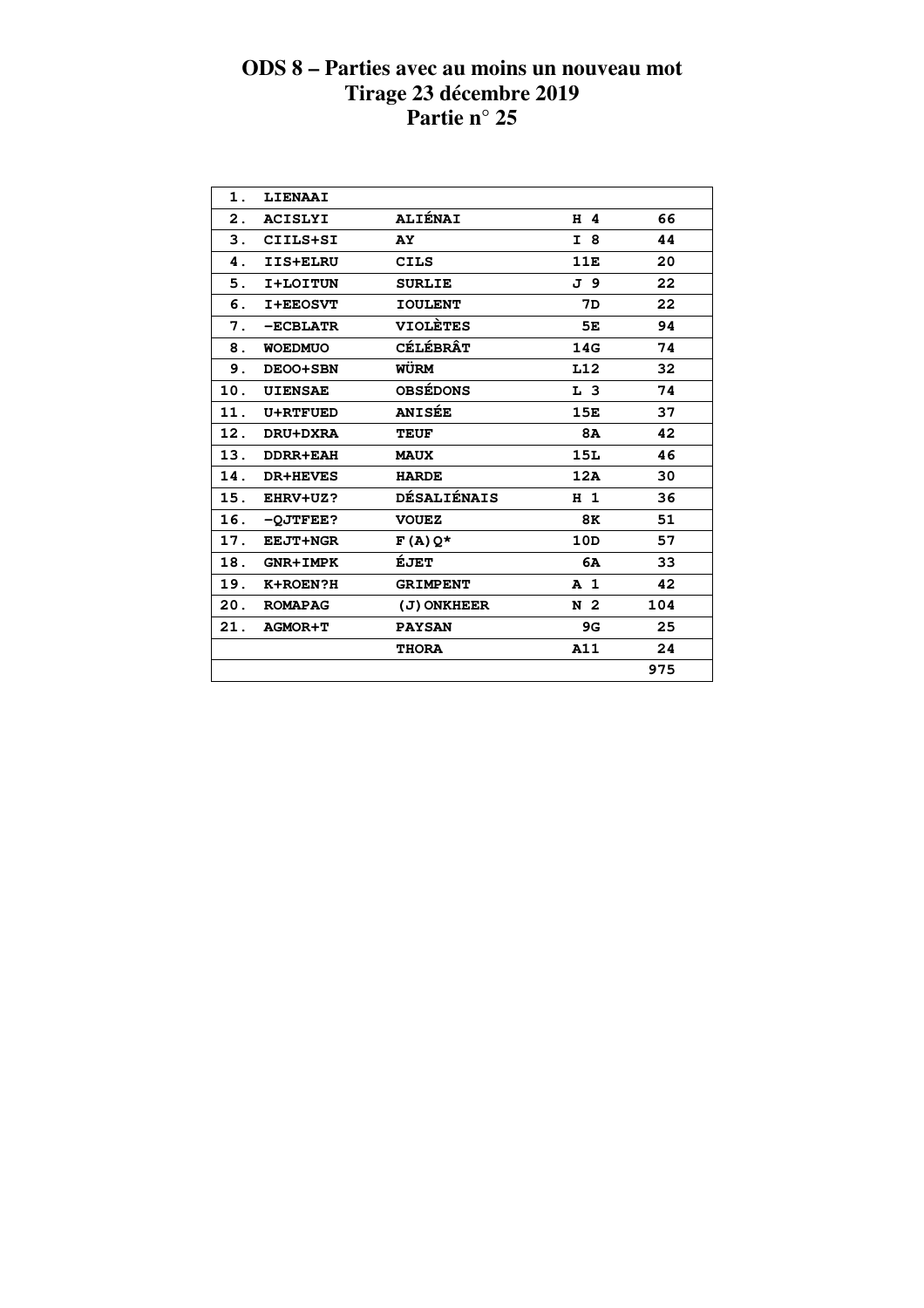# ODS 8 – Parties avec au moins un nouveau mot
# Tirage 23 décembre 2019
# Partie n° 25

| | | | | |
|---|---|---|---|---|
| 1. | LIENAAI | | | |
| 2. | ACISLYI | ALIÉNAI | H 4 | 66 |
| 3. | CIILS+SI | AY | I 8 | 44 |
| 4. | IIS+ELRU | CILS | 11E | 20 |
| 5. | I+LOITUN | SURLIE | J 9 | 22 |
| 6. | I+EEOSVT | IOULENT | 7D | 22 |
| 7. | -ECBLATR | VIOLÈTES | 5E | 94 |
| 8. | WOEDMUO | CÉLÉBRÂT | 14G | 74 |
| 9. | DEOO+SBN | WÜRM | L12 | 32 |
| 10. | UIENSAE | OBSÉDONS | L 3 | 74 |
| 11. | U+RTFUED | ANISÉE | 15E | 37 |
| 12. | DRU+DXRA | TEUF | 8A | 42 |
| 13. | DDRR+EAH | MAUX | 15L | 46 |
| 14. | DR+HEVES | HARDE | 12A | 30 |
| 15. | EHRV+UZ? | DÉSALIÉNAIS | H 1 | 36 |
| 16. | -QJTFEE? | VOUEZ | 8K | 51 |
| 17. | EEJT+NGR | F(A)Q* | 10D | 57 |
| 18. | GNR+IMPK | ÉJET | 6A | 33 |
| 19. | K+ROEN?H | GRIMPENT | A 1 | 42 |
| 20. | ROMAPAG | (J)ONKHEER | N 2 | 104 |
| 21. | AGMOR+T | PAYSAN | 9G | 25 |
| | | THORA | A11 | 24 |
| | | | | 975 |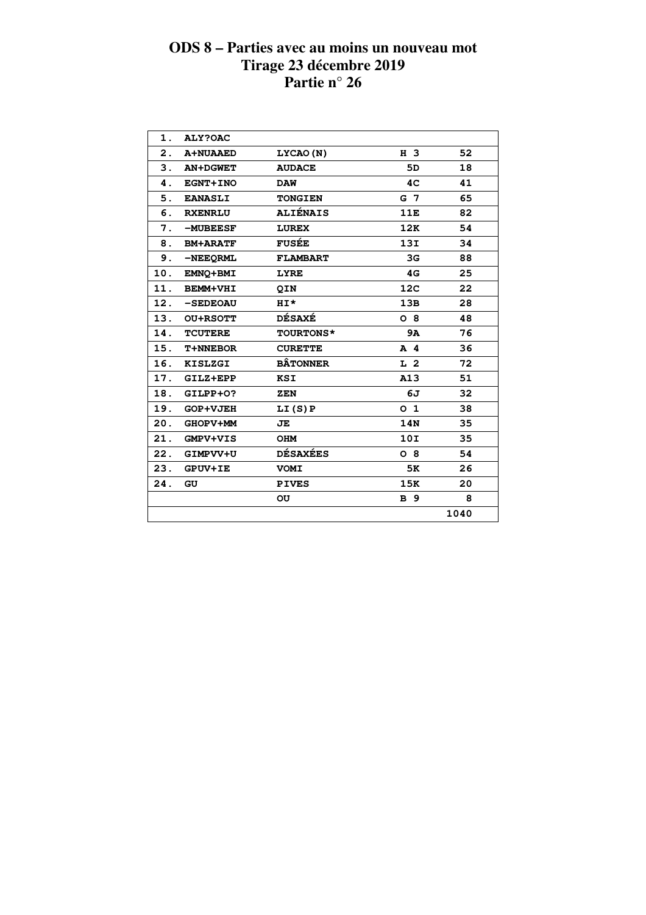# ODS 8 – Parties avec au moins un nouveau mot
## Tirage 23 décembre 2019
## Partie n° 26

| | | | | |
|---|---|---|---|---|
| 1. | ALY?OAC | | | |
| 2. | A+NUAAED | LYCAO(N) | H 3 | 52 |
| 3. | AN+DGWET | AUDACE | 5D | 18 |
| 4. | EGNT+INO | DAW | 4C | 41 |
| 5. | EANASLI | TONGIEN | G 7 | 65 |
| 6. | RXENRLU | ALIÉNAIS | 11E | 82 |
| 7. | -MUBEESF | LUREX | 12K | 54 |
| 8. | BM+ARATF | FUSÉE | 13I | 34 |
| 9. | -NEEQRML | FLAMBART | 3G | 88 |
| 10. | EMNQ+BMI | LYRE | 4G | 25 |
| 11. | BEMM+VHI | QIN | 12C | 22 |
| 12. | -SEDEOAU | HI* | 13B | 28 |
| 13. | OU+RSOTT | DÉSAXÉ | O 8 | 48 |
| 14. | TCUTERE | TOURTONS* | 9A | 76 |
| 15. | T+NNEBOR | CURETTE | A 4 | 36 |
| 16. | KISLZGI | BÂTONNER | L 2 | 72 |
| 17. | GILZ+EPP | KSI | A13 | 51 |
| 18. | GILPP+O? | ZEN | 6J | 32 |
| 19. | GOP+VJEH | LI(S)P | O 1 | 38 |
| 20. | GHOPV+MM | JE | 14N | 35 |
| 21. | GMPV+VIS | OHM | 10I | 35 |
| 22. | GIMPVV+U | DÉSAXÉES | O 8 | 54 |
| 23. | GPUV+IE | VOMI | 5K | 26 |
| 24. | GU | PIVES | 15K | 20 |
| | | OU | B 9 | 8 |
| | | | | 1040 |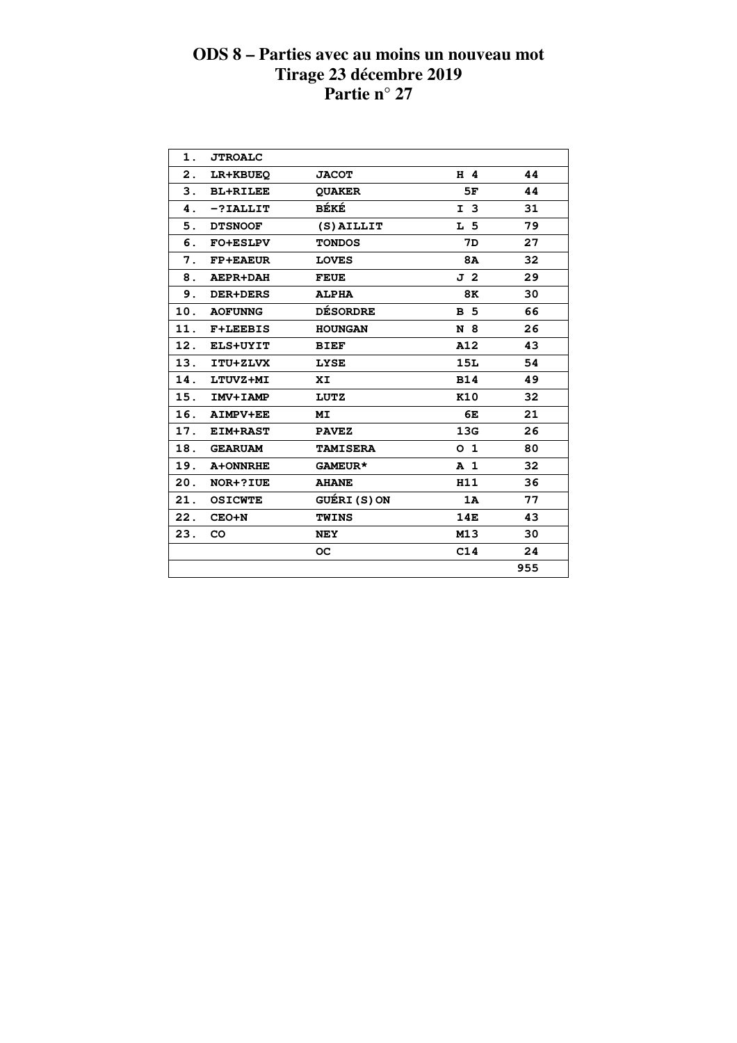# ODS 8 – Parties avec au moins un nouveau mot
## Tirage 23 décembre 2019
## Partie n° 27

| | | | | |
|---|---|---|---|---|
| 1. | JTROALC | | | |
| 2. | LR+KBUEQ | JACOT | H 4 | 44 |
| 3. | BL+RILEE | QUAKER | 5F | 44 |
| 4. | -?IALLIT | BÉKÉ | I 3 | 31 |
| 5. | DTSNOOF | (S)AILLIT | L 5 | 79 |
| 6. | FO+ESLPV | TONDOS | 7D | 27 |
| 7. | FP+EAEUR | LOVES | 8A | 32 |
| 8. | AEPR+DAH | FEUE | J 2 | 29 |
| 9. | DER+DERS | ALPHA | 8K | 30 |
| 10. | AOFUNNG | DÉSORDRE | B 5 | 66 |
| 11. | F+LEEBIS | HOUNGAN | N 8 | 26 |
| 12. | ELS+UYIT | BIEF | A12 | 43 |
| 13. | ITU+ZLVX | LYSE | 15L | 54 |
| 14. | LTUVZ+MI | XI | B14 | 49 |
| 15. | IMV+IAMP | LUTZ | K10 | 32 |
| 16. | AIMPV+EE | MI | 6E | 21 |
| 17. | EIM+RAST | PAVEZ | 13G | 26 |
| 18. | GEARUAM | TAMISERA | O 1 | 80 |
| 19. | A+ONNRHE | GAMEUR* | A 1 | 32 |
| 20. | NOR+?IUE | AHANE | H11 | 36 |
| 21. | OSICWTE | GUÉRI(S)ON | 1A | 77 |
| 22. | CEO+N | TWINS | 14E | 43 |
| 23. | CO | NEY | M13 | 30 |
| | | OC | C14 | 24 |
| | | | | 955 |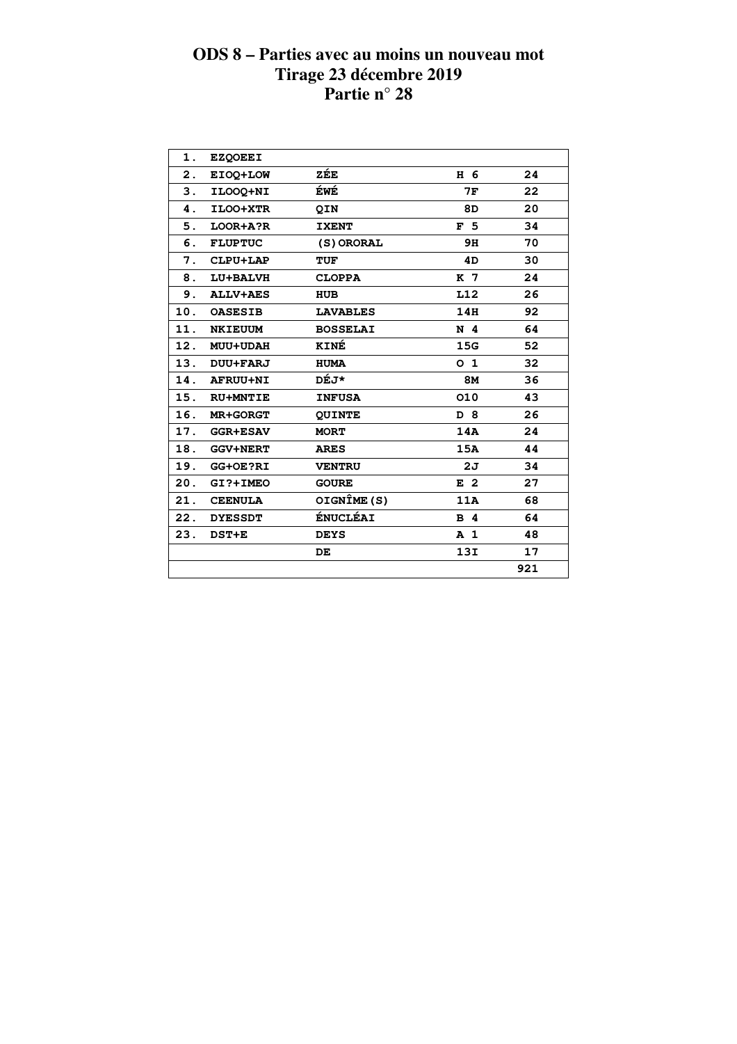# ODS 8 – Parties avec au moins un nouveau mot
## Tirage 23 décembre 2019
## Partie n° 28

| | | | | |
|---|---|---|---|---|
| 1. | EZQOEEI | | | |
| 2. | EIOQ+LOW | ZÉE | H 6 | 24 |
| 3. | ILOOQ+NI | ÉWÉ | 7F | 22 |
| 4. | ILOO+XTR | QIN | 8D | 20 |
| 5. | LOOR+A?R | IXENT | F 5 | 34 |
| 6. | FLUPTUC | (S)ORORAL | 9H | 70 |
| 7. | CLPU+LAP | TUF | 4D | 30 |
| 8. | LU+BALVH | CLOPPA | K 7 | 24 |
| 9. | ALLV+AES | HUB | L12 | 26 |
| 10. | OASESIB | LAVABLES | 14H | 92 |
| 11. | NKIEUUM | BOSSELAI | N 4 | 64 |
| 12. | MUU+UDAH | KINÉ | 15G | 52 |
| 13. | DUU+FARJ | HUMA | O 1 | 32 |
| 14. | AFRUU+NI | DÉJ* | 8M | 36 |
| 15. | RU+MNTIE | INFUSA | O10 | 43 |
| 16. | MR+GORGT | QUINTE | D 8 | 26 |
| 17. | GGR+ESAV | MORT | 14A | 24 |
| 18. | GGV+NERT | ARES | 15A | 44 |
| 19. | GG+OE?RI | VENTRU | 2J | 34 |
| 20. | GI?+IMEO | GOURE | E 2 | 27 |
| 21. | CEENULA | OIGNÎME(S) | 11A | 68 |
| 22. | DYESSDT | ÉNUCLÉAI | B 4 | 64 |
| 23. | DST+E | DEYS | A 1 | 48 |
| | | DE | 13I | 17 |
| | | | | 921 |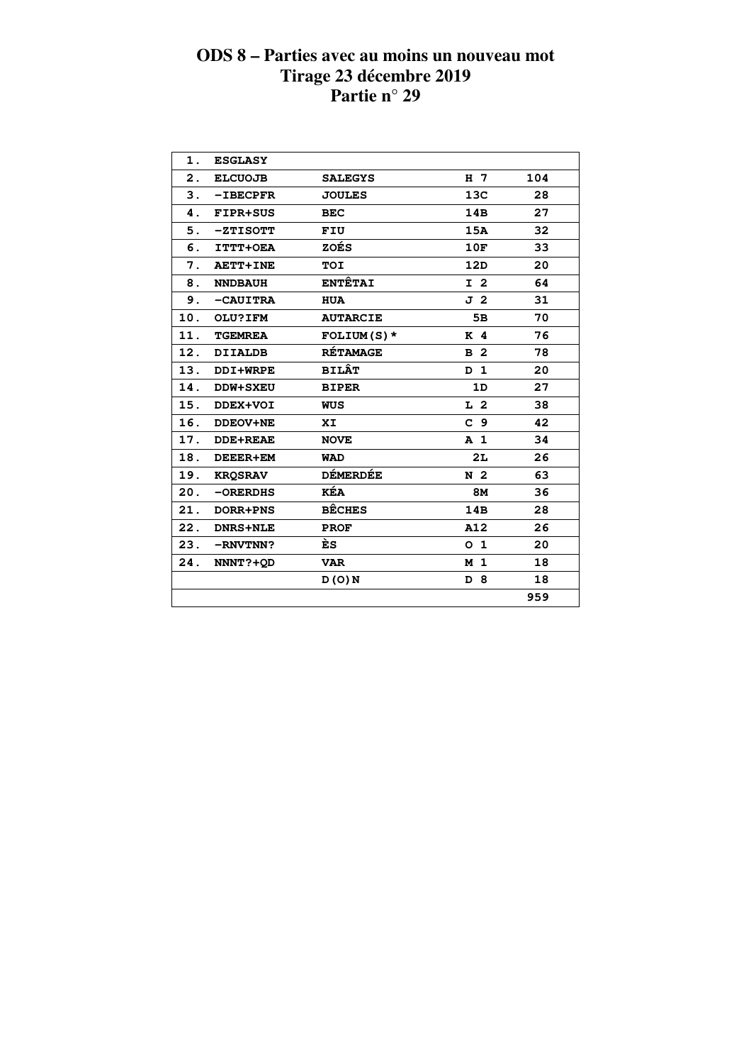# ODS 8 – Parties avec au moins un nouveau mot
## Tirage 23 décembre 2019
## Partie n° 29

| | | | | |
|---|---|---|---|---|
| 1. | ESGLASY | | | |
| 2. | ELCUOJB | SALEGYS | H 7 | 104 |
| 3. | -IBECPFR | JOULES | 13C | 28 |
| 4. | FIPR+SUS | BEC | 14B | 27 |
| 5. | -ZTISOTT | FIU | 15A | 32 |
| 6. | ITTT+OEA | ZOÉS | 10F | 33 |
| 7. | AETT+INE | TOI | 12D | 20 |
| 8. | NNDBAUH | ENTÊTAI | I 2 | 64 |
| 9. | -CAUITRA | HUA | J 2 | 31 |
| 10. | OLU?IFM | AUTARCIE | 5B | 70 |
| 11. | TGEMREA | FOLIUM(S)* | K 4 | 76 |
| 12. | DIIALDB | RÉTAMAGE | B 2 | 78 |
| 13. | DDI+WRPE | BILÂT | D 1 | 20 |
| 14. | DDW+SXEU | BIPER | 1D | 27 |
| 15. | DDEX+VOI | WUS | L 2 | 38 |
| 16. | DDEOV+NE | XI | C 9 | 42 |
| 17. | DDE+REAE | NOVE | A 1 | 34 |
| 18. | DEEER+EM | WAD | 2L | 26 |
| 19. | KRQSRAV | DÉMERDÉE | N 2 | 63 |
| 20. | -ORERDHS | KÉA | 8M | 36 |
| 21. | DORR+PNS | BÊCHES | 14B | 28 |
| 22. | DNRS+NLE | PROF | A12 | 26 |
| 23. | -RNVTNN? | ÈS | O 1 | 20 |
| 24. | NNNT?+QD | VAR | M 1 | 18 |
| | | D(O)N | D 8 | 18 |
| | | | | 959 |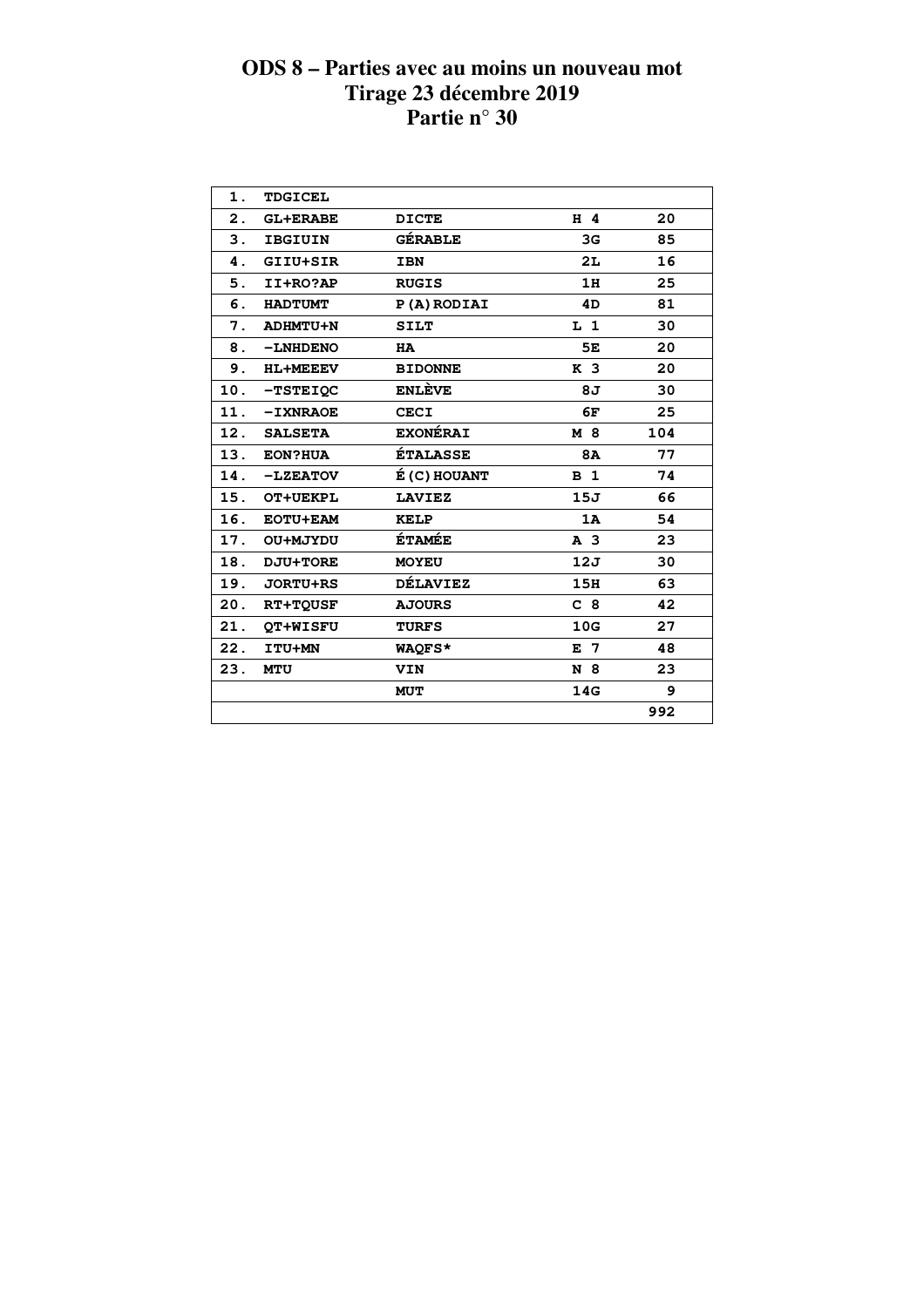# ODS 8 – Parties avec au moins un nouveau mot
## Tirage 23 décembre 2019
## Partie n° 30

| | | | | |
|---|---|---|---|---|
| 1. | TDGICEL | | | |
| 2. | GL+ERABE | DICTE | H 4 | 20 |
| 3. | IBGIUIN | GÉRABLE | 3G | 85 |
| 4. | GIIU+SIR | IBN | 2L | 16 |
| 5. | II+RO?AP | RUGIS | 1H | 25 |
| 6. | HADTUMT | P(A)RODIAI | 4D | 81 |
| 7. | ADHMTU+N | SILT | L 1 | 30 |
| 8. | -LNHDENO | HA | 5E | 20 |
| 9. | HL+MEEEV | BIDONNE | K 3 | 20 |
| 10. | -TSTEIQC | ENLÈVE | 8J | 30 |
| 11. | -IXNRAOE | CECI | 6F | 25 |
| 12. | SALSETA | EXONÉRAI | M 8 | 104 |
| 13. | EON?HUA | ÉTALASSE | 8A | 77 |
| 14. | -LZEATOV | É(C)HOUANT | B 1 | 74 |
| 15. | OT+UEKPL | LAVIEZ | 15J | 66 |
| 16. | EOTU+EAM | KELP | 1A | 54 |
| 17. | OU+MJYDU | ÉTAMÉE | A 3 | 23 |
| 18. | DJU+TORE | MOYEU | 12J | 30 |
| 19. | JORTU+RS | DÉLAVIEZ | 15H | 63 |
| 20. | RT+TQUSF | AJOURS | C 8 | 42 |
| 21. | QT+WISFU | TURFS | 10G | 27 |
| 22. | ITU+MN | WAQFS* | E 7 | 48 |
| 23. | MTU | VIN | N 8 | 23 |
| | | MUT | 14G | 9 |
| | | | | 992 |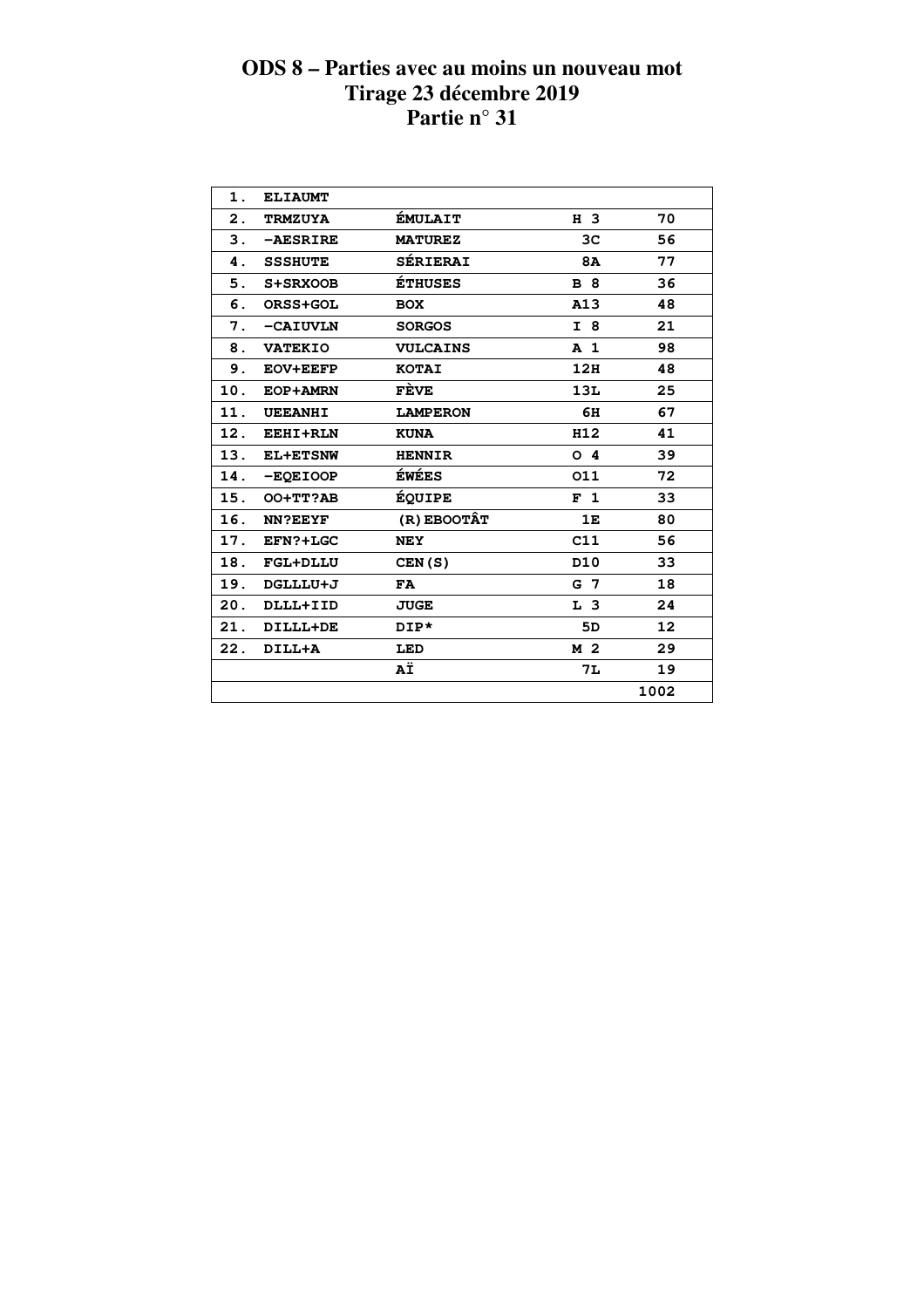# ODS 8 – Parties avec au moins un nouveau mot
## Tirage 23 décembre 2019
## Partie n° 31

| | | | | |
|---|---|---|---|---|
| 1. | ELIAUMT | | | |
| 2. | TRMZUYA | ÉMULAIT | H 3 | 70 |
| 3. | -AESRIRE | MATUREZ | 3C | 56 |
| 4. | SSSHUTE | SÉRIERAI | 8A | 77 |
| 5. | S+SRXOOB | ÉTHUSES | B 8 | 36 |
| 6. | ORSS+GOL | BOX | A13 | 48 |
| 7. | -CAIUVLN | SORGOS | I 8 | 21 |
| 8. | VATEKIO | VULCAINS | A 1 | 98 |
| 9. | EOV+EEFP | KOTAI | 12H | 48 |
| 10. | EOP+AMRN | FÈVE | 13L | 25 |
| 11. | UEEANHI | LAMPERON | 6H | 67 |
| 12. | EEHI+RLN | KUNA | H12 | 41 |
| 13. | EL+ETSNW | HENNIR | O 4 | 39 |
| 14. | -EQEIOOP | ÉWÉES | O11 | 72 |
| 15. | OO+TT?AB | ÉQUIPE | F 1 | 33 |
| 16. | NN?EEYF | (R)EBOOTÂT | 1E | 80 |
| 17. | EFN?+LGC | NEY | C11 | 56 |
| 18. | FGL+DLLU | CEN(S) | D10 | 33 |
| 19. | DGLLLU+J | FA | G 7 | 18 |
| 20. | DLLL+IID | JUGE | L 3 | 24 |
| 21. | DILLL+DE | DIP* | 5D | 12 |
| 22. | DILL+A | LED | M 2 | 29 |
| | | AÏ | 7L | 19 |
| | | | | 1002 |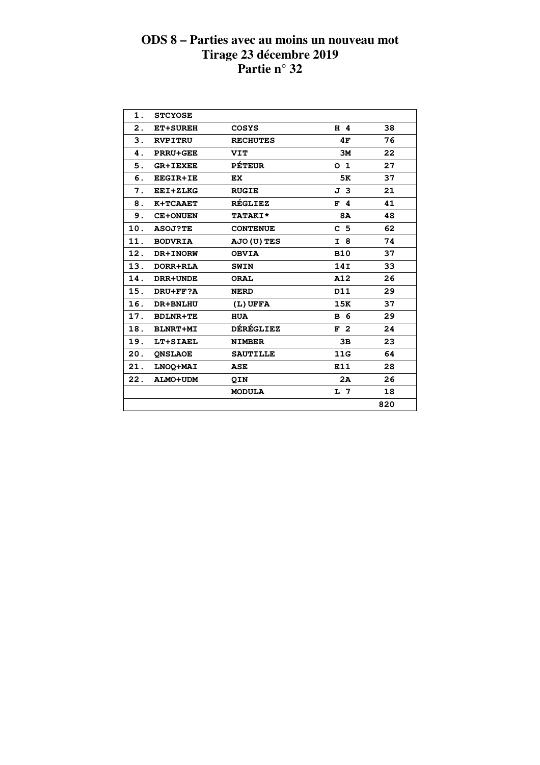# ODS 8 – Parties avec au moins un nouveau mot
## Tirage 23 décembre 2019
## Partie n° 32

| | | | | |
|---|---|---|---|---|
| 1. | STCYOSE | | | |
| 2. | ET+SUREH | COSYS | H 4 | 38 |
| 3. | RVPITRU | RECHUTES | 4F | 76 |
| 4. | PRRU+GEE | VIT | 3M | 22 |
| 5. | GR+IEXEE | PÉTEUR | O 1 | 27 |
| 6. | EEGIR+IE | EX | 5K | 37 |
| 7. | EEI+ZLKG | RUGIE | J 3 | 21 |
| 8. | K+TCAAET | RÉGLIEZ | F 4 | 41 |
| 9. | CE+ONUEN | TATAKI* | 8A | 48 |
| 10. | ASOJ?TE | CONTENUE | C 5 | 62 |
| 11. | BODVRIA | AJO(U)TES | I 8 | 74 |
| 12. | DR+INORW | OBVIA | B10 | 37 |
| 13. | DORR+RLA | SWIN | 14I | 33 |
| 14. | DRR+UNDE | ORAL | A12 | 26 |
| 15. | DRU+FF?A | NERD | D11 | 29 |
| 16. | DR+BNLHU | (L)UFFA | 15K | 37 |
| 17. | BDLNR+TE | HUA | B 6 | 29 |
| 18. | BLNRT+MI | DÉRÉGLIEZ | F 2 | 24 |
| 19. | LT+SIAEL | NIMBER | 3B | 23 |
| 20. | QNSLAOE | SAUTILLE | 11G | 64 |
| 21. | LNOQ+MAI | ASE | E11 | 28 |
| 22. | ALMO+UDM | QIN | 2A | 26 |
| | | MODULA | L 7 | 18 |
| | | | | 820 |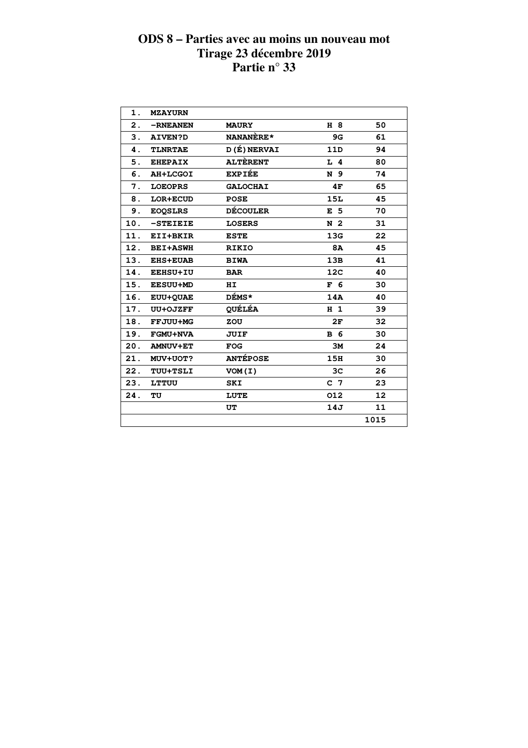# ODS 8 – Parties avec au moins un nouveau mot
# Tirage 23 décembre 2019
# Partie n° 33

| | | | | |
|---|---|---|---|---|
| 1. | MZAYURN | | | |
| 2. | -RNEANEN | MAURY | H 8 | 50 |
| 3. | AIVEN?D | NANANÈRE* | 9G | 61 |
| 4. | TLNRTAE | D(É)NERVAI | 11D | 94 |
| 5. | EHEPAIX | ALTÈRENT | L 4 | 80 |
| 6. | AH+LCGOI | EXPIÉE | N 9 | 74 |
| 7. | LOEOPRS | GALOCHAI | 4F | 65 |
| 8. | LOR+ECUD | POSE | 15L | 45 |
| 9. | EOQSLRS | DÉCOULER | E 5 | 70 |
| 10. | -STEIEIE | LOSERS | N 2 | 31 |
| 11. | EII+BKIR | ESTE | 13G | 22 |
| 12. | BEI+ASWH | RIKIO | 8A | 45 |
| 13. | EHS+EUAB | BIWA | 13B | 41 |
| 14. | EEHSU+IU | BAR | 12C | 40 |
| 15. | EESUU+MD | HI | F 6 | 30 |
| 16. | EUU+QUAE | DÉMS* | 14A | 40 |
| 17. | UU+OJZFF | QUÉLÉA | H 1 | 39 |
| 18. | FFJUU+MG | ZOU | 2F | 32 |
| 19. | FGMU+NVA | JUIF | B 6 | 30 |
| 20. | AMNUV+ET | FOG | 3M | 24 |
| 21. | MUV+UOT? | ANTÉPOSE | 15H | 30 |
| 22. | TUU+TSLI | VOM(I) | 3C | 26 |
| 23. | LTTUU | SKI | C 7 | 23 |
| 24. | TU | LUTE | O12 | 12 |
| | | UT | 14J | 11 |
| | | | | 1015 |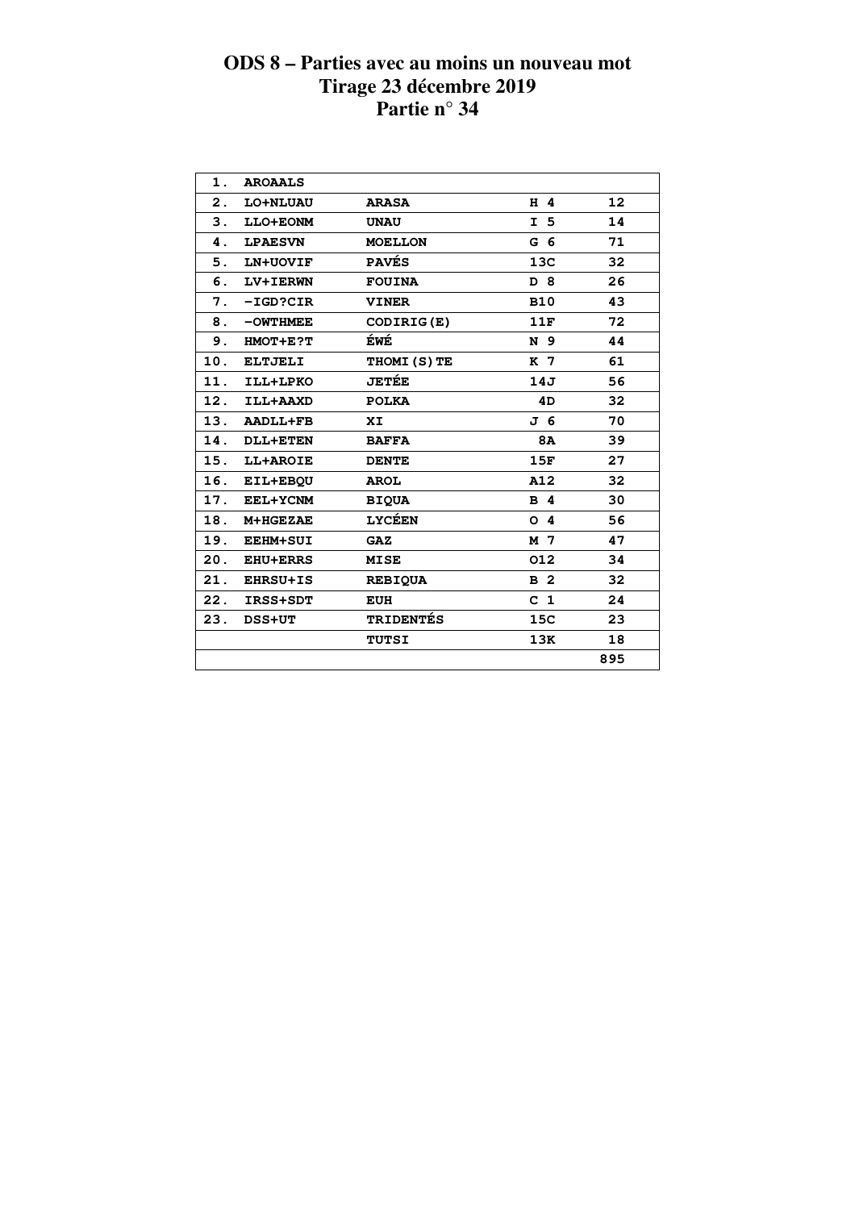# ODS 8 – Parties avec au moins un nouveau mot
## Tirage 23 décembre 2019
## Partie n° 34

| | | | | |
|---|---|---|---|---|
| 1. | AROAALS | | | |
| 2. | LO+NLUAU | ARASA | H 4 | 12 |
| 3. | LLO+EONM | UNAU | I 5 | 14 |
| 4. | LPAESVN | MOELLON | G 6 | 71 |
| 5. | LN+UOVIF | PAVÉS | 13C | 32 |
| 6. | LV+IERWN | FOUINA | D 8 | 26 |
| 7. | -IGD?CIR | VINER | B10 | 43 |
| 8. | -OWTHMEE | CODIRIG(E) | 11F | 72 |
| 9. | HMOT+E?T | ÉWÉ | N 9 | 44 |
| 10. | ELTJELI | THOMI(S)TE | K 7 | 61 |
| 11. | ILL+LPKO | JETÉE | 14J | 56 |
| 12. | ILL+AAXD | POLKA | 4D | 32 |
| 13. | AADLL+FB | XI | J 6 | 70 |
| 14. | DLL+ETEN | BAFFA | 8A | 39 |
| 15. | LL+AROIE | DENTE | 15F | 27 |
| 16. | EIL+EBQU | AROL | A12 | 32 |
| 17. | EEL+YCNM | BIQUA | B 4 | 30 |
| 18. | M+HGEZAE | LYCÉEN | O 4 | 56 |
| 19. | EEHM+SUI | GAZ | M 7 | 47 |
| 20. | EHU+ERRS | MISE | O12 | 34 |
| 21. | EHRSU+IS | REBIQUA | B 2 | 32 |
| 22. | IRSS+SDT | EUH | C 1 | 24 |
| 23. | DSS+UT | TRIDENTÉS | 15C | 23 |
| | | TUTSI | 13K | 18 |
| | | | | 895 |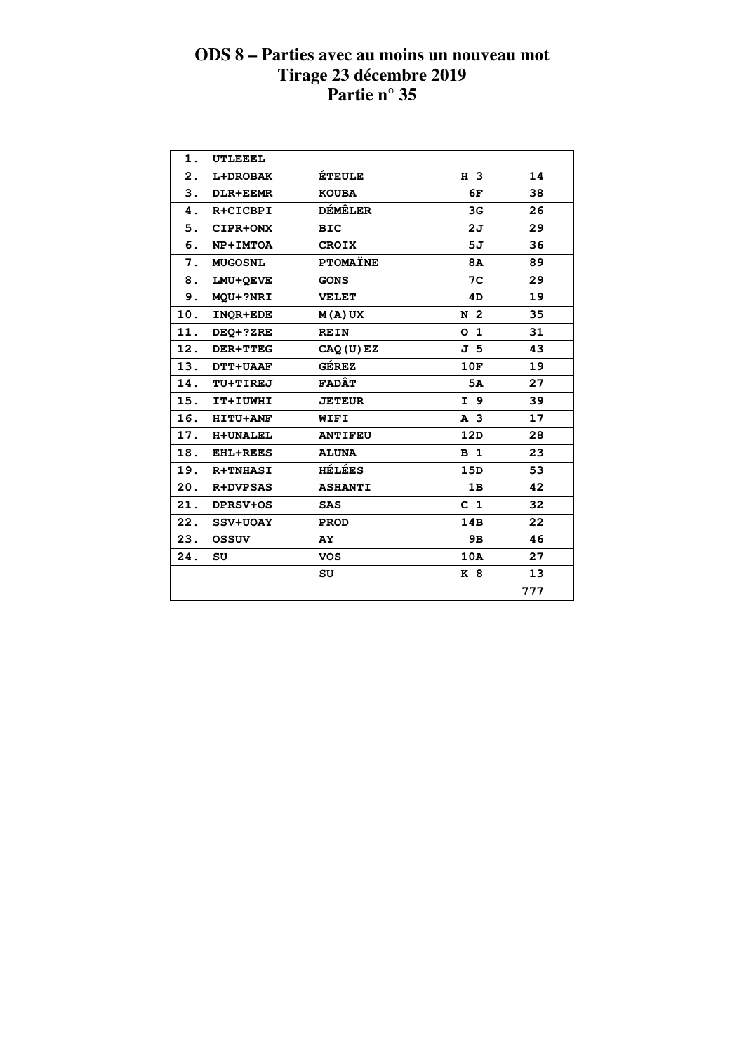# ODS 8 – Parties avec au moins un nouveau mot
## Tirage 23 décembre 2019
## Partie n° 35

| | | | | |
|---|---|---|---|---|
| 1. | UTLEEEL | | | |
| 2. | L+DROBAK | ÉTEULE | H 3 | 14 |
| 3. | DLR+EEMR | KOUBA | 6F | 38 |
| 4. | R+CICBPI | DÉMÊLER | 3G | 26 |
| 5. | CIPR+ONX | BIC | 2J | 29 |
| 6. | NP+IMTOA | CROIX | 5J | 36 |
| 7. | MUGOSNL | PTOMAÏNE | 8A | 89 |
| 8. | LMU+QEVE | GONS | 7C | 29 |
| 9. | MQU+?NRI | VELET | 4D | 19 |
| 10. | INQR+EDE | M(A)UX | N 2 | 35 |
| 11. | DEQ+?ZRE | REIN | O 1 | 31 |
| 12. | DER+TTEG | CAQ(U)EZ | J 5 | 43 |
| 13. | DTT+UAAF | GÉREZ | 10F | 19 |
| 14. | TU+TIREJ | FADÂT | 5A | 27 |
| 15. | IT+IUWHI | JETEUR | I 9 | 39 |
| 16. | HITU+ANF | WIFI | A 3 | 17 |
| 17. | H+UNALEL | ANTIFEU | 12D | 28 |
| 18. | EHL+REES | ALUNA | B 1 | 23 |
| 19. | R+TNHASI | HÉLÉES | 15D | 53 |
| 20. | R+DVPSAS | ASHANTI | 1B | 42 |
| 21. | DPRSV+OS | SAS | C 1 | 32 |
| 22. | SSV+UOAY | PROD | 14B | 22 |
| 23. | OSSUV | AY | 9B | 46 |
| 24. | SU | VOS | 10A | 27 |
| | | SU | K 8 | 13 |
| | | | | 777 |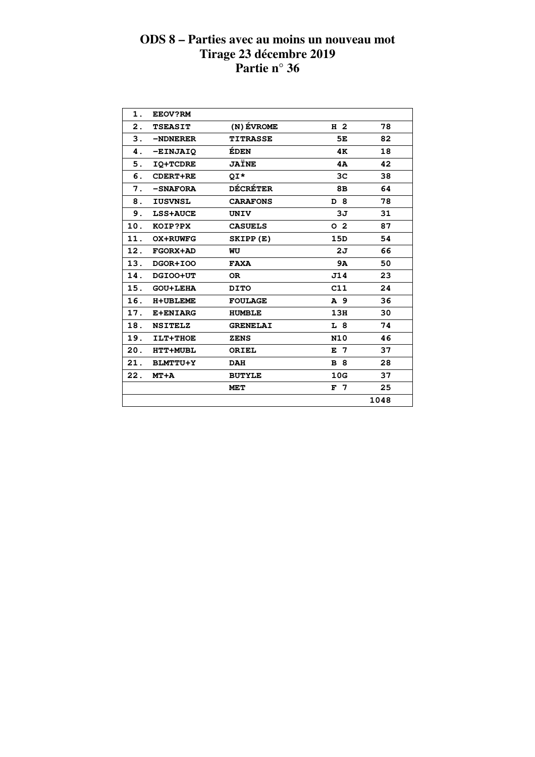# ODS 8 – Parties avec au moins un nouveau mot
## Tirage 23 décembre 2019
## Partie n° 36

| | | | | |
|---|---|---|---|---|
| 1. | EEOV?RM | | | |
| 2. | TSEASIT | (N)ÉVROME | H 2 | 78 |
| 3. | -NDNERER | TITRASSE | 5E | 82 |
| 4. | -EINJAIQ | ÉDEN | 4K | 18 |
| 5. | IQ+TCDRE | JAÏNE | 4A | 42 |
| 6. | CDERT+RE | QI* | 3C | 38 |
| 7. | -SNAFORA | DÉCRÉTER | 8B | 64 |
| 8. | IUSVNSL | CARAFONS | D 8 | 78 |
| 9. | LSS+AUCE | UNIV | 3J | 31 |
| 10. | KOIP?PX | CASUELS | O 2 | 87 |
| 11. | OX+RUWFG | SKIPP(E) | 15D | 54 |
| 12. | FGORX+AD | WU | 2J | 66 |
| 13. | DGOR+IOO | FAXA | 9A | 50 |
| 14. | DGIOO+UT | OR | J14 | 23 |
| 15. | GOU+LEHA | DITO | C11 | 24 |
| 16. | H+UBLEME | FOULAGE | A 9 | 36 |
| 17. | E+ENIARG | HUMBLE | 13H | 30 |
| 18. | NSITELZ | GRENELAI | L 8 | 74 |
| 19. | ILT+THOE | ZENS | N10 | 46 |
| 20. | HTT+MUBL | ORIEL | E 7 | 37 |
| 21. | BLMTTU+Y | DAH | B 8 | 28 |
| 22. | MT+A | BUTYLE | 10G | 37 |
| | | MET | F 7 | 25 |
| | | | | 1048 |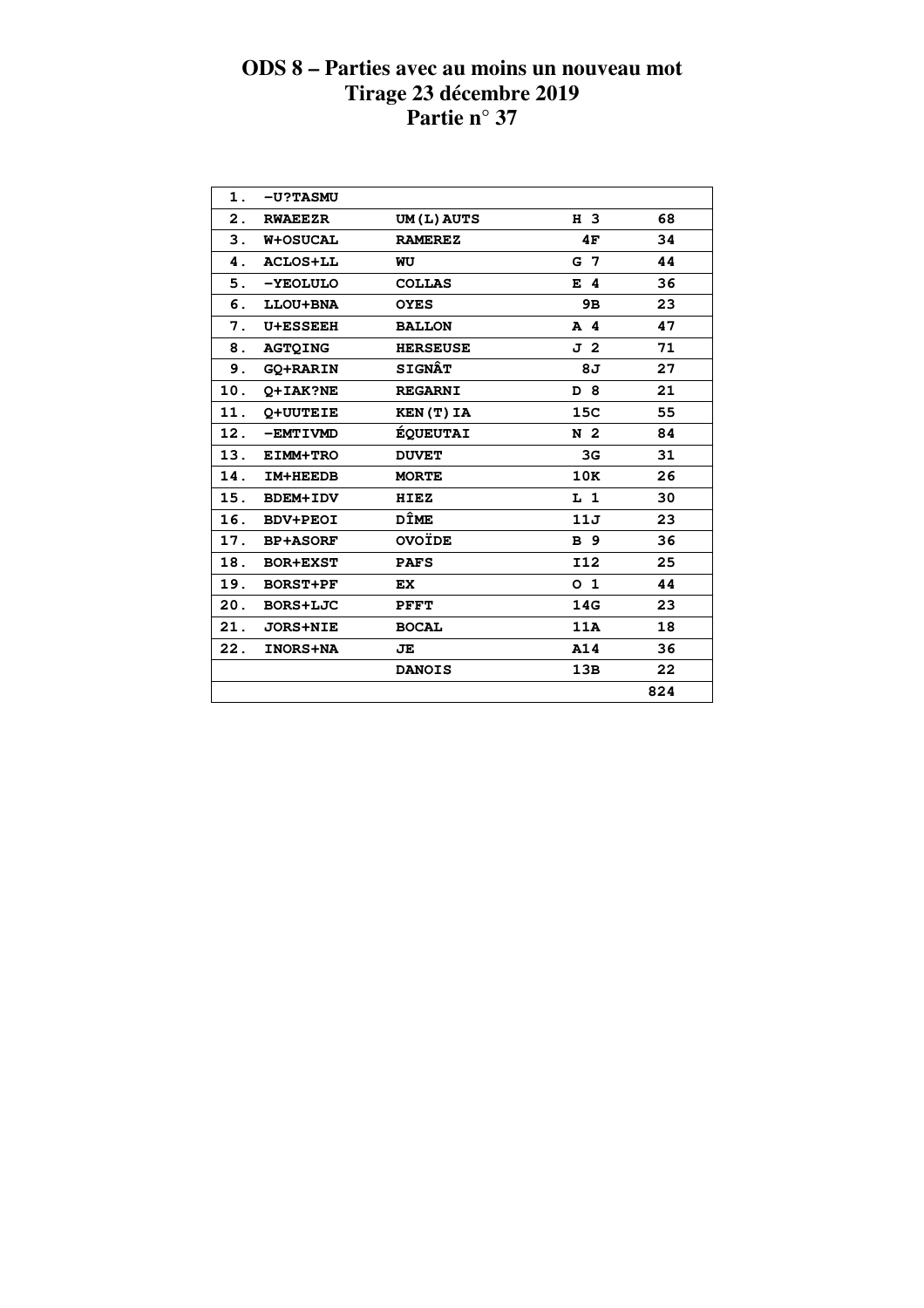# ODS 8 – Parties avec au moins un nouveau mot
## Tirage 23 décembre 2019
## Partie n° 37

| | | | | |
|---|---|---|---|---|
| 1. | -U?TASMU | | | |
| 2. | RWAEEZR | UM(L)AUTS | H 3 | 68 |
| 3. | W+OSUCAL | RAMEREZ | 4F | 34 |
| 4. | ACLOS+LL | WU | G 7 | 44 |
| 5. | -YEOLULO | COLLAS | E 4 | 36 |
| 6. | LLOU+BNA | OYES | 9B | 23 |
| 7. | U+ESSEEH | BALLON | A 4 | 47 |
| 8. | AGTQING | HERSEUSE | J 2 | 71 |
| 9. | GQ+RARIN | SIGNÂT | 8J | 27 |
| 10. | Q+IAK?NE | REGARNI | D 8 | 21 |
| 11. | Q+UUTEIE | KEN(T)IA | 15C | 55 |
| 12. | -EMTIVMD | ÉQUEUTAI | N 2 | 84 |
| 13. | EIMM+TRO | DUVET | 3G | 31 |
| 14. | IM+HEEDB | MORTE | 10K | 26 |
| 15. | BDEM+IDV | HIEZ | L 1 | 30 |
| 16. | BDV+PEOI | DÎME | 11J | 23 |
| 17. | BP+ASORF | OVOÏDE | B 9 | 36 |
| 18. | BOR+EXST | PAFS | I12 | 25 |
| 19. | BORST+PF | EX | O 1 | 44 |
| 20. | BORS+LJC | PFFT | 14G | 23 |
| 21. | JORS+NIE | BOCAL | 11A | 18 |
| 22. | INORS+NA | JE | A14 | 36 |
| | | DANOIS | 13B | 22 |
| | | | | 824 |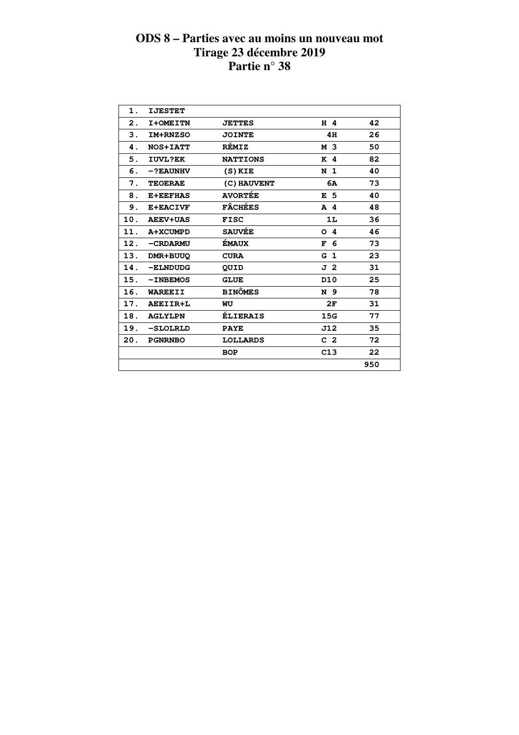# ODS 8 – Parties avec au moins un nouveau mot
## Tirage 23 décembre 2019
## Partie n° 38

| | | | | |
|---|---|---|---|---|
| 1. | IJESTET | | | |
| 2. | I+OMEITN | JETTES | H 4 | 42 |
| 3. | IM+RNZSO | JOINTE | 4H | 26 |
| 4. | NOS+IATT | RÉMIZ | M 3 | 50 |
| 5. | IUVL?EK | NATTIONS | K 4 | 82 |
| 6. | -?EAUNHV | (S)KIE | N 1 | 40 |
| 7. | TEOERAE | (C)HAUVENT | 6A | 73 |
| 8. | E+EEFHAS | AVORTÉE | E 5 | 40 |
| 9. | E+EACIVF | FÂCHÉES | A 4 | 48 |
| 10. | AEEV+UAS | FISC | 1L | 36 |
| 11. | A+XCUMPD | SAUVÉE | O 4 | 46 |
| 12. | -CRDARMU | ÉMAUX | F 6 | 73 |
| 13. | DMR+BUUQ | CURA | G 1 | 23 |
| 14. | -ELNDUDG | QUID | J 2 | 31 |
| 15. | -INBEMOS | GLUE | D10 | 25 |
| 16. | WAREEII | BINÔMES | N 9 | 78 |
| 17. | AEEIIR+L | WU | 2F | 31 |
| 18. | AGLYLPN | ÉLIERAIS | 15G | 77 |
| 19. | -SLOLRLD | PAYE | J12 | 35 |
| 20. | PGNRNBO | LOLLARDS | C 2 | 72 |
| | | BOP | C13 | 22 |
| | | | | 950 |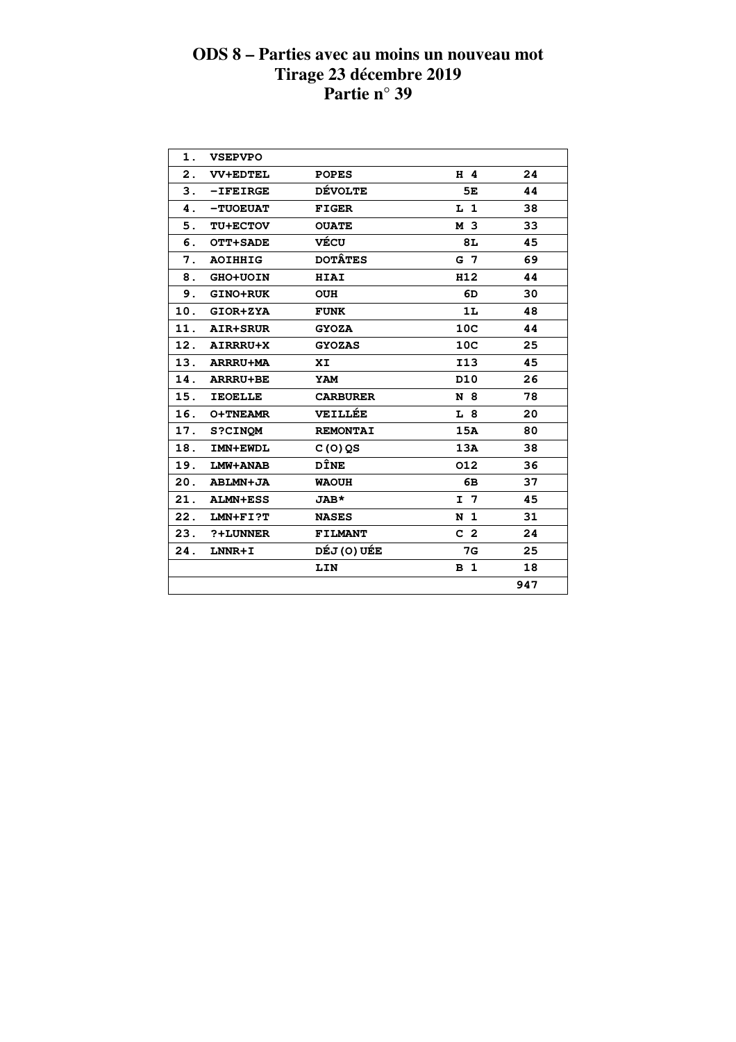# ODS 8 – Parties avec au moins un nouveau mot
## Tirage 23 décembre 2019
## Partie n° 39

| | | | | |
|---|---|---|---|---|
| 1. | VSEPVPO | | | |
| 2. | VV+EDTEL | POPES | H 4 | 24 |
| 3. | -IFEIRGE | DÉVOLTE | 5E | 44 |
| 4. | -TUOEUAT | FIGER | L 1 | 38 |
| 5. | TU+ECTOV | OUATE | M 3 | 33 |
| 6. | OTT+SADE | VÉCU | 8L | 45 |
| 7. | AOIHHIG | DOTÂTES | G 7 | 69 |
| 8. | GHO+UOIN | HIAI | H12 | 44 |
| 9. | GINO+RUK | OUH | 6D | 30 |
| 10. | GIOR+ZYA | FUNK | 1L | 48 |
| 11. | AIR+SRUR | GYOZA | 10C | 44 |
| 12. | AIRRRU+X | GYOZAS | 10C | 25 |
| 13. | ARRRU+MA | XI | I13 | 45 |
| 14. | ARRRU+BE | YAM | D10 | 26 |
| 15. | IEOELLE | CARBURER | N 8 | 78 |
| 16. | O+TNEAMR | VEILLÉE | L 8 | 20 |
| 17. | S?CINQM | REMONTAI | 15A | 80 |
| 18. | IMN+EWDL | C(O)QS | 13A | 38 |
| 19. | LMW+ANAB | DÎNE | O12 | 36 |
| 20. | ABLMN+JA | WAOUH | 6B | 37 |
| 21. | ALMN+ESS | JAB* | I 7 | 45 |
| 22. | LMN+FI?T | NASES | N 1 | 31 |
| 23. | ?+LUNNER | FILMANT | C 2 | 24 |
| 24. | LNNR+I | DÉJ(O)UÉE | 7G | 25 |
| | | LIN | B 1 | 18 |
| | | | | 947 |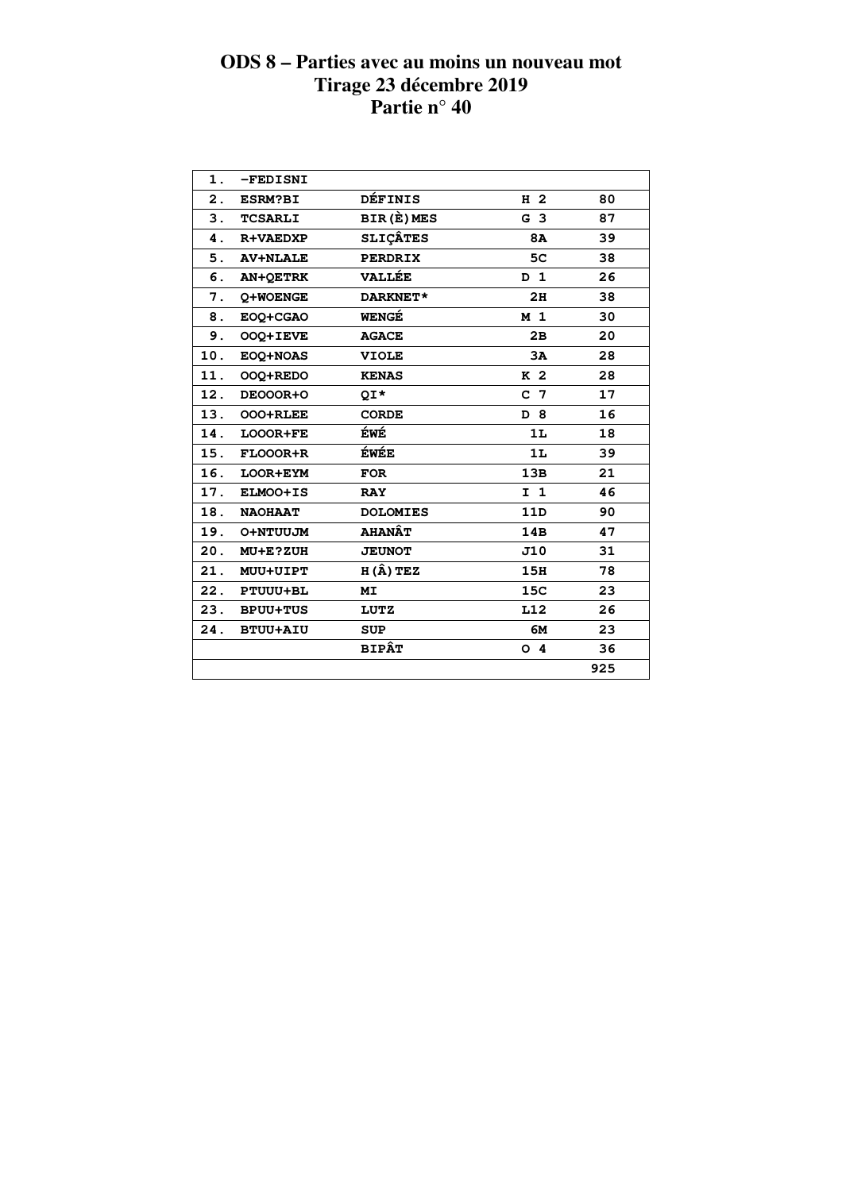# ODS 8 – Parties avec au moins un nouveau mot
## Tirage 23 décembre 2019
## Partie n° 40

| | | | | |
|---|---|---|---|---|
| 1. | -FEDISNI | | | |
| 2. | ESRM?BI | DÉFINIS | H 2 | 80 |
| 3. | TCSARLI | BIR(È)MES | G 3 | 87 |
| 4. | R+VAEDXP | SLIÇÂTES | 8A | 39 |
| 5. | AV+NLALE | PERDRIX | 5C | 38 |
| 6. | AN+QETRK | VALLÉE | D 1 | 26 |
| 7. | Q+WOENGE | DARKNET* | 2H | 38 |
| 8. | EOQ+CGAO | WENGÉ | M 1 | 30 |
| 9. | OOQ+IEVE | AGACE | 2B | 20 |
| 10. | EOQ+NOAS | VIOLE | 3A | 28 |
| 11. | OOQ+REDO | KENAS | K 2 | 28 |
| 12. | DEOOOR+O | QI* | C 7 | 17 |
| 13. | OOO+RLEE | CORDE | D 8 | 16 |
| 14. | LOOOR+FE | ÉWÉ | 1L | 18 |
| 15. | FLOOOR+R | ÉWÉE | 1L | 39 |
| 16. | LOOR+EYM | FOR | 13B | 21 |
| 17. | ELMOO+IS | RAY | I 1 | 46 |
| 18. | NAOHAAT | DOLOMIES | 11D | 90 |
| 19. | O+NTUUJM | AHANÂT | 14B | 47 |
| 20. | MU+E?ZUH | JEUNOT | J10 | 31 |
| 21. | MUU+UIPT | H(Â)TEZ | 15H | 78 |
| 22. | PTUUU+BL | MI | 15C | 23 |
| 23. | BPUU+TUS | LUTZ | L12 | 26 |
| 24. | BTUU+AIU | SUP | 6M | 23 |
| | | BIPÂT | O 4 | 36 |
| | | | | 925 |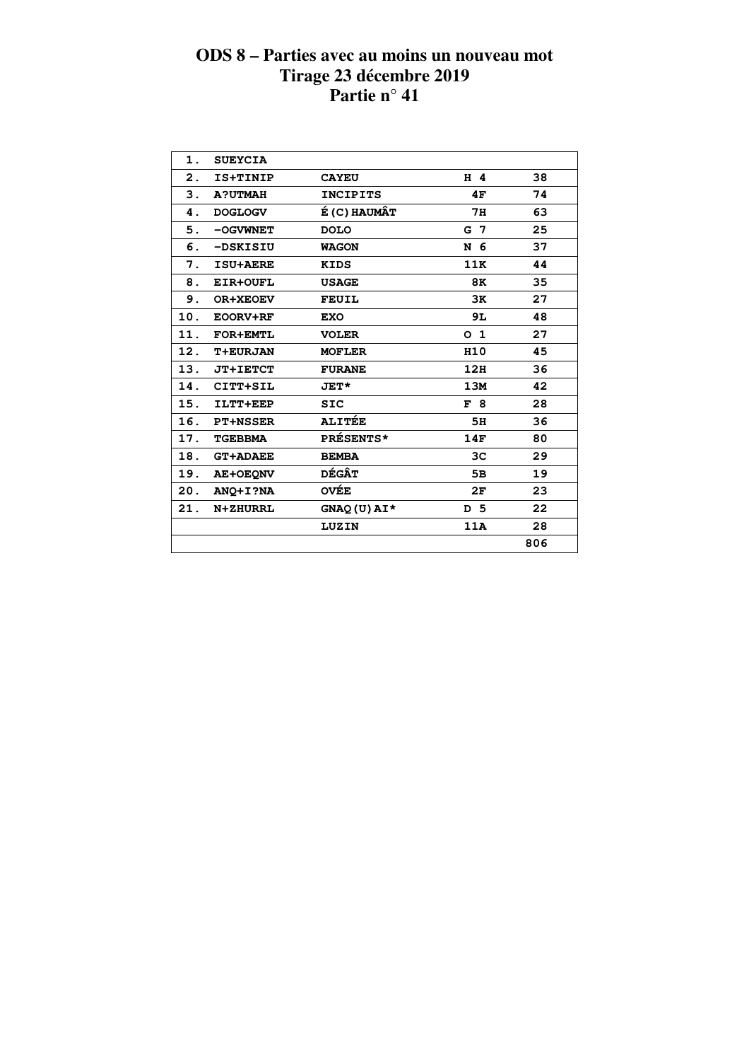# ODS 8 – Parties avec au moins un nouveau mot
## Tirage 23 décembre 2019
## Partie n° 41

| | | | | |
|---|---|---|---|---|
| 1. | SUEYCIA | | | |
| 2. | IS+TINIP | CAYEU | H 4 | 38 |
| 3. | A?UTMAH | INCIPITS | 4F | 74 |
| 4. | DOGLOGV | É(C)HAUMÂT | 7H | 63 |
| 5. | -OGVWNET | DOLO | G 7 | 25 |
| 6. | -DSKISIU | WAGON | N 6 | 37 |
| 7. | ISU+AERE | KIDS | 11K | 44 |
| 8. | EIR+OUFL | USAGE | 8K | 35 |
| 9. | OR+XEOEV | FEUIL | 3K | 27 |
| 10. | EOORV+RF | EXO | 9L | 48 |
| 11. | FOR+EMTL | VOLER | O 1 | 27 |
| 12. | T+EURJAN | MOFLER | H10 | 45 |
| 13. | JT+IETCT | FURANE | 12H | 36 |
| 14. | CITT+SIL | JET* | 13M | 42 |
| 15. | ILTT+EEP | SIC | F 8 | 28 |
| 16. | PT+NSSER | ALITÉE | 5H | 36 |
| 17. | TGEBBMA | PRÉSENTS* | 14F | 80 |
| 18. | GT+ADAEE | BEMBA | 3C | 29 |
| 19. | AE+OEQNV | DÉGÂT | 5B | 19 |
| 20. | ANQ+I?NA | OVÉE | 2F | 23 |
| 21. | N+ZHURRL | GNAQ(U)AI* | D 5 | 22 |
| | | LUZIN | 11A | 28 |
| | | | | 806 |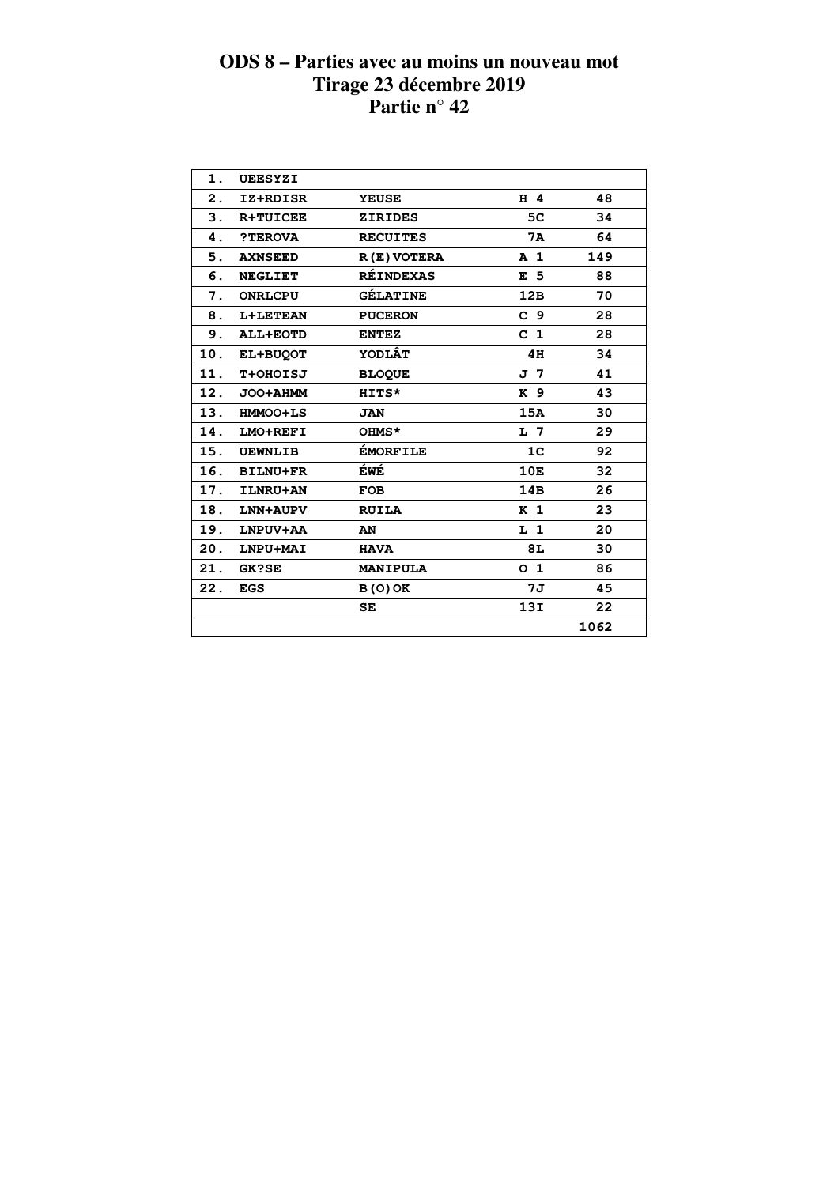# ODS 8 – Parties avec au moins un nouveau mot
# Tirage 23 décembre 2019
# Partie n° 42

| | | | | |
|---|---|---|---|---|
| 1. | UEESYZI | | | |
| 2. | IZ+RDISR | YEUSE | H 4 | 48 |
| 3. | R+TUICEE | ZIRIDES | 5C | 34 |
| 4. | ?TEROVA | RECUITES | 7A | 64 |
| 5. | AXNSEED | R(E)VOTERA | A 1 | 149 |
| 6. | NEGLIET | RÉINDEXAS | E 5 | 88 |
| 7. | ONRLCPU | GÉLATINE | 12B | 70 |
| 8. | L+LETEAN | PUCERON | C 9 | 28 |
| 9. | ALL+EOTD | ENTEZ | C 1 | 28 |
| 10. | EL+BUQOT | YODLÂT | 4H | 34 |
| 11. | T+OHOISJ | BLOQUE | J 7 | 41 |
| 12. | JOO+AHMM | HITS* | K 9 | 43 |
| 13. | HMMOO+LS | JAN | 15A | 30 |
| 14. | LMO+REFI | OHMS* | L 7 | 29 |
| 15. | UEWNLIB | ÉMORFILE | 1C | 92 |
| 16. | BILNU+FR | ÉWÉ | 10E | 32 |
| 17. | ILNRU+AN | FOB | 14B | 26 |
| 18. | LNN+AUPV | RUILA | K 1 | 23 |
| 19. | LNPUV+AA | AN | L 1 | 20 |
| 20. | LNPU+MAI | HAVA | 8L | 30 |
| 21. | GK?SE | MANIPULA | O 1 | 86 |
| 22. | EGS | B(O)OK | 7J | 45 |
| | | SE | 13I | 22 |
| | | | | 1062 |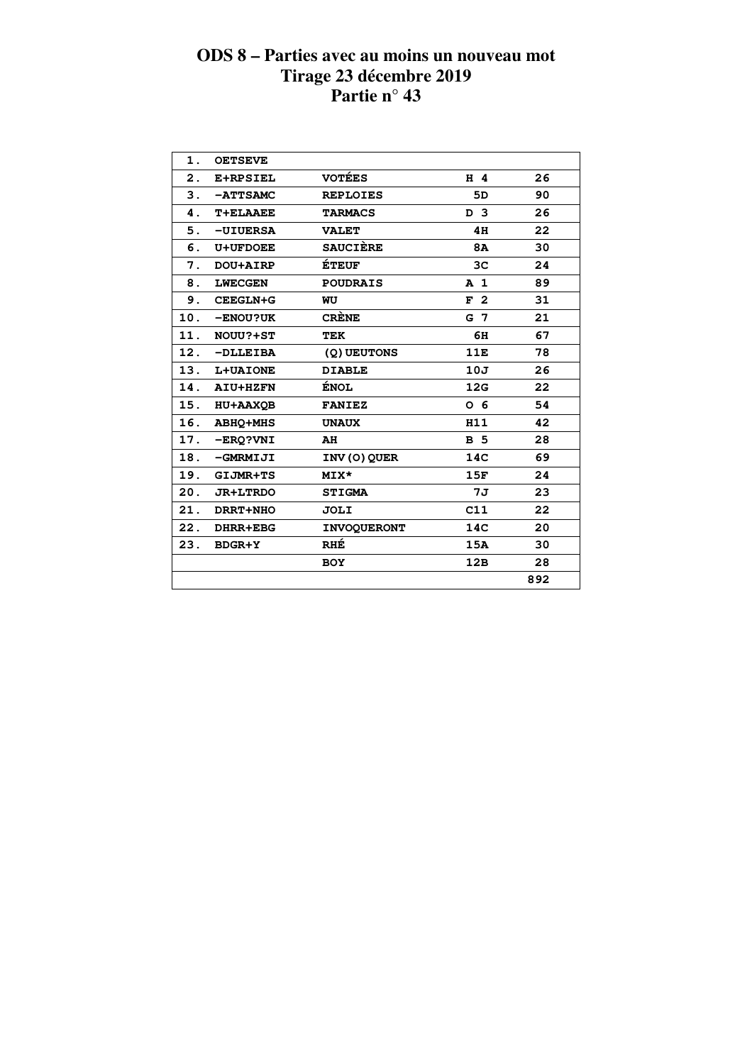# ODS 8 – Parties avec au moins un nouveau mot
## Tirage 23 décembre 2019
## Partie n° 43

| | | | | |
|---|---|---|---|---|
| 1. | OETSEVE | | | |
| 2. | E+RPSIEL | VOTÉES | H 4 | 26 |
| 3. | -ATTSAMC | REPLOIES | 5D | 90 |
| 4. | T+ELAAEE | TARMACS | D 3 | 26 |
| 5. | -UIUERSA | VALET | 4H | 22 |
| 6. | U+UFDOEE | SAUCIÈRE | 8A | 30 |
| 7. | DOU+AIRP | ÉTEUF | 3C | 24 |
| 8. | LWECGEN | POUDRAIS | A 1 | 89 |
| 9. | CEEGLN+G | WU | F 2 | 31 |
| 10. | -ENOU?UK | CRÈNE | G 7 | 21 |
| 11. | NOUU?+ST | TEK | 6H | 67 |
| 12. | -DLLEIBA | (Q)UEUTONS | 11E | 78 |
| 13. | L+UAIONE | DIABLE | 10J | 26 |
| 14. | AIU+HZFN | ÉNOL | 12G | 22 |
| 15. | HU+AAXQB | FANIEZ | O 6 | 54 |
| 16. | ABHQ+MHS | UNAUX | H11 | 42 |
| 17. | -ERQ?VNI | AH | B 5 | 28 |
| 18. | -GMRMIJI | INV(O)QUER | 14C | 69 |
| 19. | GIJMR+TS | MIX* | 15F | 24 |
| 20. | JR+LTRDO | STIGMA | 7J | 23 |
| 21. | DRRT+NHO | JOLI | C11 | 22 |
| 22. | DHRR+EBG | INVOQUERONT | 14C | 20 |
| 23. | BDGR+Y | RHÉ | 15A | 30 |
| | | BOY | 12B | 28 |
| | | | | 892 |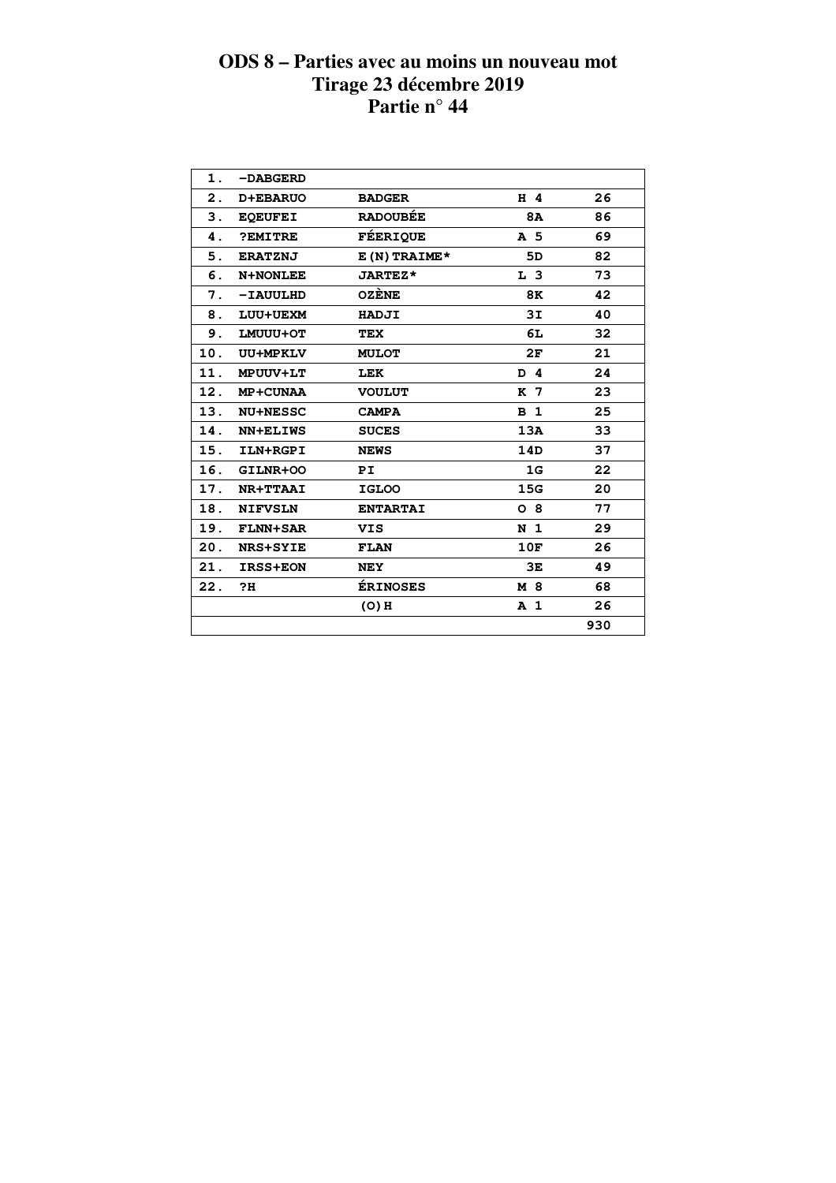# ODS 8 – Parties avec au moins un nouveau mot
# Tirage 23 décembre 2019
# Partie n° 44

| | | | | |
|---|---|---|---|---|
| 1. | –DABGERD | | | |
| 2. | D+EBARUO | BADGER | H 4 | 26 |
| 3. | EQEUFEI | RADOUBÉE | 8A | 86 |
| 4. | ?EMITRE | FÉERIQUE | A 5 | 69 |
| 5. | ERATZNJ | E(N)TRAIME* | 5D | 82 |
| 6. | N+NONLEE | JARTEZ* | L 3 | 73 |
| 7. | –IAUULHD | OZÈNE | 8K | 42 |
| 8. | LUU+UEXM | HADJI | 3I | 40 |
| 9. | LMUUU+OT | TEX | 6L | 32 |
| 10. | UU+MPKLV | MULOT | 2F | 21 |
| 11. | MPUUV+LT | LEK | D 4 | 24 |
| 12. | MP+CUNAA | VOULUT | K 7 | 23 |
| 13. | NU+NESSC | CAMPA | B 1 | 25 |
| 14. | NN+ELIWS | SUCES | 13A | 33 |
| 15. | ILN+RGPI | NEWS | 14D | 37 |
| 16. | GILNR+OO | PI | 1G | 22 |
| 17. | NR+TTAAI | IGLOO | 15G | 20 |
| 18. | NIFVSLN | ENTARTAI | O 8 | 77 |
| 19. | FLNN+SAR | VIS | N 1 | 29 |
| 20. | NRS+SYIE | FLAN | 10F | 26 |
| 21. | IRSS+EON | NEY | 3E | 49 |
| 22. | ?H | ÉRINOSES | M 8 | 68 |
| | | (O)H | A 1 | 26 |
| | | | | 930 |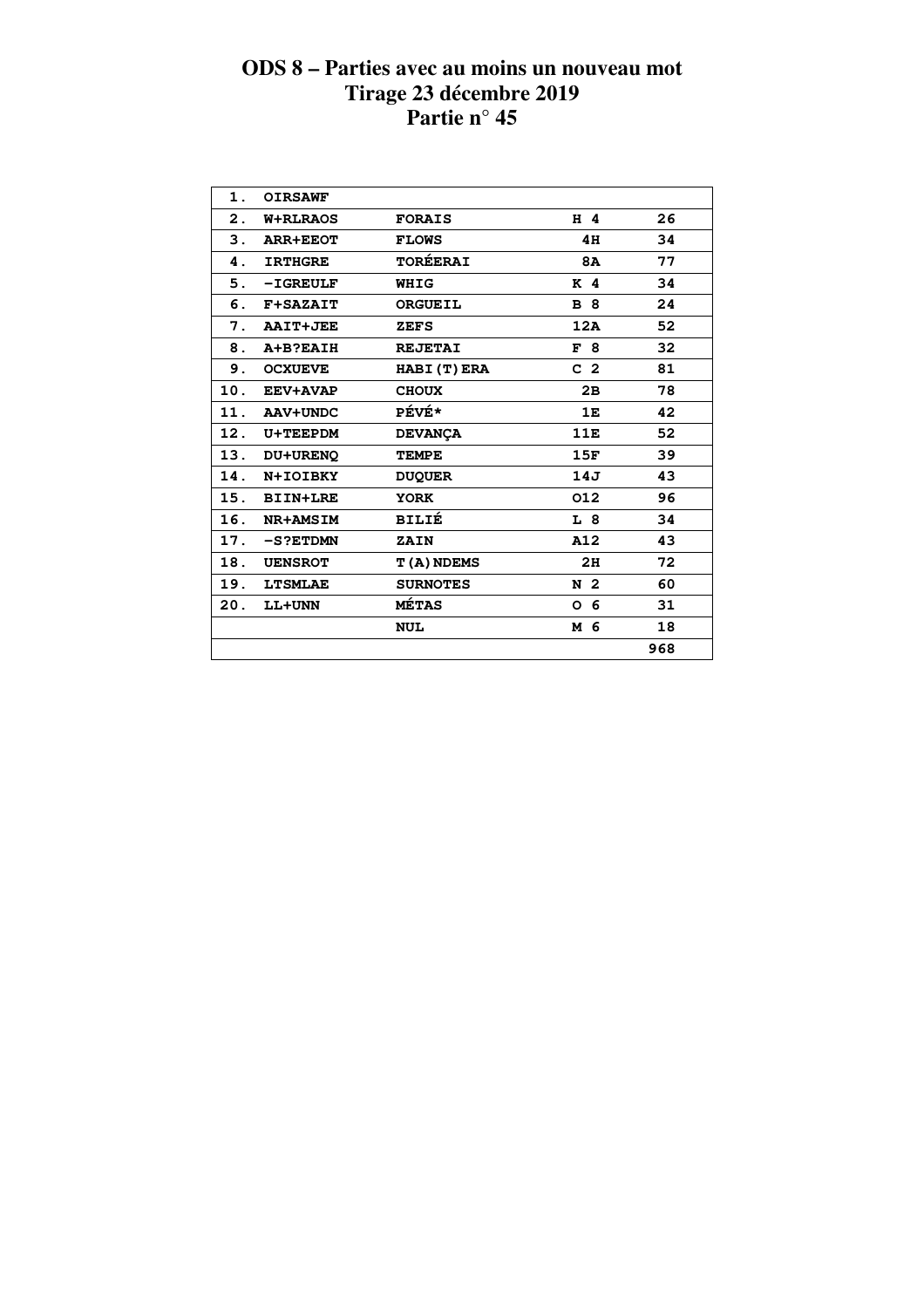# ODS 8 – Parties avec au moins un nouveau mot
## Tirage 23 décembre 2019
## Partie n° 45

| | | | | |
|---|---|---|---|---|
| 1. | OIRSAWF | | | |
| 2. | W+RLRAOS | FORAIS | H 4 | 26 |
| 3. | ARR+EEOT | FLOWS | 4H | 34 |
| 4. | IRTHGRE | TORÉERAI | 8A | 77 |
| 5. | -IGREULF | WHIG | K 4 | 34 |
| 6. | F+SAZAIT | ORGUEIL | B 8 | 24 |
| 7. | AAIT+JEE | ZEFS | 12A | 52 |
| 8. | A+B?EAIH | REJETAI | F 8 | 32 |
| 9. | OCXUEVE | HABI(T)ERA | C 2 | 81 |
| 10. | EEV+AVAP | CHOUX | 2B | 78 |
| 11. | AAV+UNDC | PÉVÉ* | 1E | 42 |
| 12. | U+TEEPDM | DEVANÇA | 11E | 52 |
| 13. | DU+URENQ | TEMPE | 15F | 39 |
| 14. | N+IOIBKY | DUQUER | 14J | 43 |
| 15. | BIIN+LRE | YORK | O12 | 96 |
| 16. | NR+AMSIM | BILIÉ | L 8 | 34 |
| 17. | -S?ETDMN | ZAIN | A12 | 43 |
| 18. | UENSROT | T(A)NDEMS | 2H | 72 |
| 19. | LTSMLAE | SURNOTES | N 2 | 60 |
| 20. | LL+UNN | MÉTAS | O 6 | 31 |
| | | NUL | M 6 | 18 |
| | | | | 968 |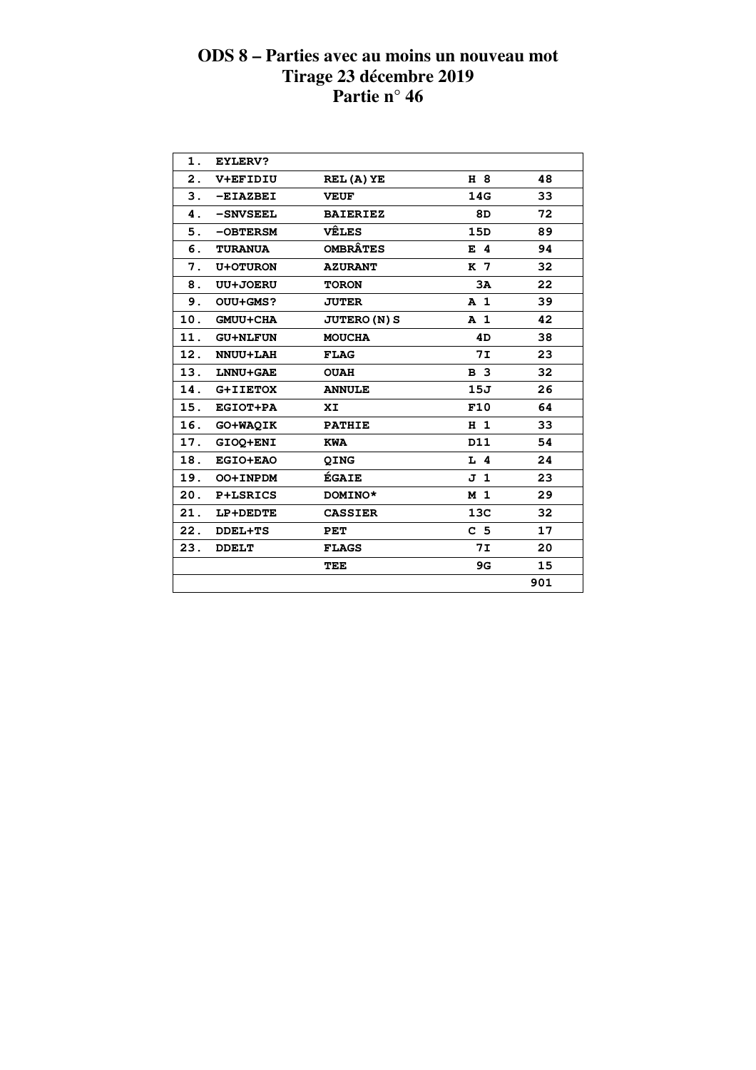# ODS 8 – Parties avec au moins un nouveau mot
# Tirage 23 décembre 2019
# Partie n° 46

| | | | | |
|---|---|---|---|---|
| 1. | EYLERV? | | | |
| 2. | V+EFIDIU | REL(A)YE | H 8 | 48 |
| 3. | -EIAZBEI | VEUF | 14G | 33 |
| 4. | -SNVSEEL | BAIERIEZ | 8D | 72 |
| 5. | -OBTERSM | VÊLES | 15D | 89 |
| 6. | TURANUA | OMBRÂTES | E 4 | 94 |
| 7. | U+OTURON | AZURANT | K 7 | 32 |
| 8. | UU+JOERU | TORON | 3A | 22 |
| 9. | OUU+GMS? | JUTER | A 1 | 39 |
| 10. | GMUU+CHA | JUTERO(N)S | A 1 | 42 |
| 11. | GU+NLFUN | MOUCHA | 4D | 38 |
| 12. | NNUU+LAH | FLAG | 7I | 23 |
| 13. | LNNU+GAE | OUAH | B 3 | 32 |
| 14. | G+IIETOX | ANNULE | 15J | 26 |
| 15. | EGIOT+PA | XI | F10 | 64 |
| 16. | GO+WAQIK | PATHIE | H 1 | 33 |
| 17. | GIOQ+ENI | KWA | D11 | 54 |
| 18. | EGIO+EAO | QING | L 4 | 24 |
| 19. | OO+INPDM | ÉGAIE | J 1 | 23 |
| 20. | P+LSRICS | DOMINO* | M 1 | 29 |
| 21. | LP+DEDTE | CASSIER | 13C | 32 |
| 22. | DDEL+TS | PET | C 5 | 17 |
| 23. | DDELT | FLAGS | 7I | 20 |
| | | TEE | 9G | 15 |
| | | | | 901 |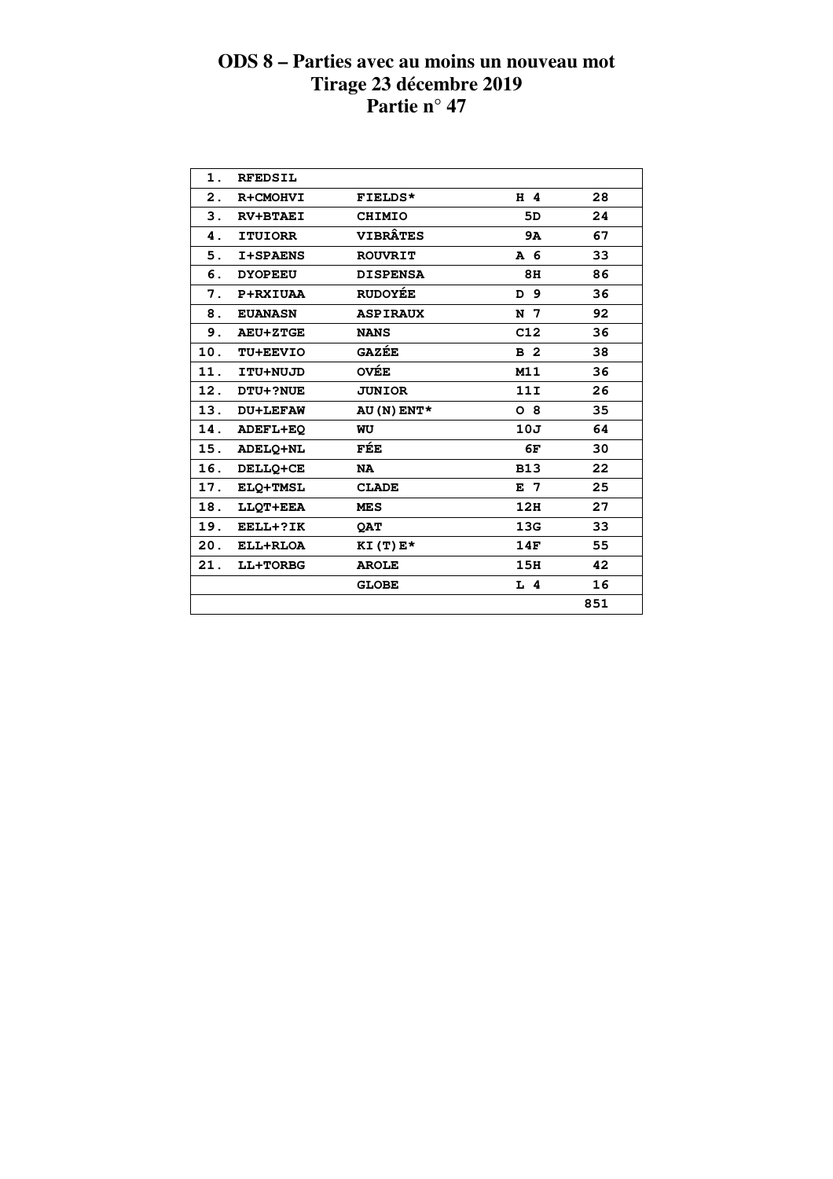# ODS 8 – Parties avec au moins un nouveau mot
## Tirage 23 décembre 2019
## Partie n° 47

| | | | | |
|---|---|---|---|---|
| 1. | RFEDSIL | | | |
| 2. | R+CMOHVI | FIELDS* | H 4 | 28 |
| 3. | RV+BTAEI | CHIMIO | 5D | 24 |
| 4. | ITUIORR | VIBRÂTES | 9A | 67 |
| 5. | I+SPAENS | ROUVRIT | A 6 | 33 |
| 6. | DYOPEEU | DISPENSA | 8H | 86 |
| 7. | P+RXIUAA | RUDOYÉE | D 9 | 36 |
| 8. | EUANASN | ASPIRAUX | N 7 | 92 |
| 9. | AEU+ZTGE | NANS | C12 | 36 |
| 10. | TU+EEVIO | GAZÉE | B 2 | 38 |
| 11. | ITU+NUJD | OVÉE | M11 | 36 |
| 12. | DTU+?NUE | JUNIOR | 11I | 26 |
| 13. | DU+LEFAW | AU(N)ENT* | O 8 | 35 |
| 14. | ADEFL+EQ | WU | 10J | 64 |
| 15. | ADELQ+NL | FÉE | 6F | 30 |
| 16. | DELLQ+CE | NA | B13 | 22 |
| 17. | ELQ+TMSL | CLADE | E 7 | 25 |
| 18. | LLQT+EEA | MES | 12H | 27 |
| 19. | EELL+?IK | QAT | 13G | 33 |
| 20. | ELL+RLOA | KI(T)E* | 14F | 55 |
| 21. | LL+TORBG | AROLE | 15H | 42 |
| | | GLOBE | L 4 | 16 |
| | | | | 851 |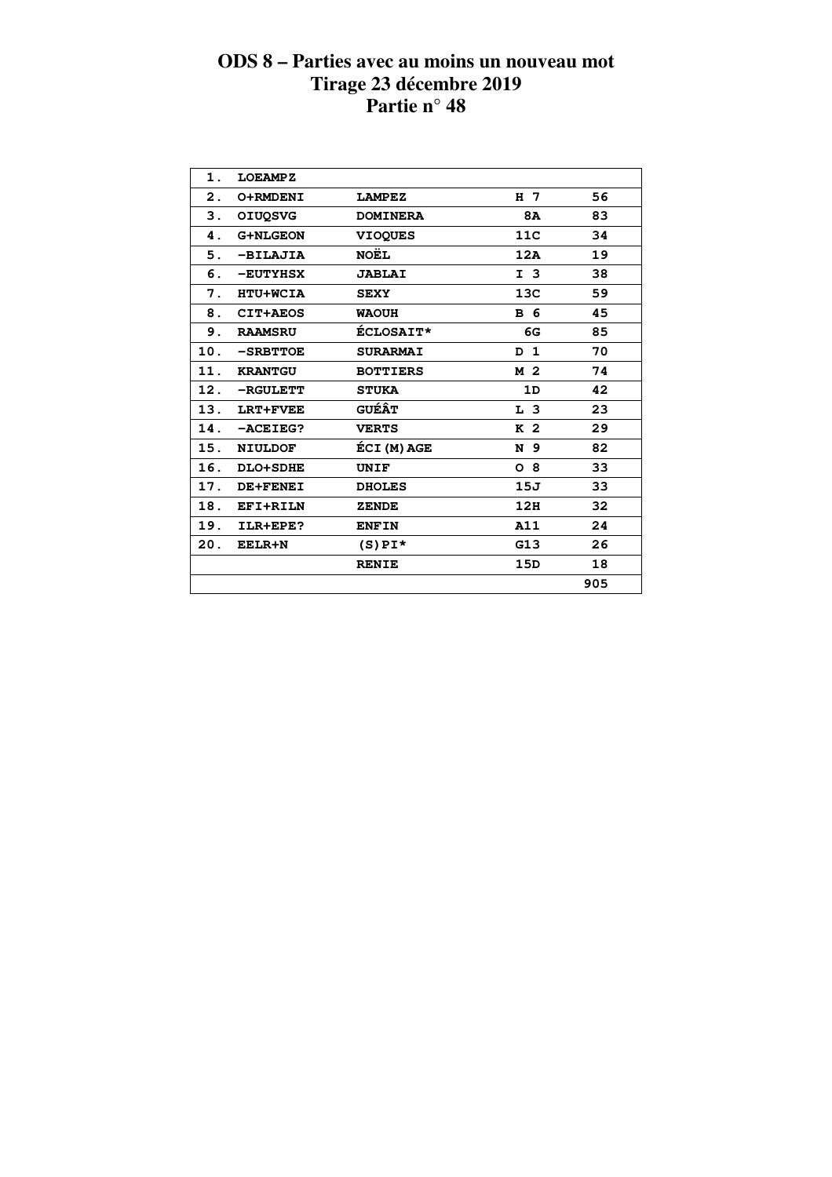# ODS 8 – Parties avec au moins un nouveau mot
# Tirage 23 décembre 2019
# Partie n° 48

| | | | | |
|---|---|---|---|---|
| 1. | LOEAMPZ | | | |
| 2. | O+RMDENI | LAMPEZ | H 7 | 56 |
| 3. | OIUQSVG | DOMINERA | 8A | 83 |
| 4. | G+NLGEON | VIOQUES | 11C | 34 |
| 5. | -BILAJIA | NOËL | 12A | 19 |
| 6. | -EUTYHSX | JABLAI | I 3 | 38 |
| 7. | HTU+WCIA | SEXY | 13C | 59 |
| 8. | CIT+AEOS | WAOUH | B 6 | 45 |
| 9. | RAAMSRU | ÉCLOSAIT* | 6G | 85 |
| 10. | -SRBTTOE | SURARMAI | D 1 | 70 |
| 11. | KRANTGU | BOTTIERS | M 2 | 74 |
| 12. | -RGULETT | STUKA | 1D | 42 |
| 13. | LRT+FVEE | GUÉÂT | L 3 | 23 |
| 14. | -ACEIEG? | VERTS | K 2 | 29 |
| 15. | NIULDOF | ÉCI(M)AGE | N 9 | 82 |
| 16. | DLO+SDHE | UNIF | O 8 | 33 |
| 17. | DE+FENEI | DHOLES | 15J | 33 |
| 18. | EFI+RILN | ZENDE | 12H | 32 |
| 19. | ILR+EPE? | ENFIN | A11 | 24 |
| 20. | EELR+N | (S)PI* | G13 | 26 |
| | | RENIE | 15D | 18 |
| | | | | 905 |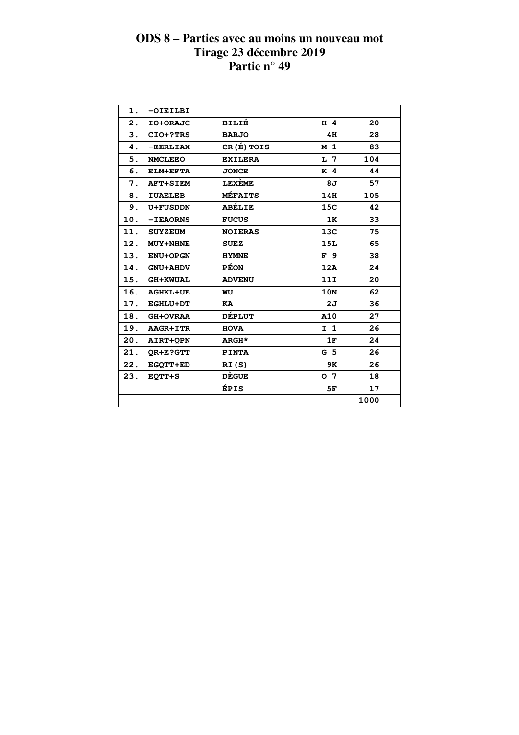# ODS 8 – Parties avec au moins un nouveau mot
## Tirage 23 décembre 2019
## Partie n° 49

| | | | | |
|---|---|---|---|---|
| 1. | -OIEILBI | | | |
| 2. | IO+ORAJC | BILIÉ | H 4 | 20 |
| 3. | CIO+?TRS | BARJO | 4H | 28 |
| 4. | -EERLIAX | CR(É)TOIS | M 1 | 83 |
| 5. | NMCLEEO | EXILERA | L 7 | 104 |
| 6. | ELM+EFTA | JONCE | K 4 | 44 |
| 7. | AFT+SIEM | LEXÈME | 8J | 57 |
| 8. | IUAELEB | MÉFAITS | 14H | 105 |
| 9. | U+FUSDDN | ABÉLIE | 15C | 42 |
| 10. | -IEAORNS | FUCUS | 1K | 33 |
| 11. | SUYZEUM | NOIERAS | 13C | 75 |
| 12. | MUY+NHNE | SUEZ | 15L | 65 |
| 13. | ENU+OPGN | HYMNE | F 9 | 38 |
| 14. | GNU+AHDV | PÉON | 12A | 24 |
| 15. | GH+KWUAL | ADVENU | 11I | 20 |
| 16. | AGHKL+UE | WU | 10N | 62 |
| 17. | EGHLU+DT | KA | 2J | 36 |
| 18. | GH+OVRAA | DÉPLUT | A10 | 27 |
| 19. | AAGR+ITR | HOVA | I 1 | 26 |
| 20. | AIRT+QPN | ARGH* | 1F | 24 |
| 21. | QR+E?GTT | PINTA | G 5 | 26 |
| 22. | EGQTT+ED | RI(S) | 9K | 26 |
| 23. | EQTT+S | DÈGUE | O 7 | 18 |
| | | ÉPIS | 5F | 17 |
| | | | | 1000 |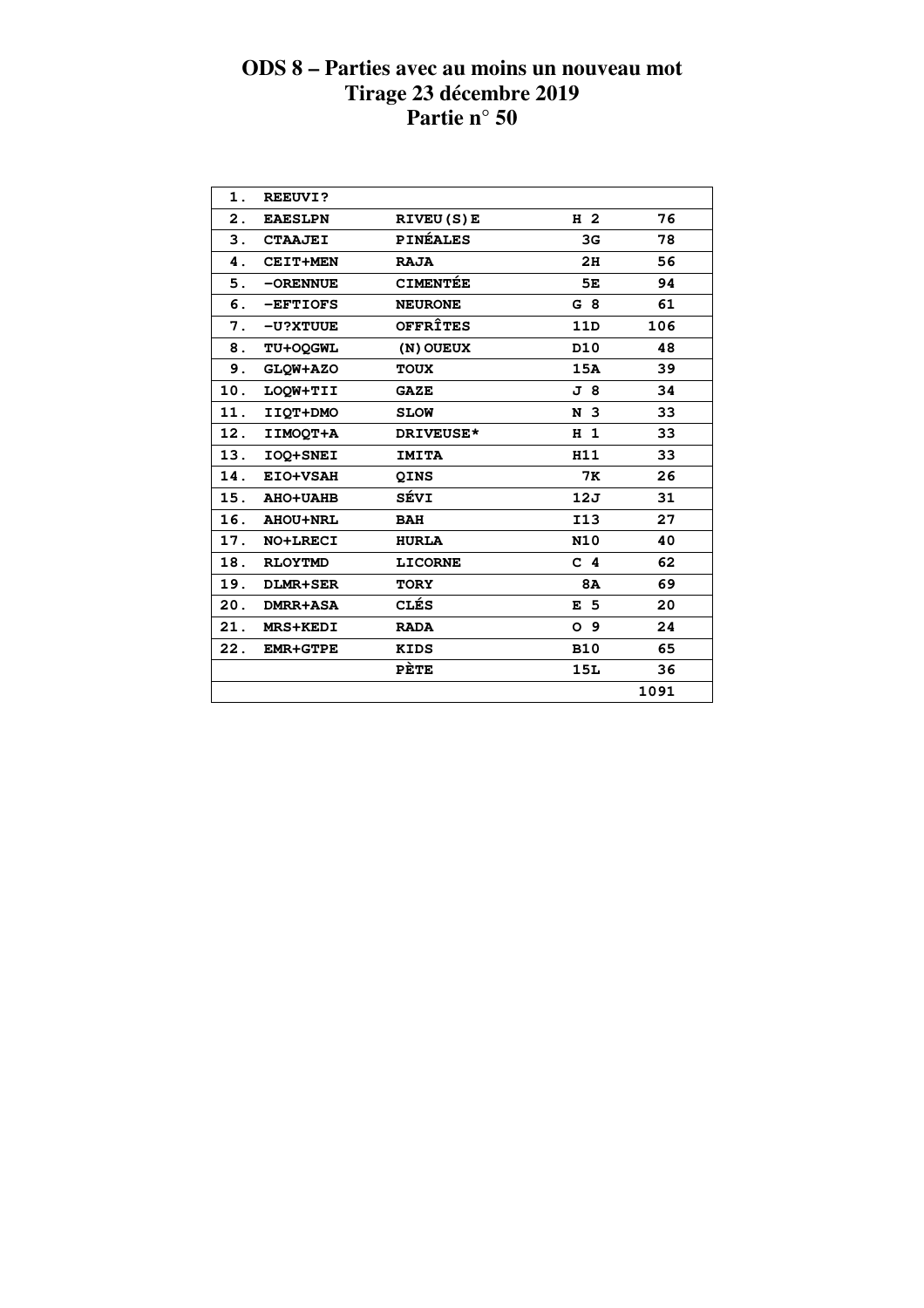# ODS 8 – Parties avec au moins un nouveau mot
# Tirage 23 décembre 2019
# Partie n° 50

| | | | | |
|---|---|---|---|---|
| 1. | REEUVI? | | | |
| 2. | EAESLPN | RIVEU(S)E | H 2 | 76 |
| 3. | CTAAJEI | PINÉALES | 3G | 78 |
| 4. | CEIT+MEN | RAJA | 2H | 56 |
| 5. | -ORENNUE | CIMENTÉE | 5E | 94 |
| 6. | -EFTIOFS | NEURONE | G 8 | 61 |
| 7. | -U?XTUUE | OFFRÎTES | 11D | 106 |
| 8. | TU+OQGWL | (N)OUEUX | D10 | 48 |
| 9. | GLQW+AZO | TOUX | 15A | 39 |
| 10. | LOQW+TII | GAZE | J 8 | 34 |
| 11. | IIQT+DMO | SLOW | N 3 | 33 |
| 12. | IIMOQT+A | DRIVEUSE* | H 1 | 33 |
| 13. | IOQ+SNEI | IMITA | H11 | 33 |
| 14. | EIO+VSAH | QINS | 7K | 26 |
| 15. | AHO+UAHB | SÉVI | 12J | 31 |
| 16. | AHOU+NRL | BAH | I13 | 27 |
| 17. | NO+LRECI | HURLA | N10 | 40 |
| 18. | RLOYTMD | LICORNE | C 4 | 62 |
| 19. | DLMR+SER | TORY | 8A | 69 |
| 20. | DMRR+ASA | CLÉS | E 5 | 20 |
| 21. | MRS+KEDI | RADA | O 9 | 24 |
| 22. | EMR+GTPE | KIDS | B10 | 65 |
| | | PÈTE | 15L | 36 |
| | | | | 1091 |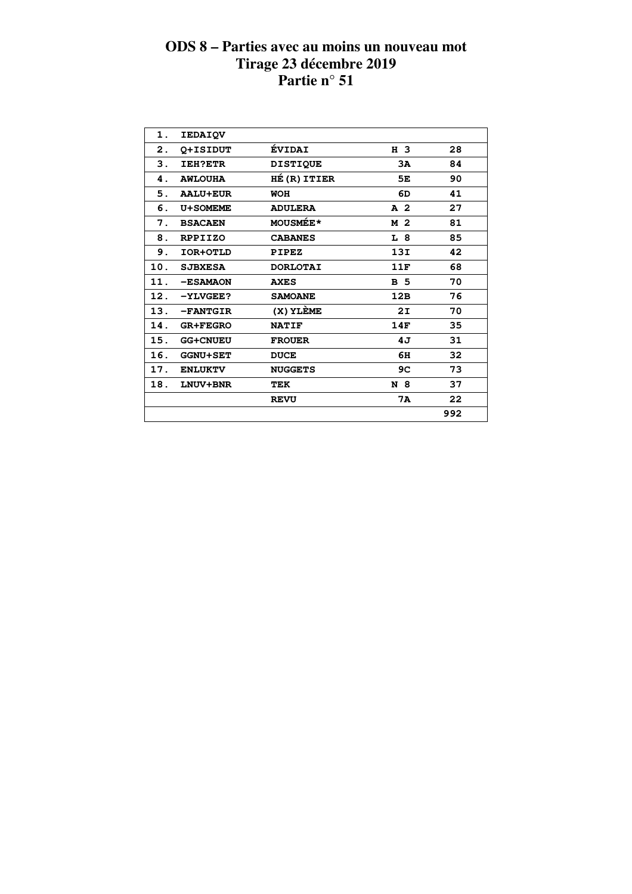# ODS 8 – Parties avec au moins un nouveau mot
## Tirage 23 décembre 2019
## Partie n° 51

| | | | | |
|---|---|---|---|---|
| 1. | IEDAIQV | | | |
| 2. | Q+ISIDUT | ÉVIDAI | H 3 | 28 |
| 3. | IEH?ETR | DISTIQUE | 3A | 84 |
| 4. | AWLOUHA | HÉ(R)ITIER | 5E | 90 |
| 5. | AALU+EUR | WOH | 6D | 41 |
| 6. | U+SOMEME | ADULERA | A 2 | 27 |
| 7. | BSACAEN | MOUSMÉE* | M 2 | 81 |
| 8. | RPPIIZO | CABANES | L 8 | 85 |
| 9. | IOR+OTLD | PIPEZ | 13I | 42 |
| 10. | SJBXESA | DORLOTAI | 11F | 68 |
| 11. | -ESAMAON | AXES | B 5 | 70 |
| 12. | -YLVGEE? | SAMOANE | 12B | 76 |
| 13. | -FANTGIR | (X)YLÈME | 2I | 70 |
| 14. | GR+FEGRO | NATIF | 14F | 35 |
| 15. | GG+CNUEU | FROUER | 4J | 31 |
| 16. | GGNU+SET | DUCE | 6H | 32 |
| 17. | ENLUKTV | NUGGETS | 9C | 73 |
| 18. | LNUV+BNR | TEK | N 8 | 37 |
| | | REVU | 7A | 22 |
| | | | | 992 |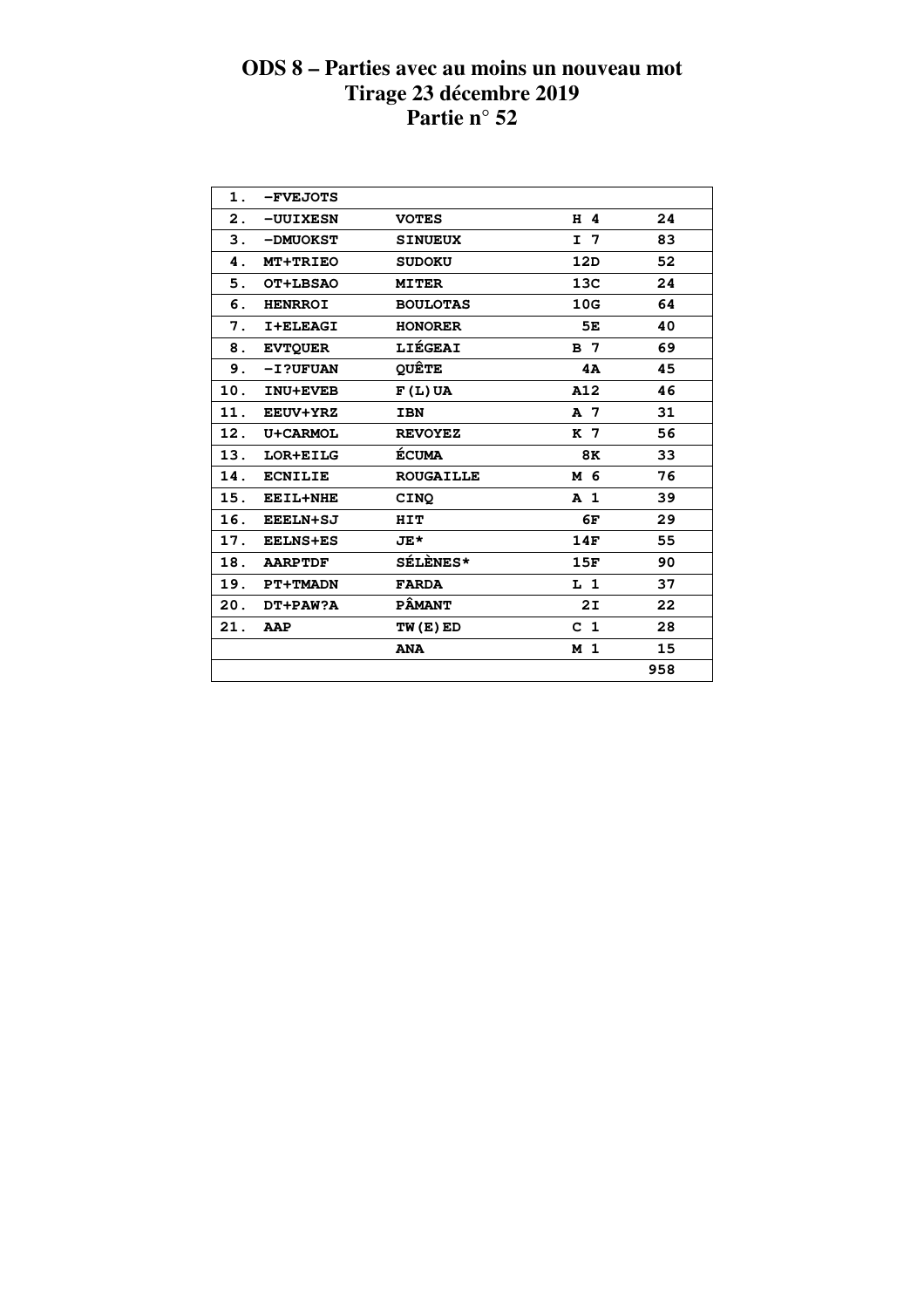# ODS 8 – Parties avec au moins un nouveau mot
# Tirage 23 décembre 2019
# Partie n° 52

| | | | | |
|---|---|---|---|---|
| 1. | -FVEJOTS | | | |
| 2. | -UUIXESN | VOTES | H 4 | 24 |
| 3. | -DMUOKST | SINUEUX | I 7 | 83 |
| 4. | MT+TRIEO | SUDOKU | 12D | 52 |
| 5. | OT+LBSAO | MITER | 13C | 24 |
| 6. | HENRROI | BOULOTAS | 10G | 64 |
| 7. | I+ELEAGI | HONORER | 5E | 40 |
| 8. | EVTQUER | LIÉGEAI | B 7 | 69 |
| 9. | -I?UFUAN | QUÊTE | 4A | 45 |
| 10. | INU+EVEB | F(L)UA | A12 | 46 |
| 11. | EEUV+YRZ | IBN | A 7 | 31 |
| 12. | U+CARMOL | REVOYEZ | K 7 | 56 |
| 13. | LOR+EILG | ÉCUMA | 8K | 33 |
| 14. | ECNILIE | ROUGAILLE | M 6 | 76 |
| 15. | EEIL+NHE | CINQ | A 1 | 39 |
| 16. | EEELN+SJ | HIT | 6F | 29 |
| 17. | EELNS+ES | JE* | 14F | 55 |
| 18. | AARPTDF | SÉLÈNES* | 15F | 90 |
| 19. | PT+TMADN | FARDA | L 1 | 37 |
| 20. | DT+PAW?A | PÂMANT | 2I | 22 |
| 21. | AAP | TW(E)ED | C 1 | 28 |
| | | ANA | M 1 | 15 |
| | | | | 958 |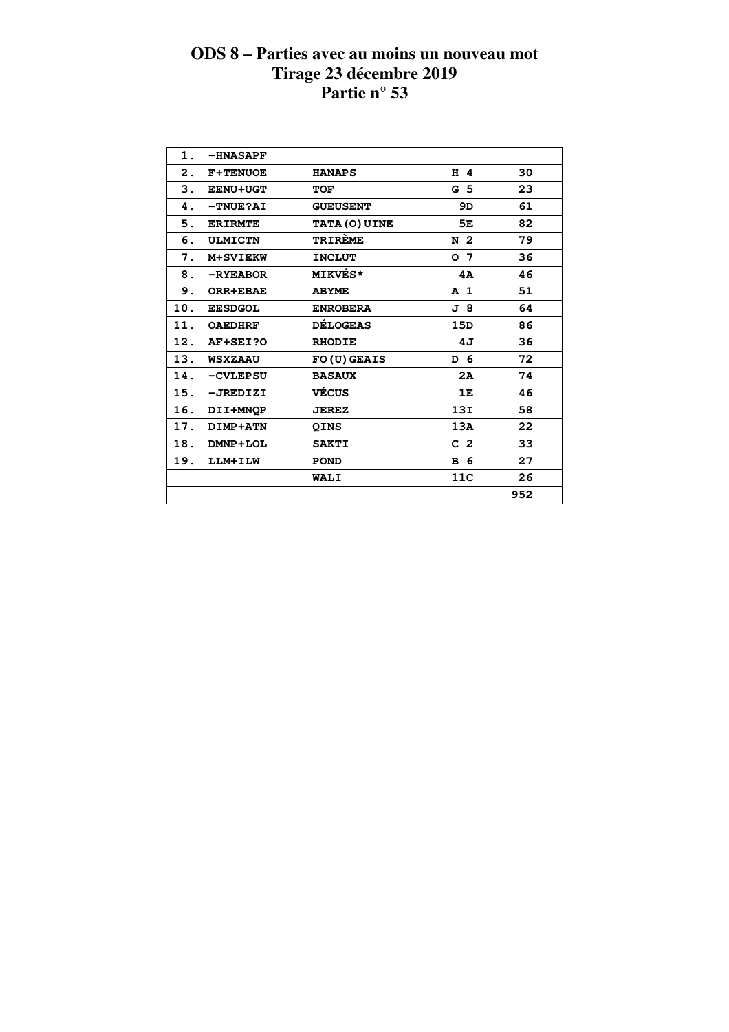# ODS 8 – Parties avec au moins un nouveau mot
## Tirage 23 décembre 2019
## Partie n° 53

| | | | | |
|---|---|---|---|---|
| 1. | -HNASAPF | | | |
| 2. | F+TENUOE | HANAPS | H 4 | 30 |
| 3. | EENU+UGT | TOF | G 5 | 23 |
| 4. | -TNUE?AI | GUEUSENT | 9D | 61 |
| 5. | ERIRMTE | TATA(O)UINE | 5E | 82 |
| 6. | ULMICTN | TRIRÈME | N 2 | 79 |
| 7. | M+SVIEKW | INCLUT | O 7 | 36 |
| 8. | -RYEABOR | MIKVÉS* | 4A | 46 |
| 9. | ORR+EBAE | ABYME | A 1 | 51 |
| 10. | EESDGOL | ENROBERA | J 8 | 64 |
| 11. | OAEDHRF | DÉLOGEAS | 15D | 86 |
| 12. | AF+SEI?O | RHODIE | 4J | 36 |
| 13. | WSXZAAU | FO(U)GEAIS | D 6 | 72 |
| 14. | -CVLEPSU | BASAUX | 2A | 74 |
| 15. | -JREDIZI | VÉCUS | 1E | 46 |
| 16. | DII+MNQP | JEREZ | 13I | 58 |
| 17. | DIMP+ATN | QINS | 13A | 22 |
| 18. | DMNP+LOL | SAKTI | C 2 | 33 |
| 19. | LLM+ILW | POND | B 6 | 27 |
| | | WALI | 11C | 26 |
| | | | | 952 |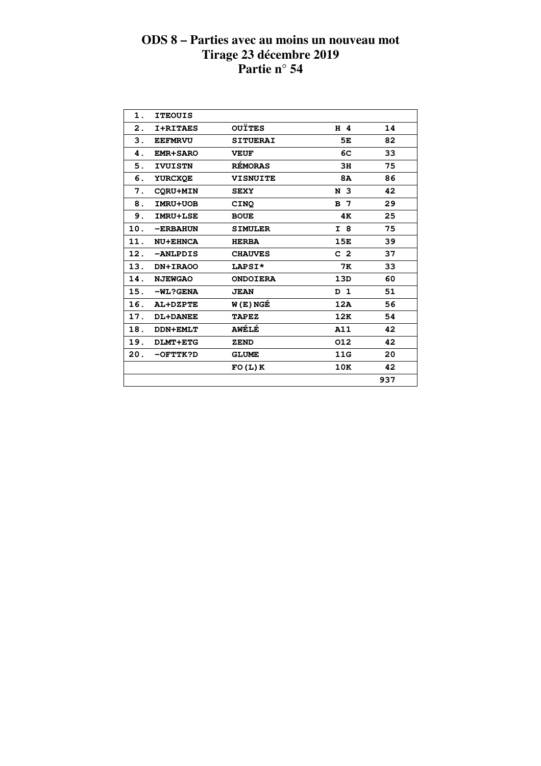# ODS 8 – Parties avec au moins un nouveau mot
## Tirage 23 décembre 2019
## Partie n° 54

| | | | | |
|---|---|---|---|---|
| 1. | ITEOUIS | | | |
| 2. | I+RITAES | OUÏTES | H 4 | 14 |
| 3. | EEFMRVU | SITUERAI | 5E | 82 |
| 4. | EMR+SARO | VEUF | 6C | 33 |
| 5. | IVUISTN | RÉMORAS | 3H | 75 |
| 6. | YURCXQE | VISNUITE | 8A | 86 |
| 7. | CQRU+MIN | SEXY | N 3 | 42 |
| 8. | IMRU+UOB | CINQ | B 7 | 29 |
| 9. | IMRU+LSE | BOUE | 4K | 25 |
| 10. | -ERBAHUN | SIMULER | I 8 | 75 |
| 11. | NU+EHNCA | HERBA | 15E | 39 |
| 12. | -ANLPDIS | CHAUVES | C 2 | 37 |
| 13. | DN+IRAOO | LAPSI* | 7K | 33 |
| 14. | NJEWGAO | ONDOIERA | 13D | 60 |
| 15. | -WL?GENA | JEAN | D 1 | 51 |
| 16. | AL+DZPTE | W(E)NGÉ | 12A | 56 |
| 17. | DL+DANEE | TAPEZ | 12K | 54 |
| 18. | DDN+EMLT | AWÉLÉ | A11 | 42 |
| 19. | DLMT+ETG | ZEND | O12 | 42 |
| 20. | -OFTTK?D | GLUME | 11G | 20 |
| | | FO(L)K | 10K | 42 |
| | | | | 937 |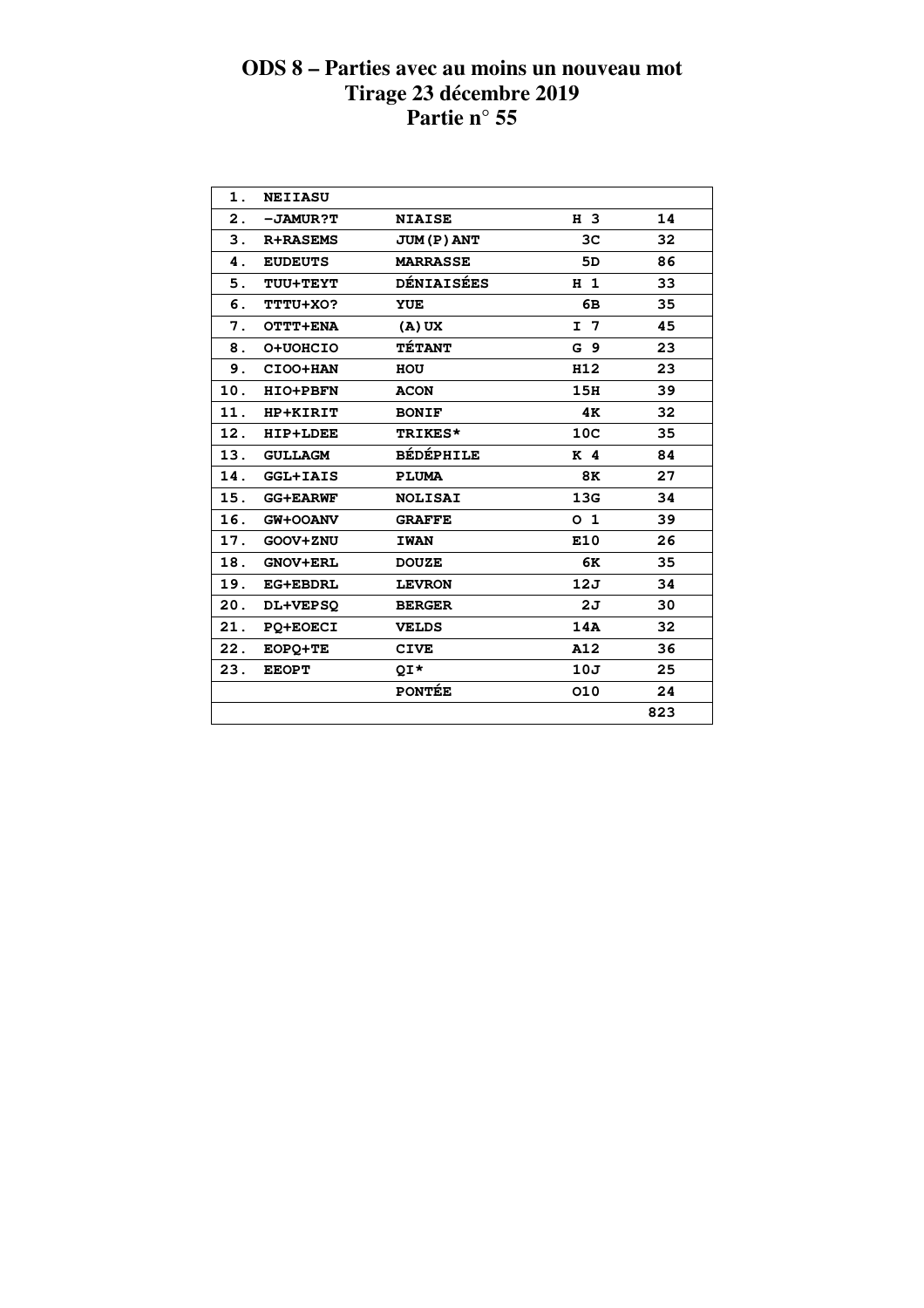# ODS 8 – Parties avec au moins un nouveau mot
## Tirage 23 décembre 2019
## Partie n° 55

| | | | | |
|---|---|---|---|---|
| 1. | NEIIASU | | | |
| 2. | -JAMUR?T | NIAISE | H 3 | 14 |
| 3. | R+RASEMS | JUM(P)ANT | 3C | 32 |
| 4. | EUDEUTS | MARRASSE | 5D | 86 |
| 5. | TUU+TEYT | DÉNIAISÉES | H 1 | 33 |
| 6. | TTTU+XO? | YUE | 6B | 35 |
| 7. | OTTT+ENA | (A)UX | I 7 | 45 |
| 8. | O+UOHCIO | TÉTANT | G 9 | 23 |
| 9. | CIOO+HAN | HOU | H12 | 23 |
| 10. | HIO+PBFN | ACON | 15H | 39 |
| 11. | HP+KIRIT | BONIF | 4K | 32 |
| 12. | HIP+LDEE | TRIKES* | 10C | 35 |
| 13. | GULLAGM | BÉDÉPHILE | K 4 | 84 |
| 14. | GGL+IAIS | PLUMA | 8K | 27 |
| 15. | GG+EARWF | NOLISAI | 13G | 34 |
| 16. | GW+OOANV | GRAFFE | O 1 | 39 |
| 17. | GOOV+ZNU | IWAN | E10 | 26 |
| 18. | GNOV+ERL | DOUZE | 6K | 35 |
| 19. | EG+EBDRL | LEVRON | 12J | 34 |
| 20. | DL+VEPSQ | BERGER | 2J | 30 |
| 21. | PQ+EOECI | VELDS | 14A | 32 |
| 22. | EOPQ+TE | CIVE | A12 | 36 |
| 23. | EEOPT | QI* | 10J | 25 |
| | | PONTÉE | O10 | 24 |
| | | | | 823 |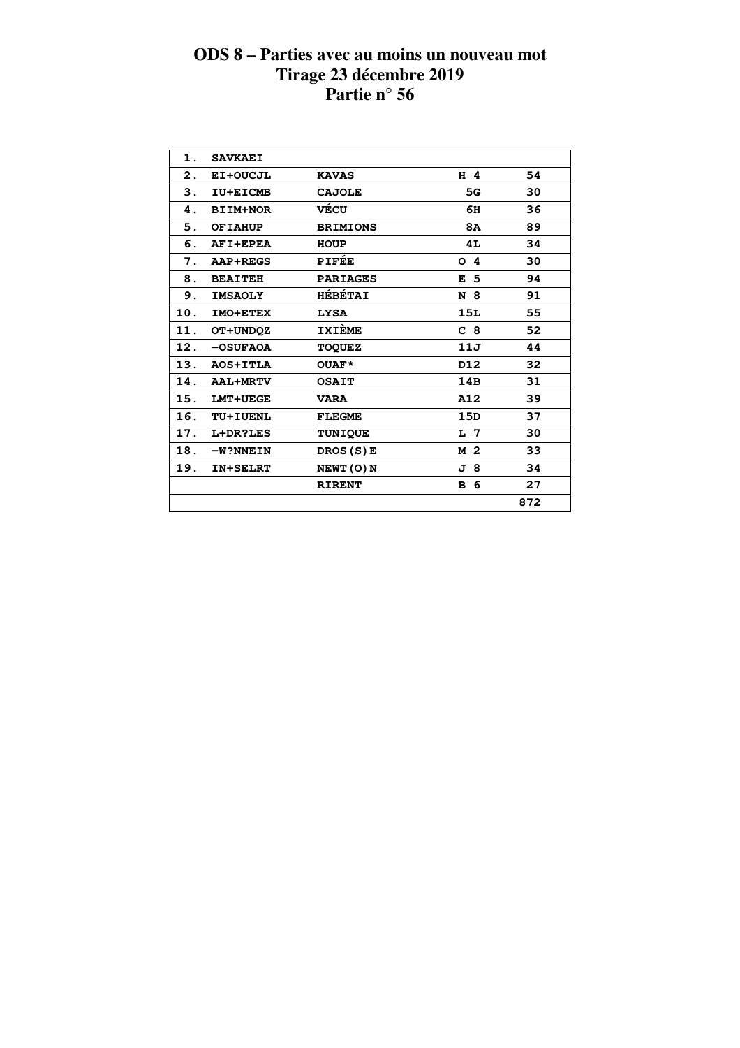# ODS 8 – Parties avec au moins un nouveau mot
## Tirage 23 décembre 2019
## Partie n° 56

| | | | | |
|---|---|---|---|---|
| 1. | SAVKAEI | | | |
| 2. | EI+OUCJL | KAVAS | H 4 | 54 |
| 3. | IU+EICMB | CAJOLE | 5G | 30 |
| 4. | BIIM+NOR | VÉCU | 6H | 36 |
| 5. | OFIAHUP | BRIMIONS | 8A | 89 |
| 6. | AFI+EPEA | HOUP | 4L | 34 |
| 7. | AAP+REGS | PIFÉE | O 4 | 30 |
| 8. | BEAITEH | PARIAGES | E 5 | 94 |
| 9. | IMSAOLY | HÉBÉTAI | N 8 | 91 |
| 10. | IMO+ETEX | LYSA | 15L | 55 |
| 11. | OT+UNDQZ | IXIÈME | C 8 | 52 |
| 12. | -OSUFAOA | TOQUEZ | 11J | 44 |
| 13. | AOS+ITLA | OUAF* | D12 | 32 |
| 14. | AAL+MRTV | OSAIT | 14B | 31 |
| 15. | LMT+UEGE | VARA | A12 | 39 |
| 16. | TU+IUENL | FLEGME | 15D | 37 |
| 17. | L+DR?LES | TUNIQUE | L 7 | 30 |
| 18. | -W?NNEIN | DROS(S)E | M 2 | 33 |
| 19. | IN+SELRT | NEWT(O)N | J 8 | 34 |
| | | RIRENT | B 6 | 27 |
| | | | | 872 |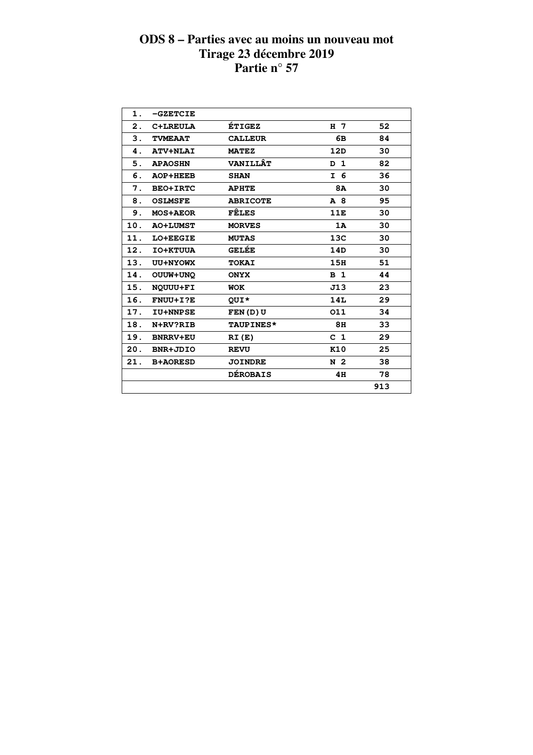# ODS 8 – Parties avec au moins un nouveau mot
## Tirage 23 décembre 2019
## Partie n° 57

| | | | | |
|---|---|---|---|---|
| 1. | -GZETCIE | | | |
| 2. | C+LREULA | ÉTIGEZ | H 7 | 52 |
| 3. | TVMEAAT | CALLEUR | 6B | 84 |
| 4. | ATV+NLAI | MATEZ | 12D | 30 |
| 5. | APAOSHN | VANILLÂT | D 1 | 82 |
| 6. | AOP+HEEB | SHAN | I 6 | 36 |
| 7. | BEO+IRTC | APHTE | 8A | 30 |
| 8. | OSLMSFE | ABRICOTE | A 8 | 95 |
| 9. | MOS+AEOR | FÊLES | 11E | 30 |
| 10. | AO+LUMST | MORVES | 1A | 30 |
| 11. | LO+EEGIE | MUTAS | 13C | 30 |
| 12. | IO+KTUUA | GELÉE | 14D | 30 |
| 13. | UU+NYOWX | TOKAI | 15H | 51 |
| 14. | OUUW+UNQ | ONYX | B 1 | 44 |
| 15. | NQUUU+FI | WOK | J13 | 23 |
| 16. | FNUU+I?E | QUI* | 14L | 29 |
| 17. | IU+NNPSE | FEN(D)U | O11 | 34 |
| 18. | N+RV?RIB | TAUPINES* | 8H | 33 |
| 19. | BNRRV+EU | RI(E) | C 1 | 29 |
| 20. | BNR+JDIO | REVU | K10 | 25 |
| 21. | B+AORESD | JOINDRE | N 2 | 38 |
| | | DÉROBAIS | 4H | 78 |
| | | | | 913 |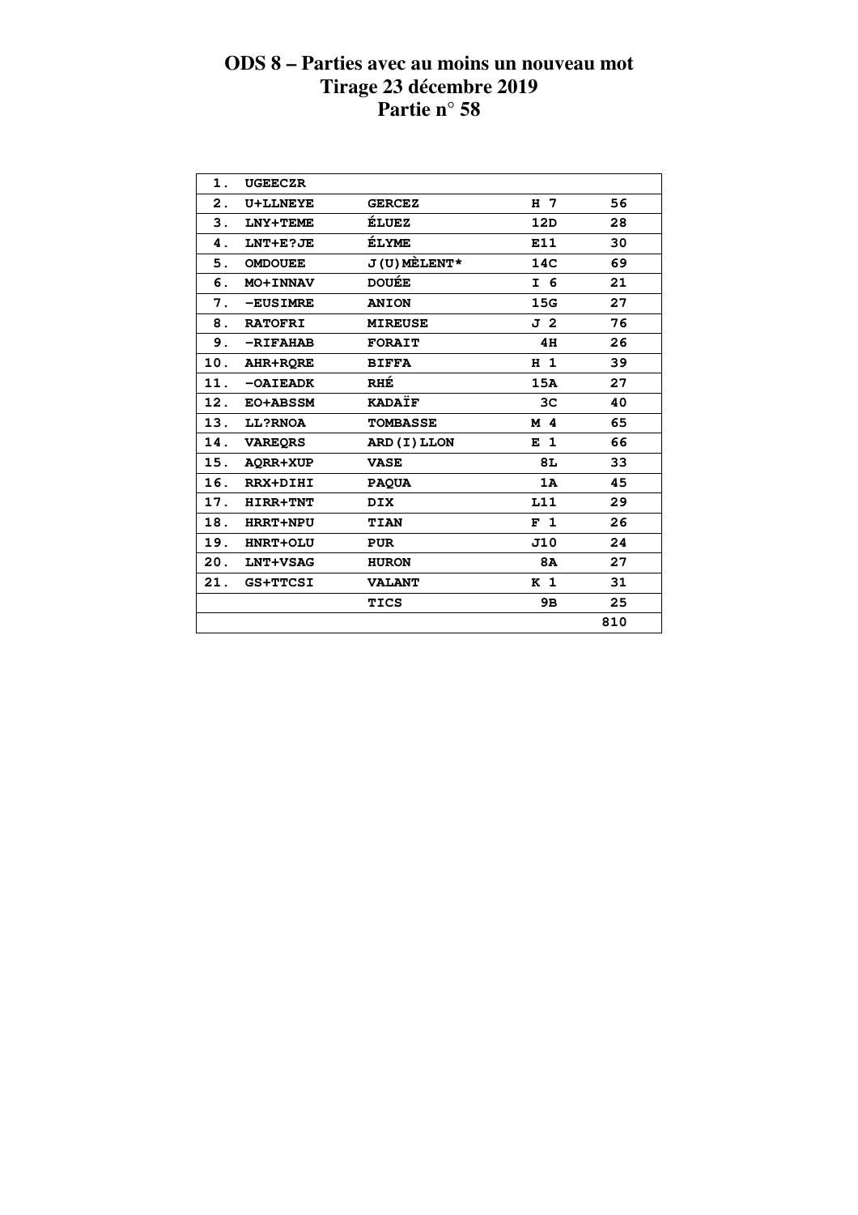# ODS 8 – Parties avec au moins un nouveau mot
## Tirage 23 décembre 2019
## Partie n° 58

| | | | | |
|---|---|---|---|---|
| 1. | UGEECZR | | | |
| 2. | U+LLNEYE | GERCEZ | H 7 | 56 |
| 3. | LNY+TEME | ÉLUEZ | 12D | 28 |
| 4. | LNT+E?JE | ÉLYME | E11 | 30 |
| 5. | OMDOUEE | J(U)MÈLENT* | 14C | 69 |
| 6. | MO+INNAV | DOUÉE | I 6 | 21 |
| 7. | -EUSIMRE | ANION | 15G | 27 |
| 8. | RATOFRI | MIREUSE | J 2 | 76 |
| 9. | -RIFAHAB | FORAIT | 4H | 26 |
| 10. | AHR+RQRE | BIFFA | H 1 | 39 |
| 11. | -OAIEADK | RHÉ | 15A | 27 |
| 12. | EO+ABSSM | KADAÏF | 3C | 40 |
| 13. | LL?RNOA | TOMBASSE | M 4 | 65 |
| 14. | VAREQRS | ARD(I)LLON | E 1 | 66 |
| 15. | AQRR+XUP | VASE | 8L | 33 |
| 16. | RRX+DIHI | PAQUA | 1A | 45 |
| 17. | HIRR+TNT | DIX | L11 | 29 |
| 18. | HRRT+NPU | TIAN | F 1 | 26 |
| 19. | HNRT+OLU | PUR | J10 | 24 |
| 20. | LNT+VSAG | HURON | 8A | 27 |
| 21. | GS+TTCSI | VALANT | K 1 | 31 |
| | | TICS | 9B | 25 |
| | | | | 810 |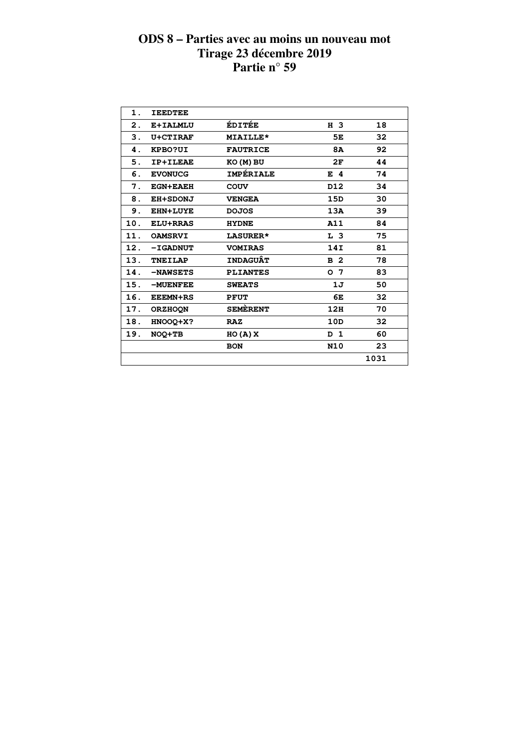# ODS 8 – Parties avec au moins un nouveau mot
# Tirage 23 décembre 2019
# Partie n° 59

| | | | | |
|---|---|---|---|---|
| 1. | IEEDTEE | | | |
| 2. | E+IALMLU | ÉDITÉE | H 3 | 18 |
| 3. | U+CTIRAF | MIAILLE* | 5E | 32 |
| 4. | KPBO?UI | FAUTRICE | 8A | 92 |
| 5. | IP+ILEAE | KO(M)BU | 2F | 44 |
| 6. | EVONUCG | IMPÉRIALE | E 4 | 74 |
| 7. | EGN+EAEH | COUV | D12 | 34 |
| 8. | EH+SDONJ | VENGEA | 15D | 30 |
| 9. | EHN+LUYE | DOJOS | 13A | 39 |
| 10. | ELU+RRAS | HYDNE | A11 | 84 |
| 11. | OAMSRVI | LASURER* | L 3 | 75 |
| 12. | -IGADNUT | VOMIRAS | 14I | 81 |
| 13. | TNEILAP | INDAGUÂT | B 2 | 78 |
| 14. | -NAWSETS | PLIANTES | O 7 | 83 |
| 15. | -MUENFEE | SWEATS | 1J | 50 |
| 16. | EEEMN+RS | PFUT | 6E | 32 |
| 17. | ORZHOQN | SEMÈRENT | 12H | 70 |
| 18. | HNOOQ+X? | RAZ | 10D | 32 |
| 19. | NOQ+TB | HO(A)X | D 1 | 60 |
| | | BON | N10 | 23 |
| | | | | 1031 |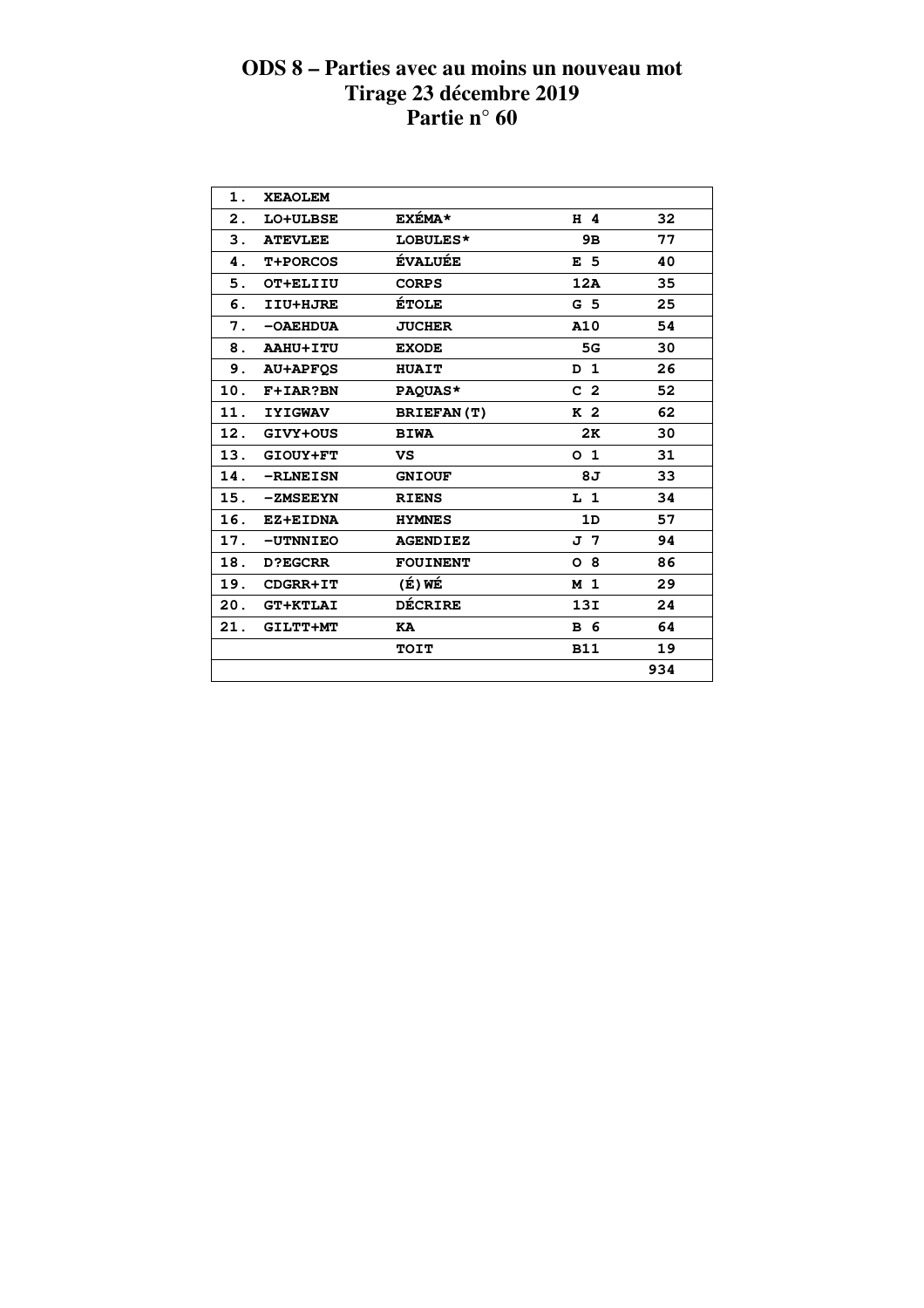# ODS 8 – Parties avec au moins un nouveau mot
## Tirage 23 décembre 2019
## Partie n° 60

| | | | | |
|---|---|---|---|---|
| 1. | XEAOLEM | | | |
| 2. | LO+ULBSE | EXÉMA* | H 4 | 32 |
| 3. | ATEVLEE | LOBULES* | 9B | 77 |
| 4. | T+PORCOS | ÉVALUÉE | E 5 | 40 |
| 5. | OT+ELIIU | CORPS | 12A | 35 |
| 6. | IIU+HJRE | ÉTOLE | G 5 | 25 |
| 7. | -OAEHDUA | JUCHER | A10 | 54 |
| 8. | AAHU+ITU | EXODE | 5G | 30 |
| 9. | AU+APFQS | HUAIT | D 1 | 26 |
| 10. | F+IAR?BN | PAQUAS* | C 2 | 52 |
| 11. | IYIGWAV | BRIEFAN(T) | K 2 | 62 |
| 12. | GIVY+OUS | BIWA | 2K | 30 |
| 13. | GIOUY+FT | VS | O 1 | 31 |
| 14. | -RLNEISN | GNIOUF | 8J | 33 |
| 15. | -ZMSEEYN | RIENS | L 1 | 34 |
| 16. | EZ+EIDNA | HYMNES | 1D | 57 |
| 17. | -UTNNIEO | AGENDIEZ | J 7 | 94 |
| 18. | D?EGCRR | FOUINENT | O 8 | 86 |
| 19. | CDGRR+IT | (É)WÉ | M 1 | 29 |
| 20. | GT+KTLAI | DÉCRIRE | 13I | 24 |
| 21. | GILTT+MT | KA | B 6 | 64 |
| | | TOIT | B11 | 19 |
| | | | | 934 |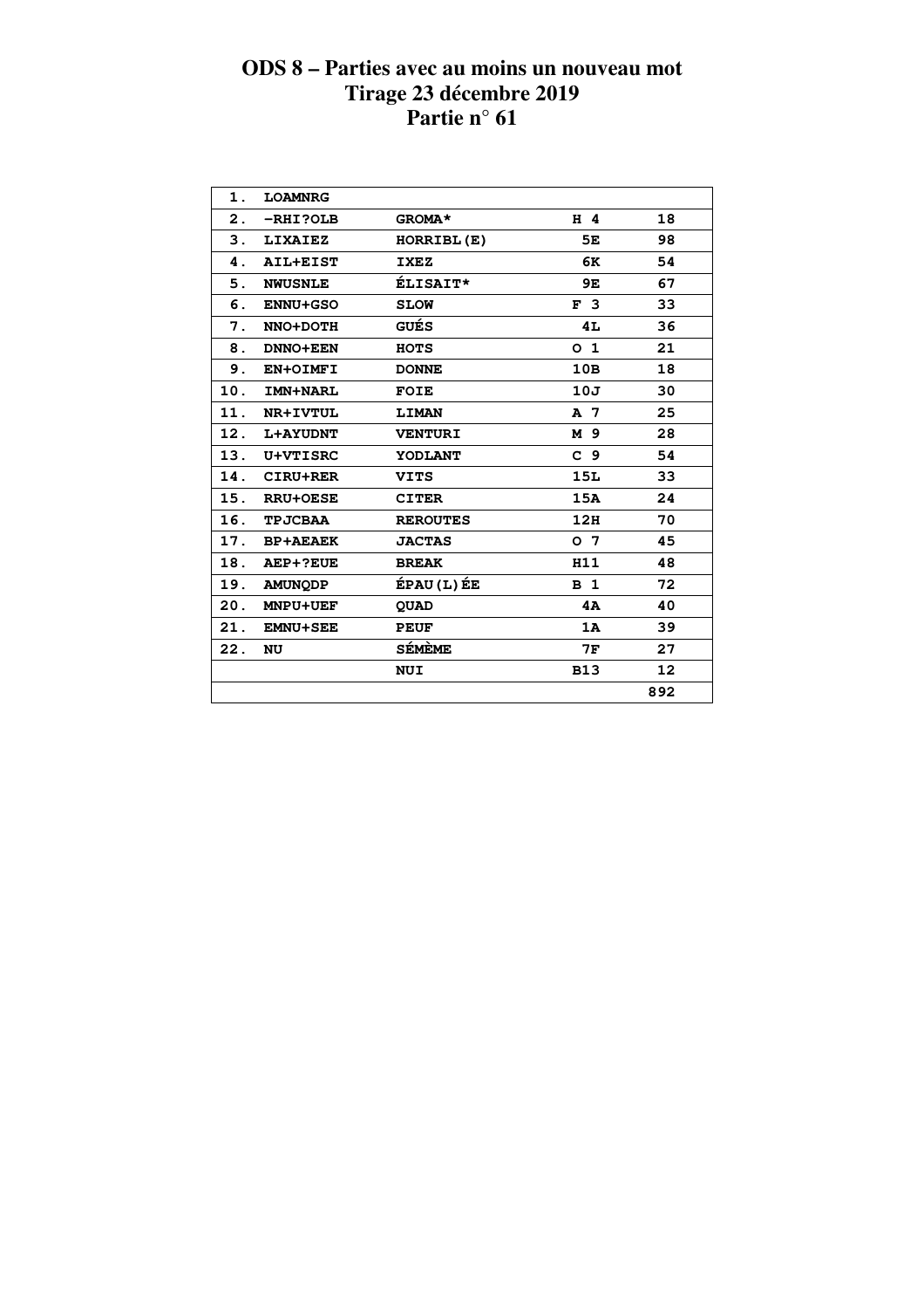# ODS 8 – Parties avec au moins un nouveau mot
## Tirage 23 décembre 2019
## Partie n° 61

| | | | | |
|---|---|---|---|---|
| 1. | LOAMNRG | | | |
| 2. | -RHI?OLB | GROMA* | H 4 | 18 |
| 3. | LIXAIEZ | HORRIBL(E) | 5E | 98 |
| 4. | AIL+EIST | IXEZ | 6K | 54 |
| 5. | NWUSNLE | ÉLISAIT* | 9E | 67 |
| 6. | ENNU+GSO | SLOW | F 3 | 33 |
| 7. | NNO+DOTH | GUÉS | 4L | 36 |
| 8. | DNNO+EEN | HOTS | O 1 | 21 |
| 9. | EN+OIMFI | DONNE | 10B | 18 |
| 10. | IMN+NARL | FOIE | 10J | 30 |
| 11. | NR+IVTUL | LIMAN | A 7 | 25 |
| 12. | L+AYUDNT | VENTURI | M 9 | 28 |
| 13. | U+VTISRC | YODLANT | C 9 | 54 |
| 14. | CIRU+RER | VITS | 15L | 33 |
| 15. | RRU+OESE | CITER | 15A | 24 |
| 16. | TPJCBAA | REROUTES | 12H | 70 |
| 17. | BP+AEAEK | JACTAS | O 7 | 45 |
| 18. | AEP+?EUE | BREAK | H11 | 48 |
| 19. | AMUNQDP | ÉPAU(L)ÉE | B 1 | 72 |
| 20. | MNPU+UEF | QUAD | 4A | 40 |
| 21. | EMNU+SEE | PEUF | 1A | 39 |
| 22. | NU | SÉMÈME | 7F | 27 |
| | | NUI | B13 | 12 |
| | | | | 892 |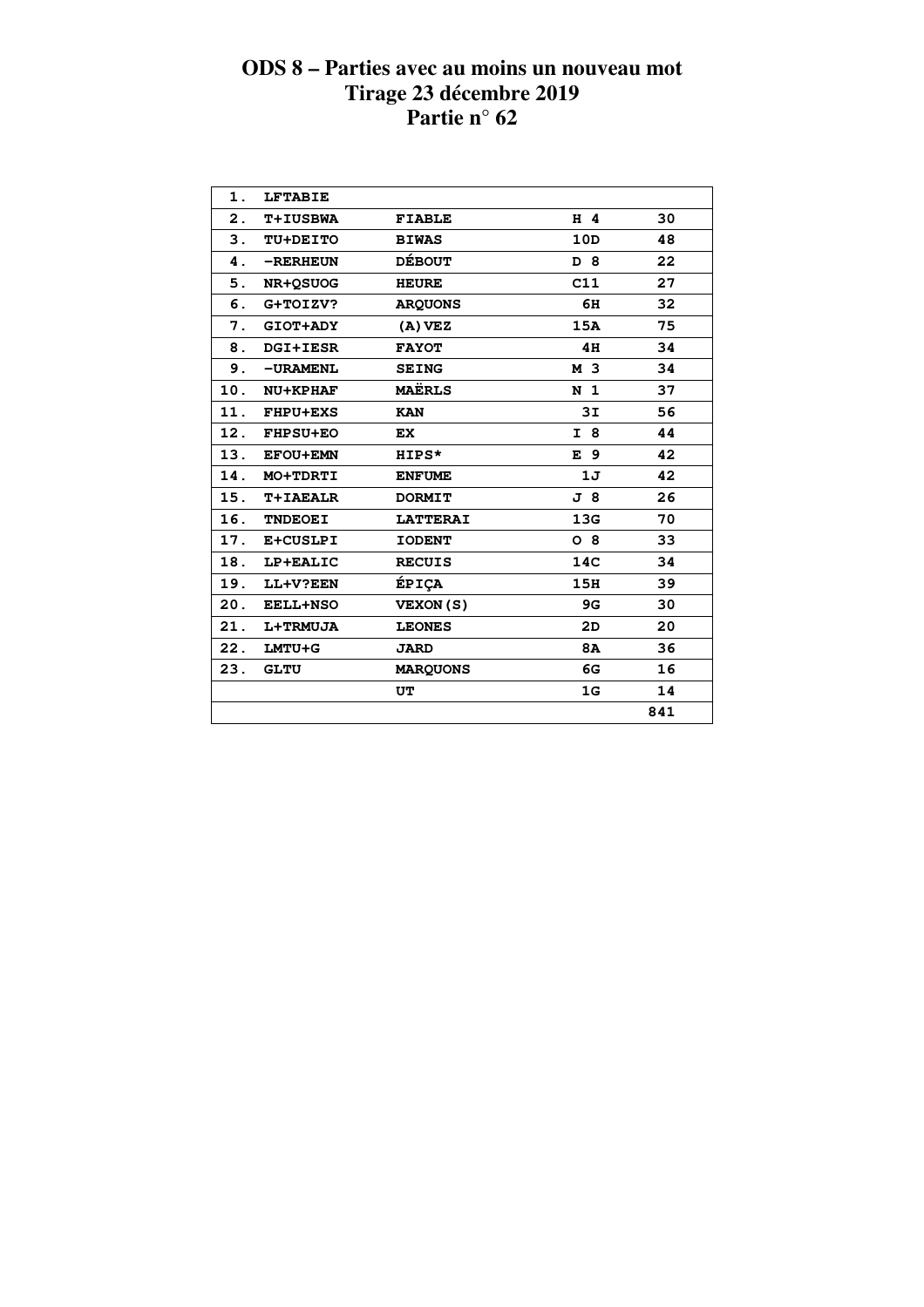# ODS 8 – Parties avec au moins un nouveau mot
## Tirage 23 décembre 2019
## Partie n° 62

| | | | | |
|---|---|---|---|---|
| 1. | LFTABIE | | | |
| 2. | T+IUSBWA | FIABLE | H 4 | 30 |
| 3. | TU+DEITO | BIWAS | 10D | 48 |
| 4. | -RERHEUN | DÉBOUT | D 8 | 22 |
| 5. | NR+QSUOG | HEURE | C11 | 27 |
| 6. | G+TOIZV? | ARQUONS | 6H | 32 |
| 7. | GIOT+ADY | (A)VEZ | 15A | 75 |
| 8. | DGI+IESR | FAYOT | 4H | 34 |
| 9. | -URAMENL | SEING | M 3 | 34 |
| 10. | NU+KPHAF | MAËRLS | N 1 | 37 |
| 11. | FHPU+EXS | KAN | 3I | 56 |
| 12. | FHPSU+EO | EX | I 8 | 44 |
| 13. | EFOU+EMN | HIPS* | E 9 | 42 |
| 14. | MO+TDRTI | ENFUME | 1J | 42 |
| 15. | T+IAEALR | DORMIT | J 8 | 26 |
| 16. | TNDEOEI | LATTERAI | 13G | 70 |
| 17. | E+CUSLPI | IODENT | O 8 | 33 |
| 18. | LP+EALIC | RECUIS | 14C | 34 |
| 19. | LL+V?EEN | ÉPIÇA | 15H | 39 |
| 20. | EELL+NSO | VEXON(S) | 9G | 30 |
| 21. | L+TRMUJA | LEONES | 2D | 20 |
| 22. | LMTU+G | JARD | 8A | 36 |
| 23. | GLTU | MARQUONS | 6G | 16 |
| | | UT | 1G | 14 |
| | | | | 841 |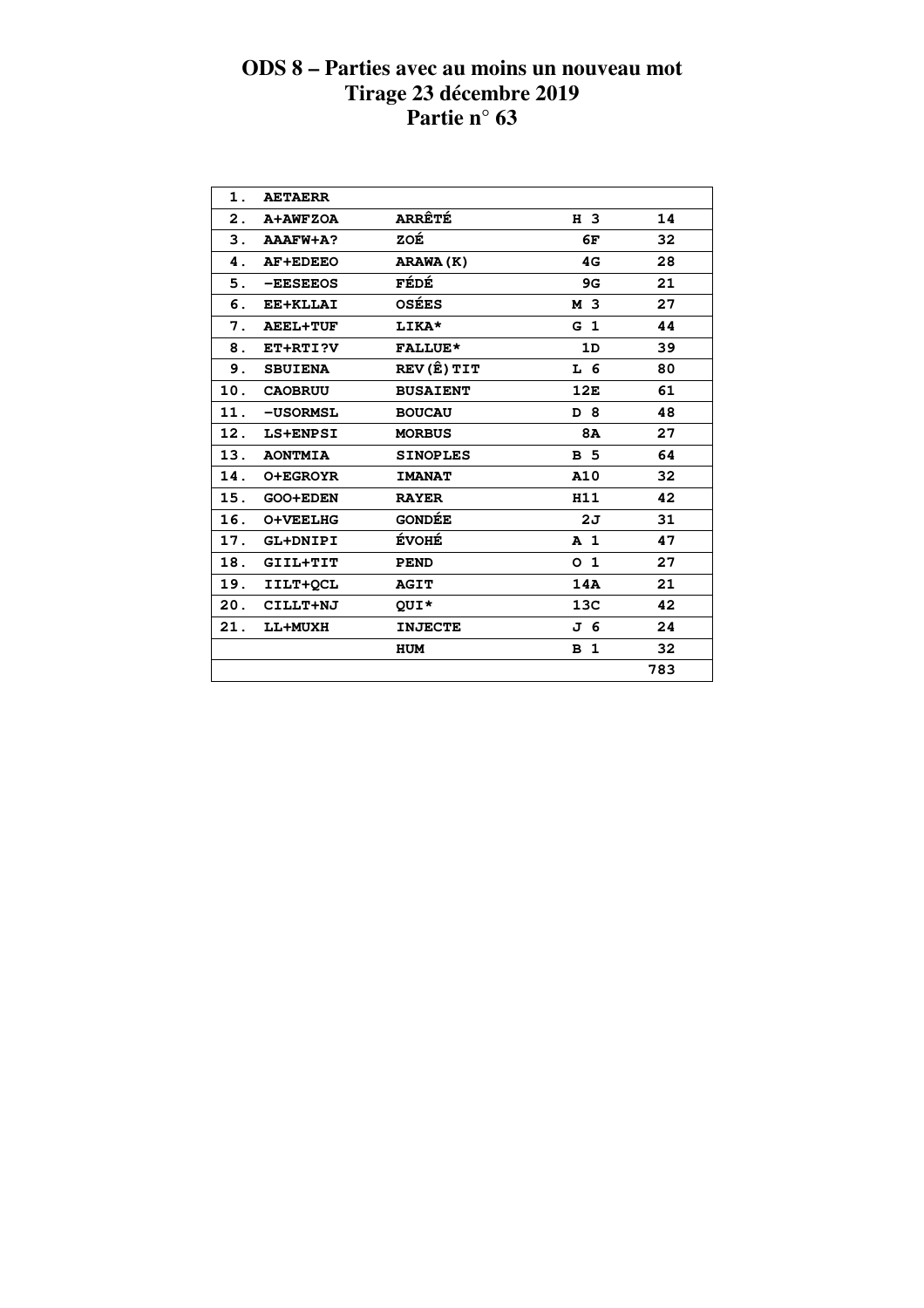# ODS 8 – Parties avec au moins un nouveau mot
# Tirage 23 décembre 2019
# Partie n° 63

| | | | | |
|---|---|---|---|---|
| 1. | AETAERR | | | |
| 2. | A+AWFZOA | ARRÊTÉ | H 3 | 14 |
| 3. | AAAFW+A? | ZOÉ | 6F | 32 |
| 4. | AF+EDEEO | ARAWA(K) | 4G | 28 |
| 5. | -EESEEOS | FÉDÉ | 9G | 21 |
| 6. | EE+KLLAI | OSÉES | M 3 | 27 |
| 7. | AEEL+TUF | LIKA* | G 1 | 44 |
| 8. | ET+RTI?V | FALLUE* | 1D | 39 |
| 9. | SBUIENA | REV(Ê)TIT | L 6 | 80 |
| 10. | CAOBRUU | BUSAIENT | 12E | 61 |
| 11. | -USORMSL | BOUCAU | D 8 | 48 |
| 12. | LS+ENPSI | MORBUS | 8A | 27 |
| 13. | AONTMIA | SINOPLES | B 5 | 64 |
| 14. | O+EGROYR | IMANAT | A10 | 32 |
| 15. | GOO+EDEN | RAYER | H11 | 42 |
| 16. | O+VEELHG | GONDÉE | 2J | 31 |
| 17. | GL+DNIPI | ÉVOHÉ | A 1 | 47 |
| 18. | GIIL+TIT | PEND | O 1 | 27 |
| 19. | IILT+QCL | AGIT | 14A | 21 |
| 20. | CILLT+NJ | QUI* | 13C | 42 |
| 21. | LL+MUXH | INJECTE | J 6 | 24 |
| | | HUM | B 1 | 32 |
| | | | | 783 |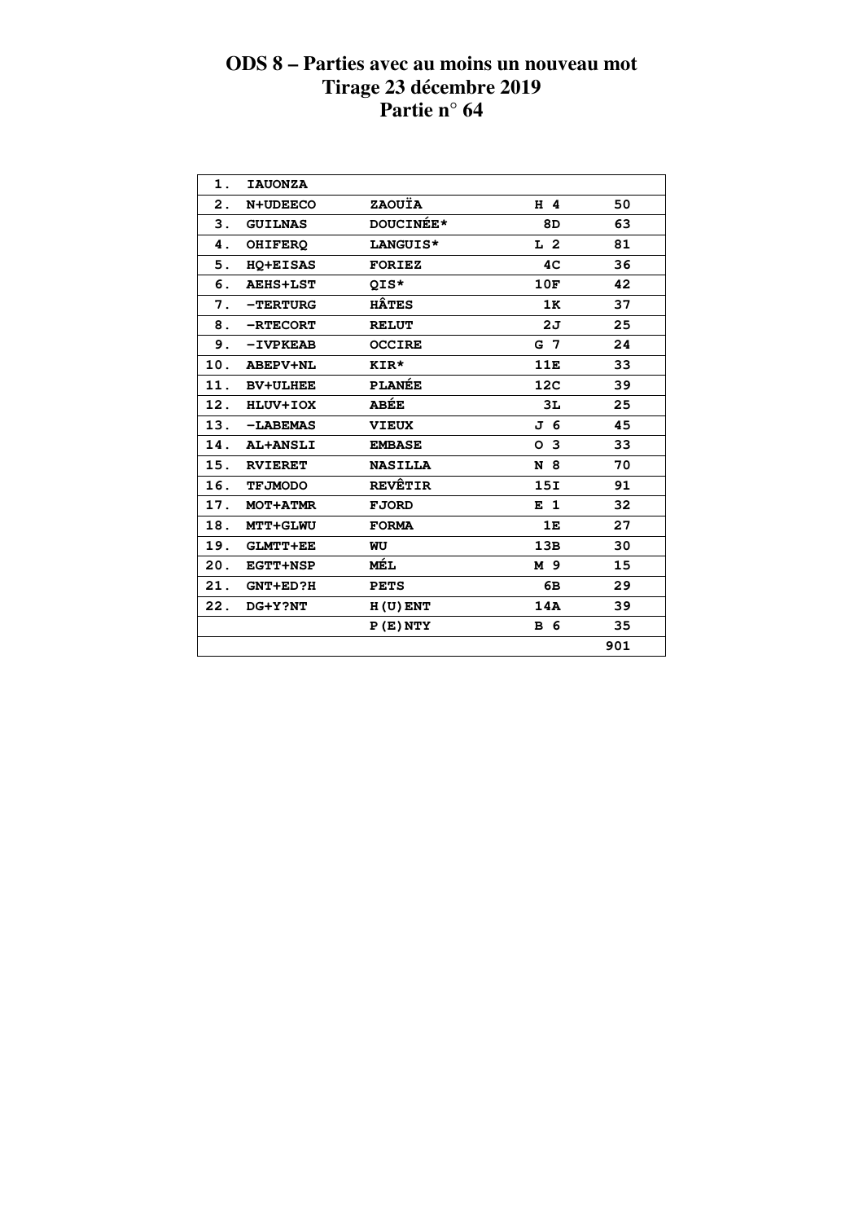# ODS 8 – Parties avec au moins un nouveau mot
## Tirage 23 décembre 2019
## Partie n° 64

| | | | | |
|---|---|---|---|---|
| 1. | IAUONZA | | | |
| 2. | N+UDEECO | ZAOUÏA | H 4 | 50 |
| 3. | GUILNAS | DOUCINÉE* | 8D | 63 |
| 4. | OHIFERQ | LANGUIS* | L 2 | 81 |
| 5. | HQ+EISAS | FORIEZ | 4C | 36 |
| 6. | AEHS+LST | QIS* | 10F | 42 |
| 7. | -TERTURG | HÂTES | 1K | 37 |
| 8. | -RTECORT | RELUT | 2J | 25 |
| 9. | -IVPKEAB | OCCIRE | G 7 | 24 |
| 10. | ABEPV+NL | KIR* | 11E | 33 |
| 11. | BV+ULHEE | PLANÉE | 12C | 39 |
| 12. | HLUV+IOX | ABÉE | 3L | 25 |
| 13. | -LABEMAS | VIEUX | J 6 | 45 |
| 14. | AL+ANSLI | EMBASE | O 3 | 33 |
| 15. | RVIERET | NASILLA | N 8 | 70 |
| 16. | TFJMODO | REVÊTIR | 15I | 91 |
| 17. | MOT+ATMR | FJORD | E 1 | 32 |
| 18. | MTT+GLWU | FORMA | 1E | 27 |
| 19. | GLMTT+EE | WU | 13B | 30 |
| 20. | EGTT+NSP | MÉL | M 9 | 15 |
| 21. | GNT+ED?H | PETS | 6B | 29 |
| 22. | DG+Y?NT | H(U)ENT | 14A | 39 |
| | | P(E)NTY | B 6 | 35 |
| | | | | 901 |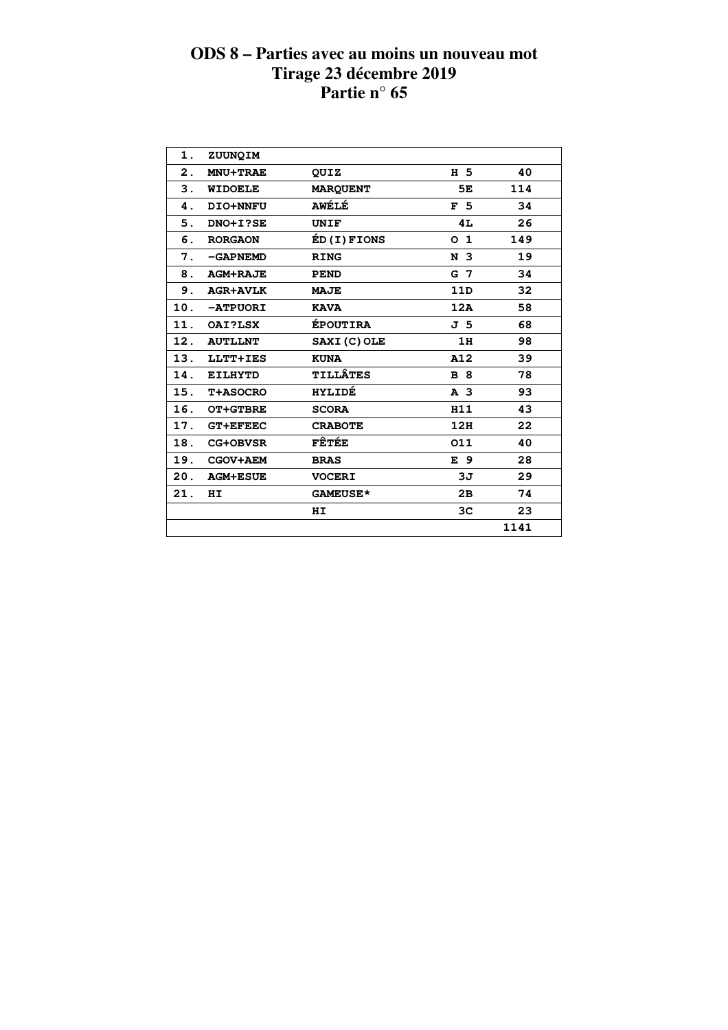# ODS 8 – Parties avec au moins un nouveau mot
# Tirage 23 décembre 2019
# Partie n° 65

| | | | | |
|---|---|---|---|---|
| 1. | ZUUNQIM | | | |
| 2. | MNU+TRAE | QUIZ | H 5 | 40 |
| 3. | WIDOELE | MARQUENT | 5E | 114 |
| 4. | DIO+NNFU | AWÉLÉ | F 5 | 34 |
| 5. | DNO+I?SE | UNIF | 4L | 26 |
| 6. | RORGAON | ÉD(I)FIONS | O 1 | 149 |
| 7. | -GAPNEMD | RING | N 3 | 19 |
| 8. | AGM+RAJE | PEND | G 7 | 34 |
| 9. | AGR+AVLK | MAJE | 11D | 32 |
| 10. | -ATPUORI | KAVA | 12A | 58 |
| 11. | OAI?LSX | ÉPOUTIRA | J 5 | 68 |
| 12. | AUTLLNT | SAXI(C)OLE | 1H | 98 |
| 13. | LLTT+IES | KUNA | A12 | 39 |
| 14. | EILHYTD | TILLÂTES | B 8 | 78 |
| 15. | T+ASOCRO | HYLIDÉ | A 3 | 93 |
| 16. | OT+GTBRE | SCORA | H11 | 43 |
| 17. | GT+EFEEC | CRABOTE | 12H | 22 |
| 18. | CG+OBVSR | FÊTÉE | O11 | 40 |
| 19. | CGOV+AEM | BRAS | E 9 | 28 |
| 20. | AGM+ESUE | VOCERI | 3J | 29 |
| 21. | HI | GAMEUSE* | 2B | 74 |
| | | HI | 3C | 23 |
| | | | | 1141 |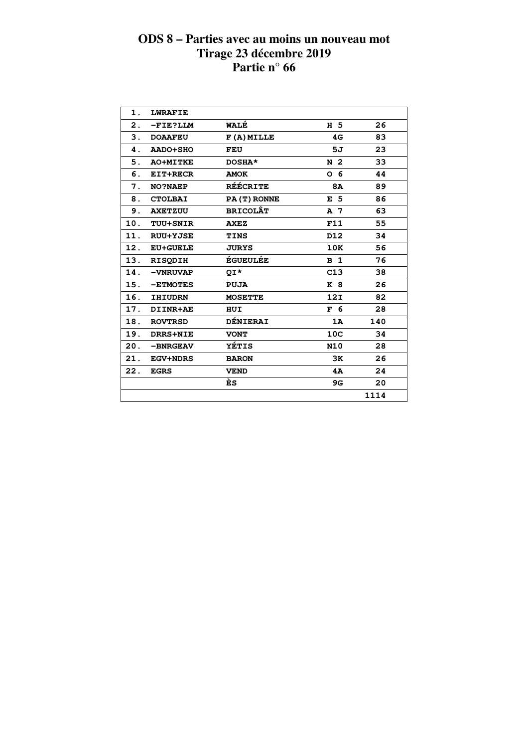# ODS 8 – Parties avec au moins un nouveau mot
# Tirage 23 décembre 2019
# Partie n° 66

| | | | | |
|---|---|---|---|---|
| 1. | LWRAFIE | | | |
| 2. | -FIE?LLM | WALÉ | H 5 | 26 |
| 3. | DOAAFEU | F(A)MILLE | 4G | 83 |
| 4. | AADO+SHO | FEU | 5J | 23 |
| 5. | AO+MITKE | DOSHA* | N 2 | 33 |
| 6. | EIT+RECR | AMOK | O 6 | 44 |
| 7. | NO?NAEP | RÉÉCRITE | 8A | 89 |
| 8. | CTOLBAI | PA(T)RONNE | E 5 | 86 |
| 9. | AXETZUU | BRICOLÂT | A 7 | 63 |
| 10. | TUU+SNIR | AXEZ | F11 | 55 |
| 11. | RUU+YJSE | TINS | D12 | 34 |
| 12. | EU+GUELE | JURYS | 10K | 56 |
| 13. | RISQDIH | ÉGUEULÉE | B 1 | 76 |
| 14. | -VNRUVAP | QI* | C13 | 38 |
| 15. | -ETMOTES | PUJA | K 8 | 26 |
| 16. | IHIUDRN | MOSETTE | 12I | 82 |
| 17. | DIINR+AE | HUI | F 6 | 28 |
| 18. | ROVTRSD | DÉNIERAI | 1A | 140 |
| 19. | DRRS+NIE | VONT | 10C | 34 |
| 20. | -BNRGEAV | YÉTIS | N10 | 28 |
| 21. | EGV+NDRS | BARON | 3K | 26 |
| 22. | EGRS | VEND | 4A | 24 |
| | | ÈS | 9G | 20 |
| | | | | 1114 |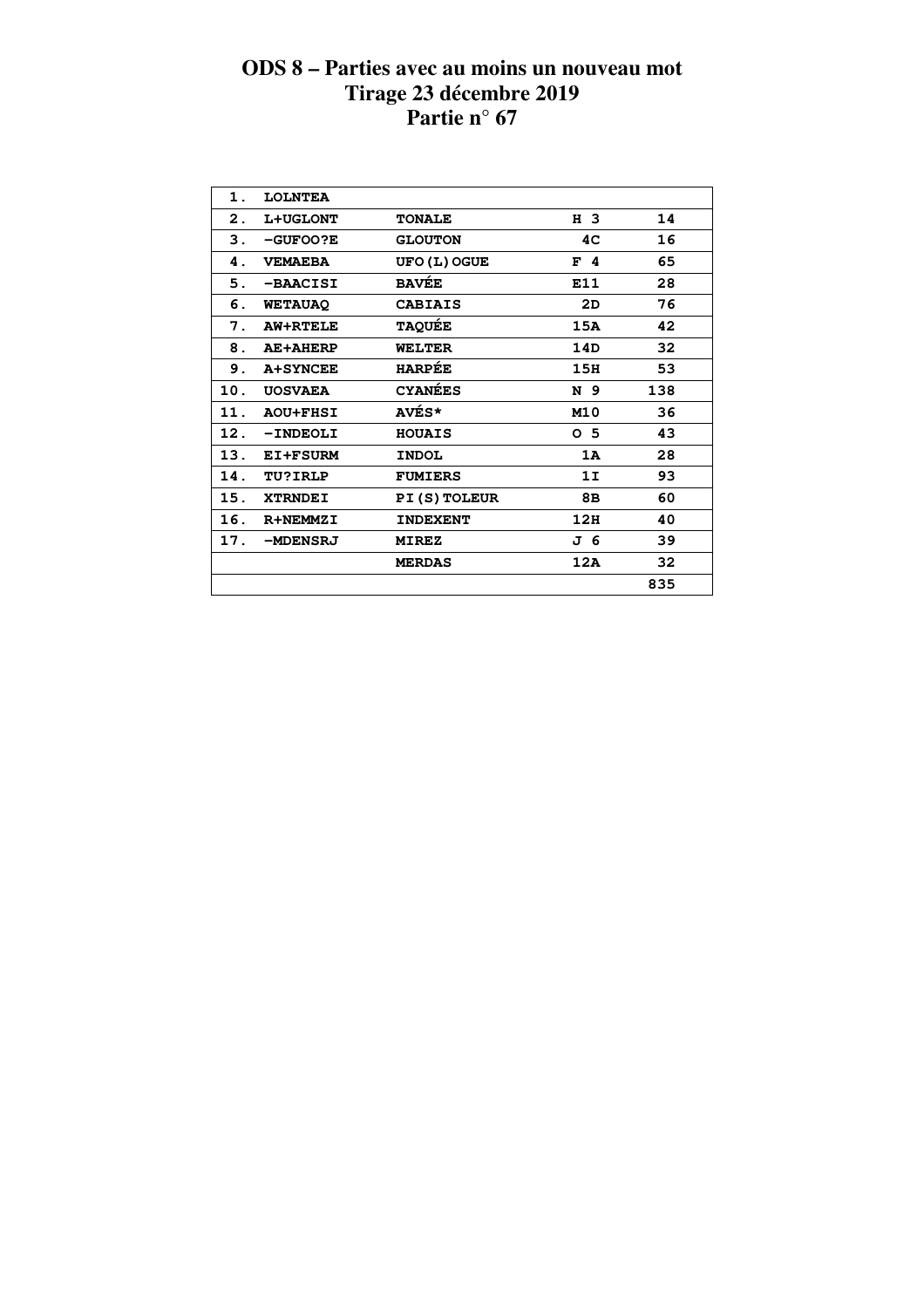# ODS 8 – Parties avec au moins un nouveau mot
## Tirage 23 décembre 2019
## Partie n° 67

| | | | | |
|---|---|---|---|---|
| 1. | LOLNTEA | | | |
| 2. | L+UGLONT | TONALE | H 3 | 14 |
| 3. | -GUFOO?E | GLOUTON | 4C | 16 |
| 4. | VEMAEBA | UFO(L)OGUE | F 4 | 65 |
| 5. | -BAACISI | BAVÉE | E11 | 28 |
| 6. | WETAUAQ | CABIAIS | 2D | 76 |
| 7. | AW+RTELE | TAQUÉE | 15A | 42 |
| 8. | AE+AHERP | WELTER | 14D | 32 |
| 9. | A+SYNCEE | HARPÉE | 15H | 53 |
| 10. | UOSVAEA | CYANÉES | N 9 | 138 |
| 11. | AOU+FHSI | AVÉS* | M10 | 36 |
| 12. | -INDEOLI | HOUAIS | O 5 | 43 |
| 13. | EI+FSURM | INDOL | 1A | 28 |
| 14. | TU?IRLP | FUMIERS | 1I | 93 |
| 15. | XTRNDEI | PI(S)TOLEUR | 8B | 60 |
| 16. | R+NEMMZI | INDEXENT | 12H | 40 |
| 17. | -MDENSRJ | MIREZ | J 6 | 39 |
| | | MERDAS | 12A | 32 |
| | | | | 835 |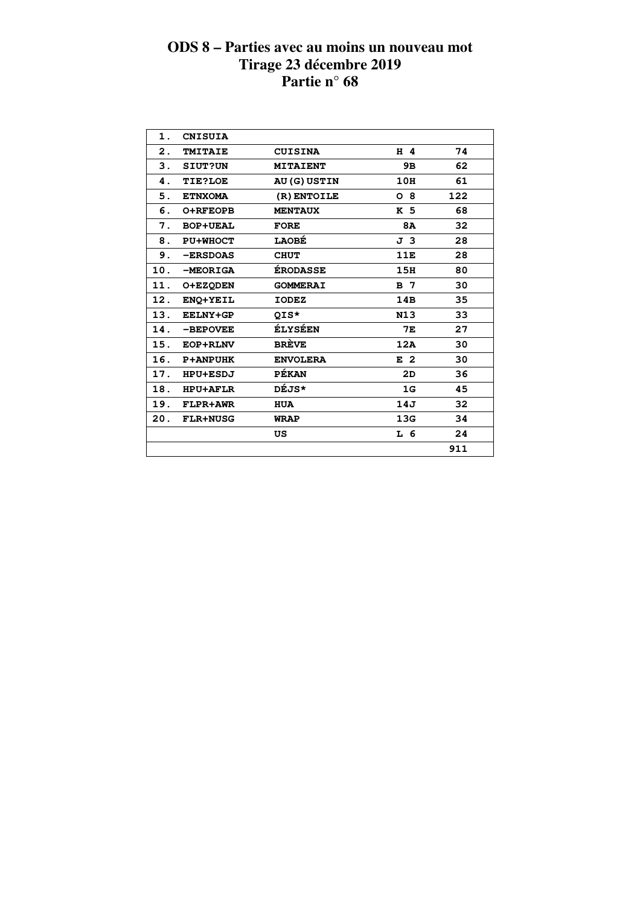# ODS 8 – Parties avec au moins un nouveau mot
## Tirage 23 décembre 2019
## Partie n° 68

| | | | | |
|---|---|---|---|---|
| 1. | CNISUIA | | | |
| 2. | TMITAIE | CUISINA | H 4 | 74 |
| 3. | SIUT?UN | MITAIENT | 9B | 62 |
| 4. | TIE?LOE | AU(G)USTIN | 10H | 61 |
| 5. | ETNXOMA | (R)ENTOILE | O 8 | 122 |
| 6. | O+RFEOPB | MENTAUX | K 5 | 68 |
| 7. | BOP+UEAL | FORE | 8A | 32 |
| 8. | PU+WHOCT | LAOBÉ | J 3 | 28 |
| 9. | -ERSDOAS | CHUT | 11E | 28 |
| 10. | -MEORIGA | ÉRODASSE | 15H | 80 |
| 11. | O+EZQDEN | GOMMERAI | B 7 | 30 |
| 12. | ENQ+YEIL | IODEZ | 14B | 35 |
| 13. | EELNY+GP | QIS* | N13 | 33 |
| 14. | -BEPOVEE | ÉLYSÉEN | 7E | 27 |
| 15. | EOP+RLNV | BRÈVE | 12A | 30 |
| 16. | P+ANPUHK | ENVOLERA | E 2 | 30 |
| 17. | HPU+ESDJ | PÉKAN | 2D | 36 |
| 18. | HPU+AFLR | DÉJS* | 1G | 45 |
| 19. | FLPR+AWR | HUA | 14J | 32 |
| 20. | FLR+NUSG | WRAP | 13G | 34 |
| | | US | L 6 | 24 |
| | | | | 911 |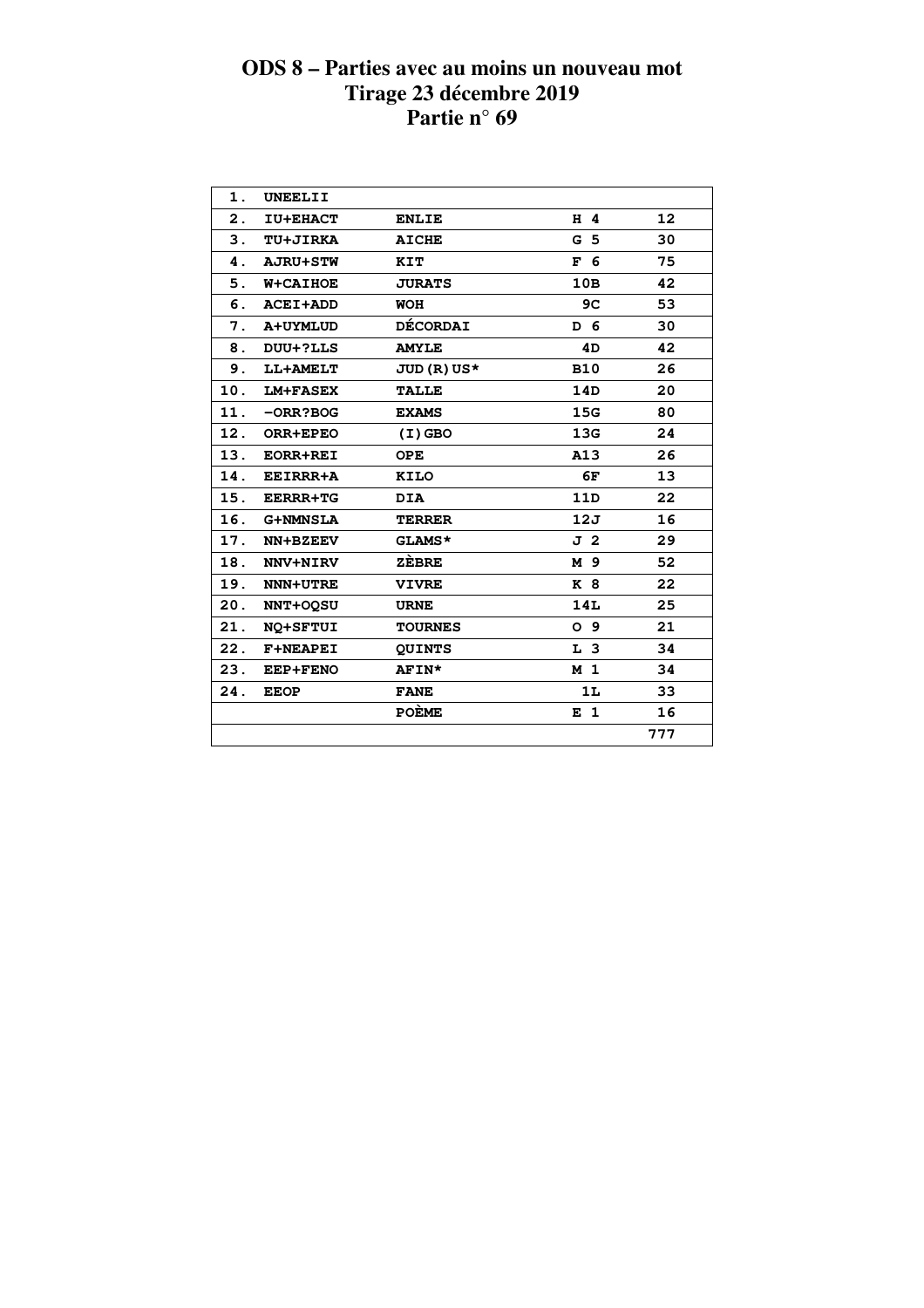# ODS 8 – Parties avec au moins un nouveau mot
## Tirage 23 décembre 2019
## Partie n° 69

| | | | | |
|---|---|---|---|---|
| 1. | UNEELII | | | |
| 2. | IU+EHACT | ENLIE | H 4 | 12 |
| 3. | TU+JIRKA | AICHE | G 5 | 30 |
| 4. | AJRU+STW | KIT | F 6 | 75 |
| 5. | W+CAIHOE | JURATS | 10B | 42 |
| 6. | ACEI+ADD | WOH | 9C | 53 |
| 7. | A+UYMLUD | DÉCORDAI | D 6 | 30 |
| 8. | DUU+?LLS | AMYLE | 4D | 42 |
| 9. | LL+AMELT | JUD(R)US* | B10 | 26 |
| 10. | LM+FASEX | TALLE | 14D | 20 |
| 11. | -ORR?BOG | EXAMS | 15G | 80 |
| 12. | ORR+EPEO | (I)GBO | 13G | 24 |
| 13. | EORR+REI | OPE | A13 | 26 |
| 14. | EEIRRR+A | KILO | 6F | 13 |
| 15. | EERRR+TG | DIA | 11D | 22 |
| 16. | G+NMNSLA | TERRER | 12J | 16 |
| 17. | NN+BZEEV | GLAMS* | J 2 | 29 |
| 18. | NNV+NIRV | ZÈBRE | M 9 | 52 |
| 19. | NNN+UTRE | VIVRE | K 8 | 22 |
| 20. | NNT+OQSU | URNE | 14L | 25 |
| 21. | NQ+SFTUI | TOURNES | O 9 | 21 |
| 22. | F+NEAPEI | QUINTS | L 3 | 34 |
| 23. | EEP+FENO | AFIN* | M 1 | 34 |
| 24. | EEOP | FANE | 1L | 33 |
| | | POÈME | E 1 | 16 |
| | | | | 777 |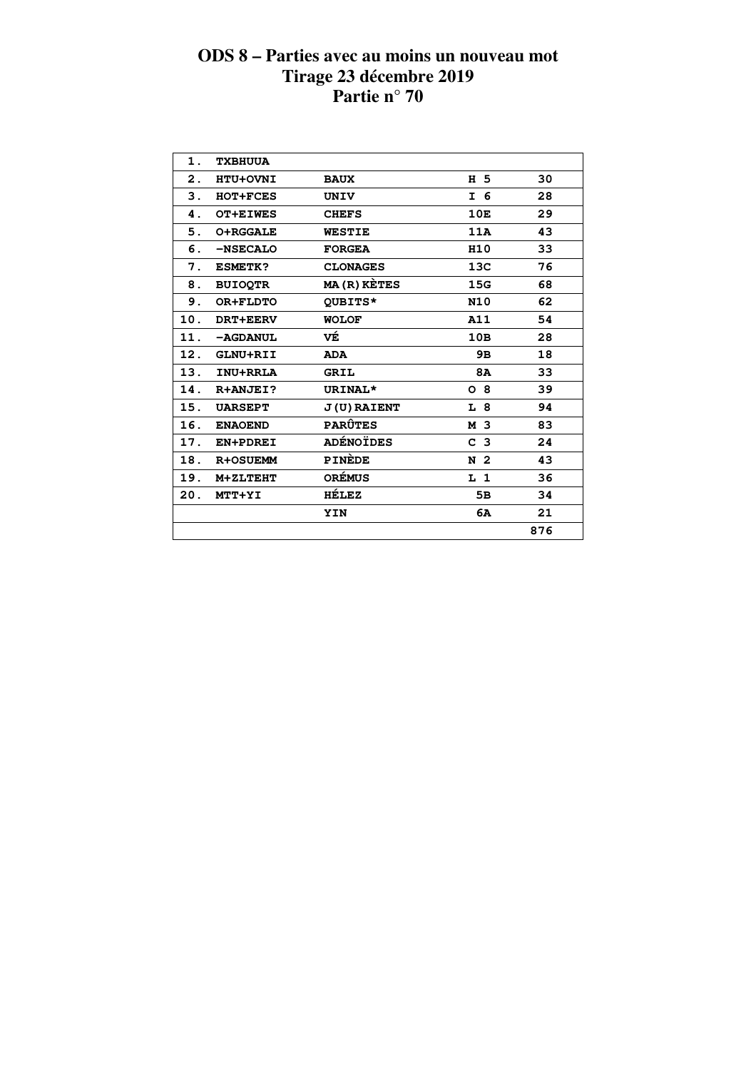# ODS 8 – Parties avec au moins un nouveau mot
## Tirage 23 décembre 2019
## Partie n° 70

| | | | | |
|---|---|---|---|---|
| 1. | TXBHUUA | | | |
| 2. | HTU+OVNI | BAUX | H 5 | 30 |
| 3. | HOT+FCES | UNIV | I 6 | 28 |
| 4. | OT+EIWES | CHEFS | 10E | 29 |
| 5. | O+RGGALE | WESTIE | 11A | 43 |
| 6. | -NSECALO | FORGEA | H10 | 33 |
| 7. | ESMETK? | CLONAGES | 13C | 76 |
| 8. | BUIOQTR | MA(R)KÈTES | 15G | 68 |
| 9. | OR+FLDTO | QUBITS* | N10 | 62 |
| 10. | DRT+EERV | WOLOF | A11 | 54 |
| 11. | -AGDANUL | VÉ | 10B | 28 |
| 12. | GLNU+RII | ADA | 9B | 18 |
| 13. | INU+RRLA | GRIL | 8A | 33 |
| 14. | R+ANJEI? | URINAL* | O 8 | 39 |
| 15. | UARSEPT | J(U)RAIENT | L 8 | 94 |
| 16. | ENAOEND | PARÛTES | M 3 | 83 |
| 17. | EN+PDREI | ADÉNOÏDES | C 3 | 24 |
| 18. | R+OSUEMM | PINÈDE | N 2 | 43 |
| 19. | M+ZLTEHT | ORÉMUS | L 1 | 36 |
| 20. | MTT+YI | HÉLEZ | 5B | 34 |
| | | YIN | 6A | 21 |
| | | | | 876 |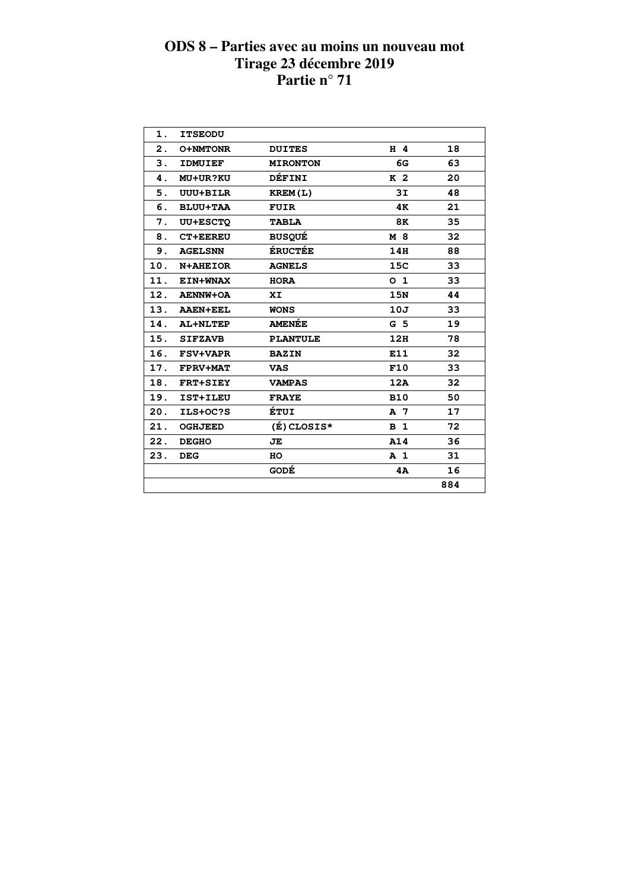# ODS 8 – Parties avec au moins un nouveau mot
## Tirage 23 décembre 2019
## Partie n° 71

| | | | | |
|---|---|---|---|---|
| 1. | ITSEODU | | | |
| 2. | O+NMTONR | DUITES | H 4 | 18 |
| 3. | IDMUIEF | MIRONTON | 6G | 63 |
| 4. | MU+UR?KU | DÉFINI | K 2 | 20 |
| 5. | UUU+BILR | KREM(L) | 3I | 48 |
| 6. | BLUU+TAA | FUIR | 4K | 21 |
| 7. | UU+ESCTQ | TABLA | 8K | 35 |
| 8. | CT+EEREU | BUSQUÉ | M 8 | 32 |
| 9. | AGELSNN | ÉRUCTÉE | 14H | 88 |
| 10. | N+AHEIOR | AGNELS | 15C | 33 |
| 11. | EIN+WNAX | HORA | O 1 | 33 |
| 12. | AENNW+OA | XI | 15N | 44 |
| 13. | AAEN+EEL | WONS | 10J | 33 |
| 14. | AL+NLTEP | AMENÉE | G 5 | 19 |
| 15. | SIFZAVB | PLANTULE | 12H | 78 |
| 16. | FSV+VAPR | BAZIN | E11 | 32 |
| 17. | FPRV+MAT | VAS | F10 | 33 |
| 18. | FRT+SIEY | VAMPAS | 12A | 32 |
| 19. | IST+ILEU | FRAYE | B10 | 50 |
| 20. | ILS+OC?S | ÉTUI | A 7 | 17 |
| 21. | OGHJEED | (É)CLOSIS* | B 1 | 72 |
| 22. | DEGHO | JE | A14 | 36 |
| 23. | DEG | HO | A 1 | 31 |
| | | GODÉ | 4A | 16 |
| | | | | 884 |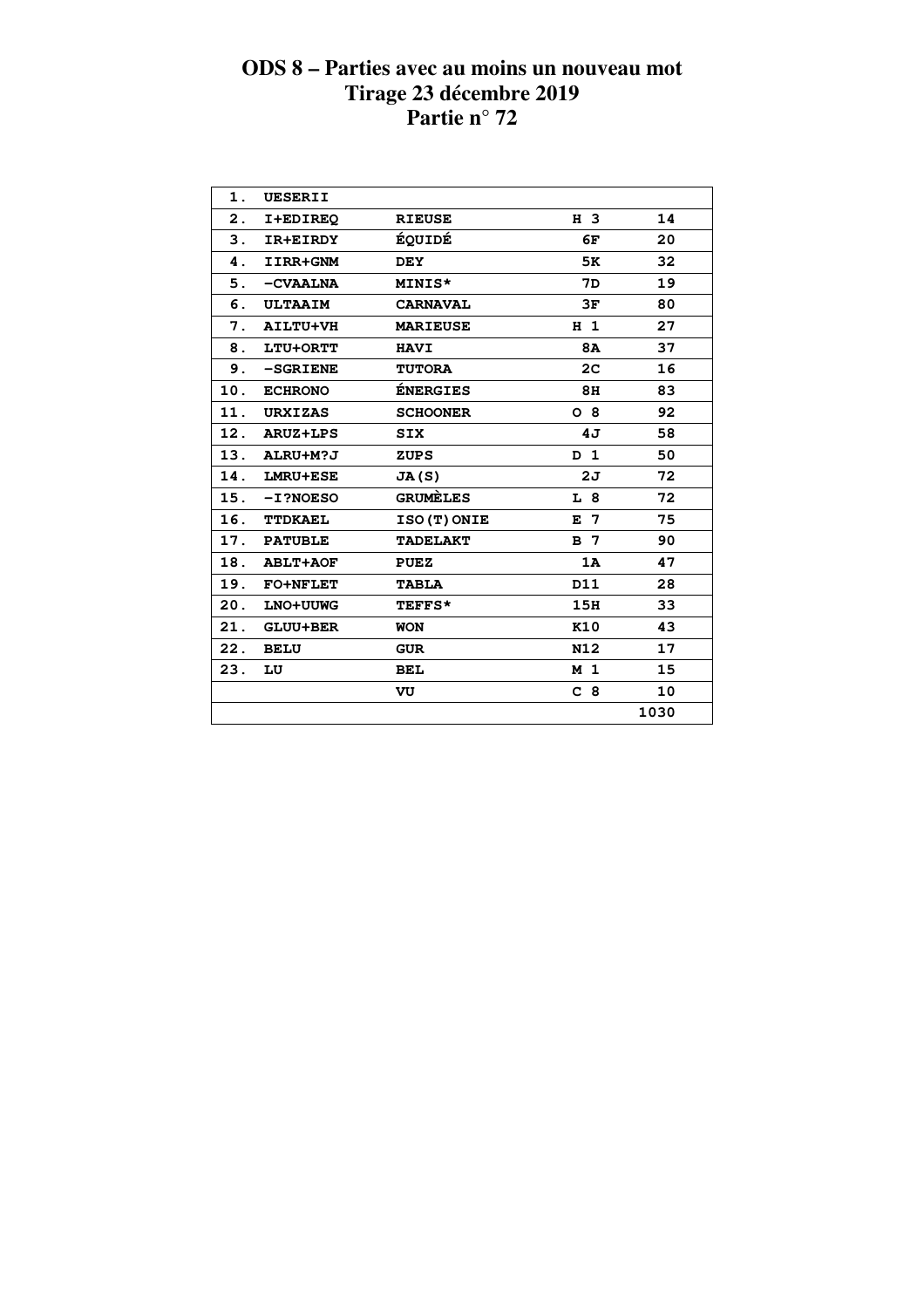# ODS 8 – Parties avec au moins un nouveau mot
## Tirage 23 décembre 2019
## Partie n° 72

| | | | | |
|---|---|---|---|---|
| 1. | UESERII | | | |
| 2. | I+EDIREQ | RIEUSE | H 3 | 14 |
| 3. | IR+EIRDY | ÉQUIDÉ | 6F | 20 |
| 4. | IIRR+GNM | DEY | 5K | 32 |
| 5. | -CVAALNA | MINIS* | 7D | 19 |
| 6. | ULTAAIM | CARNAVAL | 3F | 80 |
| 7. | AILTU+VH | MARIEUSE | H 1 | 27 |
| 8. | LTU+ORTT | HAVI | 8A | 37 |
| 9. | -SGRIENE | TUTORA | 2C | 16 |
| 10. | ECHRONO | ÉNERGIES | 8H | 83 |
| 11. | URXIZAS | SCHOONER | O 8 | 92 |
| 12. | ARUZ+LPS | SIX | 4J | 58 |
| 13. | ALRU+M?J | ZUPS | D 1 | 50 |
| 14. | LMRU+ESE | JA(S) | 2J | 72 |
| 15. | -I?NOESO | GRUMÈLES | L 8 | 72 |
| 16. | TTDKAEL | ISO(T)ONIE | E 7 | 75 |
| 17. | PATUBLE | TADELAKT | B 7 | 90 |
| 18. | ABLT+AOF | PUEZ | 1A | 47 |
| 19. | FO+NFLET | TABLA | D11 | 28 |
| 20. | LNO+UUWG | TEFFS* | 15H | 33 |
| 21. | GLUU+BER | WON | K10 | 43 |
| 22. | BELU | GUR | N12 | 17 |
| 23. | LU | BEL | M 1 | 15 |
| | | VU | C 8 | 10 |
| | | | | 1030 |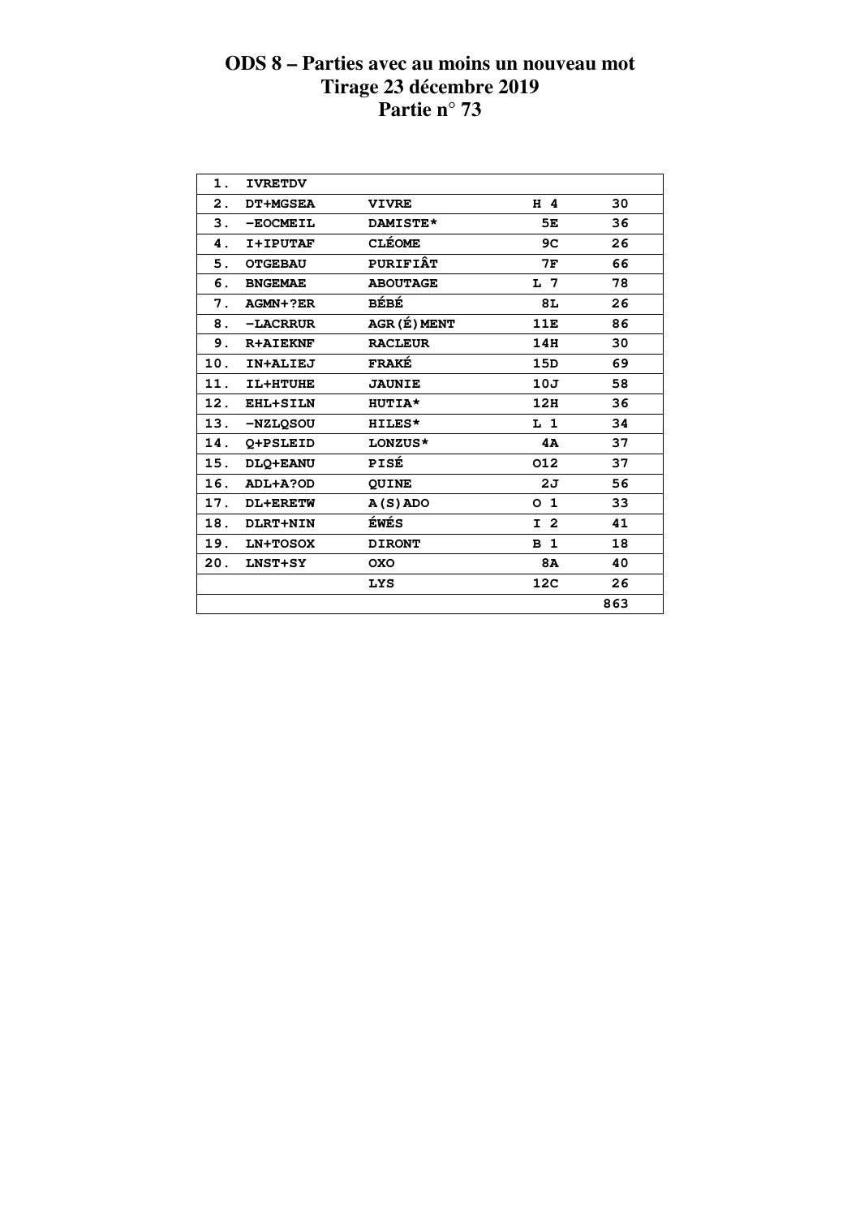# ODS 8 – Parties avec au moins un nouveau mot
## Tirage 23 décembre 2019
## Partie n° 73

| | | | | |
|---|---|---|---|---|
| 1. | IVRETDV | | | |
| 2. | DT+MGSEA | VIVRE | H 4 | 30 |
| 3. | -EOCMEIL | DAMISTE* | 5E | 36 |
| 4. | I+IPUTAF | CLÉOME | 9C | 26 |
| 5. | OTGEBAU | PURIFIÂT | 7F | 66 |
| 6. | BNGEMAE | ABOUTAGE | L 7 | 78 |
| 7. | AGMN+?ER | BÉBÉ | 8L | 26 |
| 8. | -LACRRUR | AGR(É)MENT | 11E | 86 |
| 9. | R+AIEKNF | RACLEUR | 14H | 30 |
| 10. | IN+ALIEJ | FRAKÉ | 15D | 69 |
| 11. | IL+HTUHE | JAUNIE | 10J | 58 |
| 12. | EHL+SILN | HUTIA* | 12H | 36 |
| 13. | -NZLQSOU | HILES* | L 1 | 34 |
| 14. | Q+PSLEID | LONZUS* | 4A | 37 |
| 15. | DLQ+EANU | PISÉ | O12 | 37 |
| 16. | ADL+A?OD | QUINE | 2J | 56 |
| 17. | DL+ERETW | A(S)ADO | O 1 | 33 |
| 18. | DLRT+NIN | ÉWÉS | I 2 | 41 |
| 19. | LN+TOSOX | DIRONT | B 1 | 18 |
| 20. | LNST+SY | OXO | 8A | 40 |
| | | LYS | 12C | 26 |
| | | | | 863 |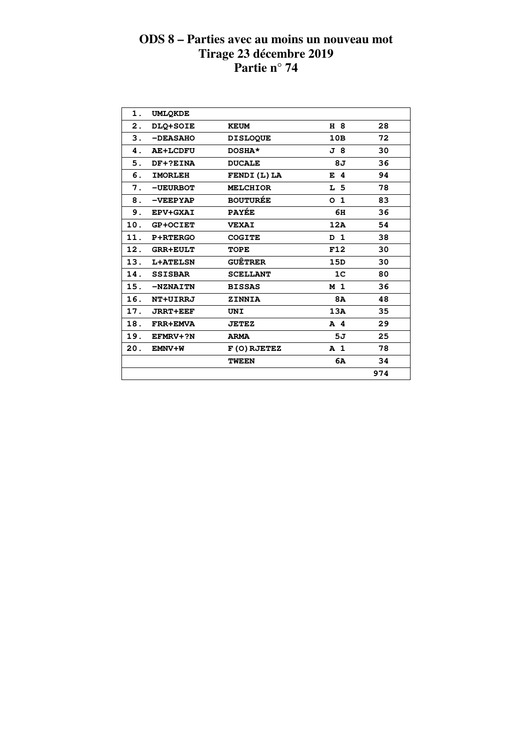# ODS 8 – Parties avec au moins un nouveau mot
# Tirage 23 décembre 2019
# Partie n° 74

| | | | | |
|---|---|---|---|---|
| 1. | UMLQKDE | | | |
| 2. | DLQ+SOIE | KEUM | H 8 | 28 |
| 3. | -DEASAHO | DISLOQUE | 10B | 72 |
| 4. | AE+LCDFU | DOSHA* | J 8 | 30 |
| 5. | DF+?EINA | DUCALE | 8J | 36 |
| 6. | IMORLEH | FENDI(L)LA | E 4 | 94 |
| 7. | -UEURBOT | MELCHIOR | L 5 | 78 |
| 8. | -VEEPYAP | BOUTURÉE | O 1 | 83 |
| 9. | EPV+GXAI | PAYÉE | 6H | 36 |
| 10. | GP+OCIET | VEXAI | 12A | 54 |
| 11. | P+RTERGO | COGITE | D 1 | 38 |
| 12. | GRR+EULT | TOPE | F12 | 30 |
| 13. | L+ATELSN | GUÊTRER | 15D | 30 |
| 14. | SSISBAR | SCELLANT | 1C | 80 |
| 15. | -NZNAITN | BISSAS | M 1 | 36 |
| 16. | NT+UIRRJ | ZINNIA | 8A | 48 |
| 17. | JRRT+EEF | UNI | 13A | 35 |
| 18. | FRR+EMVA | JETEZ | A 4 | 29 |
| 19. | EFMRV+?N | ARMA | 5J | 25 |
| 20. | EMNV+W | F(O)RJETEZ | A 1 | 78 |
| | | TWEEN | 6A | 34 |
| | | | | 974 |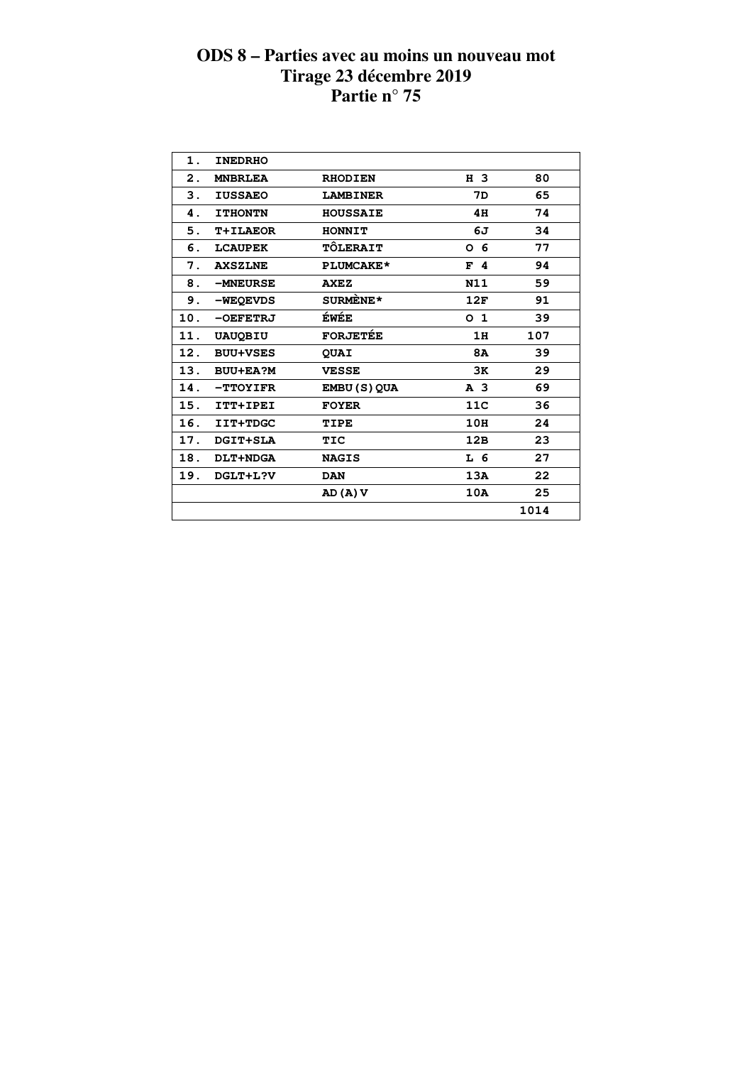# ODS 8 – Parties avec au moins un nouveau mot
# Tirage 23 décembre 2019
# Partie n° 75

| | | | | |
|---|---|---|---|---|
| 1. | INEDRHO | | | |
| 2. | MNBRLEA | RHODIEN | H 3 | 80 |
| 3. | IUSSAEO | LAMBINER | 7D | 65 |
| 4. | ITHONTN | HOUSSAIE | 4H | 74 |
| 5. | T+ILAEOR | HONNIT | 6J | 34 |
| 6. | LCAUPEK | TÔLERAIT | O 6 | 77 |
| 7. | AXSZLNE | PLUMCAKE* | F 4 | 94 |
| 8. | -MNEURSE | AXEZ | N11 | 59 |
| 9. | -WEQEVDS | SURMÈNE* | 12F | 91 |
| 10. | -OEFETRJ | ÉWÉE | O 1 | 39 |
| 11. | UAUQBIU | FORJETÉE | 1H | 107 |
| 12. | BUU+VSES | QUAI | 8A | 39 |
| 13. | BUU+EA?M | VESSE | 3K | 29 |
| 14. | -TTOYIFR | EMBU(S)QUA | A 3 | 69 |
| 15. | ITT+IPEI | FOYER | 11C | 36 |
| 16. | IIT+TDGC | TIPE | 10H | 24 |
| 17. | DGIT+SLA | TIC | 12B | 23 |
| 18. | DLT+NDGA | NAGIS | L 6 | 27 |
| 19. | DGLT+L?V | DAN | 13A | 22 |
| | | AD(A)V | 10A | 25 |
| | | | | 1014 |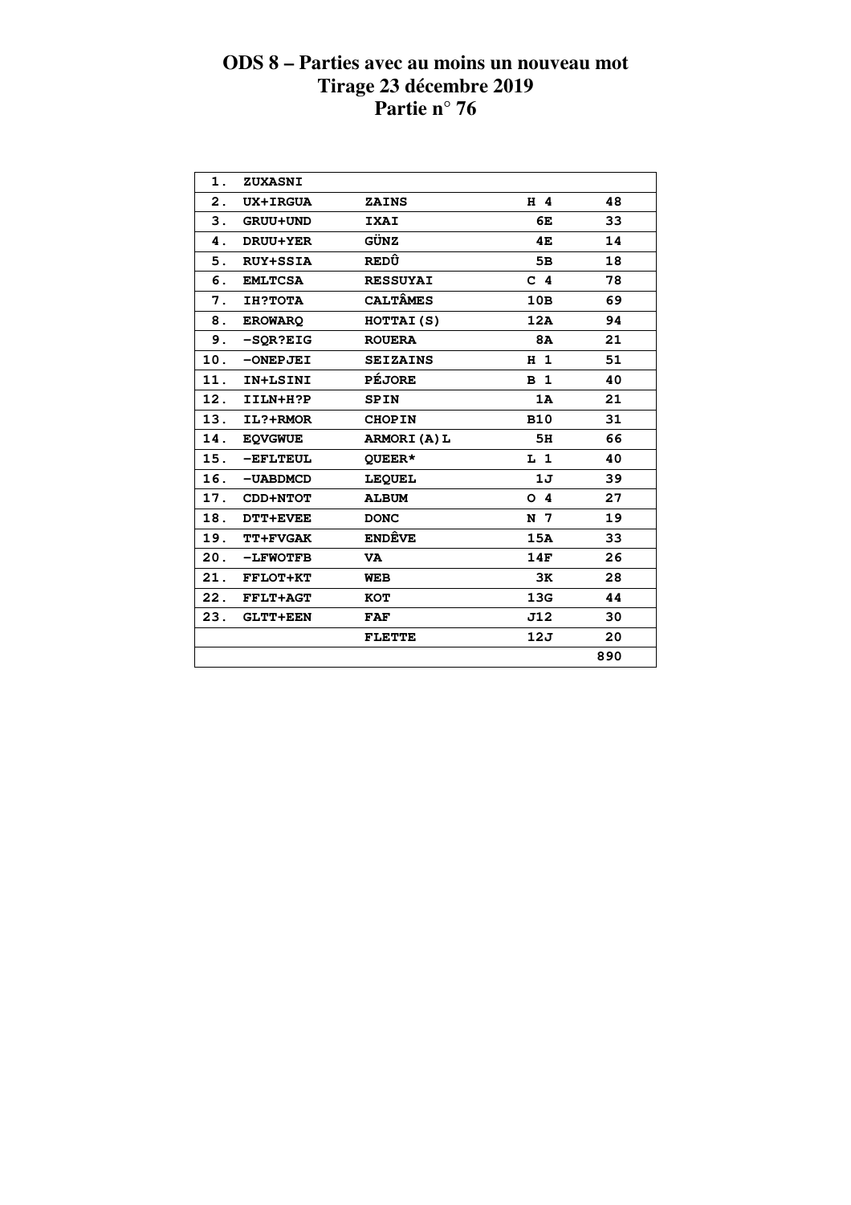# ODS 8 – Parties avec au moins un nouveau mot
## Tirage 23 décembre 2019
## Partie n° 76

| | | | | |
|---|---|---|---|---|
| 1. | ZUXASNI | | | |
| 2. | UX+IRGUA | ZAINS | H 4 | 48 |
| 3. | GRUU+UND | IXAI | 6E | 33 |
| 4. | DRUU+YER | GÜNZ | 4E | 14 |
| 5. | RUY+SSIA | REDÛ | 5B | 18 |
| 6. | EMLTCSA | RESSUYAI | C 4 | 78 |
| 7. | IH?TOTA | CALTÂMES | 10B | 69 |
| 8. | EROWARQ | HOTTAI(S) | 12A | 94 |
| 9. | -SQR?EIG | ROUERA | 8A | 21 |
| 10. | -ONEPJEI | SEIZAINS | H 1 | 51 |
| 11. | IN+LSINI | PÉJORE | B 1 | 40 |
| 12. | IILN+H?P | SPIN | 1A | 21 |
| 13. | IL?+RMOR | CHOPIN | B10 | 31 |
| 14. | EQVGWUE | ARMORI(A)L | 5H | 66 |
| 15. | -EFLTEUL | QUEER* | L 1 | 40 |
| 16. | -UABDMCD | LEQUEL | 1J | 39 |
| 17. | CDD+NTOT | ALBUM | O 4 | 27 |
| 18. | DTT+EVEE | DONC | N 7 | 19 |
| 19. | TT+FVGAK | ENDÊVE | 15A | 33 |
| 20. | -LFWOTFB | VA | 14F | 26 |
| 21. | FFLOT+KT | WEB | 3K | 28 |
| 22. | FFLT+AGT | KOT | 13G | 44 |
| 23. | GLTT+EEN | FAF | J12 | 30 |
| | | FLETTE | 12J | 20 |
| | | | | 890 |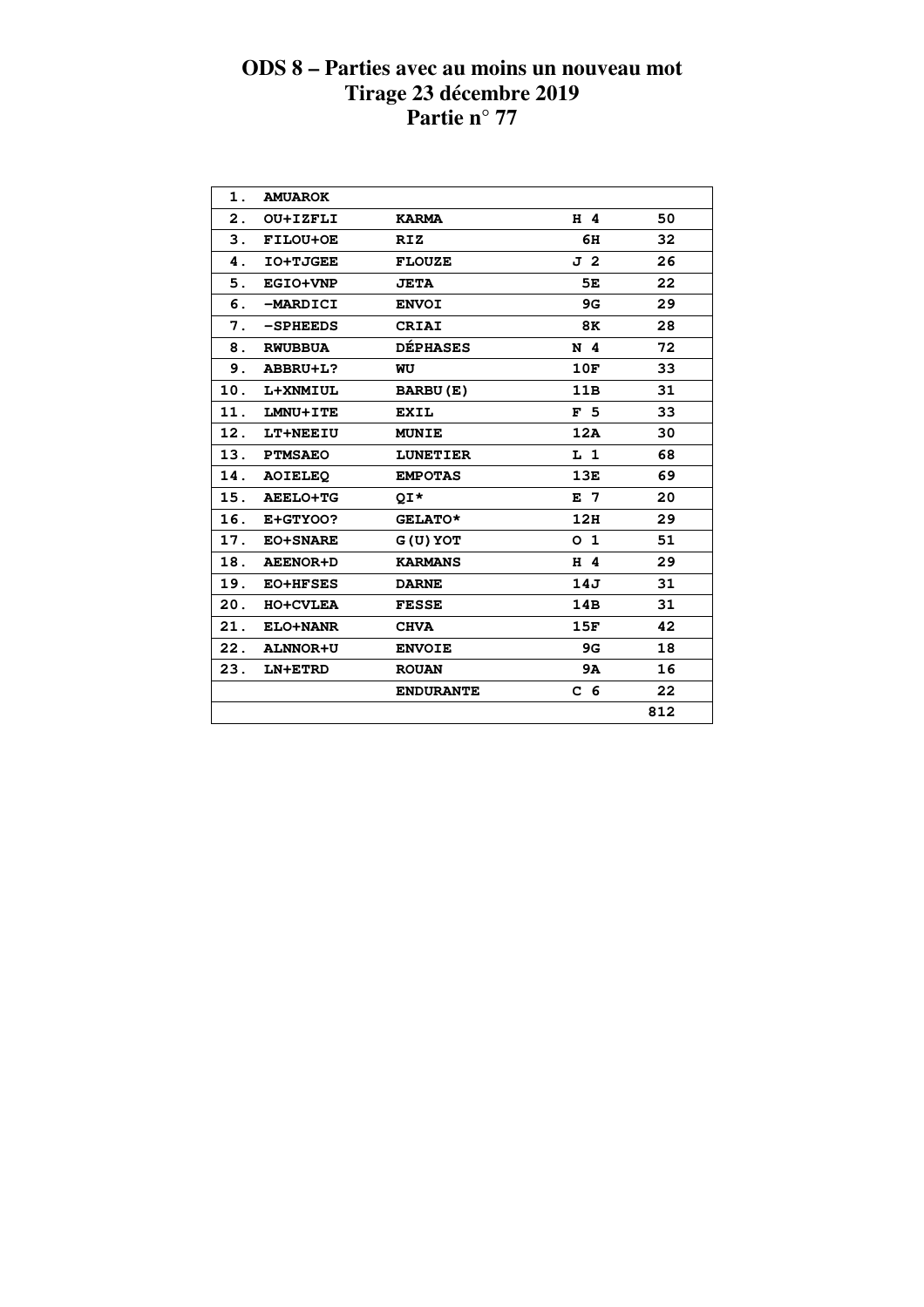# ODS 8 – Parties avec au moins un nouveau mot
# Tirage 23 décembre 2019
# Partie n° 77

| | | | | |
|---|---|---|---|---|
| 1. | AMUAROK | | | |
| 2. | OU+IZFLI | KARMA | H 4 | 50 |
| 3. | FILOU+OE | RIZ | 6H | 32 |
| 4. | IO+TJGEE | FLOUZE | J 2 | 26 |
| 5. | EGIO+VNP | JETA | 5E | 22 |
| 6. | -MARDICI | ENVOI | 9G | 29 |
| 7. | -SPHEEDS | CRIAI | 8K | 28 |
| 8. | RWUBBUA | DÉPHASES | N 4 | 72 |
| 9. | ABBRU+L? | WU | 10F | 33 |
| 10. | L+XNMIUL | BARBU(E) | 11B | 31 |
| 11. | LMNU+ITE | EXIL | F 5 | 33 |
| 12. | LT+NEEIU | MUNIE | 12A | 30 |
| 13. | PTMSAEO | LUNETIER | L 1 | 68 |
| 14. | AOIELEQ | EMPOTAS | 13E | 69 |
| 15. | AEELO+TG | QI* | E 7 | 20 |
| 16. | E+GTYOO? | GELATO* | 12H | 29 |
| 17. | EO+SNARE | G(U)YOT | O 1 | 51 |
| 18. | AEENOR+D | KARMANS | H 4 | 29 |
| 19. | EO+HFSES | DARNE | 14J | 31 |
| 20. | HO+CVLEA | FESSE | 14B | 31 |
| 21. | ELO+NANR | CHVA | 15F | 42 |
| 22. | ALNNOR+U | ENVOIE | 9G | 18 |
| 23. | LN+ETRD | ROUAN | 9A | 16 |
| | | ENDURANTE | C 6 | 22 |
| | | | | 812 |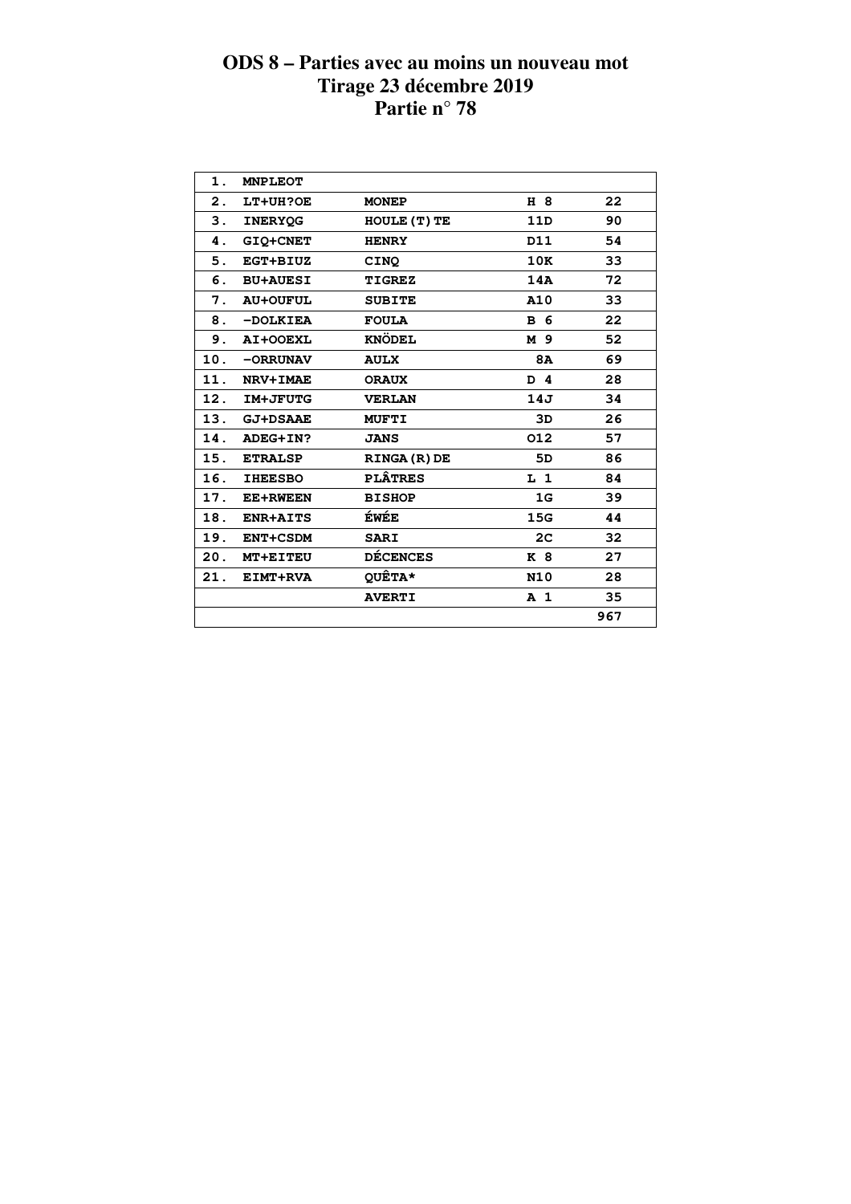# ODS 8 – Parties avec au moins un nouveau mot
# Tirage 23 décembre 2019
# Partie n° 78

| | | | | |
|---|---|---|---|---|
| 1. | MNPLEOT | | | |
| 2. | LT+UH?OE | MONEP | H 8 | 22 |
| 3. | INERYQG | HOULE(T)TE | 11D | 90 |
| 4. | GIQ+CNET | HENRY | D11 | 54 |
| 5. | EGT+BIUZ | CINQ | 10K | 33 |
| 6. | BU+AUESI | TIGREZ | 14A | 72 |
| 7. | AU+OUFUL | SUBITE | A10 | 33 |
| 8. | -DOLKIEA | FOULA | B 6 | 22 |
| 9. | AI+OOEXL | KNÖDEL | M 9 | 52 |
| 10. | -ORRUNAV | AULX | 8A | 69 |
| 11. | NRV+IMAE | ORAUX | D 4 | 28 |
| 12. | IM+JFUTG | VERLAN | 14J | 34 |
| 13. | GJ+DSAAE | MUFTI | 3D | 26 |
| 14. | ADEG+IN? | JANS | O12 | 57 |
| 15. | ETRALSP | RINGA(R)DE | 5D | 86 |
| 16. | IHEESBO | PLÂTRES | L 1 | 84 |
| 17. | EE+RWEEN | BISHOP | 1G | 39 |
| 18. | ENR+AITS | ÉWÉE | 15G | 44 |
| 19. | ENT+CSDM | SARI | 2C | 32 |
| 20. | MT+EITEU | DÉCENCES | K 8 | 27 |
| 21. | EIMT+RVA | QUÊTA* | N10 | 28 |
| | | AVERTI | A 1 | 35 |
| | | | | 967 |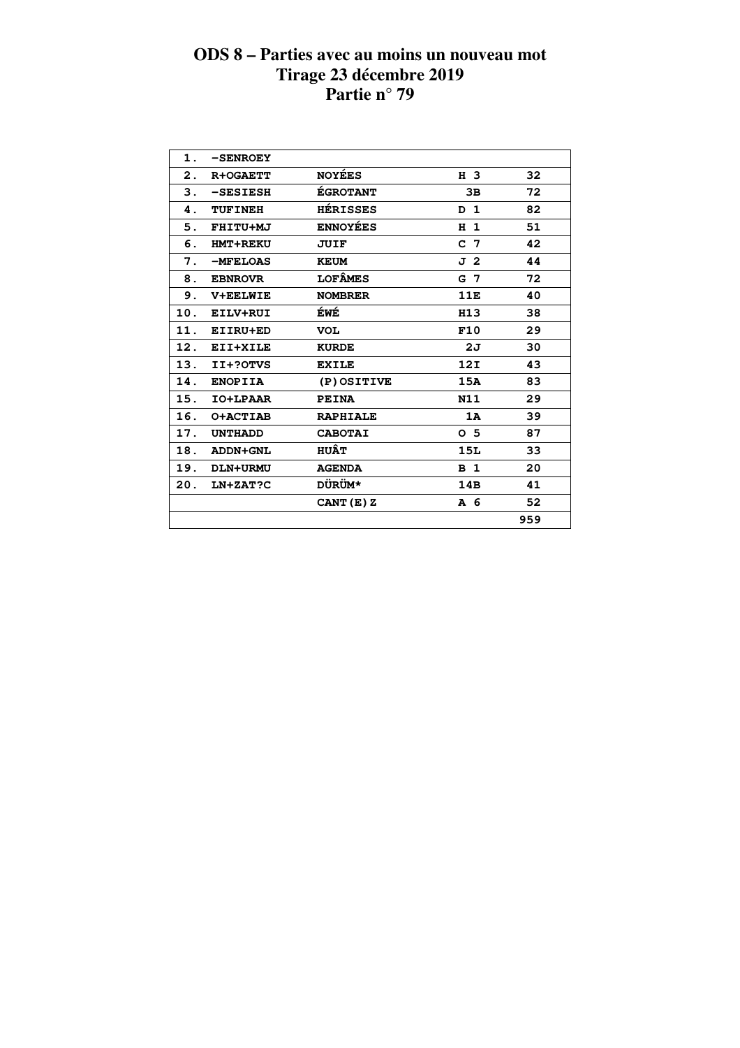# ODS 8 – Parties avec au moins un nouveau mot
# Tirage 23 décembre 2019
# Partie n° 79

| | | | | |
|---|---|---|---|---|
| 1. | -SENROEY | | | |
| 2. | R+OGAETT | NOYÉES | H 3 | 32 |
| 3. | -SESIESH | ÉGROTANT | 3B | 72 |
| 4. | TUFINEH | HÉRISSES | D 1 | 82 |
| 5. | FHITU+MJ | ENNOYÉES | H 1 | 51 |
| 6. | HMT+REKU | JUIF | C 7 | 42 |
| 7. | -MFELOAS | KEUM | J 2 | 44 |
| 8. | EBNROVR | LOFÂMES | G 7 | 72 |
| 9. | V+EELWIE | NOMBRER | 11E | 40 |
| 10. | EILV+RUI | ÉWÉ | H13 | 38 |
| 11. | EIIRU+ED | VOL | F10 | 29 |
| 12. | EII+XILE | KURDE | 2J | 30 |
| 13. | II+?OTVS | EXILE | 12I | 43 |
| 14. | ENOPIIA | (P)OSITIVE | 15A | 83 |
| 15. | IO+LPAAR | PEINA | N11 | 29 |
| 16. | O+ACTIAB | RAPHIALE | 1A | 39 |
| 17. | UNTHADD | CABOTAI | O 5 | 87 |
| 18. | ADDN+GNL | HUÂT | 15L | 33 |
| 19. | DLN+URMU | AGENDA | B 1 | 20 |
| 20. | LN+ZAT?C | DÜRÜM* | 14B | 41 |
| | | CANT(E)Z | A 6 | 52 |
| | | | | 959 |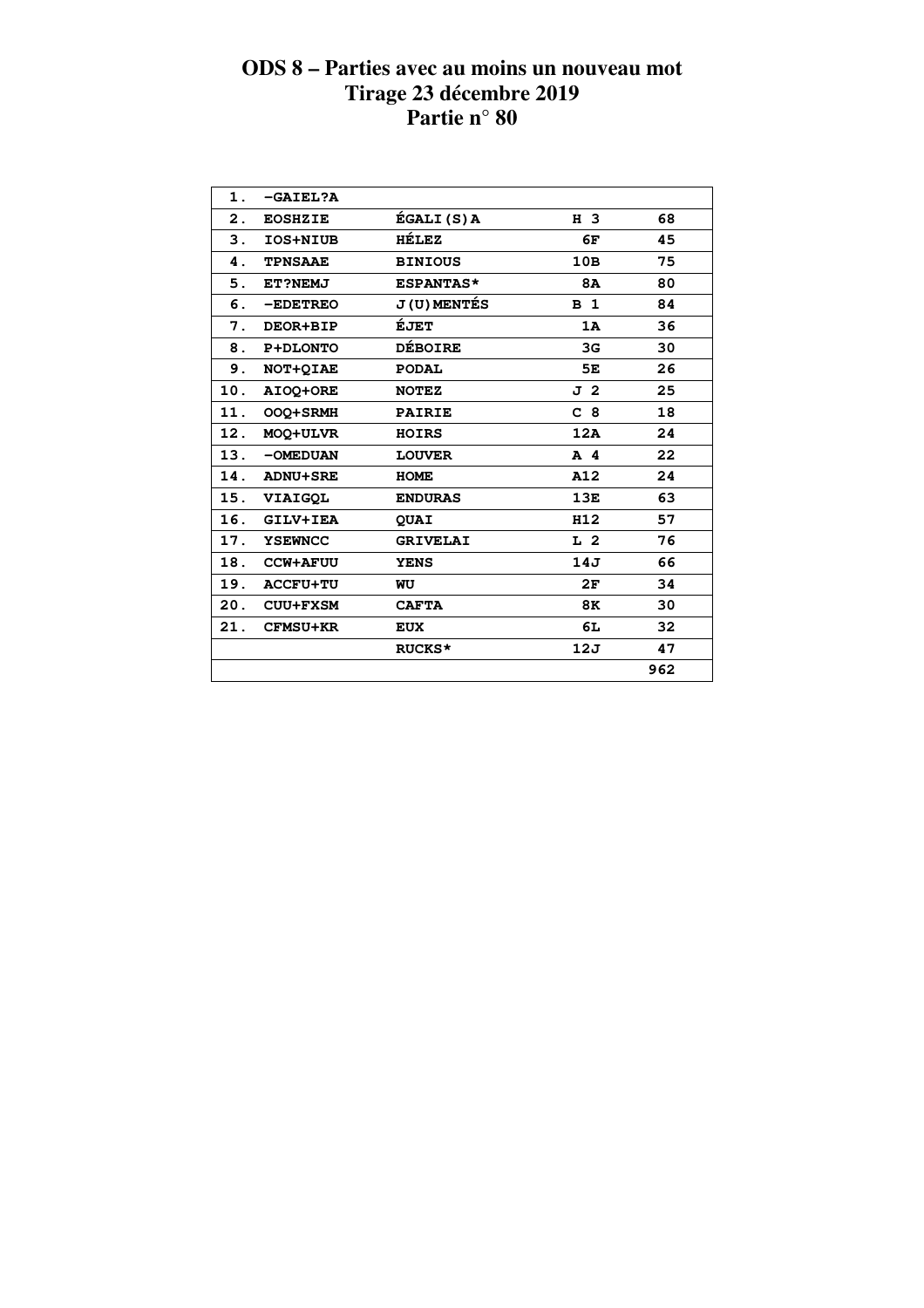# ODS 8 – Parties avec au moins un nouveau mot
## Tirage 23 décembre 2019
## Partie n° 80

| | | | | |
|---|---|---|---|---|
| 1. | -GAIEL?A | | | |
| 2. | EOSHZIE | ÉGALI(S)A | H 3 | 68 |
| 3. | IOS+NIUB | HÉLEZ | 6F | 45 |
| 4. | TPNSAAE | BINIOUS | 10B | 75 |
| 5. | ET?NEMJ | ESPANTAS* | 8A | 80 |
| 6. | -EDETREO | J(U)MENTÉS | B 1 | 84 |
| 7. | DEOR+BIP | ÉJET | 1A | 36 |
| 8. | P+DLONTO | DÉBOIRE | 3G | 30 |
| 9. | NOT+QIAE | PODAL | 5E | 26 |
| 10. | AIOQ+ORE | NOTEZ | J 2 | 25 |
| 11. | OOQ+SRMH | PAIRIE | C 8 | 18 |
| 12. | MOQ+ULVR | HOIRS | 12A | 24 |
| 13. | -OMEDUAN | LOUVER | A 4 | 22 |
| 14. | ADNU+SRE | HOME | A12 | 24 |
| 15. | VIAIGQL | ENDURAS | 13E | 63 |
| 16. | GILV+IEA | QUAI | H12 | 57 |
| 17. | YSEWNCC | GRIVELAI | L 2 | 76 |
| 18. | CCW+AFUU | YENS | 14J | 66 |
| 19. | ACCFU+TU | WU | 2F | 34 |
| 20. | CUU+FXSM | CAFTA | 8K | 30 |
| 21. | CFMSU+KR | EUX | 6L | 32 |
| | | RUCKS* | 12J | 47 |
| | | | | 962 |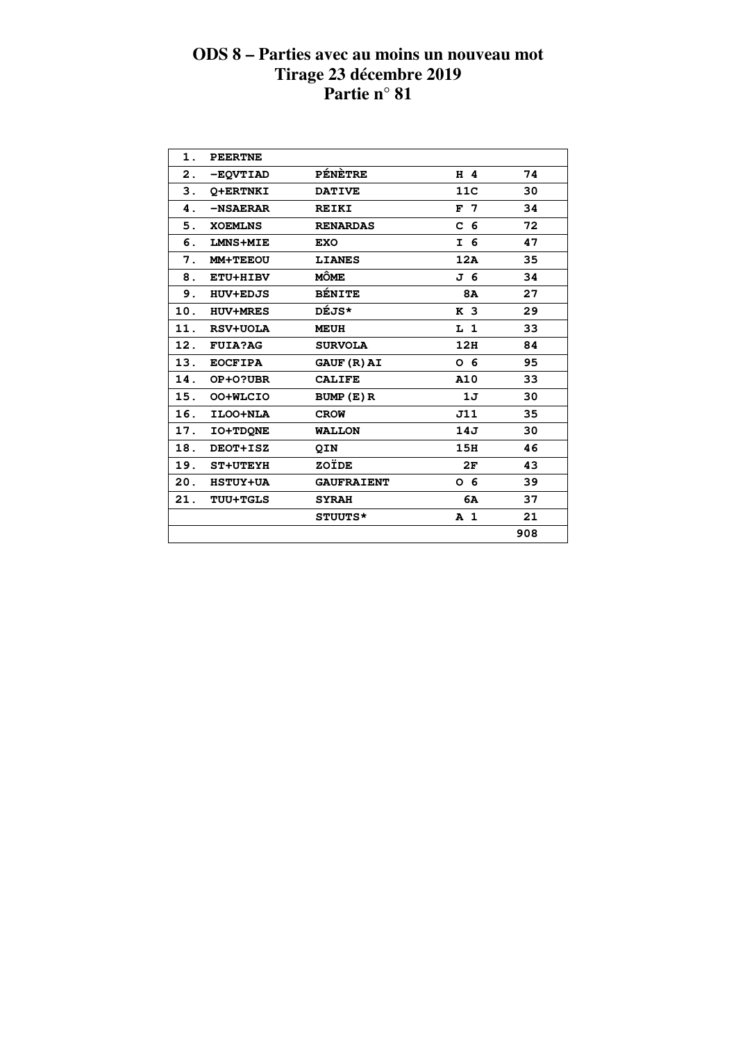# ODS 8 – Parties avec au moins un nouveau mot
## Tirage 23 décembre 2019
## Partie n° 81

| | | | | |
|---|---|---|---|---|
| 1. | PEERTNE | | | |
| 2. | -EQVTIAD | PÉNÈTRE | H 4 | 74 |
| 3. | Q+ERTNKI | DATIVE | 11C | 30 |
| 4. | -NSAERAR | REIKI | F 7 | 34 |
| 5. | XOEMLNS | RENARDAS | C 6 | 72 |
| 6. | LMNS+MIE | EXO | I 6 | 47 |
| 7. | MM+TEEOU | LIANES | 12A | 35 |
| 8. | ETU+HIBV | MÔME | J 6 | 34 |
| 9. | HUV+EDJS | BÉNITE | 8A | 27 |
| 10. | HUV+MRES | DÉJS* | K 3 | 29 |
| 11. | RSV+UOLA | MEUH | L 1 | 33 |
| 12. | FUIA?AG | SURVOLA | 12H | 84 |
| 13. | EOCFIPA | GAUF(R)AI | O 6 | 95 |
| 14. | OP+O?UBR | CALIFE | A10 | 33 |
| 15. | OO+WLCIO | BUMP(E)R | 1J | 30 |
| 16. | ILOO+NLA | CROW | J11 | 35 |
| 17. | IO+TDQNE | WALLON | 14J | 30 |
| 18. | DEOT+ISZ | QIN | 15H | 46 |
| 19. | ST+UTEYH | ZOÏDE | 2F | 43 |
| 20. | HSTUY+UA | GAUFRAIENT | O 6 | 39 |
| 21. | TUU+TGLS | SYRAH | 6A | 37 |
| | | STUUTS* | A 1 | 21 |
| | | | | 908 |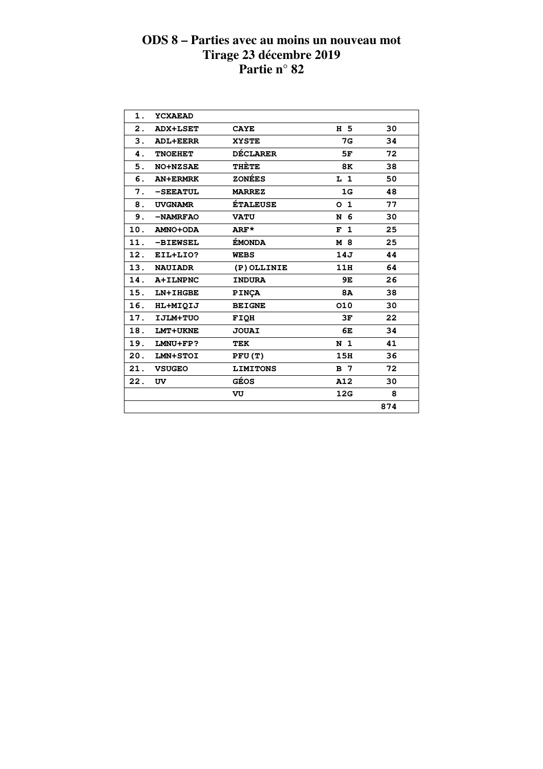# ODS 8 – Parties avec au moins un nouveau mot
## Tirage 23 décembre 2019
## Partie n° 82

| | | | | |
|---|---|---|---|---|
| 1. | YCXAEAD | | | |
| 2. | ADX+LSET | CAYE | H 5 | 30 |
| 3. | ADL+EERR | XYSTE | 7G | 34 |
| 4. | TNOEHET | DÉCLARER | 5F | 72 |
| 5. | NO+NZSAE | THÈTE | 8K | 38 |
| 6. | AN+ERMRK | ZONÉES | L 1 | 50 |
| 7. | -SEEATUL | MARREZ | 1G | 48 |
| 8. | UVGNAMR | ÉTALEUSE | O 1 | 77 |
| 9. | -NAMRFAO | VATU | N 6 | 30 |
| 10. | AMNO+ODA | ARF* | F 1 | 25 |
| 11. | -BIEWSEL | ÉMONDA | M 8 | 25 |
| 12. | EIL+LIO? | WEBS | 14J | 44 |
| 13. | NAUIADR | (P)OLLINIE | 11H | 64 |
| 14. | A+ILNPNC | INDURA | 9E | 26 |
| 15. | LN+IHGBE | PINÇA | 8A | 38 |
| 16. | HL+MIQIJ | BEIGNE | O10 | 30 |
| 17. | IJLM+TUO | FIQH | 3F | 22 |
| 18. | LMT+UKNE | JOUAI | 6E | 34 |
| 19. | LMNU+FP? | TEK | N 1 | 41 |
| 20. | LMN+STOI | PFU(T) | 15H | 36 |
| 21. | VSUGEO | LIMITONS | B 7 | 72 |
| 22. | UV | GÉOS | A12 | 30 |
| | | VU | 12G | 8 |
| | | | | 874 |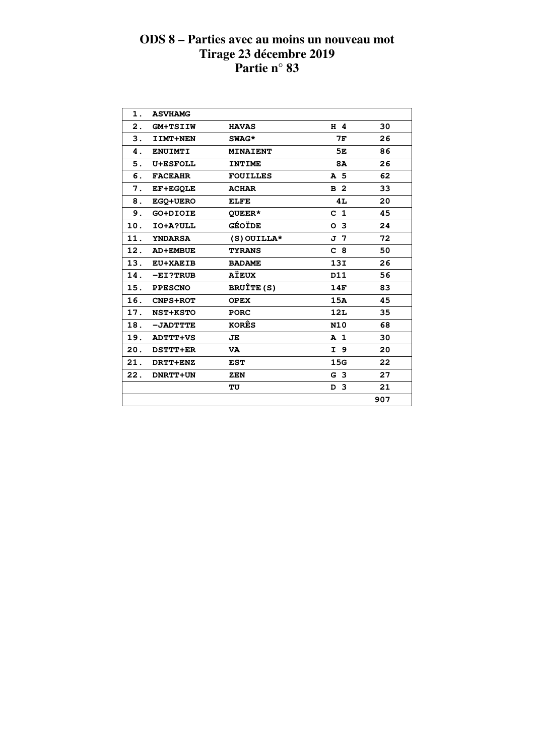# ODS 8 – Parties avec au moins un nouveau mot
## Tirage 23 décembre 2019
## Partie n° 83

| | | | | |
|---|---|---|---|---|
| 1. | ASVHAMG | | | |
| 2. | GM+TSIIW | HAVAS | H 4 | 30 |
| 3. | IIMT+NEN | SWAG* | 7F | 26 |
| 4. | ENUIMTI | MINAIENT | 5E | 86 |
| 5. | U+ESFOLL | INTIME | 8A | 26 |
| 6. | FACEAHR | FOUILLES | A 5 | 62 |
| 7. | EF+EGQLE | ACHAR | B 2 | 33 |
| 8. | EGQ+UERO | ELFE | 4L | 20 |
| 9. | GO+DIOIE | QUEER* | C 1 | 45 |
| 10. | IO+A?ULL | GÉOÏDE | O 3 | 24 |
| 11. | YNDARSA | (S)OUILLA* | J 7 | 72 |
| 12. | AD+EMBUE | TYRANS | C 8 | 50 |
| 13. | EU+XAEIB | BADAME | 13I | 26 |
| 14. | -EI?TRUB | AÏEUX | D11 | 56 |
| 15. | PPESCNO | BRUÎTE(S) | 14F | 83 |
| 16. | CNPS+ROT | OPEX | 15A | 45 |
| 17. | NST+KSTO | PORC | 12L | 35 |
| 18. | -JADTTTE | KORÊS | N10 | 68 |
| 19. | ADTTT+VS | JE | A 1 | 30 |
| 20. | DSTTT+ER | VA | I 9 | 20 |
| 21. | DRTT+ENZ | EST | 15G | 22 |
| 22. | DNRTT+UN | ZEN | G 3 | 27 |
| | | TU | D 3 | 21 |
| | | | | 907 |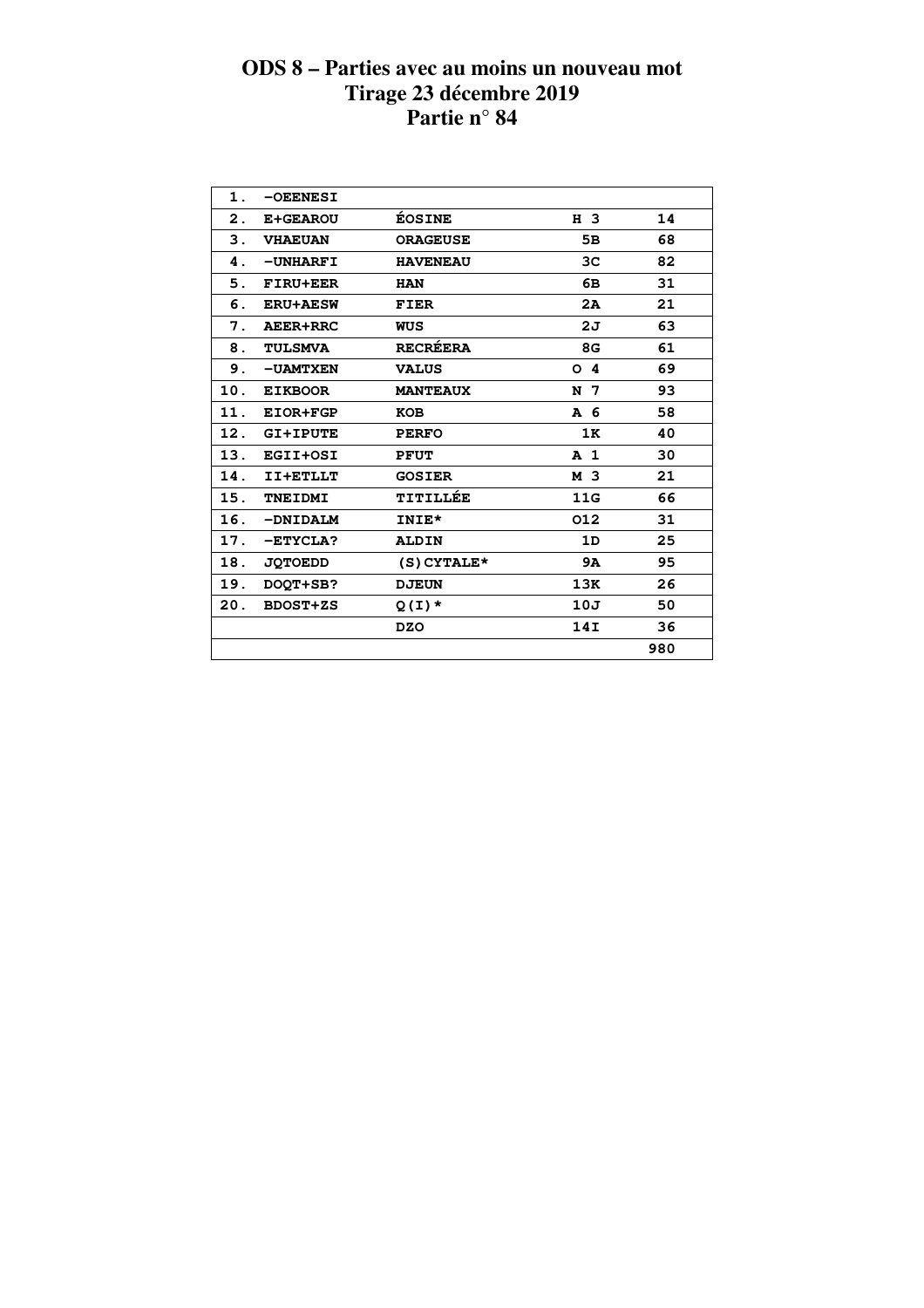# ODS 8 – Parties avec au moins un nouveau mot
## Tirage 23 décembre 2019
## Partie n° 84

| | | | | |
|---|---|---|---|---|
| 1. | -OEENESI | | | |
| 2. | E+GEAROU | ÉOSINE | H 3 | 14 |
| 3. | VHAEUAN | ORAGEUSE | 5B | 68 |
| 4. | -UNHARFI | HAVENEAU | 3C | 82 |
| 5. | FIRU+EER | HAN | 6B | 31 |
| 6. | ERU+AESW | FIER | 2A | 21 |
| 7. | AEER+RRC | WUS | 2J | 63 |
| 8. | TULSMVA | RECRÉERA | 8G | 61 |
| 9. | -UAMTXEN | VALUS | O 4 | 69 |
| 10. | EIKBOOR | MANTEAUX | N 7 | 93 |
| 11. | EIOR+FGP | KOB | A 6 | 58 |
| 12. | GI+IPUTE | PERFO | 1K | 40 |
| 13. | EGII+OSI | PFUT | A 1 | 30 |
| 14. | II+ETLLT | GOSIER | M 3 | 21 |
| 15. | TNEIDMI | TITILLÉE | 11G | 66 |
| 16. | -DNIDALM | INIE* | O12 | 31 |
| 17. | -ETYCLA? | ALDIN | 1D | 25 |
| 18. | JQTOEDD | (S)CYTALE* | 9A | 95 |
| 19. | DOQT+SB? | DJEUN | 13K | 26 |
| 20. | BDOST+ZS | Q(I)* | 10J | 50 |
| | | DZO | 14I | 36 |
| | | | | 980 |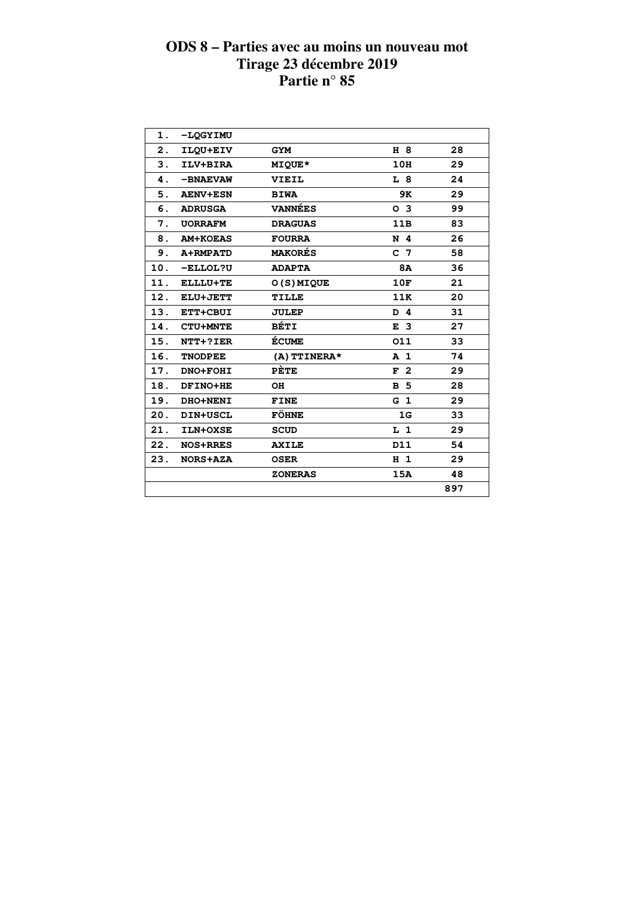# ODS 8 – Parties avec au moins un nouveau mot
## Tirage 23 décembre 2019
## Partie n° 85

| | | | | |
|---|---|---|---|---|
| 1. | -LQGYIMU | | | |
| 2. | ILQU+EIV | GYM | H 8 | 28 |
| 3. | ILV+BIRA | MIQUE* | 10H | 29 |
| 4. | -BNAEVAW | VIEIL | L 8 | 24 |
| 5. | AENV+ESN | BIWA | 9K | 29 |
| 6. | ADRUSGA | VANNÉES | O 3 | 99 |
| 7. | UORRAFM | DRAGUAS | 11B | 83 |
| 8. | AM+KOEAS | FOURRA | N 4 | 26 |
| 9. | A+RMPATD | MAKORÉS | C 7 | 58 |
| 10. | -ELLOL?U | ADAPTA | 8A | 36 |
| 11. | ELLLU+TE | O(S)MIQUE | 10F | 21 |
| 12. | ELU+JETT | TILLE | 11K | 20 |
| 13. | ETT+CBUI | JULEP | D 4 | 31 |
| 14. | CTU+MNTE | BÉTI | E 3 | 27 |
| 15. | NTT+?IER | ÉCUME | O11 | 33 |
| 16. | TNODPEE | (A)TTINERA* | A 1 | 74 |
| 17. | DNO+FOHI | PÈTE | F 2 | 29 |
| 18. | DFINO+HE | OH | B 5 | 28 |
| 19. | DHO+NENI | FINE | G 1 | 29 |
| 20. | DIN+USCL | FÖHNE | 1G | 33 |
| 21. | ILN+OXSE | SCUD | L 1 | 29 |
| 22. | NOS+RRES | AXILE | D11 | 54 |
| 23. | NORS+AZA | OSER | H 1 | 29 |
| | | ZONERAS | 15A | 48 |
| | | | | 897 |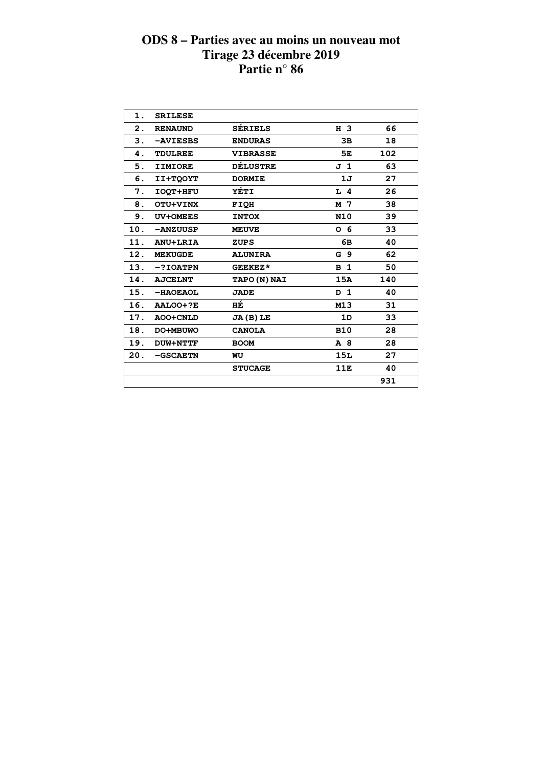# ODS 8 – Parties avec au moins un nouveau mot
## Tirage 23 décembre 2019
## Partie n° 86

| | | | | |
|---|---|---|---|---|
| 1. | SRILESE | | | |
| 2. | RENAUND | SÉRIELS | H 3 | 66 |
| 3. | -AVIESBS | ENDURAS | 3B | 18 |
| 4. | TDULREE | VIBRASSE | 5E | 102 |
| 5. | IIMIORE | DÉLUSTRE | J 1 | 63 |
| 6. | II+TQOYT | DORMIE | 1J | 27 |
| 7. | IOQT+HFU | YÉTI | L 4 | 26 |
| 8. | OTU+VINX | FIQH | M 7 | 38 |
| 9. | UV+OMEES | INTOX | N10 | 39 |
| 10. | -ANZUUSP | MEUVE | O 6 | 33 |
| 11. | ANU+LRIA | ZUPS | 6B | 40 |
| 12. | MEKUGDE | ALUNIRA | G 9 | 62 |
| 13. | -?IOATPN | GEEKEZ* | B 1 | 50 |
| 14. | AJCELNT | TAPO(N)NAI | 15A | 140 |
| 15. | -HAOEAOL | JADE | D 1 | 40 |
| 16. | AALOO+?E | HÉ | M13 | 31 |
| 17. | AOO+CNLD | JA(B)LE | 1D | 33 |
| 18. | DO+MBUWO | CANOLA | B10 | 28 |
| 19. | DUW+NTTF | BOOM | A 8 | 28 |
| 20. | -GSCAETN | WU | 15L | 27 |
| | | STUCAGE | 11E | 40 |
| | | | | 931 |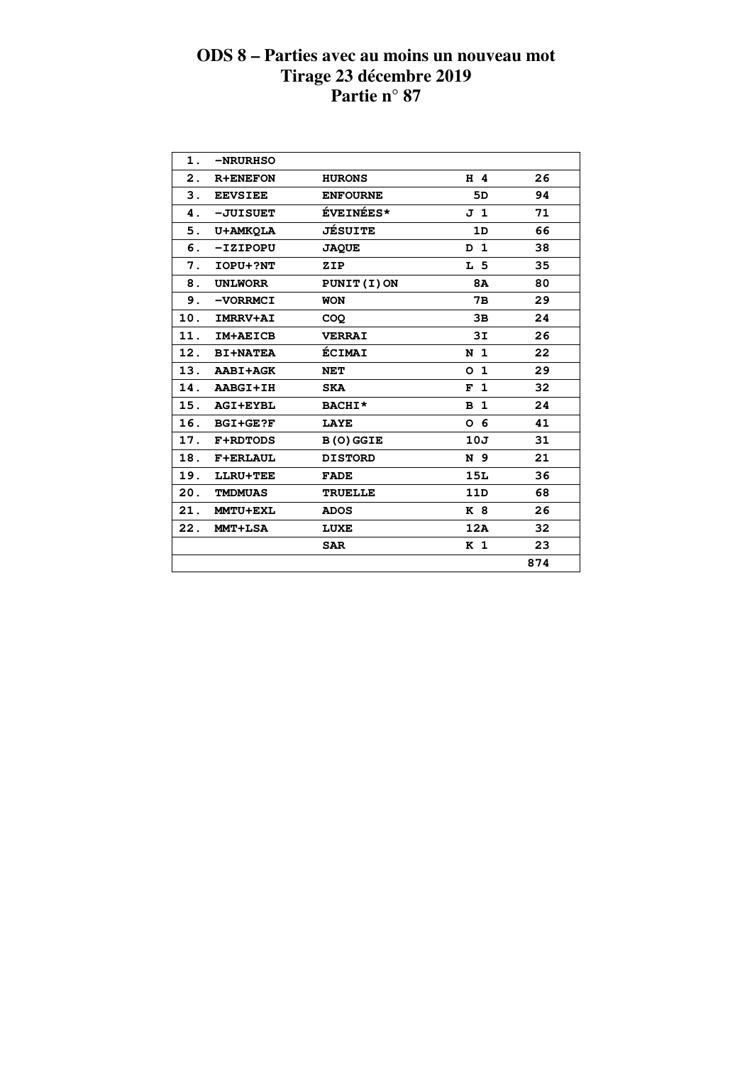# ODS 8 – Parties avec au moins un nouveau mot
# Tirage 23 décembre 2019
# Partie n° 87

| | | | | |
|---|---|---|---|---|
| 1. | -NRURHSO | | | |
| 2. | R+ENEFON | HURONS | H 4 | 26 |
| 3. | EEVSIEE | ENFOURNE | 5D | 94 |
| 4. | -JUISUET | ÉVEINÉES* | J 1 | 71 |
| 5. | U+AMKQLA | JÉSUITE | 1D | 66 |
| 6. | -IZIPOPU | JAQUE | D 1 | 38 |
| 7. | IOPU+?NT | ZIP | L 5 | 35 |
| 8. | UNLWORR | PUNIT(I)ON | 8A | 80 |
| 9. | -VORRMCI | WON | 7B | 29 |
| 10. | IMRRV+AI | COQ | 3B | 24 |
| 11. | IM+AEICB | VERRAI | 3I | 26 |
| 12. | BI+NATEA | ÉCIMAI | N 1 | 22 |
| 13. | AABI+AGK | NET | O 1 | 29 |
| 14. | AABGI+IH | SKA | F 1 | 32 |
| 15. | AGI+EYBL | BACHI* | B 1 | 24 |
| 16. | BGI+GE?F | LAYE | O 6 | 41 |
| 17. | F+RDTODS | B(O)GGIE | 10J | 31 |
| 18. | F+ERLAUL | DISTORD | N 9 | 21 |
| 19. | LLRU+TEE | FADE | 15L | 36 |
| 20. | TMDMUAS | TRUELLE | 11D | 68 |
| 21. | MMTU+EXL | ADOS | K 8 | 26 |
| 22. | MMT+LSA | LUXE | 12A | 32 |
| | | SAR | K 1 | 23 |
| | | | | 874 |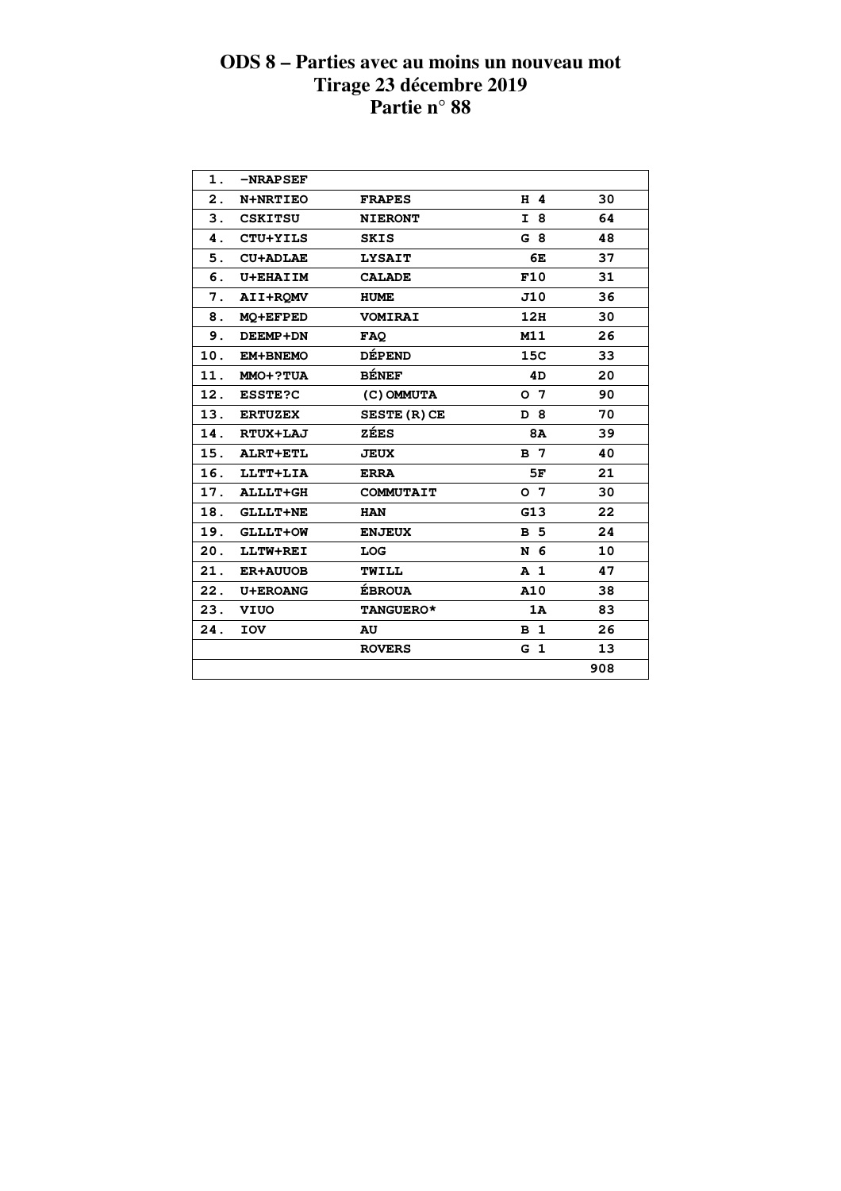# ODS 8 – Parties avec au moins un nouveau mot
## Tirage 23 décembre 2019
## Partie n° 88

| | | | | |
|---|---|---|---|---|
| 1. | -NRAPSEF | | | |
| 2. | N+NRTIEO | FRAPES | H 4 | 30 |
| 3. | CSKITSU | NIERONT | I 8 | 64 |
| 4. | CTU+YILS | SKIS | G 8 | 48 |
| 5. | CU+ADLAE | LYSAIT | 6E | 37 |
| 6. | U+EHAIIM | CALADE | F10 | 31 |
| 7. | AII+RQMV | HUME | J10 | 36 |
| 8. | MQ+EFPED | VOMIRAI | 12H | 30 |
| 9. | DEEMP+DN | FAQ | M11 | 26 |
| 10. | EM+BNEMO | DÉPEND | 15C | 33 |
| 11. | MMO+?TUA | BÉNEF | 4D | 20 |
| 12. | ESSTE?C | (C)OMMUTA | O 7 | 90 |
| 13. | ERTUZEX | SESTE(R)CE | D 8 | 70 |
| 14. | RTUX+LAJ | ZÉES | 8A | 39 |
| 15. | ALRT+ETL | JEUX | B 7 | 40 |
| 16. | LLTT+LIA | ERRA | 5F | 21 |
| 17. | ALLLT+GH | COMMUTAIT | O 7 | 30 |
| 18. | GLLLT+NE | HAN | G13 | 22 |
| 19. | GLLLT+OW | ENJEUX | B 5 | 24 |
| 20. | LLTW+REI | LOG | N 6 | 10 |
| 21. | ER+AUUOB | TWILL | A 1 | 47 |
| 22. | U+EROANG | ÉBROUA | A10 | 38 |
| 23. | VIUO | TANGUERO* | 1A | 83 |
| 24. | IOV | AU | B 1 | 26 |
| | | ROVERS | G 1 | 13 |
| | | | | 908 |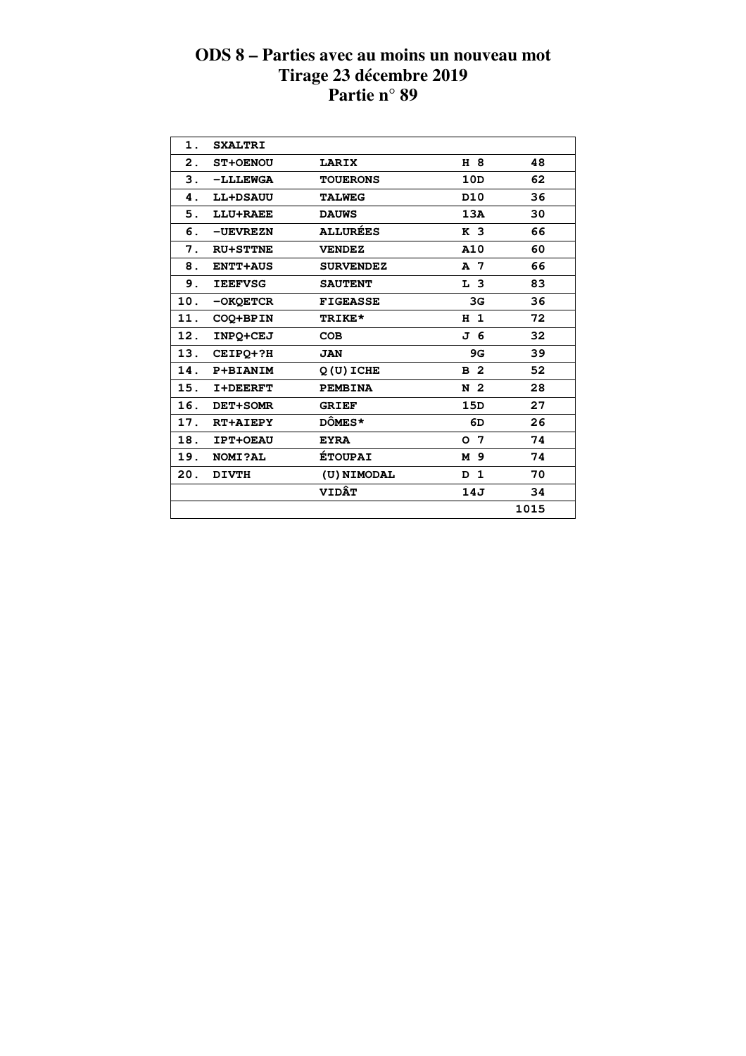# ODS 8 – Parties avec au moins un nouveau mot
## Tirage 23 décembre 2019
## Partie n° 89

| | | | | |
|---|---|---|---|---|
| 1. | SXALTRI | | | |
| 2. | ST+OENOU | LARIX | H 8 | 48 |
| 3. | -LLLEWGA | TOUERONS | 10D | 62 |
| 4. | LL+DSAUU | TALWEG | D10 | 36 |
| 5. | LLU+RAEE | DAUWS | 13A | 30 |
| 6. | -UEVREZN | ALLURÉES | K 3 | 66 |
| 7. | RU+STTNE | VENDEZ | A10 | 60 |
| 8. | ENTT+AUS | SURVENDEZ | A 7 | 66 |
| 9. | IEEFVSG | SAUTENT | L 3 | 83 |
| 10. | -OKQETCR | FIGEASSE | 3G | 36 |
| 11. | COQ+BPIN | TRIKE* | H 1 | 72 |
| 12. | INPQ+CEJ | COB | J 6 | 32 |
| 13. | CEIPQ+?H | JAN | 9G | 39 |
| 14. | P+BIANIM | Q(U)ICHE | B 2 | 52 |
| 15. | I+DEERFT | PEMBINA | N 2 | 28 |
| 16. | DET+SOMR | GRIEF | 15D | 27 |
| 17. | RT+AIEPY | DÔMES* | 6D | 26 |
| 18. | IPT+OEAU | EYRA | O 7 | 74 |
| 19. | NOMI?AL | ÉTOUPAI | M 9 | 74 |
| 20. | DIVTH | (U)NIMODAL | D 1 | 70 |
| | | VIDÂT | 14J | 34 |
| | | | | 1015 |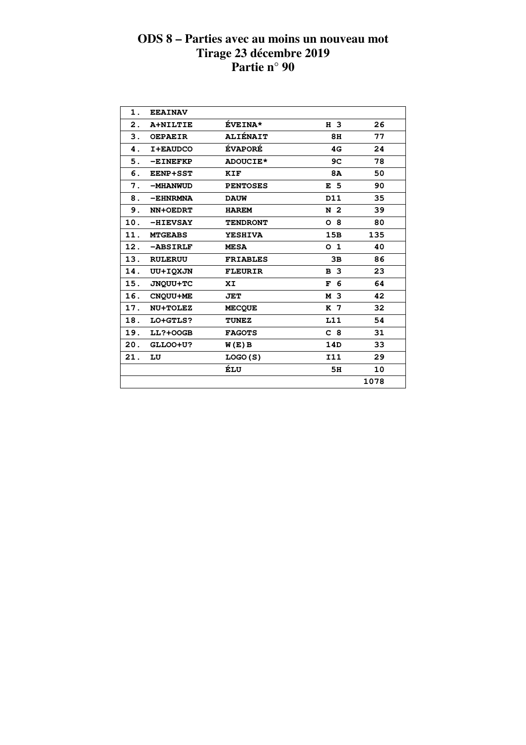# ODS 8 – Parties avec au moins un nouveau mot
## Tirage 23 décembre 2019
## Partie n° 90

| | | | | |
|---|---|---|---|---|
| 1. | EEAINAV | | | |
| 2. | A+NILTIE | ÉVEINA* | H 3 | 26 |
| 3. | OEPAEIR | ALIÉNAIT | 8H | 77 |
| 4. | I+EAUDCO | ÉVAPORÉ | 4G | 24 |
| 5. | -EINEFKP | ADOUCIE* | 9C | 78 |
| 6. | EENP+SST | KIF | 8A | 50 |
| 7. | -MHANWUD | PENTOSES | E 5 | 90 |
| 8. | -EHNRMNA | DAUW | D11 | 35 |
| 9. | NN+OEDRT | HAREM | N 2 | 39 |
| 10. | -HIEVSAY | TENDRONT | O 8 | 80 |
| 11. | MTGEABS | YESHIVA | 15B | 135 |
| 12. | -ABSIRLF | MESA | O 1 | 40 |
| 13. | RULERUU | FRIABLES | 3B | 86 |
| 14. | UU+IQXJN | FLEURIR | B 3 | 23 |
| 15. | JNQUU+TC | XI | F 6 | 64 |
| 16. | CNQUU+ME | JET | M 3 | 42 |
| 17. | NU+TOLEZ | MECQUE | K 7 | 32 |
| 18. | LO+GTLS? | TUNEZ | L11 | 54 |
| 19. | LL?+OOGB | FAGOTS | C 8 | 31 |
| 20. | GLLOO+U? | W(E)B | 14D | 33 |
| 21. | LU | LOGO(S) | I11 | 29 |
| | | ÉLU | 5H | 10 |
| | | | | 1078 |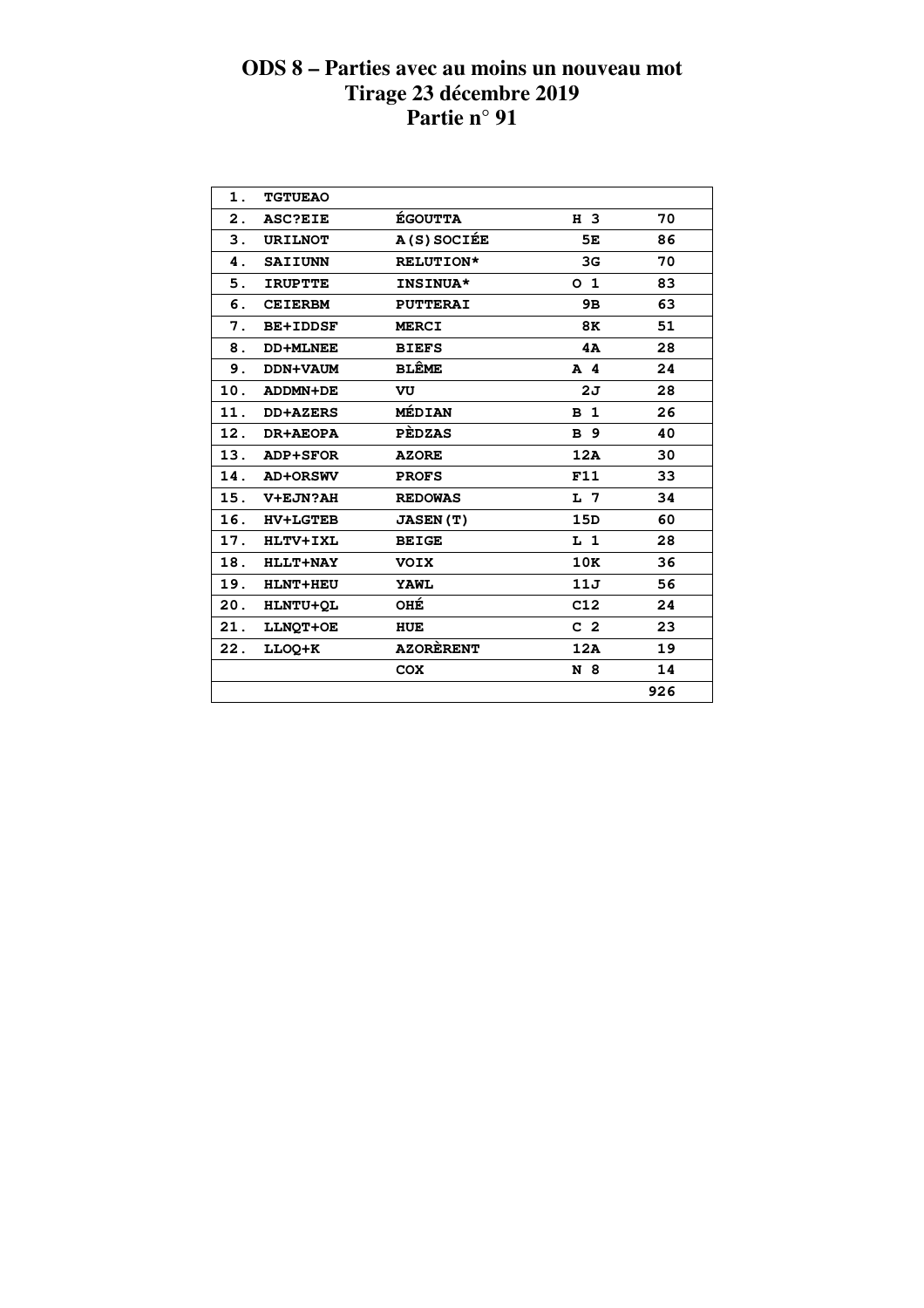# ODS 8 – Parties avec au moins un nouveau mot
## Tirage 23 décembre 2019
## Partie n° 91

| | | | | |
|---|---|---|---|---|
| 1. | TGTUEAO | | | |
| 2. | ASC?EIE | ÉGOUTTA | H 3 | 70 |
| 3. | URILNOT | A(S)SOCIÉE | 5E | 86 |
| 4. | SAIIUNN | RELUTION* | 3G | 70 |
| 5. | IRUPTTE | INSINUA* | O 1 | 83 |
| 6. | CEIERBM | PUTTERAI | 9B | 63 |
| 7. | BE+IDDSF | MERCI | 8K | 51 |
| 8. | DD+MLNEE | BIEFS | 4A | 28 |
| 9. | DDN+VAUM | BLÊME | A 4 | 24 |
| 10. | ADDMN+DE | VU | 2J | 28 |
| 11. | DD+AZERS | MÉDIAN | B 1 | 26 |
| 12. | DR+AEOPA | PÈDZAS | B 9 | 40 |
| 13. | ADP+SFOR | AZORE | 12A | 30 |
| 14. | AD+ORSWV | PROFS | F11 | 33 |
| 15. | V+EJN?AH | REDOWAS | L 7 | 34 |
| 16. | HV+LGTEB | JASEN(T) | 15D | 60 |
| 17. | HLTV+IXL | BEIGE | L 1 | 28 |
| 18. | HLLT+NAY | VOIX | 10K | 36 |
| 19. | HLNT+HEU | YAWL | 11J | 56 |
| 20. | HLNTU+QL | OHÉ | C12 | 24 |
| 21. | LLNQT+OE | HUE | C 2 | 23 |
| 22. | LLOQ+K | AZORÈRENT | 12A | 19 |
| | | COX | N 8 | 14 |
| | | | | 926 |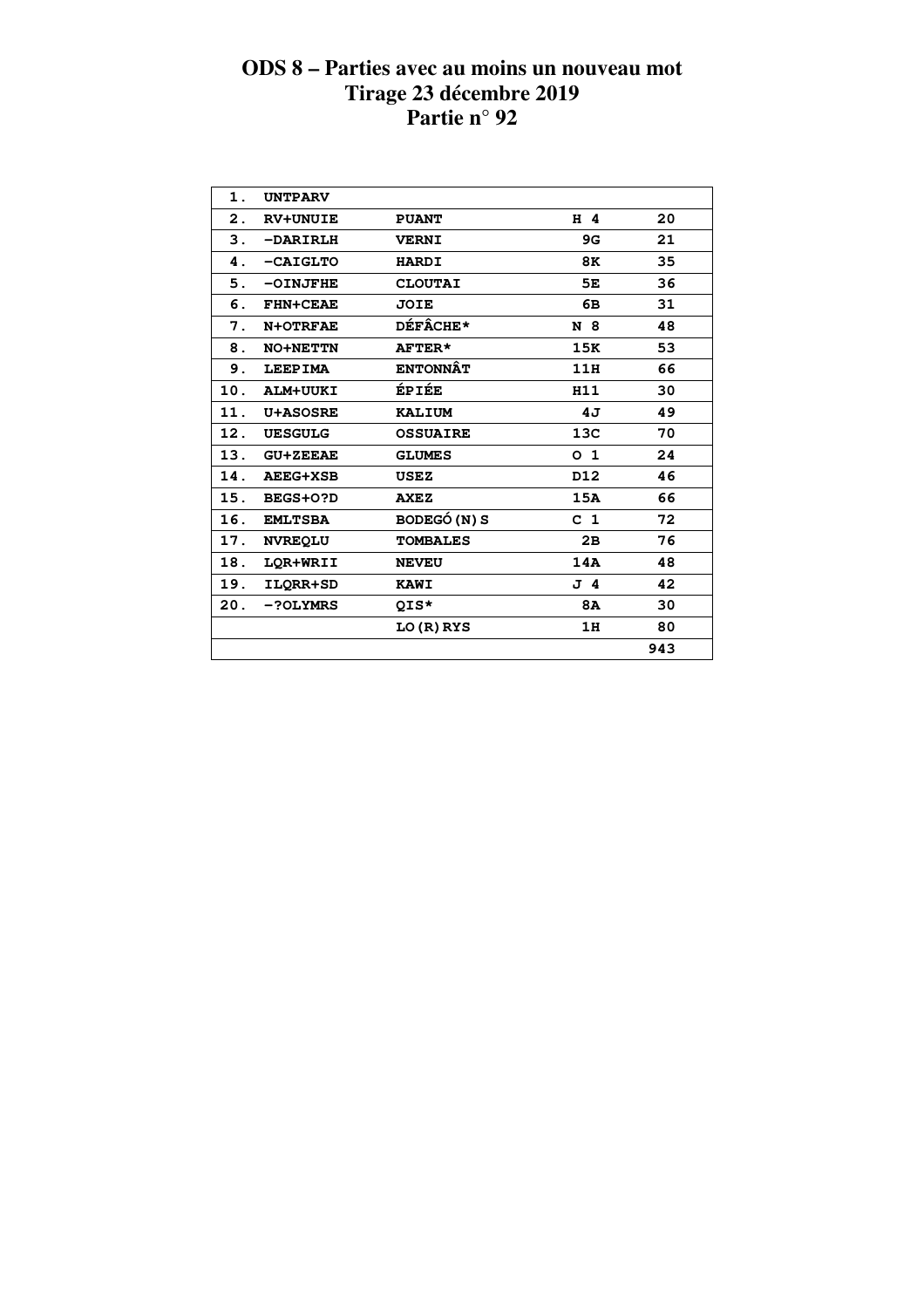# ODS 8 – Parties avec au moins un nouveau mot
# Tirage 23 décembre 2019
# Partie n° 92

| | | | | |
|---|---|---|---|---|
| 1. | UNTPARV | | | |
| 2. | RV+UNUIE | PUANT | H 4 | 20 |
| 3. | -DARIRLH | VERNI | 9G | 21 |
| 4. | -CAIGLTO | HARDI | 8K | 35 |
| 5. | -OINJFHE | CLOUTAI | 5E | 36 |
| 6. | FHN+CEAE | JOIE | 6B | 31 |
| 7. | N+OTRFAE | DÉFÂCHE* | N 8 | 48 |
| 8. | NO+NETTN | AFTER* | 15K | 53 |
| 9. | LEEPIMA | ENTONNÂT | 11H | 66 |
| 10. | ALM+UUKI | ÉPIÉE | H11 | 30 |
| 11. | U+ASOSRE | KALIUM | 4J | 49 |
| 12. | UESGULG | OSSUAIRE | 13C | 70 |
| 13. | GU+ZEEAE | GLUMES | O 1 | 24 |
| 14. | AEEG+XSB | USEZ | D12 | 46 |
| 15. | BEGS+O?D | AXEZ | 15A | 66 |
| 16. | EMLTSBA | BODEGÓ(N)S | C 1 | 72 |
| 17. | NVREQLU | TOMBALES | 2B | 76 |
| 18. | LQR+WRII | NEVEU | 14A | 48 |
| 19. | ILQRR+SD | KAWI | J 4 | 42 |
| 20. | -?OLYMRS | QIS* | 8A | 30 |
| | | LO(R)RYS | 1H | 80 |
| | | | | 943 |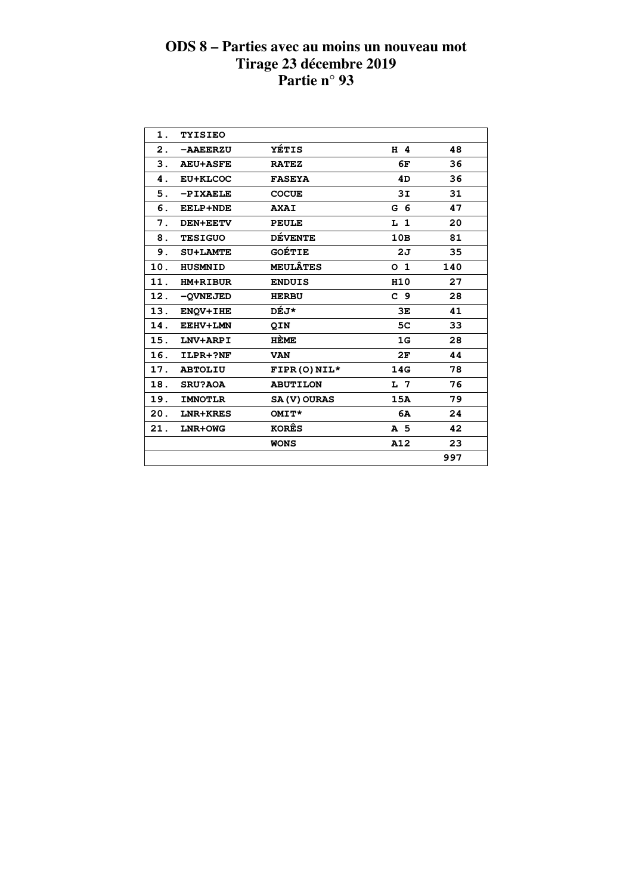# ODS 8 – Parties avec au moins un nouveau mot
## Tirage 23 décembre 2019
## Partie n° 93

| | | | | |
|---|---|---|---|---|
| 1. | TYISIEO | | | |
| 2. | -AAEERZU | YÉTIS | H 4 | 48 |
| 3. | AEU+ASFE | RATEZ | 6F | 36 |
| 4. | EU+KLCOC | FASEYA | 4D | 36 |
| 5. | -PIXAELE | COCUE | 3I | 31 |
| 6. | EELP+NDE | AXAI | G 6 | 47 |
| 7. | DEN+EETV | PEULE | L 1 | 20 |
| 8. | TESIGUO | DÉVENTE | 10B | 81 |
| 9. | SU+LAMTE | GOÉTIE | 2J | 35 |
| 10. | HUSMNID | MEULÂTES | O 1 | 140 |
| 11. | HM+RIBUR | ENDUIS | H10 | 27 |
| 12. | -QVNEJED | HERBU | C 9 | 28 |
| 13. | ENQV+IHE | DÉJ* | 3E | 41 |
| 14. | EEHV+LMN | QIN | 5C | 33 |
| 15. | LNV+ARPI | HÈME | 1G | 28 |
| 16. | ILPR+?NF | VAN | 2F | 44 |
| 17. | ABTOLIU | FIPR(O)NIL* | 14G | 78 |
| 18. | SRU?AOA | ABUTILON | L 7 | 76 |
| 19. | IMNOTLR | SA(V)OURAS | 15A | 79 |
| 20. | LNR+KRES | OMIT* | 6A | 24 |
| 21. | LNR+OWG | KORÊS | A 5 | 42 |
| | | WONS | A12 | 23 |
| | | | | 997 |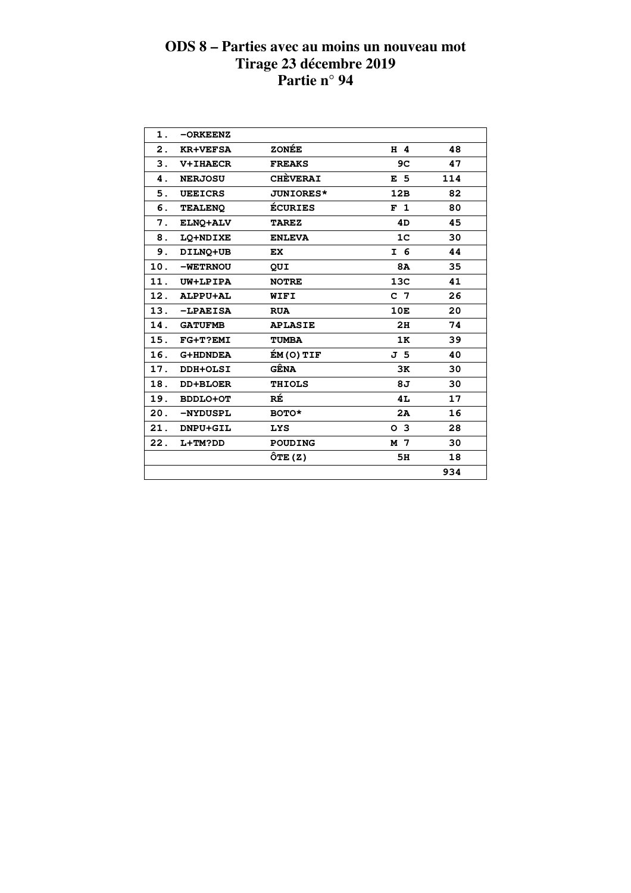# ODS 8 – Parties avec au moins un nouveau mot
# Tirage 23 décembre 2019
# Partie n° 94

| | | | | |
|---|---|---|---|---|
| 1. | -ORKEENZ | | | |
| 2. | KR+VEFSA | ZONÉE | H 4 | 48 |
| 3. | V+IHAECR | FREAKS | 9C | 47 |
| 4. | NERJOSU | CHÈVERAI | E 5 | 114 |
| 5. | UEEICRS | JUNIORES* | 12B | 82 |
| 6. | TEALENQ | ÉCURIES | F 1 | 80 |
| 7. | ELNQ+ALV | TAREZ | 4D | 45 |
| 8. | LQ+NDIXE | ENLEVA | 1C | 30 |
| 9. | DILNQ+UB | EX | I 6 | 44 |
| 10. | -WETRNOU | QUI | 8A | 35 |
| 11. | UW+LPIPA | NOTRE | 13C | 41 |
| 12. | ALPPU+AL | WIFI | C 7 | 26 |
| 13. | -LPAEISA | RUA | 10E | 20 |
| 14. | GATUFMB | APLASIE | 2H | 74 |
| 15. | FG+T?EMI | TUMBA | 1K | 39 |
| 16. | G+HDNDEA | ÉM(O)TIF | J 5 | 40 |
| 17. | DDH+OLSI | GÊNA | 3K | 30 |
| 18. | DD+BLOER | THIOLS | 8J | 30 |
| 19. | BDDLO+OT | RÉ | 4L | 17 |
| 20. | -NYDUSPL | BOTO* | 2A | 16 |
| 21. | DNPU+GIL | LYS | O 3 | 28 |
| 22. | L+TM?DD | POUDING | M 7 | 30 |
| | | ÔTE(Z) | 5H | 18 |
| | | | | 934 |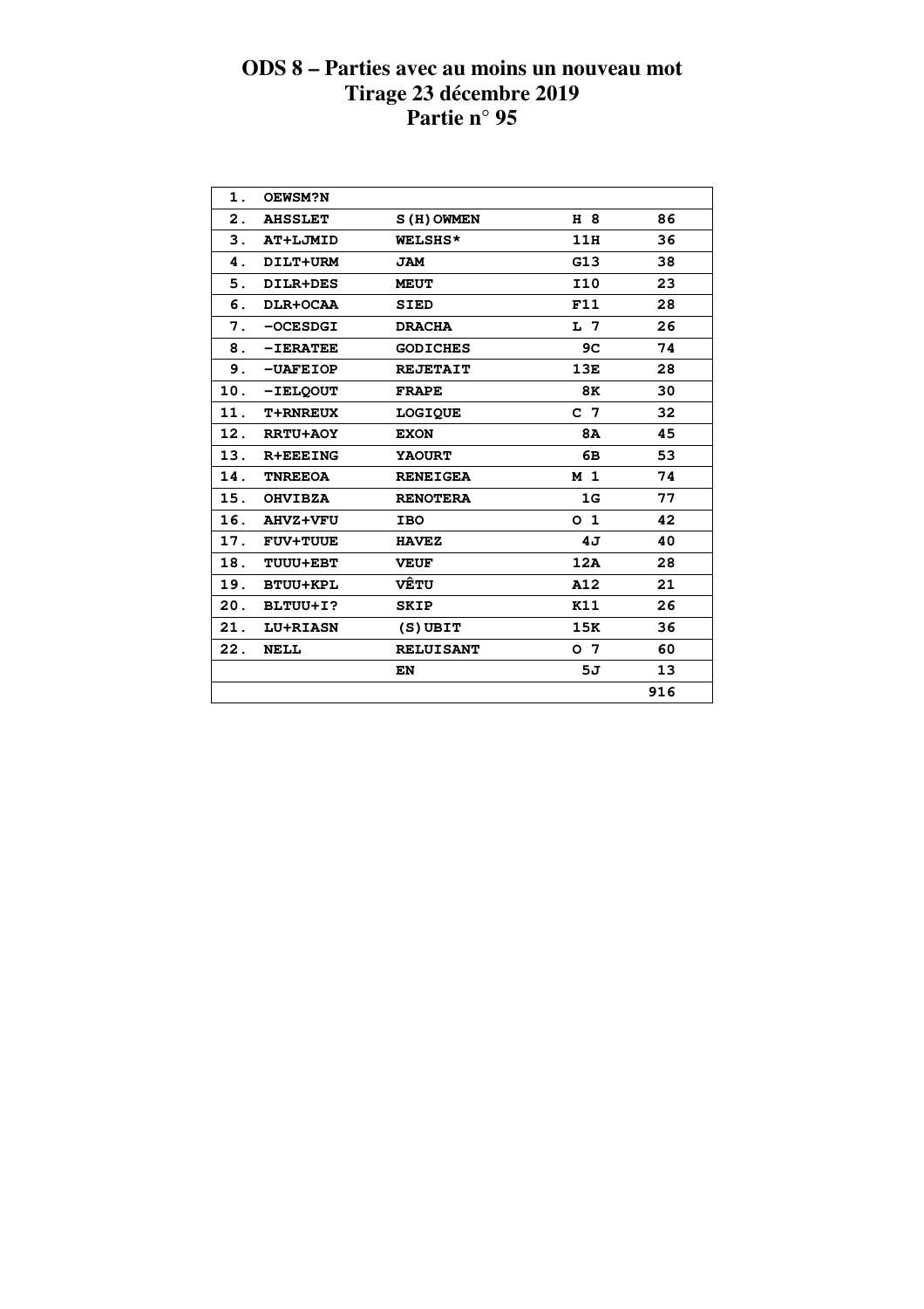# ODS 8 – Parties avec au moins un nouveau mot
## Tirage 23 décembre 2019
## Partie n° 95

| | | | | |
|---|---|---|---|---|
| 1. | OEWSM?N | | | |
| 2. | AHSSLET | S(H)OWMEN | H 8 | 86 |
| 3. | AT+LJMID | WELSHS* | 11H | 36 |
| 4. | DILT+URM | JAM | G13 | 38 |
| 5. | DILR+DES | MEUT | I10 | 23 |
| 6. | DLR+OCAA | SIED | F11 | 28 |
| 7. | -OCESDGI | DRACHA | L 7 | 26 |
| 8. | -IERATEE | GODICHES | 9C | 74 |
| 9. | -UAFEIOP | REJETAIT | 13E | 28 |
| 10. | -IELQOUT | FRAPE | 8K | 30 |
| 11. | T+RNREUX | LOGIQUE | C 7 | 32 |
| 12. | RRTU+AOY | EXON | 8A | 45 |
| 13. | R+EEEING | YAOURT | 6B | 53 |
| 14. | TNREEOA | RENEIGEA | M 1 | 74 |
| 15. | OHVIBZA | RENOTERA | 1G | 77 |
| 16. | AHVZ+VFU | IBO | O 1 | 42 |
| 17. | FUV+TUUE | HAVEZ | 4J | 40 |
| 18. | TUUU+EBT | VEUF | 12A | 28 |
| 19. | BTUU+KPL | VÊTU | A12 | 21 |
| 20. | BLTUU+I? | SKIP | K11 | 26 |
| 21. | LU+RIASN | (S)UBIT | 15K | 36 |
| 22. | NELL | RELUISANT | O 7 | 60 |
| | | EN | 5J | 13 |
| | | | | 916 |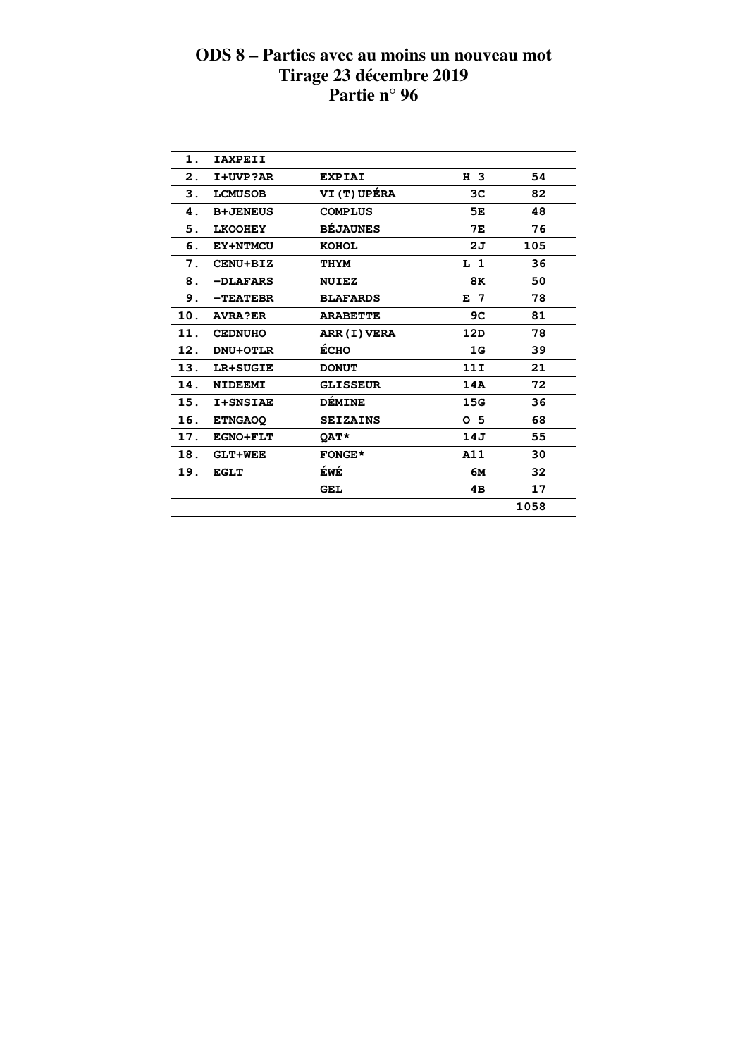# ODS 8 – Parties avec au moins un nouveau mot
## Tirage 23 décembre 2019
## Partie n° 96

| | | | | |
|---|---|---|---|---|
| 1. | IAXPEII | | | |
| 2. | I+UVP?AR | EXPIAI | H 3 | 54 |
| 3. | LCMUSOB | VI(T)UPÉRA | 3C | 82 |
| 4. | B+JENEUS | COMPLUS | 5E | 48 |
| 5. | LKOOHEY | BÉJAUNES | 7E | 76 |
| 6. | EY+NTMCU | KOHOL | 2J | 105 |
| 7. | CENU+BIZ | THYM | L 1 | 36 |
| 8. | -DLAFARS | NUIEZ | 8K | 50 |
| 9. | -TEATEBR | BLAFARDS | E 7 | 78 |
| 10. | AVRA?ER | ARABETTE | 9C | 81 |
| 11. | CEDNUHO | ARR(I)VERA | 12D | 78 |
| 12. | DNU+OTLR | ÉCHO | 1G | 39 |
| 13. | LR+SUGIE | DONUT | 11I | 21 |
| 14. | NIDEEMI | GLISSEUR | 14A | 72 |
| 15. | I+SNSIAE | DÉMINE | 15G | 36 |
| 16. | ETNGAOQ | SEIZAINS | O 5 | 68 |
| 17. | EGNO+FLT | QAT* | 14J | 55 |
| 18. | GLT+WEE | FONGE* | A11 | 30 |
| 19. | EGLT | ÉWÉ | 6M | 32 |
| | | GEL | 4B | 17 |
| | | | | 1058 |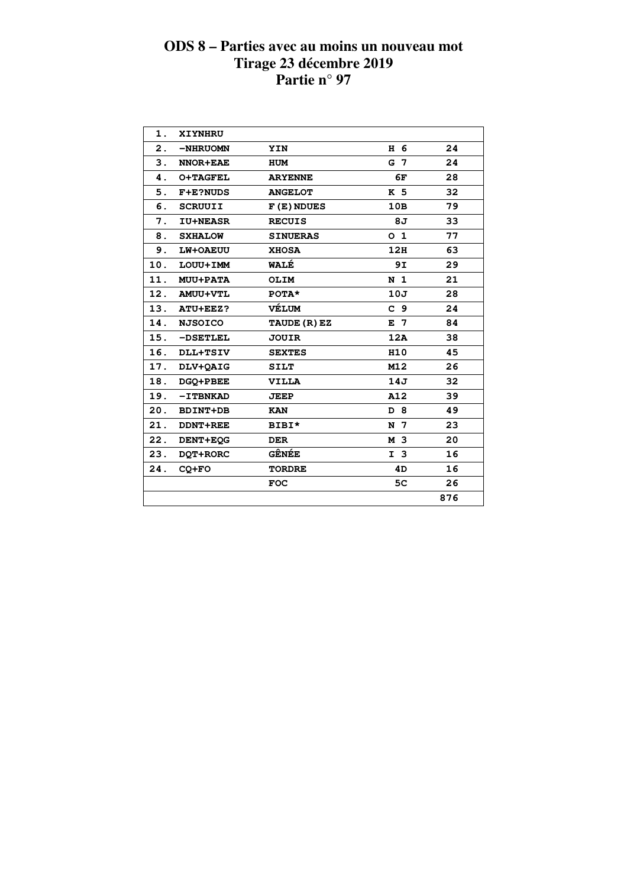# ODS 8 – Parties avec au moins un nouveau mot
## Tirage 23 décembre 2019
## Partie n° 97

| | | | | |
|---|---|---|---|---|
| 1. | XIYNHRU | | | |
| 2. | -NHRUOMN | YIN | H 6 | 24 |
| 3. | NNOR+EAE | HUM | G 7 | 24 |
| 4. | O+TAGFEL | ARYENNE | 6F | 28 |
| 5. | F+E?NUDS | ANGELOT | K 5 | 32 |
| 6. | SCRUUII | F(E)NDUES | 10B | 79 |
| 7. | IU+NEASR | RECUIS | 8J | 33 |
| 8. | SXHALOW | SINUERAS | O 1 | 77 |
| 9. | LW+OAEUU | XHOSA | 12H | 63 |
| 10. | LOUU+IMM | WALÉ | 9I | 29 |
| 11. | MUU+PATA | OLIM | N 1 | 21 |
| 12. | AMUU+VTL | POTA* | 10J | 28 |
| 13. | ATU+EEZ? | VÉLUM | C 9 | 24 |
| 14. | NJSOICO | TAUDE(R)EZ | E 7 | 84 |
| 15. | -DSETLEL | JOUIR | 12A | 38 |
| 16. | DLL+TSIV | SEXTES | H10 | 45 |
| 17. | DLV+QAIG | SILT | M12 | 26 |
| 18. | DGQ+PBEE | VILLA | 14J | 32 |
| 19. | -ITBNKAD | JEEP | A12 | 39 |
| 20. | BDINT+DB | KAN | D 8 | 49 |
| 21. | DDNT+REE | BIBI* | N 7 | 23 |
| 22. | DENT+EQG | DER | M 3 | 20 |
| 23. | DQT+RORC | GÊNÉE | I 3 | 16 |
| 24. | CQ+FO | TORDRE | 4D | 16 |
| | | FOC | 5C | 26 |
| | | | | 876 |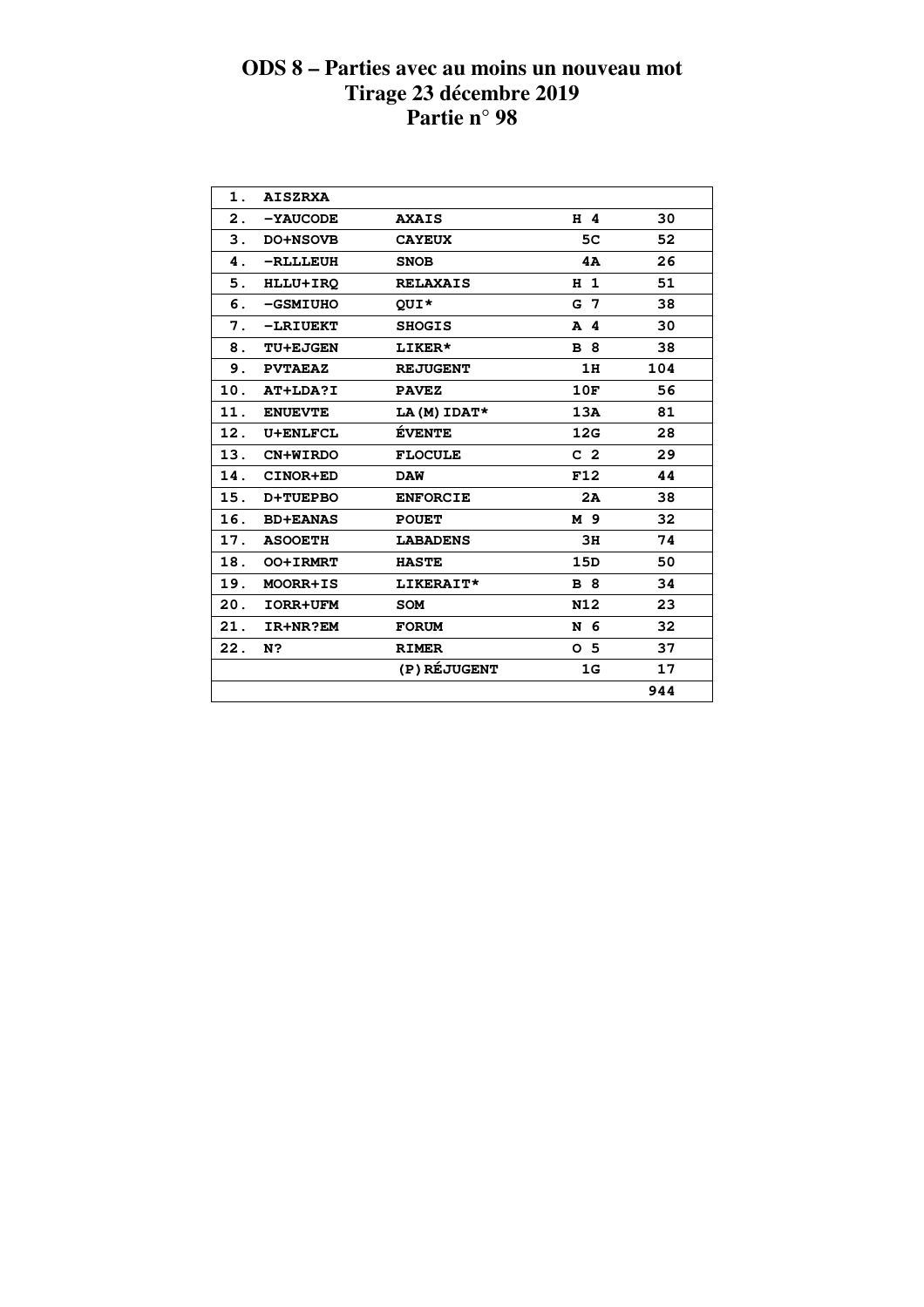# ODS 8 – Parties avec au moins un nouveau mot
## Tirage 23 décembre 2019
## Partie n° 98

| | | | | |
|---|---|---|---|---|
| 1. | AISZRXA | | | |
| 2. | -YAUCODE | AXAIS | H 4 | 30 |
| 3. | DO+NSOVB | CAYEUX | 5C | 52 |
| 4. | -RLLLEUH | SNOB | 4A | 26 |
| 5. | HLLU+IRQ | RELAXAIS | H 1 | 51 |
| 6. | -GSMIUHO | QUI* | G 7 | 38 |
| 7. | -LRIUEKT | SHOGIS | A 4 | 30 |
| 8. | TU+EJGEN | LIKER* | B 8 | 38 |
| 9. | PVTAEAZ | REJUGENT | 1H | 104 |
| 10. | AT+LDA?I | PAVEZ | 10F | 56 |
| 11. | ENUEVTE | LA(M)IDAT* | 13A | 81 |
| 12. | U+ENLFCL | ÉVENTE | 12G | 28 |
| 13. | CN+WIRDO | FLOCULE | C 2 | 29 |
| 14. | CINOR+ED | DAW | F12 | 44 |
| 15. | D+TUEPBO | ENFORCIE | 2A | 38 |
| 16. | BD+EANAS | POUET | M 9 | 32 |
| 17. | ASOOETH | LABADENS | 3H | 74 |
| 18. | OO+IRMRT | HASTE | 15D | 50 |
| 19. | MOORR+IS | LIKERAIT* | B 8 | 34 |
| 20. | IORR+UFM | SOM | N12 | 23 |
| 21. | IR+NR?EM | FORUM | N 6 | 32 |
| 22. | N? | RIMER | O 5 | 37 |
| | | (P)RÉJUGENT | 1G | 17 |
| | | | | 944 |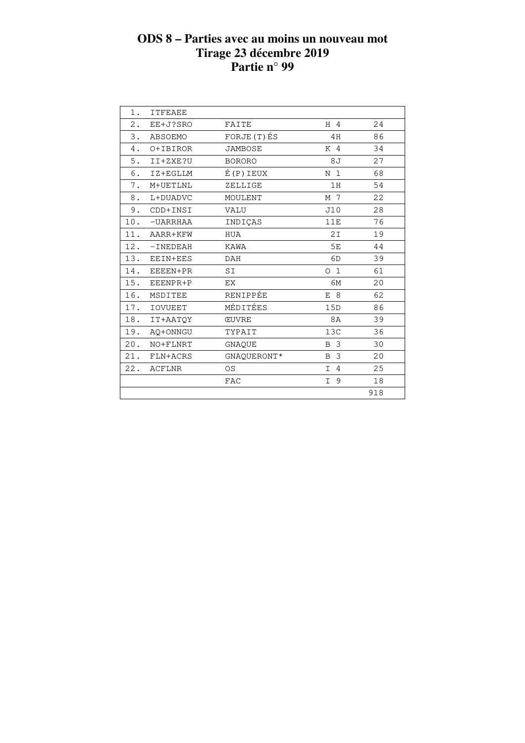# ODS 8 – Parties avec au moins un nouveau mot
## Tirage 23 décembre 2019
## Partie n° 99

| | | | | |
|---|---|---|---|---|
| 1. | ITFEAEE | | | |
| 2. | EE+J?SRO | FAITE | H 4 | 24 |
| 3. | ABSOEMO | FORJE(T)ÉS | 4H | 86 |
| 4. | O+IBIROR | JAMBOSE | K 4 | 34 |
| 5. | II+ZXE?U | BORORO | 8J | 27 |
| 6. | IZ+EGLLM | É(P)IEUX | N 1 | 68 |
| 7. | M+UETLNL | ZELLIGE | 1H | 54 |
| 8. | L+DUADVC | MOULENT | M 7 | 22 |
| 9. | CDD+INSI | VALU | J10 | 28 |
| 10. | -UARRHAA | INDIÇAS | 11E | 76 |
| 11. | AARR+KFW | HUA | 2I | 19 |
| 12. | -INEDEAH | KAWA | 5E | 44 |
| 13. | EEIN+EES | DAH | 6D | 39 |
| 14. | EEEEN+PR | SI | O 1 | 61 |
| 15. | EEENPR+P | EX | 6M | 20 |
| 16. | MSDITEE | RENIPPÉE | E 8 | 62 |
| 17. | IOVUEET | MÉDITÉES | 15D | 86 |
| 18. | IT+AATQY | ŒUVRE | 8A | 39 |
| 19. | AQ+ONNGU | TYPAIT | 13C | 36 |
| 20. | NO+FLNRT | GNAQUE | B 3 | 30 |
| 21. | FLN+ACRS | GNAQUERONT* | B 3 | 20 |
| 22. | ACFLNR | OS | I 4 | 25 |
| | | FAC | I 9 | 18 |
| | | | | 918 |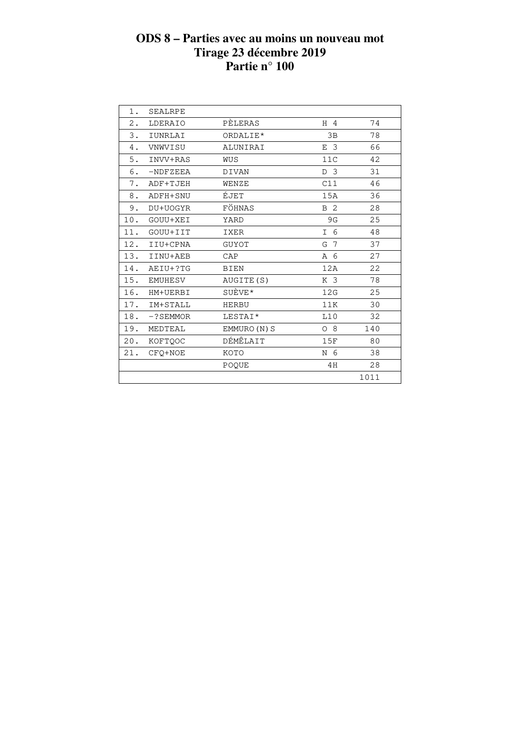# ODS 8 – Parties avec au moins un nouveau mot
# Tirage 23 décembre 2019
# Partie n° 100

| | | | | |
|---|---|---|---|---|
| 1. | SEALRPE | | | |
| 2. | LDERAIO | PÈLERAS | H 4 | 74 |
| 3. | IUNRLAI | ORDALIE* | 3B | 78 |
| 4. | VNWVISU | ALUNIRAI | E 3 | 66 |
| 5. | INVV+RAS | WUS | 11C | 42 |
| 6. | -NDFZEEA | DIVAN | D 3 | 31 |
| 7. | ADF+TJEH | WENZE | C11 | 46 |
| 8. | ADFH+SNU | ÉJET | 15A | 36 |
| 9. | DU+UOGYR | FÖHNAS | B 2 | 28 |
| 10. | GOUU+XEI | YARD | 9G | 25 |
| 11. | GOUU+IIT | IXER | I 6 | 48 |
| 12. | IIU+CPNA | GUYOT | G 7 | 37 |
| 13. | IINU+AEB | CAP | A 6 | 27 |
| 14. | AEIU+?TG | BIEN | 12A | 22 |
| 15. | EMUHESV | AUGITE(S) | K 3 | 78 |
| 16. | HM+UERBI | SUÈVE* | 12G | 25 |
| 17. | IM+STALL | HERBU | 11K | 30 |
| 18. | -?SEMMOR | LESTAI* | L10 | 32 |
| 19. | MEDTEAL | EMMURO(N)S | O 8 | 140 |
| 20. | KOFTQOC | DÉMÊLAIT | 15F | 80 |
| 21. | CFQ+NOE | KOTO | N 6 | 38 |
| | | POQUE | 4H | 28 |
| | | | | 1011 |